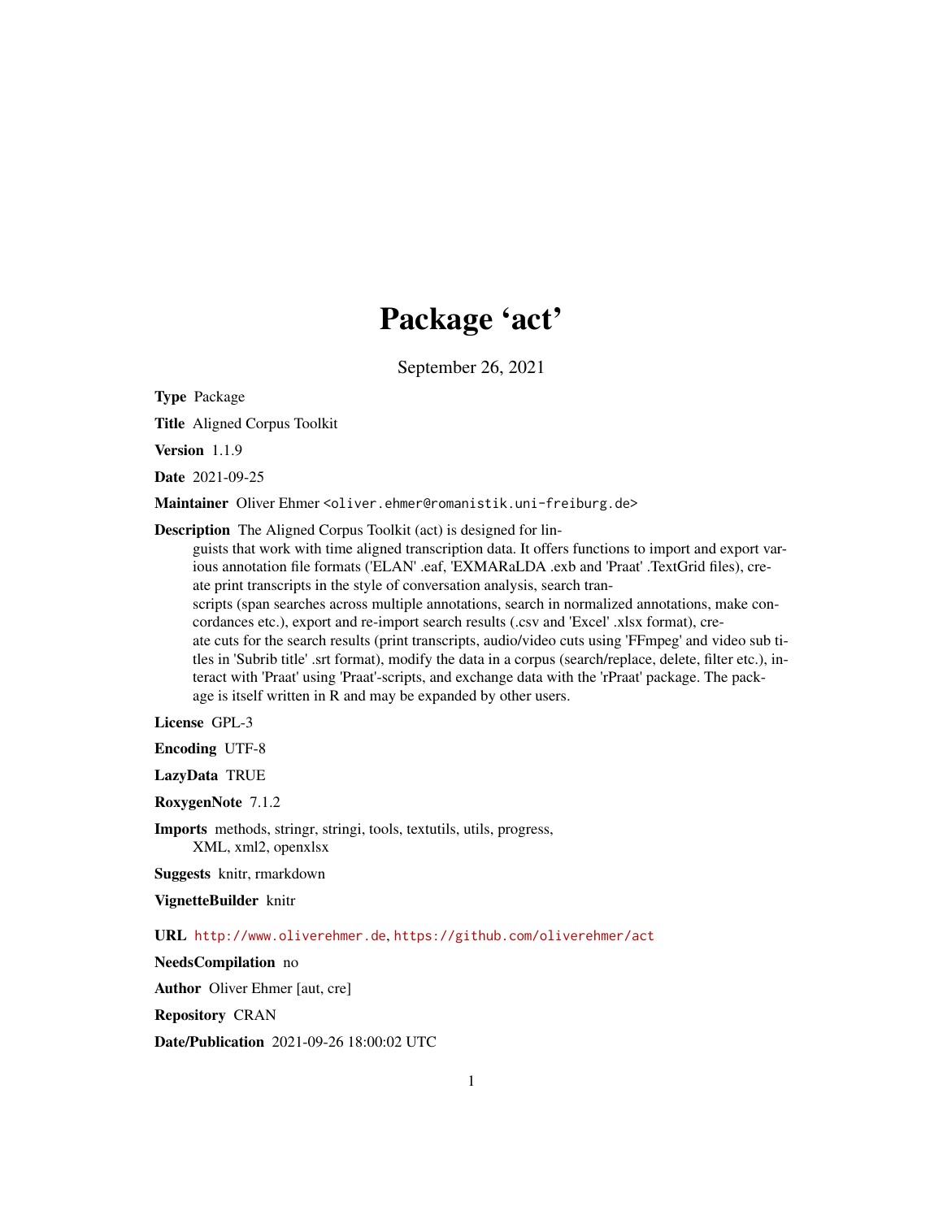# Package 'act'

September 26, 2021

**Type** Package

**Title** Aligned Corpus Toolkit

**Version** 1.1.9

**Date** 2021-09-25

**Maintainer** Oliver Ehmer <oliver.ehmer@romanistik.uni-freiburg.de>

**Description** The Aligned Corpus Toolkit (act) is designed for linguists that work with time aligned transcription data. It offers functions to import and export various annotation file formats ('ELAN' .eaf, 'EXMARaLDA .exb and 'Praat' .TextGrid files), create print transcripts in the style of conversation analysis, search transcripts (span searches across multiple annotations, search in normalized annotations, make concordances etc.), export and re-import search results (.csv and 'Excel' .xlsx format), create cuts for the search results (print transcripts, audio/video cuts using 'FFmpeg' and video sub titles in 'Subrib title' .srt format), modify the data in a corpus (search/replace, delete, filter etc.), interact with 'Praat' using 'Praat'-scripts, and exchange data with the 'rPraat' package. The package is itself written in R and may be expanded by other users.

**License** GPL-3

**Encoding** UTF-8

**LazyData** TRUE

**RoxygenNote** 7.1.2

**Imports** methods, stringr, stringi, tools, textutils, utils, progress, XML, xml2, openxlsx

**Suggests** knitr, rmarkdown

**VignetteBuilder** knitr

**URL** http://www.oliverehmer.de, https://github.com/oliverehmer/act

**NeedsCompilation** no

**Author** Oliver Ehmer [aut, cre]

**Repository** CRAN

**Date/Publication** 2021-09-26 18:00:02 UTC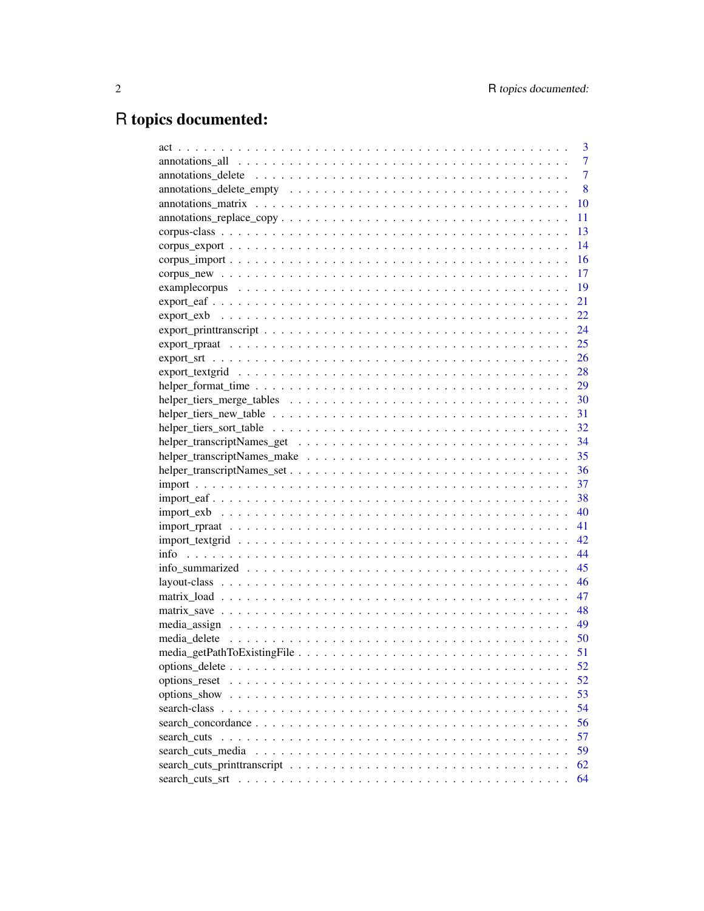# R topics documented:

act . . . . . . . . . . . . . . . . . . . . . . . . . . . . . . . . . . . . . . . . . . . . 3
annotations_all . . . . . . . . . . . . . . . . . . . . . . . . . . . . . . . . . . . . . . . 7
annotations_delete . . . . . . . . . . . . . . . . . . . . . . . . . . . . . . . . . . . . . 7
annotations_delete_empty . . . . . . . . . . . . . . . . . . . . . . . . . . . . . . . . . 8
annotations_matrix . . . . . . . . . . . . . . . . . . . . . . . . . . . . . . . . . . . . . 10
annotations_replace_copy . . . . . . . . . . . . . . . . . . . . . . . . . . . . . . . . . 11
corpus-class . . . . . . . . . . . . . . . . . . . . . . . . . . . . . . . . . . . . . . . . 13
corpus_export . . . . . . . . . . . . . . . . . . . . . . . . . . . . . . . . . . . . . . . 14
corpus_import . . . . . . . . . . . . . . . . . . . . . . . . . . . . . . . . . . . . . . . 16
corpus_new . . . . . . . . . . . . . . . . . . . . . . . . . . . . . . . . . . . . . . . . . 17
examplecorpus . . . . . . . . . . . . . . . . . . . . . . . . . . . . . . . . . . . . . . . 19
export_eaf . . . . . . . . . . . . . . . . . . . . . . . . . . . . . . . . . . . . . . . . . 21
export_exb . . . . . . . . . . . . . . . . . . . . . . . . . . . . . . . . . . . . . . . . . 22
export_printtranscript . . . . . . . . . . . . . . . . . . . . . . . . . . . . . . . . . . . 24
export_rpraat . . . . . . . . . . . . . . . . . . . . . . . . . . . . . . . . . . . . . . . . 25
export_srt . . . . . . . . . . . . . . . . . . . . . . . . . . . . . . . . . . . . . . . . . 26
export_textgrid . . . . . . . . . . . . . . . . . . . . . . . . . . . . . . . . . . . . . . . 28
helper_format_time . . . . . . . . . . . . . . . . . . . . . . . . . . . . . . . . . . . . . 29
helper_tiers_merge_tables . . . . . . . . . . . . . . . . . . . . . . . . . . . . . . . . . 30
helper_tiers_new_table . . . . . . . . . . . . . . . . . . . . . . . . . . . . . . . . . . . 31
helper_tiers_sort_table . . . . . . . . . . . . . . . . . . . . . . . . . . . . . . . . . . . 32
helper_transcriptNames_get . . . . . . . . . . . . . . . . . . . . . . . . . . . . . . . . 34
helper_transcriptNames_make . . . . . . . . . . . . . . . . . . . . . . . . . . . . . . . . 35
helper_transcriptNames_set . . . . . . . . . . . . . . . . . . . . . . . . . . . . . . . . 36
import . . . . . . . . . . . . . . . . . . . . . . . . . . . . . . . . . . . . . . . . . . . 37
import_eaf . . . . . . . . . . . . . . . . . . . . . . . . . . . . . . . . . . . . . . . . . 38
import_exb . . . . . . . . . . . . . . . . . . . . . . . . . . . . . . . . . . . . . . . . . 40
import_rpraat . . . . . . . . . . . . . . . . . . . . . . . . . . . . . . . . . . . . . . . . 41
import_textgrid . . . . . . . . . . . . . . . . . . . . . . . . . . . . . . . . . . . . . . . 42
info . . . . . . . . . . . . . . . . . . . . . . . . . . . . . . . . . . . . . . . . . . . . 44
info_summarized . . . . . . . . . . . . . . . . . . . . . . . . . . . . . . . . . . . . . . 45
layout-class . . . . . . . . . . . . . . . . . . . . . . . . . . . . . . . . . . . . . . . . 46
matrix_load . . . . . . . . . . . . . . . . . . . . . . . . . . . . . . . . . . . . . . . . . 47
matrix_save . . . . . . . . . . . . . . . . . . . . . . . . . . . . . . . . . . . . . . . . . 48
media_assign . . . . . . . . . . . . . . . . . . . . . . . . . . . . . . . . . . . . . . . . 49
media_delete . . . . . . . . . . . . . . . . . . . . . . . . . . . . . . . . . . . . . . . . 50
media_getPathToExistingFile . . . . . . . . . . . . . . . . . . . . . . . . . . . . . . . . 51
options_delete . . . . . . . . . . . . . . . . . . . . . . . . . . . . . . . . . . . . . . . 52
options_reset . . . . . . . . . . . . . . . . . . . . . . . . . . . . . . . . . . . . . . . . 52
options_show . . . . . . . . . . . . . . . . . . . . . . . . . . . . . . . . . . . . . . . . 53
search-class . . . . . . . . . . . . . . . . . . . . . . . . . . . . . . . . . . . . . . . . 54
search_concordance . . . . . . . . . . . . . . . . . . . . . . . . . . . . . . . . . . . . . 56
search_cuts . . . . . . . . . . . . . . . . . . . . . . . . . . . . . . . . . . . . . . . . . 57
search_cuts_media . . . . . . . . . . . . . . . . . . . . . . . . . . . . . . . . . . . . . . 59
search_cuts_printtranscript . . . . . . . . . . . . . . . . . . . . . . . . . . . . . . . . 62
search_cuts_srt . . . . . . . . . . . . . . . . . . . . . . . . . . . . . . . . . . . . . . . 64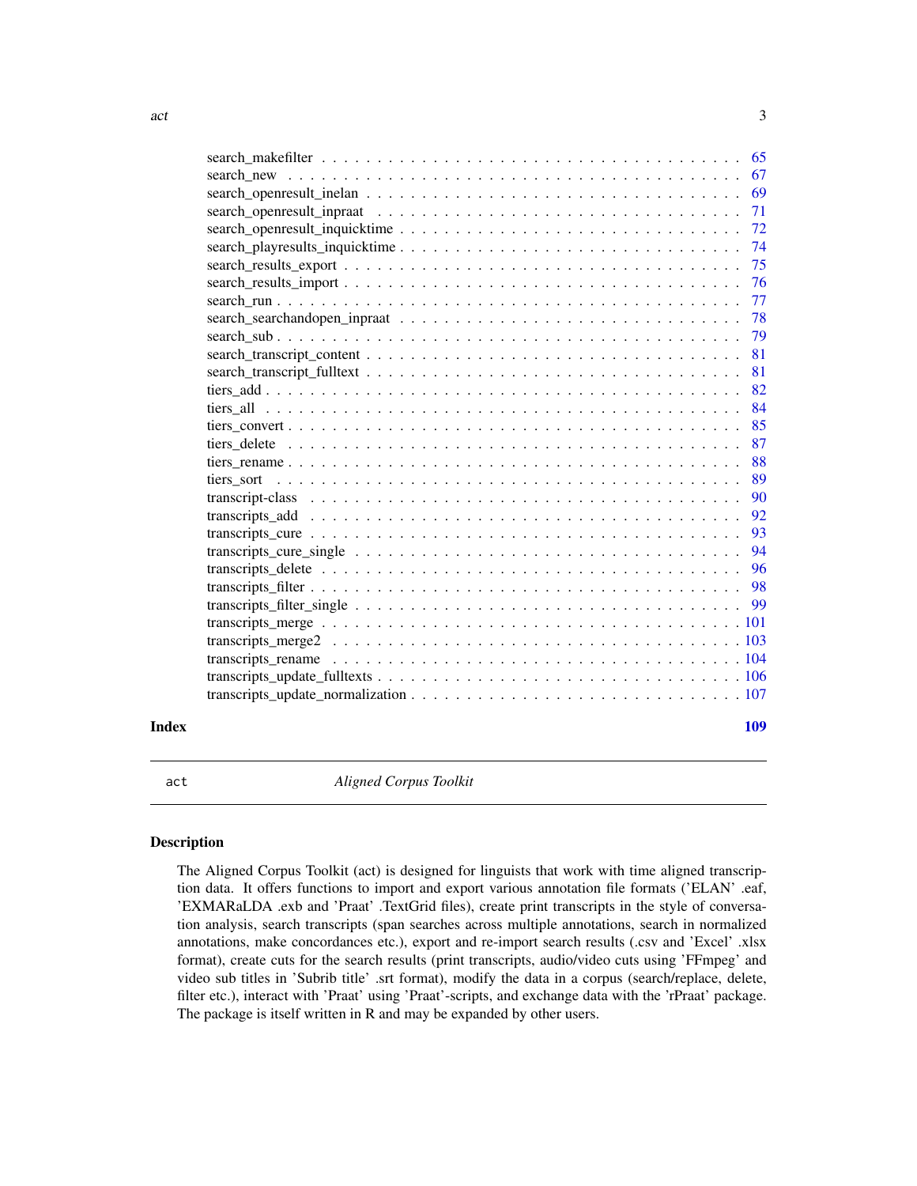search_makefilter . . . . . . . . . . . . . . . . . . . . . . . . . . . . . . . . . . . . . 65
search_new . . . . . . . . . . . . . . . . . . . . . . . . . . . . . . . . . . . . . . . . . 67
search_openresult_inelan . . . . . . . . . . . . . . . . . . . . . . . . . . . . . . . . . . 69
search_openresult_inpraat . . . . . . . . . . . . . . . . . . . . . . . . . . . . . . . . . . 71
search_openresult_inquicktime . . . . . . . . . . . . . . . . . . . . . . . . . . . . . . . 72
search_playresults_inquicktime . . . . . . . . . . . . . . . . . . . . . . . . . . . . . . . 74
search_results_export . . . . . . . . . . . . . . . . . . . . . . . . . . . . . . . . . . . . 75
search_results_import . . . . . . . . . . . . . . . . . . . . . . . . . . . . . . . . . . . . 76
search_run . . . . . . . . . . . . . . . . . . . . . . . . . . . . . . . . . . . . . . . . . . 77
search_searchandopen_inpraat . . . . . . . . . . . . . . . . . . . . . . . . . . . . . . . 78
search_sub . . . . . . . . . . . . . . . . . . . . . . . . . . . . . . . . . . . . . . . . . . 79
search_transcript_content . . . . . . . . . . . . . . . . . . . . . . . . . . . . . . . . . . 81
search_transcript_fulltext . . . . . . . . . . . . . . . . . . . . . . . . . . . . . . . . . . 81
tiers_add . . . . . . . . . . . . . . . . . . . . . . . . . . . . . . . . . . . . . . . . . . . 82
tiers_all . . . . . . . . . . . . . . . . . . . . . . . . . . . . . . . . . . . . . . . . . . . . 84
tiers_convert . . . . . . . . . . . . . . . . . . . . . . . . . . . . . . . . . . . . . . . . . 85
tiers_delete . . . . . . . . . . . . . . . . . . . . . . . . . . . . . . . . . . . . . . . . . . 87
tiers_rename . . . . . . . . . . . . . . . . . . . . . . . . . . . . . . . . . . . . . . . . . 88
tiers_sort . . . . . . . . . . . . . . . . . . . . . . . . . . . . . . . . . . . . . . . . . . . 89
transcript-class . . . . . . . . . . . . . . . . . . . . . . . . . . . . . . . . . . . . . . . . 90
transcripts_add . . . . . . . . . . . . . . . . . . . . . . . . . . . . . . . . . . . . . . . . 92
transcripts_cure . . . . . . . . . . . . . . . . . . . . . . . . . . . . . . . . . . . . . . . . 93
transcripts_cure_single . . . . . . . . . . . . . . . . . . . . . . . . . . . . . . . . . . . . 94
transcripts_delete . . . . . . . . . . . . . . . . . . . . . . . . . . . . . . . . . . . . . . . 96
transcripts_filter . . . . . . . . . . . . . . . . . . . . . . . . . . . . . . . . . . . . . . . 98
transcripts_filter_single . . . . . . . . . . . . . . . . . . . . . . . . . . . . . . . . . . . 99
transcripts_merge . . . . . . . . . . . . . . . . . . . . . . . . . . . . . . . . . . . . . . . 101
transcripts_merge2 . . . . . . . . . . . . . . . . . . . . . . . . . . . . . . . . . . . . . . 103
transcripts_rename . . . . . . . . . . . . . . . . . . . . . . . . . . . . . . . . . . . . . . 104
transcripts_update_fulltexts . . . . . . . . . . . . . . . . . . . . . . . . . . . . . . . . . 106
transcripts_update_normalization . . . . . . . . . . . . . . . . . . . . . . . . . . . . . . 107

**Index** **109**

---

`act` *Aligned Corpus Toolkit*

---

## Description

The Aligned Corpus Toolkit (act) is designed for linguists that work with time aligned transcription data. It offers functions to import and export various annotation file formats ('ELAN' .eaf, 'EXMARaLDA .exb and 'Praat' .TextGrid files), create print transcripts in the style of conversation analysis, search transcripts (span searches across multiple annotations, search in normalized annotations, make concordances etc.), export and re-import search results (.csv and 'Excel' .xlsx format), create cuts for the search results (print transcripts, audio/video cuts using 'FFmpeg' and video sub titles in 'Subrib title' .srt format), modify the data in a corpus (search/replace, delete, filter etc.), interact with 'Praat' using 'Praat'-scripts, and exchange data with the 'rPraat' package. The package is itself written in R and may be expanded by other users.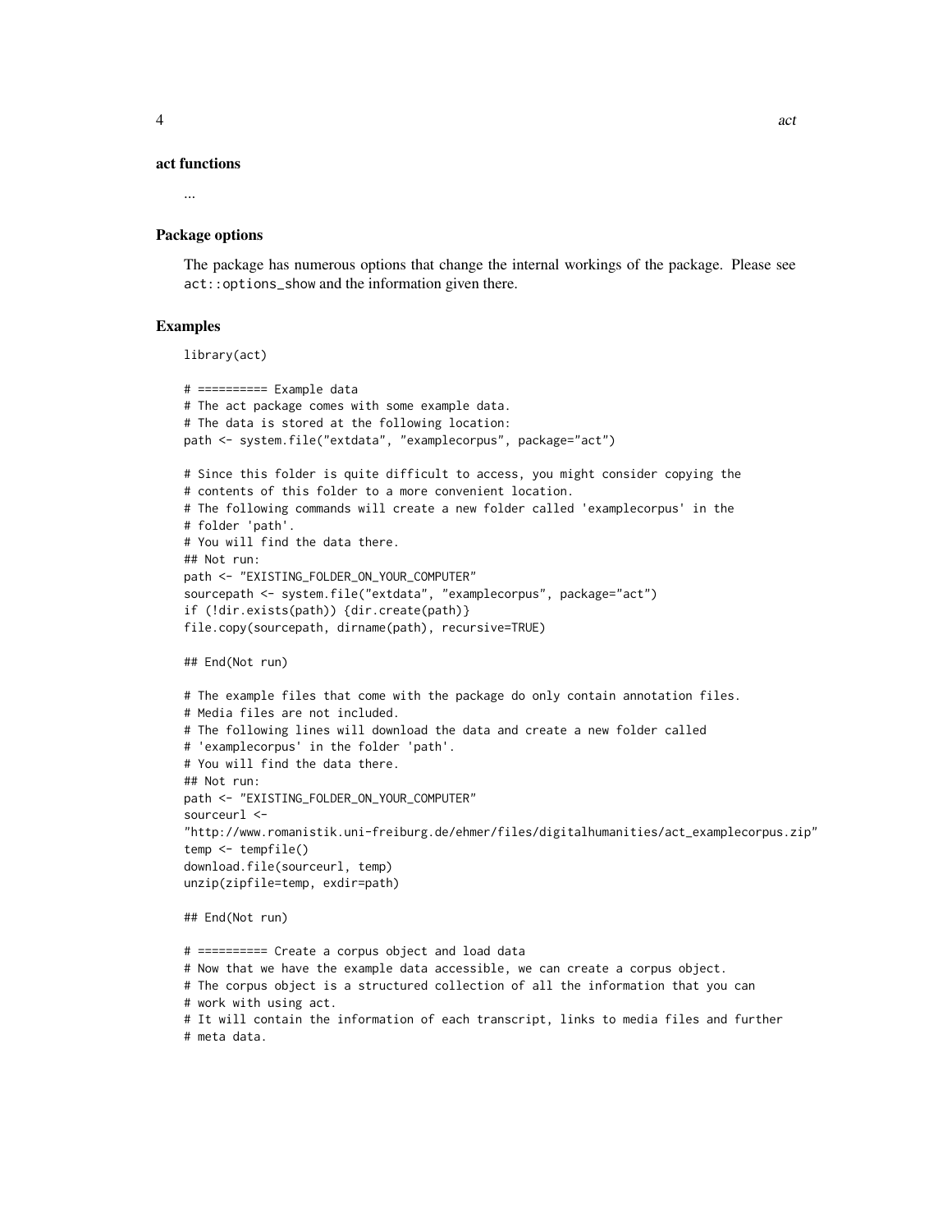### act functions

...

### Package options

The package has numerous options that change the internal workings of the package. Please see `act::options_show` and the information given there.

### Examples

```
library(act)

# ========== Example data
# The act package comes with some example data.
# The data is stored at the following location:
path <- system.file("extdata", "examplecorpus", package="act")

# Since this folder is quite difficult to access, you might consider copying the
# contents of this folder to a more convenient location.
# The following commands will create a new folder called 'examplecorpus' in the
# folder 'path'.
# You will find the data there.
## Not run:
path <- "EXISTING_FOLDER_ON_YOUR_COMPUTER"
sourcepath <- system.file("extdata", "examplecorpus", package="act")
if (!dir.exists(path)) {dir.create(path)}
file.copy(sourcepath, dirname(path), recursive=TRUE)

## End(Not run)

# The example files that come with the package do only contain annotation files.
# Media files are not included.
# The following lines will download the data and create a new folder called
# 'examplecorpus' in the folder 'path'.
# You will find the data there.
## Not run:
path <- "EXISTING_FOLDER_ON_YOUR_COMPUTER"
sourceurl <-
"http://www.romanistik.uni-freiburg.de/ehmer/files/digitalhumanities/act_examplecorpus.zip"
temp <- tempfile()
download.file(sourceurl, temp)
unzip(zipfile=temp, exdir=path)

## End(Not run)

# ========== Create a corpus object and load data
# Now that we have the example data accessible, we can create a corpus object.
# The corpus object is a structured collection of all the information that you can
# work with using act.
# It will contain the information of each transcript, links to media files and further
# meta data.
```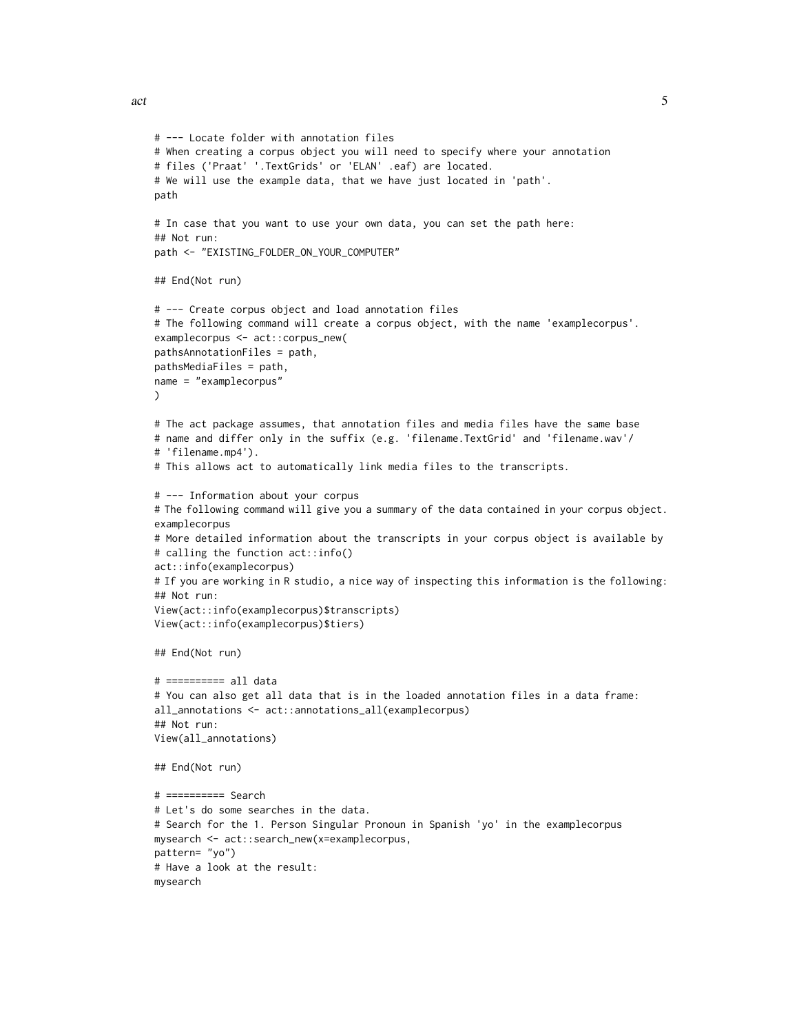```
# --- Locate folder with annotation files
# When creating a corpus object you will need to specify where your annotation
# files ('Praat' '.TextGrids' or 'ELAN' .eaf) are located.
# We will use the example data, that we have just located in 'path'.
path

# In case that you want to use your own data, you can set the path here:
## Not run:
path <- "EXISTING_FOLDER_ON_YOUR_COMPUTER"

## End(Not run)

# --- Create corpus object and load annotation files
# The following command will create a corpus object, with the name 'examplecorpus'.
examplecorpus <- act::corpus_new(
pathsAnnotationFiles = path,
pathsMediaFiles = path,
name = "examplecorpus"
)

# The act package assumes, that annotation files and media files have the same base
# name and differ only in the suffix (e.g. 'filename.TextGrid' and 'filename.wav'/
# 'filename.mp4').
# This allows act to automatically link media files to the transcripts.

# --- Information about your corpus
# The following command will give you a summary of the data contained in your corpus object.
examplecorpus
# More detailed information about the transcripts in your corpus object is available by
# calling the function act::info()
act::info(examplecorpus)
# If you are working in R studio, a nice way of inspecting this information is the following:
## Not run:
View(act::info(examplecorpus)$transcripts)
View(act::info(examplecorpus)$tiers)

## End(Not run)

# ========== all data
# You can also get all data that is in the loaded annotation files in a data frame:
all_annotations <- act::annotations_all(examplecorpus)
## Not run:
View(all_annotations)

## End(Not run)

# ========== Search
# Let's do some searches in the data.
# Search for the 1. Person Singular Pronoun in Spanish 'yo' in the examplecorpus
mysearch <- act::search_new(x=examplecorpus,
pattern= "yo")
# Have a look at the result:
mysearch
```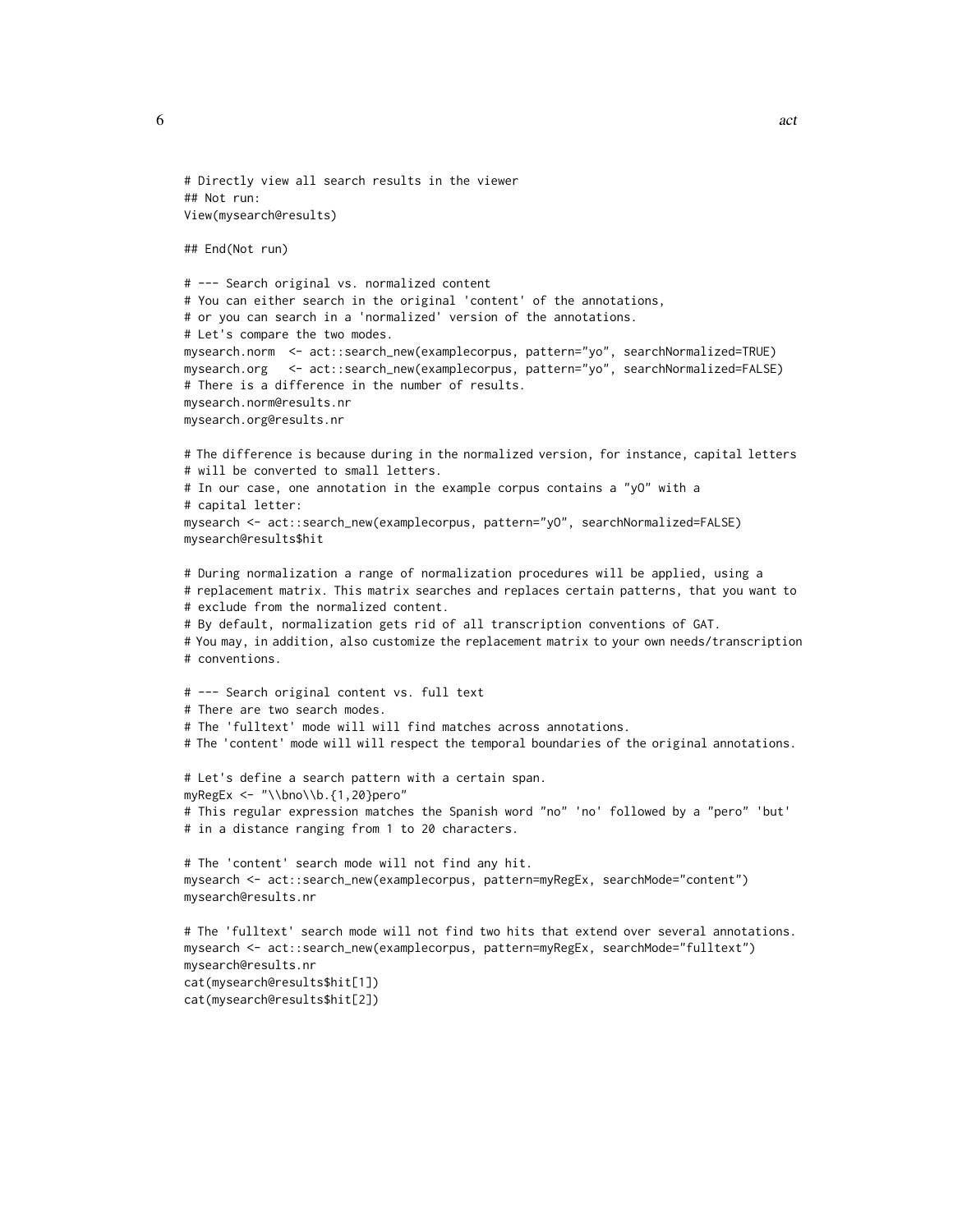```
# Directly view all search results in the viewer
## Not run:
View(mysearch@results)

## End(Not run)

# --- Search original vs. normalized content
# You can either search in the original 'content' of the annotations,
# or you can search in a 'normalized' version of the annotations.
# Let's compare the two modes.
mysearch.norm  <- act::search_new(examplecorpus, pattern="yo", searchNormalized=TRUE)
mysearch.org   <- act::search_new(examplecorpus, pattern="yo", searchNormalized=FALSE)
# There is a difference in the number of results.
mysearch.norm@results.nr
mysearch.org@results.nr

# The difference is because during in the normalized version, for instance, capital letters
# will be converted to small letters.
# In our case, one annotation in the example corpus contains a "yO" with a
# capital letter:
mysearch <- act::search_new(examplecorpus, pattern="yO", searchNormalized=FALSE)
mysearch@results$hit

# During normalization a range of normalization procedures will be applied, using a
# replacement matrix. This matrix searches and replaces certain patterns, that you want to
# exclude from the normalized content.
# By default, normalization gets rid of all transcription conventions of GAT.
# You may, in addition, also customize the replacement matrix to your own needs/transcription
# conventions.

# --- Search original content vs. full text
# There are two search modes.
# The 'fulltext' mode will will find matches across annotations.
# The 'content' mode will will respect the temporal boundaries of the original annotations.

# Let's define a search pattern with a certain span.
myRegEx <- "\\bno\\b.{1,20}pero"
# This regular expression matches the Spanish word "no" 'no' followed by a "pero" 'but'
# in a distance ranging from 1 to 20 characters.

# The 'content' search mode will not find any hit.
mysearch <- act::search_new(examplecorpus, pattern=myRegEx, searchMode="content")
mysearch@results.nr

# The 'fulltext' search mode will not find two hits that extend over several annotations.
mysearch <- act::search_new(examplecorpus, pattern=myRegEx, searchMode="fulltext")
mysearch@results.nr
cat(mysearch@results$hit[1])
cat(mysearch@results$hit[2])
```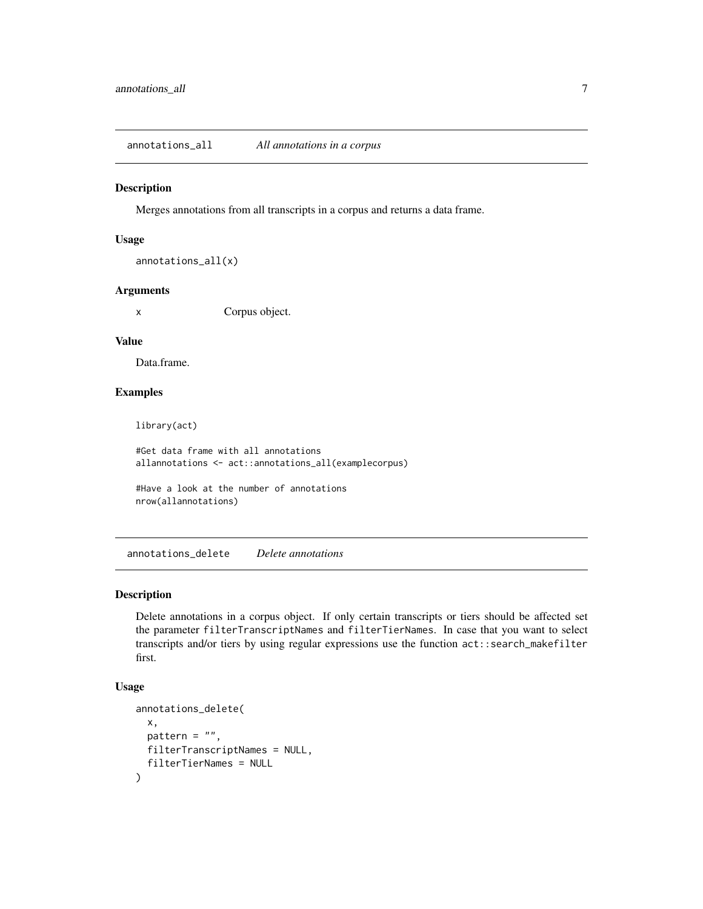## annotations_all *All annotations in a corpus*

### Description

Merges annotations from all transcripts in a corpus and returns a data frame.

### Usage

```
annotations_all(x)
```

### Arguments

| | |
|---|---|
| x | Corpus object. |

### Value

Data.frame.

### Examples

```
library(act)

#Get data frame with all annotations
allannotations <- act::annotations_all(examplecorpus)

#Have a look at the number of annotations
nrow(allannotations)
```

## annotations_delete *Delete annotations*

### Description

Delete annotations in a corpus object. If only certain transcripts or tiers should be affected set the parameter `filterTranscriptNames` and `filterTierNames`. In case that you want to select transcripts and/or tiers by using regular expressions use the function `act::search_makefilter` first.

### Usage

```
annotations_delete(
  x,
  pattern = "",
  filterTranscriptNames = NULL,
  filterTierNames = NULL
)
```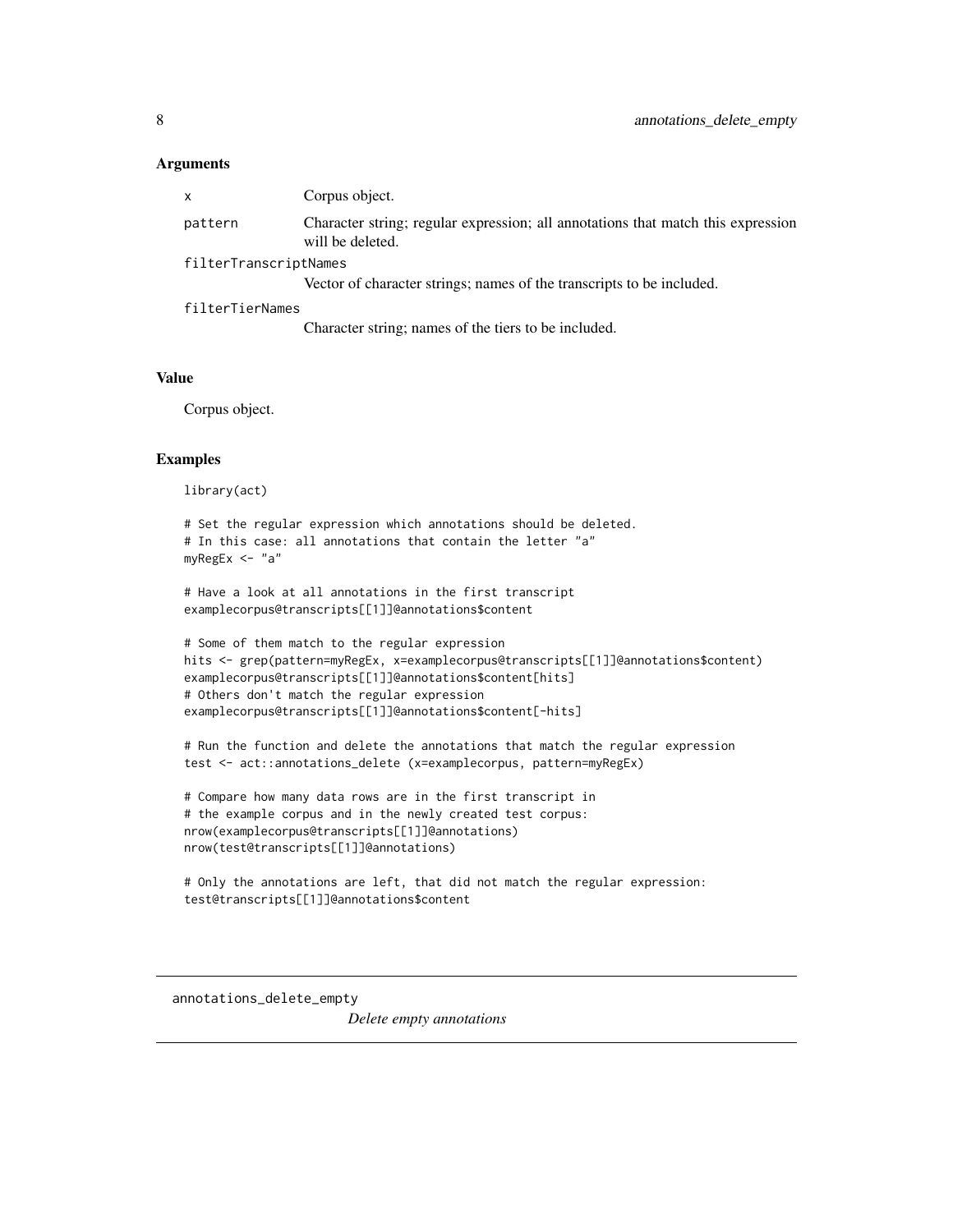### Arguments

| | |
|---|---|
| `x` | Corpus object. |
| `pattern` | Character string; regular expression; all annotations that match this expression will be deleted. |
| `filterTranscriptNames` | Vector of character strings; names of the transcripts to be included. |
| `filterTierNames` | Character string; names of the tiers to be included. |

### Value

Corpus object.

### Examples

```
library(act)

# Set the regular expression which annotations should be deleted.
# In this case: all annotations that contain the letter "a"
myRegEx <- "a"

# Have a look at all annotations in the first transcript
examplecorpus@transcripts[[1]]@annotations$content

# Some of them match to the regular expression
hits <- grep(pattern=myRegEx, x=examplecorpus@transcripts[[1]]@annotations$content)
examplecorpus@transcripts[[1]]@annotations$content[hits]
# Others don't match the regular expression
examplecorpus@transcripts[[1]]@annotations$content[-hits]

# Run the function and delete the annotations that match the regular expression
test <- act::annotations_delete (x=examplecorpus, pattern=myRegEx)

# Compare how many data rows are in the first transcript in
# the example corpus and in the newly created test corpus:
nrow(examplecorpus@transcripts[[1]]@annotations)
nrow(test@transcripts[[1]]@annotations)

# Only the annotations are left, that did not match the regular expression:
test@transcripts[[1]]@annotations$content
```

---

## annotations_delete_empty

*Delete empty annotations*

---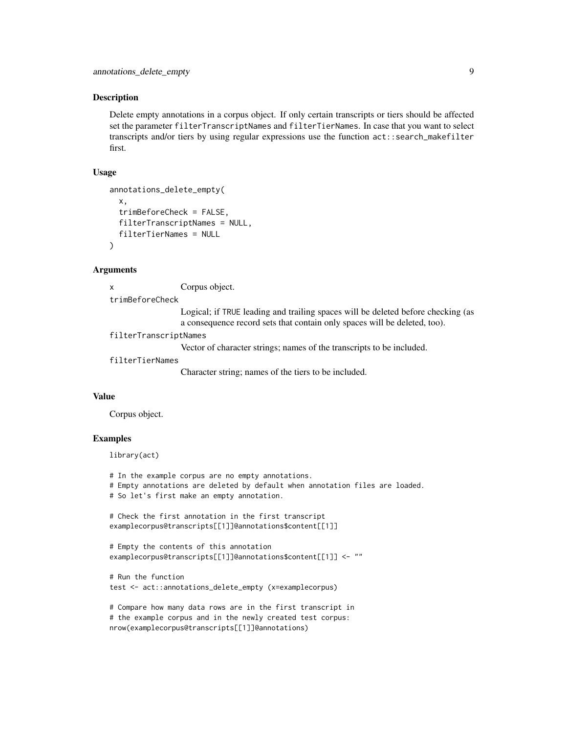### Description

Delete empty annotations in a corpus object. If only certain transcripts or tiers should be affected set the parameter `filterTranscriptNames` and `filterTierNames`. In case that you want to select transcripts and/or tiers by using regular expressions use the function `act::search_makefilter` first.

### Usage

```
annotations_delete_empty(
  x,
  trimBeforeCheck = FALSE,
  filterTranscriptNames = NULL,
  filterTierNames = NULL
)
```

### Arguments

`x` Corpus object.

`trimBeforeCheck`
Logical; if `TRUE` leading and trailing spaces will be deleted before checking (as a consequence record sets that contain only spaces will be deleted, too).

`filterTranscriptNames`
Vector of character strings; names of the transcripts to be included.

`filterTierNames`
Character string; names of the tiers to be included.

### Value

Corpus object.

### Examples

```
library(act)

# In the example corpus are no empty annotations.
# Empty annotations are deleted by default when annotation files are loaded.
# So let's first make an empty annotation.

# Check the first annotation in the first transcript
examplecorpus@transcripts[[1]]@annotations$content[[1]]

# Empty the contents of this annotation
examplecorpus@transcripts[[1]]@annotations$content[[1]] <- ""

# Run the function
test <- act::annotations_delete_empty (x=examplecorpus)

# Compare how many data rows are in the first transcript in
# the example corpus and in the newly created test corpus:
nrow(examplecorpus@transcripts[[1]]@annotations)
```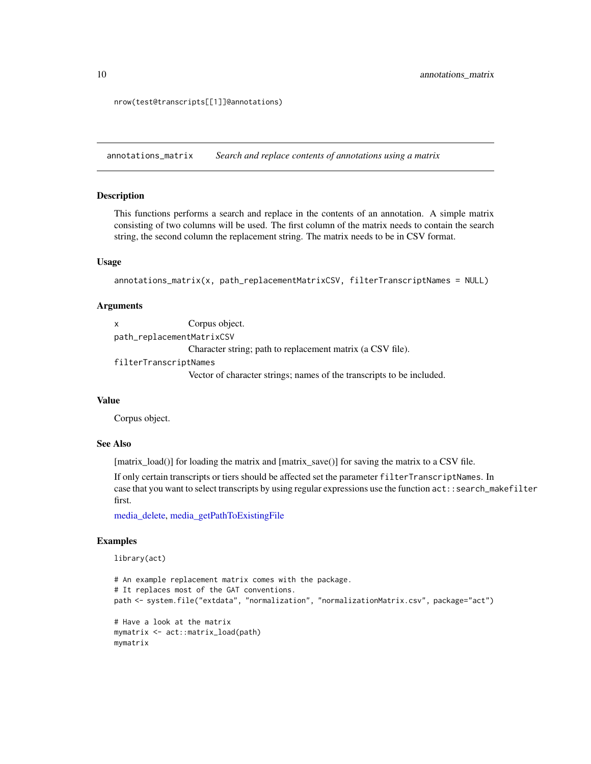```
nrow(test@transcripts[[1]]@annotations)
```

## annotations_matrix *Search and replace contents of annotations using a matrix*

### Description

This functions performs a search and replace in the contents of an annotation. A simple matrix consisting of two columns will be used. The first column of the matrix needs to contain the search string, the second column the replacement string. The matrix needs to be in CSV format.

### Usage

```
annotations_matrix(x, path_replacementMatrixCSV, filterTranscriptNames = NULL)
```

### Arguments

x
Corpus object.

path_replacementMatrixCSV
Character string; path to replacement matrix (a CSV file).

filterTranscriptNames
Vector of character strings; names of the transcripts to be included.

### Value

Corpus object.

### See Also

[matrix_load()] for loading the matrix and [matrix_save()] for saving the matrix to a CSV file.

If only certain transcripts or tiers should be affected set the parameter `filterTranscriptNames`. In case that you want to select transcripts by using regular expressions use the function `act::search_makefilter` first.

media_delete, media_getPathToExistingFile

### Examples

```
library(act)

# An example replacement matrix comes with the package.
# It replaces most of the GAT conventions.
path <- system.file("extdata", "normalization", "normalizationMatrix.csv", package="act")

# Have a look at the matrix
mymatrix <- act::matrix_load(path)
mymatrix
```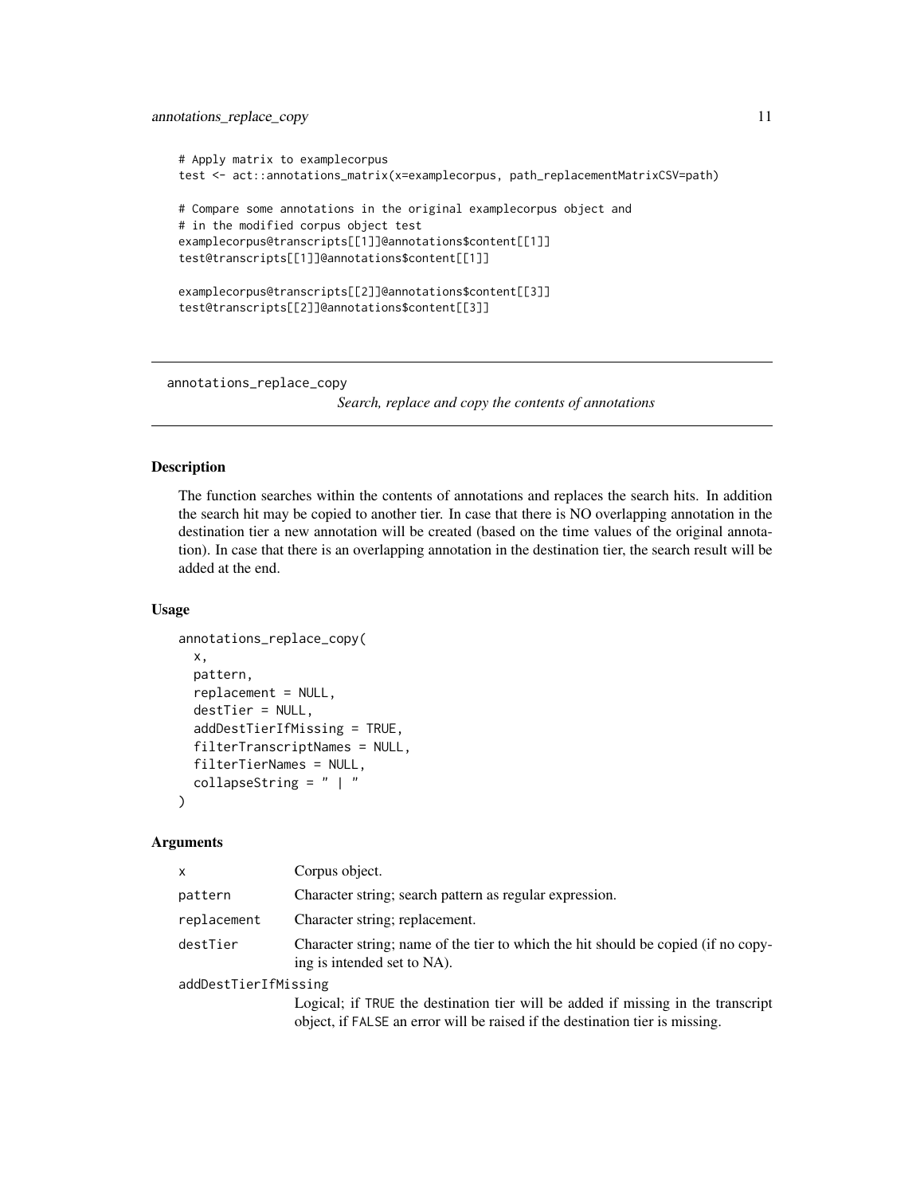```
# Apply matrix to examplecorpus
test <- act::annotations_matrix(x=examplecorpus, path_replacementMatrixCSV=path)

# Compare some annotations in the original examplecorpus object and
# in the modified corpus object test
examplecorpus@transcripts[[1]]@annotations$content[[1]]
test@transcripts[[1]]@annotations$content[[1]]

examplecorpus@transcripts[[2]]@annotations$content[[3]]
test@transcripts[[2]]@annotations$content[[3]]
```

---

## annotations_replace_copy

*Search, replace and copy the contents of annotations*

---

### Description

The function searches within the contents of annotations and replaces the search hits. In addition the search hit may be copied to another tier. In case that there is NO overlapping annotation in the destination tier a new annotation will be created (based on the time values of the original annotation). In case that there is an overlapping annotation in the destination tier, the search result will be added at the end.

### Usage

```
annotations_replace_copy(
  x,
  pattern,
  replacement = NULL,
  destTier = NULL,
  addDestTierIfMissing = TRUE,
  filterTranscriptNames = NULL,
  filterTierNames = NULL,
  collapseString = " | "
)
```

### Arguments

| | |
|---|---|
| x | Corpus object. |
| pattern | Character string; search pattern as regular expression. |
| replacement | Character string; replacement. |
| destTier | Character string; name of the tier to which the hit should be copied (if no copying is intended set to NA). |
| addDestTierIfMissing | Logical; if TRUE the destination tier will be added if missing in the transcript object, if FALSE an error will be raised if the destination tier is missing. |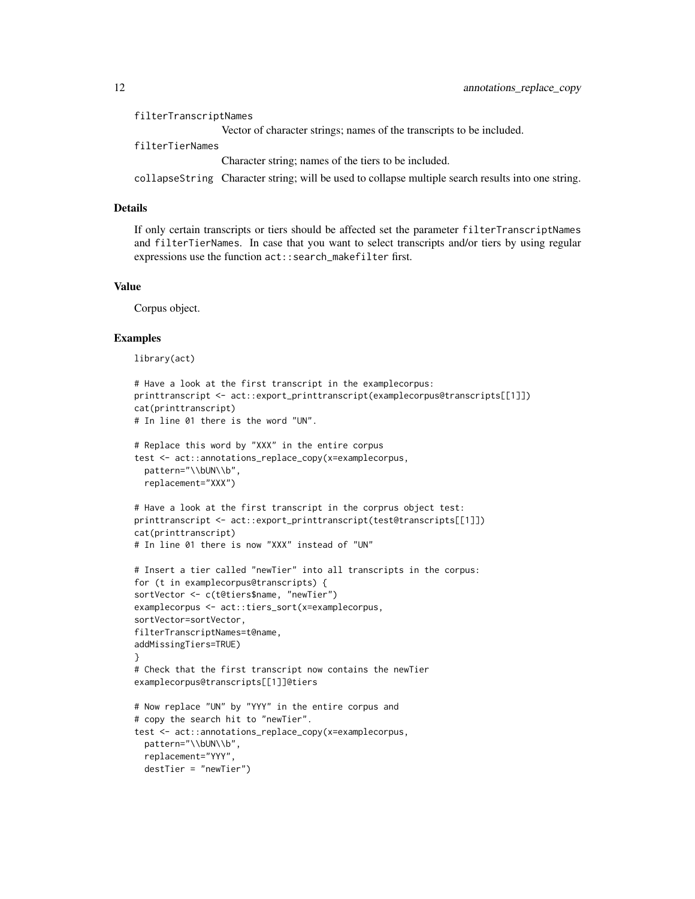`filterTranscriptNames`
: Vector of character strings; names of the transcripts to be included.

`filterTierNames`
: Character string; names of the tiers to be included.

`collapseString`
: Character string; will be used to collapse multiple search results into one string.

### Details

If only certain transcripts or tiers should be affected set the parameter `filterTranscriptNames` and `filterTierNames`. In case that you want to select transcripts and/or tiers by using regular expressions use the function `act::search_makefilter` first.

### Value

Corpus object.

### Examples

```
library(act)

# Have a look at the first transcript in the examplecorpus:
printtranscript <- act::export_printtranscript(examplecorpus@transcripts[[1]])
cat(printtranscript)
# In line 01 there is the word "UN".

# Replace this word by "XXX" in the entire corpus
test <- act::annotations_replace_copy(x=examplecorpus,
  pattern="\\bUN\\b",
  replacement="XXX")

# Have a look at the first transcript in the corprus object test:
printtranscript <- act::export_printtranscript(test@transcripts[[1]])
cat(printtranscript)
# In line 01 there is now "XXX" instead of "UN"

# Insert a tier called "newTier" into all transcripts in the corpus:
for (t in examplecorpus@transcripts) {
sortVector <- c(t@tiers$name, "newTier")
examplecorpus <- act::tiers_sort(x=examplecorpus,
sortVector=sortVector,
filterTranscriptNames=t@name,
addMissingTiers=TRUE)
}
# Check that the first transcript now contains the newTier
examplecorpus@transcripts[[1]]@tiers

# Now replace "UN" by "YYY" in the entire corpus and
# copy the search hit to "newTier".
test <- act::annotations_replace_copy(x=examplecorpus,
  pattern="\\bUN\\b",
  replacement="YYY",
  destTier = "newTier")
```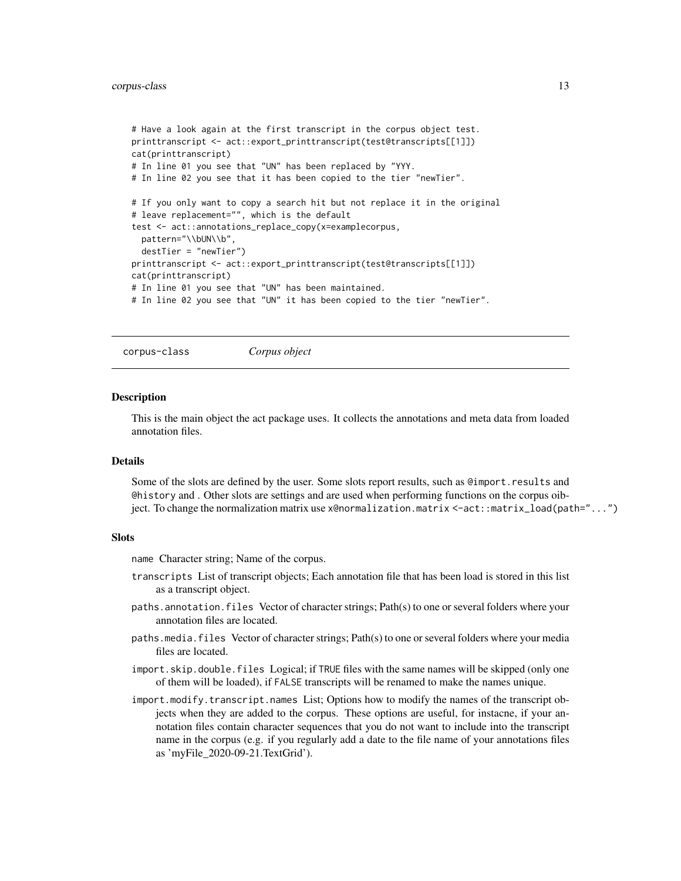```
# Have a look again at the first transcript in the corpus object test.
printtranscript <- act::export_printtranscript(test@transcripts[[1]])
cat(printtranscript)
# In line 01 you see that "UN" has been replaced by "YYY.
# In line 02 you see that it has been copied to the tier "newTier".

# If you only want to copy a search hit but not replace it in the original
# leave replacement="", which is the default
test <- act::annotations_replace_copy(x=examplecorpus,
  pattern="\\bUN\\b",
  destTier = "newTier")
printtranscript <- act::export_printtranscript(test@transcripts[[1]])
cat(printtranscript)
# In line 01 you see that "UN" has been maintained.
# In line 02 you see that "UN" it has been copied to the tier "newTier".
```

## corpus-class — *Corpus object*

### Description

This is the main object the act package uses. It collects the annotations and meta data from loaded annotation files.

### Details

Some of the slots are defined by the user. Some slots report results, such as `@import.results` and `@history` and . Other slots are settings and are used when performing functions on the corpus oibject. To change the normalization matrix use `x@normalization.matrix <-act::matrix_load(path="...")`

### Slots

- `name` Character string; Name of the corpus.
- `transcripts` List of transcript objects; Each annotation file that has been load is stored in this list as a transcript object.
- `paths.annotation.files` Vector of character strings; Path(s) to one or several folders where your annotation files are located.
- `paths.media.files` Vector of character strings; Path(s) to one or several folders where your media files are located.
- `import.skip.double.files` Logical; if `TRUE` files with the same names will be skipped (only one of them will be loaded), if `FALSE` transcripts will be renamed to make the names unique.
- `import.modify.transcript.names` List; Options how to modify the names of the transcript objects when they are added to the corpus. These options are useful, for instacne, if your annotation files contain character sequences that you do not want to include into the transcript name in the corpus (e.g. if you regularly add a date to the file name of your annotations files as 'myFile_2020-09-21.TextGrid').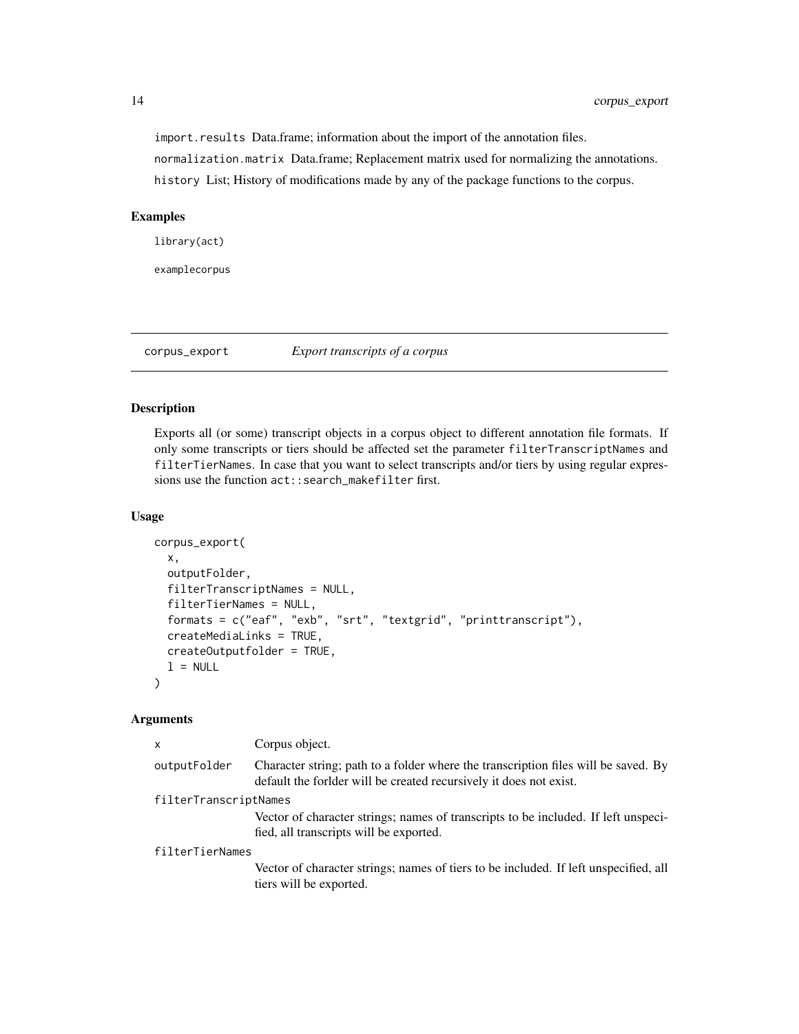import.results Data.frame; information about the import of the annotation files.

normalization.matrix Data.frame; Replacement matrix used for normalizing the annotations.

history List; History of modifications made by any of the package functions to the corpus.

### Examples

```
library(act)

examplecorpus
```

---

## corpus_export *Export transcripts of a corpus*

### Description

Exports all (or some) transcript objects in a corpus object to different annotation file formats. If only some transcripts or tiers should be affected set the parameter `filterTranscriptNames` and `filterTierNames`. In case that you want to select transcripts and/or tiers by using regular expressions use the function `act::search_makefilter` first.

### Usage

```
corpus_export(
  x,
  outputFolder,
  filterTranscriptNames = NULL,
  filterTierNames = NULL,
  formats = c("eaf", "exb", "srt", "textgrid", "printtranscript"),
  createMediaLinks = TRUE,
  createOutputfolder = TRUE,
  l = NULL
)
```

### Arguments

| | |
|---|---|
| x | Corpus object. |
| outputFolder | Character string; path to a folder where the transcription files will be saved. By default the forlder will be created recursively it does not exist. |
| filterTranscriptNames | Vector of character strings; names of transcripts to be included. If left unspecified, all transcripts will be exported. |
| filterTierNames | Vector of character strings; names of tiers to be included. If left unspecified, all tiers will be exported. |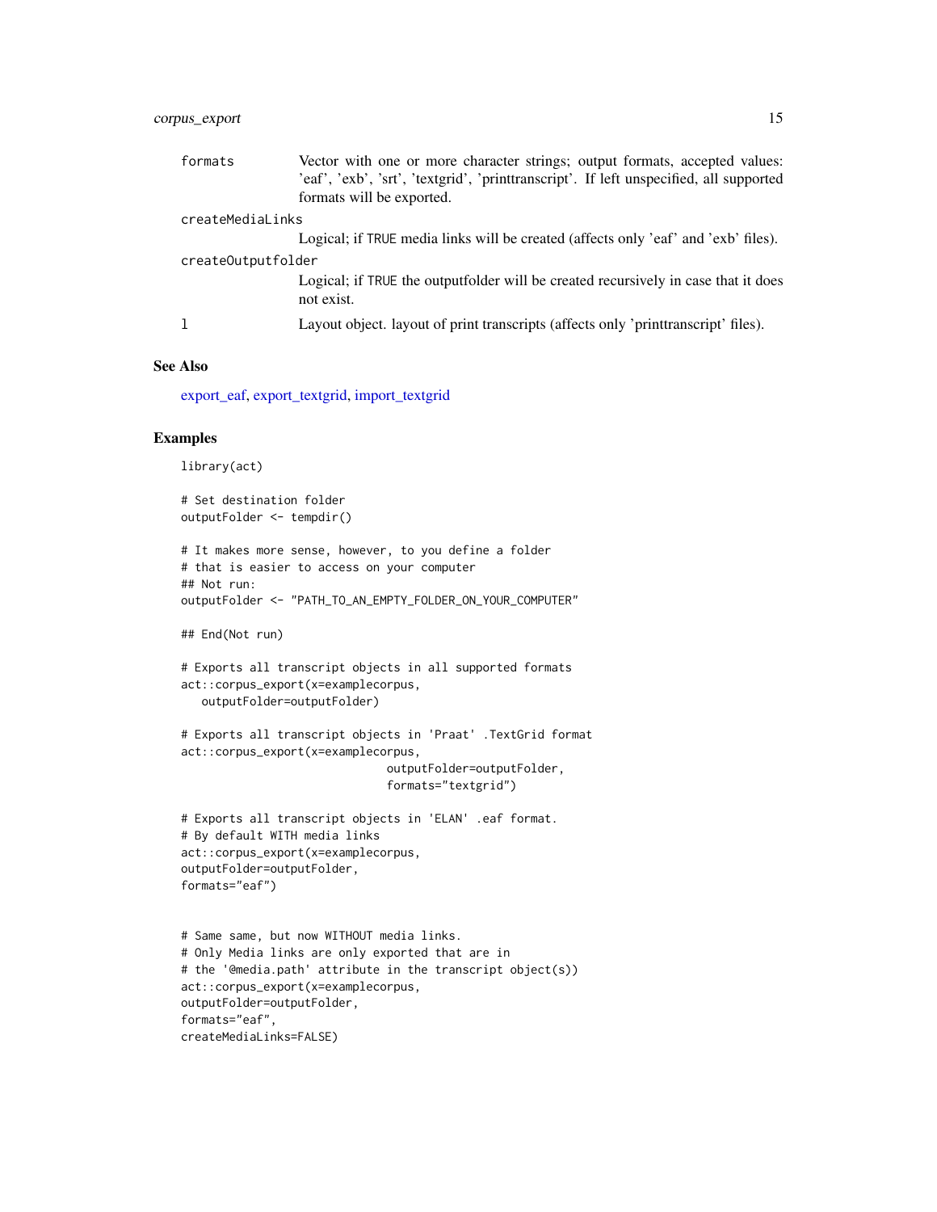| | |
|---|---|
| `formats` | Vector with one or more character strings; output formats, accepted values: 'eaf', 'exb', 'srt', 'textgrid', 'printtranscript'. If left unspecified, all supported formats will be exported. |
| `createMediaLinks` | Logical; if `TRUE` media links will be created (affects only 'eaf' and 'exb' files). |
| `createOutputfolder` | Logical; if `TRUE` the outputfolder will be created recursively in case that it does not exist. |
| `l` | Layout object. layout of print transcripts (affects only 'printtranscript' files). |

## See Also

export_eaf, export_textgrid, import_textgrid

## Examples

```
library(act)

# Set destination folder
outputFolder <- tempdir()

# It makes more sense, however, to you define a folder
# that is easier to access on your computer
## Not run:
outputFolder <- "PATH_TO_AN_EMPTY_FOLDER_ON_YOUR_COMPUTER"

## End(Not run)

# Exports all transcript objects in all supported formats
act::corpus_export(x=examplecorpus,
   outputFolder=outputFolder)

# Exports all transcript objects in 'Praat' .TextGrid format
act::corpus_export(x=examplecorpus,
                              outputFolder=outputFolder,
                              formats="textgrid")

# Exports all transcript objects in 'ELAN' .eaf format.
# By default WITH media links
act::corpus_export(x=examplecorpus,
outputFolder=outputFolder,
formats="eaf")


# Same same, but now WITHOUT media links.
# Only Media links are only exported that are in
# the '@media.path' attribute in the transcript object(s))
act::corpus_export(x=examplecorpus,
outputFolder=outputFolder,
formats="eaf",
createMediaLinks=FALSE)
```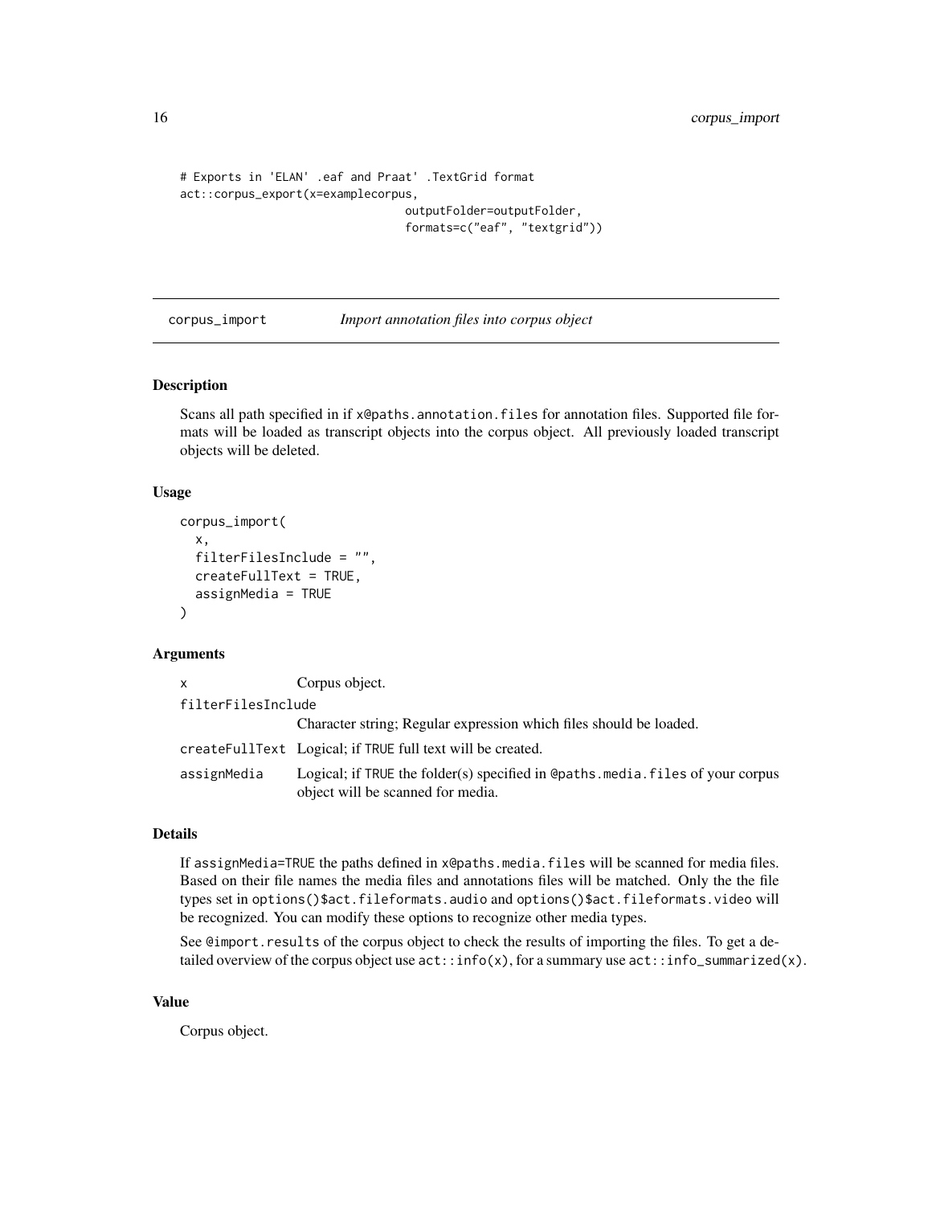```
# Exports in 'ELAN' .eaf and Praat' .TextGrid format
act::corpus_export(x=examplecorpus,
                                outputFolder=outputFolder,
                                formats=c("eaf", "textgrid"))
```

## corpus_import    *Import annotation files into corpus object*

### Description

Scans all path specified in if `x@paths.annotation.files` for annotation files. Supported file formats will be loaded as transcript objects into the corpus object. All previously loaded transcript objects will be deleted.

### Usage

```
corpus_import(
  x,
  filterFilesInclude = "",
  createFullText = TRUE,
  assignMedia = TRUE
)
```

### Arguments

| | |
|---|---|
| `x` | Corpus object. |
| `filterFilesInclude` | Character string; Regular expression which files should be loaded. |
| `createFullText` | Logical; if `TRUE` full text will be created. |
| `assignMedia` | Logical; if `TRUE` the folder(s) specified in `@paths.media.files` of your corpus object will be scanned for media. |

### Details

If `assignMedia=TRUE` the paths defined in `x@paths.media.files` will be scanned for media files. Based on their file names the media files and annotations files will be matched. Only the the file types set in `options()$act.fileformats.audio` and `options()$act.fileformats.video` will be recognized. You can modify these options to recognize other media types.

See `@import.results` of the corpus object to check the results of importing the files. To get a detailed overview of the corpus object use `act::info(x)`, for a summary use `act::info_summarized(x)`.

### Value

Corpus object.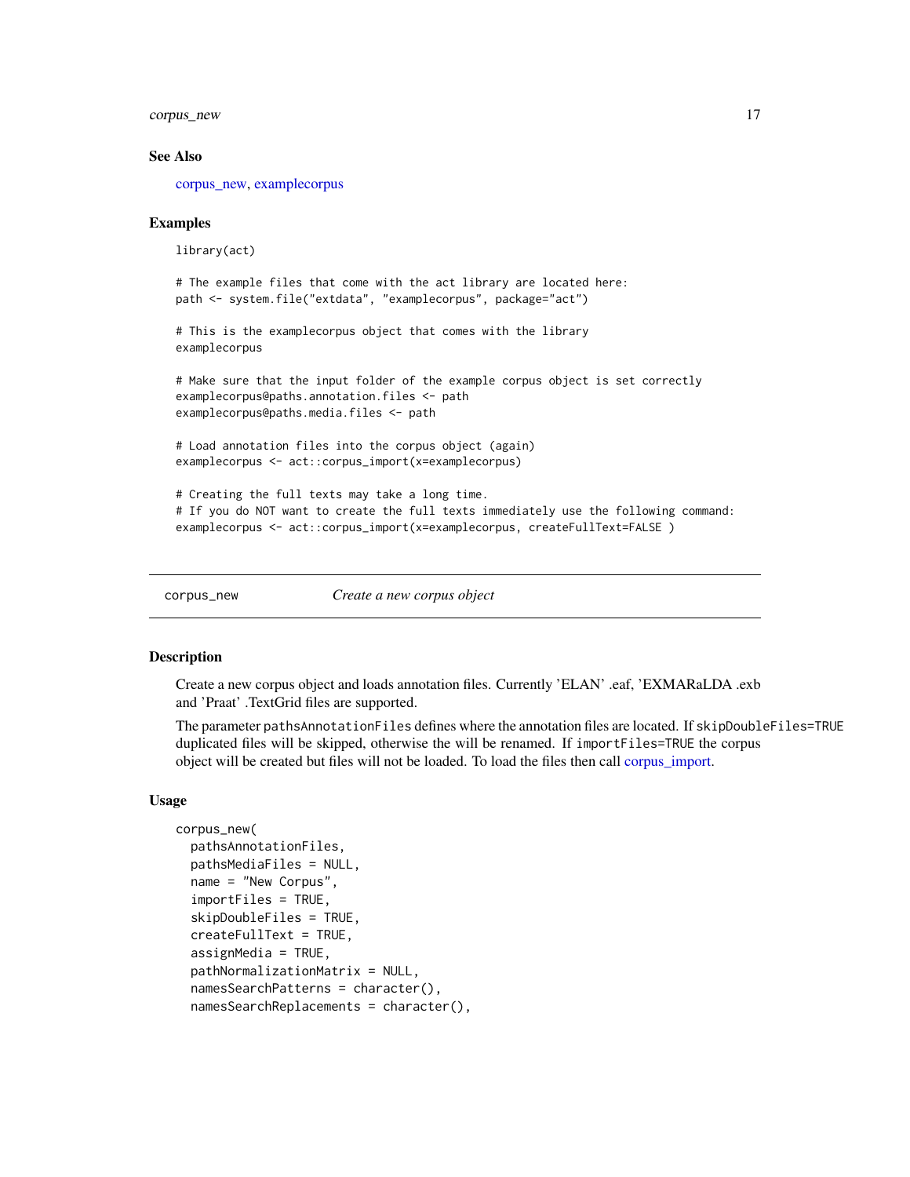### See Also

corpus_new, examplecorpus

### Examples

```
library(act)

# The example files that come with the act library are located here:
path <- system.file("extdata", "examplecorpus", package="act")

# This is the examplecorpus object that comes with the library
examplecorpus

# Make sure that the input folder of the example corpus object is set correctly
examplecorpus@paths.annotation.files <- path
examplecorpus@paths.media.files <- path

# Load annotation files into the corpus object (again)
examplecorpus <- act::corpus_import(x=examplecorpus)

# Creating the full texts may take a long time.
# If you do NOT want to create the full texts immediately use the following command:
examplecorpus <- act::corpus_import(x=examplecorpus, createFullText=FALSE )
```

---

## corpus_new *Create a new corpus object*

### Description

Create a new corpus object and loads annotation files. Currently 'ELAN' .eaf, 'EXMARaLDA .exb and 'Praat' .TextGrid files are supported.

The parameter `pathsAnnotationFiles` defines where the annotation files are located. If `skipDoubleFiles=TRUE` duplicated files will be skipped, otherwise the will be renamed. If `importFiles=TRUE` the corpus object will be created but files will not be loaded. To load the files then call corpus_import.

### Usage

```
corpus_new(
  pathsAnnotationFiles,
  pathsMediaFiles = NULL,
  name = "New Corpus",
  importFiles = TRUE,
  skipDoubleFiles = TRUE,
  createFullText = TRUE,
  assignMedia = TRUE,
  pathNormalizationMatrix = NULL,
  namesSearchPatterns = character(),
  namesSearchReplacements = character(),
```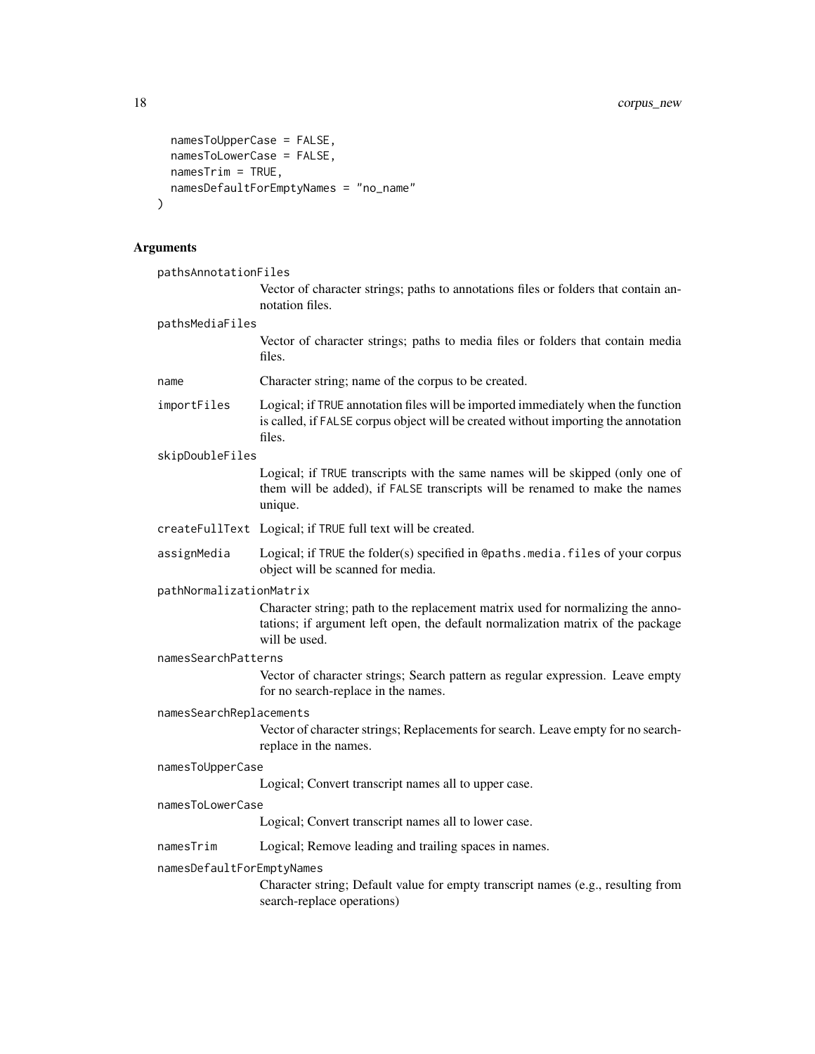```
  namesToUpperCase = FALSE,
  namesToLowerCase = FALSE,
  namesTrim = TRUE,
  namesDefaultForEmptyNames = "no_name"
)
```

## Arguments

`pathsAnnotationFiles`
: Vector of character strings; paths to annotations files or folders that contain annotation files.

`pathsMediaFiles`
: Vector of character strings; paths to media files or folders that contain media files.

`name`
: Character string; name of the corpus to be created.

`importFiles`
: Logical; if `TRUE` annotation files will be imported immediately when the function is called, if `FALSE` corpus object will be created without importing the annotation files.

`skipDoubleFiles`
: Logical; if `TRUE` transcripts with the same names will be skipped (only one of them will be added), if `FALSE` transcripts will be renamed to make the names unique.

`createFullText`
: Logical; if `TRUE` full text will be created.

`assignMedia`
: Logical; if `TRUE` the folder(s) specified in `@paths.media.files` of your corpus object will be scanned for media.

`pathNormalizationMatrix`
: Character string; path to the replacement matrix used for normalizing the annotations; if argument left open, the default normalization matrix of the package will be used.

`namesSearchPatterns`
: Vector of character strings; Search pattern as regular expression. Leave empty for no search-replace in the names.

`namesSearchReplacements`
: Vector of character strings; Replacements for search. Leave empty for no search-replace in the names.

`namesToUpperCase`
: Logical; Convert transcript names all to upper case.

`namesToLowerCase`
: Logical; Convert transcript names all to lower case.

`namesTrim`
: Logical; Remove leading and trailing spaces in names.

`namesDefaultForEmptyNames`
: Character string; Default value for empty transcript names (e.g., resulting from search-replace operations)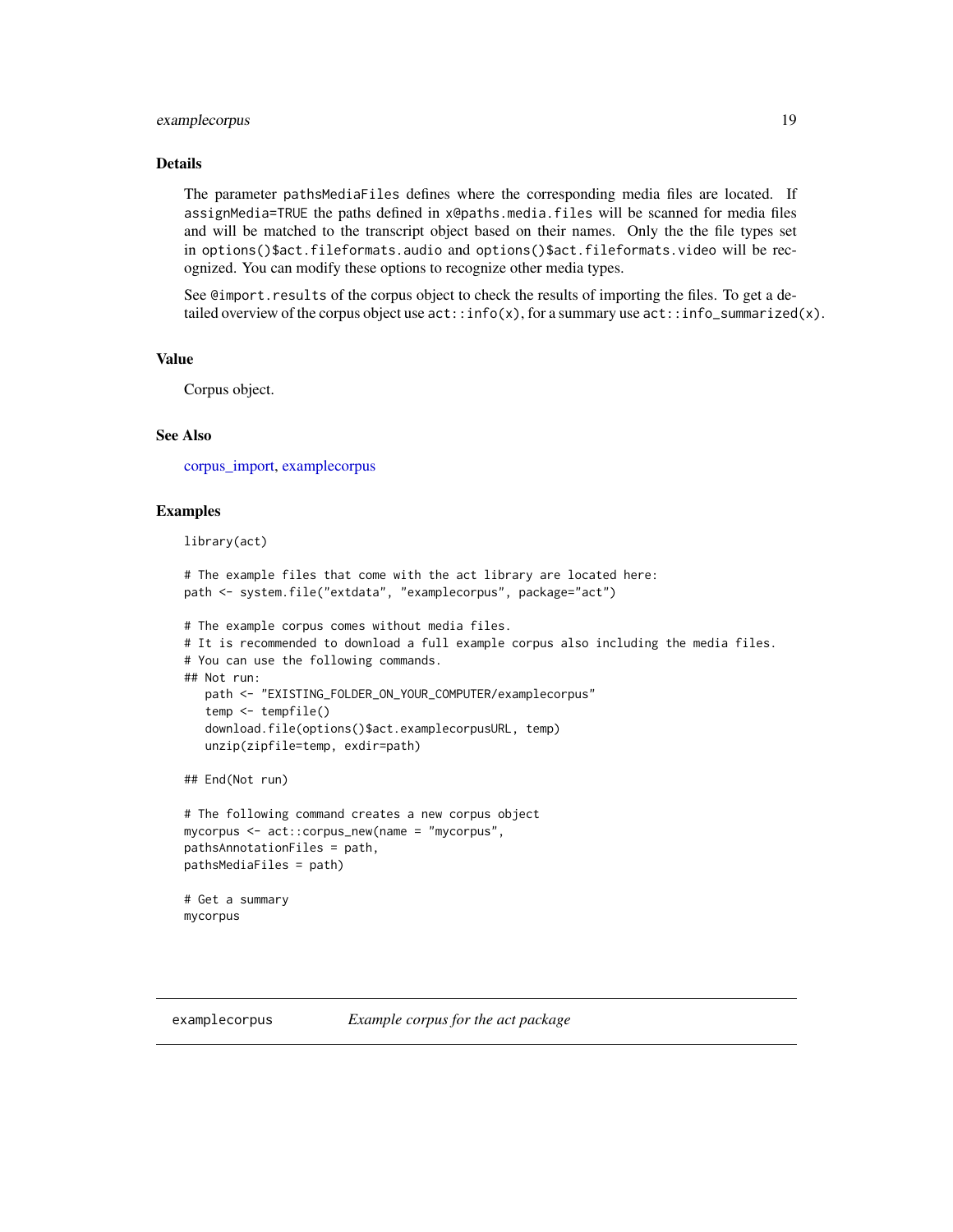### Details

The parameter `pathsMediaFiles` defines where the corresponding media files are located. If `assignMedia=TRUE` the paths defined in `x@paths.media.files` will be scanned for media files and will be matched to the transcript object based on their names. Only the the file types set in `options()$act.fileformats.audio` and `options()$act.fileformats.video` will be recognized. You can modify these options to recognize other media types.

See `@import.results` of the corpus object to check the results of importing the files. To get a detailed overview of the corpus object use `act::info(x)`, for a summary use `act::info_summarized(x)`.

### Value

Corpus object.

### See Also

corpus_import, examplecorpus

### Examples

```
library(act)

# The example files that come with the act library are located here:
path <- system.file("extdata", "examplecorpus", package="act")

# The example corpus comes without media files.
# It is recommended to download a full example corpus also including the media files.
# You can use the following commands.
## Not run:
   path <- "EXISTING_FOLDER_ON_YOUR_COMPUTER/examplecorpus"
   temp <- tempfile()
   download.file(options()$act.examplecorpusURL, temp)
   unzip(zipfile=temp, exdir=path)

## End(Not run)

# The following command creates a new corpus object
mycorpus <- act::corpus_new(name = "mycorpus",
pathsAnnotationFiles = path,
pathsMediaFiles = path)

# Get a summary
mycorpus
```

## examplecorpus *Example corpus for the act package*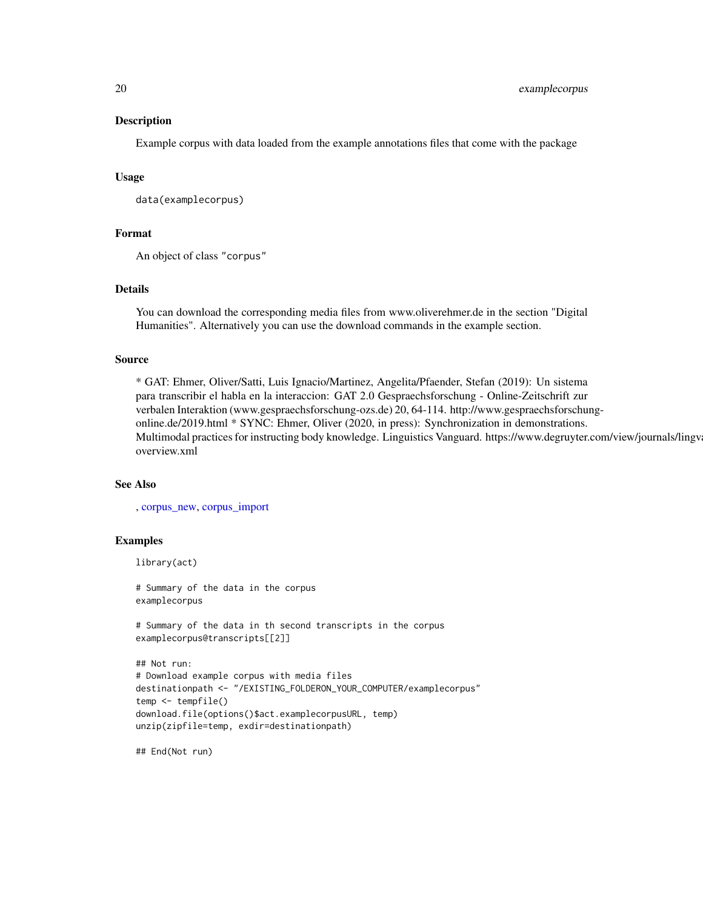### Description

Example corpus with data loaded from the example annotations files that come with the package

### Usage

```
data(examplecorpus)
```

### Format

An object of class "corpus"

### Details

You can download the corresponding media files from www.oliverehmer.de in the section "Digital Humanities". Alternatively you can use the download commands in the example section.

### Source

* GAT: Ehmer, Oliver/Satti, Luis Ignacio/Martinez, Angelita/Pfaender, Stefan (2019): Un sistema para transcribir el habla en la interaccion: GAT 2.0 Gespraechsforschung - Online-Zeitschrift zur verbalen Interaktion (www.gespraechsforschung-ozs.de) 20, 64-114. http://www.gespraechsforschung-online.de/2019.html * SYNC: Ehmer, Oliver (2020, in press): Synchronization in demonstrations. Multimodal practices for instructing body knowledge. Linguistics Vanguard. https://www.degruyter.com/view/journals/lingva overview.xml

### See Also

, corpus_new, corpus_import

### Examples

```
library(act)

# Summary of the data in the corpus
examplecorpus

# Summary of the data in th second transcripts in the corpus
examplecorpus@transcripts[[2]]

## Not run:
# Download example corpus with media files
destinationpath <- "/EXISTING_FOLDERON_YOUR_COMPUTER/examplecorpus"
temp <- tempfile()
download.file(options()$act.examplecorpusURL, temp)
unzip(zipfile=temp, exdir=destinationpath)

## End(Not run)
```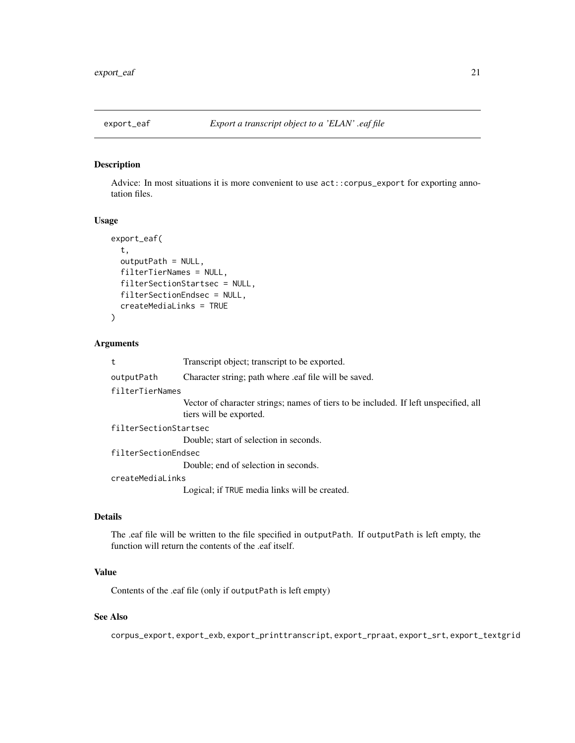## export_eaf *Export a transcript object to a 'ELAN' .eaf file*

### Description

Advice: In most situations it is more convenient to use `act::corpus_export` for exporting annotation files.

### Usage

```
export_eaf(
  t,
  outputPath = NULL,
  filterTierNames = NULL,
  filterSectionStartsec = NULL,
  filterSectionEndsec = NULL,
  createMediaLinks = TRUE
)
```

### Arguments

`t` Transcript object; transcript to be exported.

`outputPath` Character string; path where .eaf file will be saved.

`filterTierNames` Vector of character strings; names of tiers to be included. If left unspecified, all tiers will be exported.

`filterSectionStartsec` Double; start of selection in seconds.

`filterSectionEndsec` Double; end of selection in seconds.

`createMediaLinks` Logical; if `TRUE` media links will be created.

### Details

The .eaf file will be written to the file specified in `outputPath`. If `outputPath` is left empty, the function will return the contents of the .eaf itself.

### Value

Contents of the .eaf file (only if `outputPath` is left empty)

### See Also

`corpus_export`, `export_exb`, `export_printtranscript`, `export_rpraat`, `export_srt`, `export_textgrid`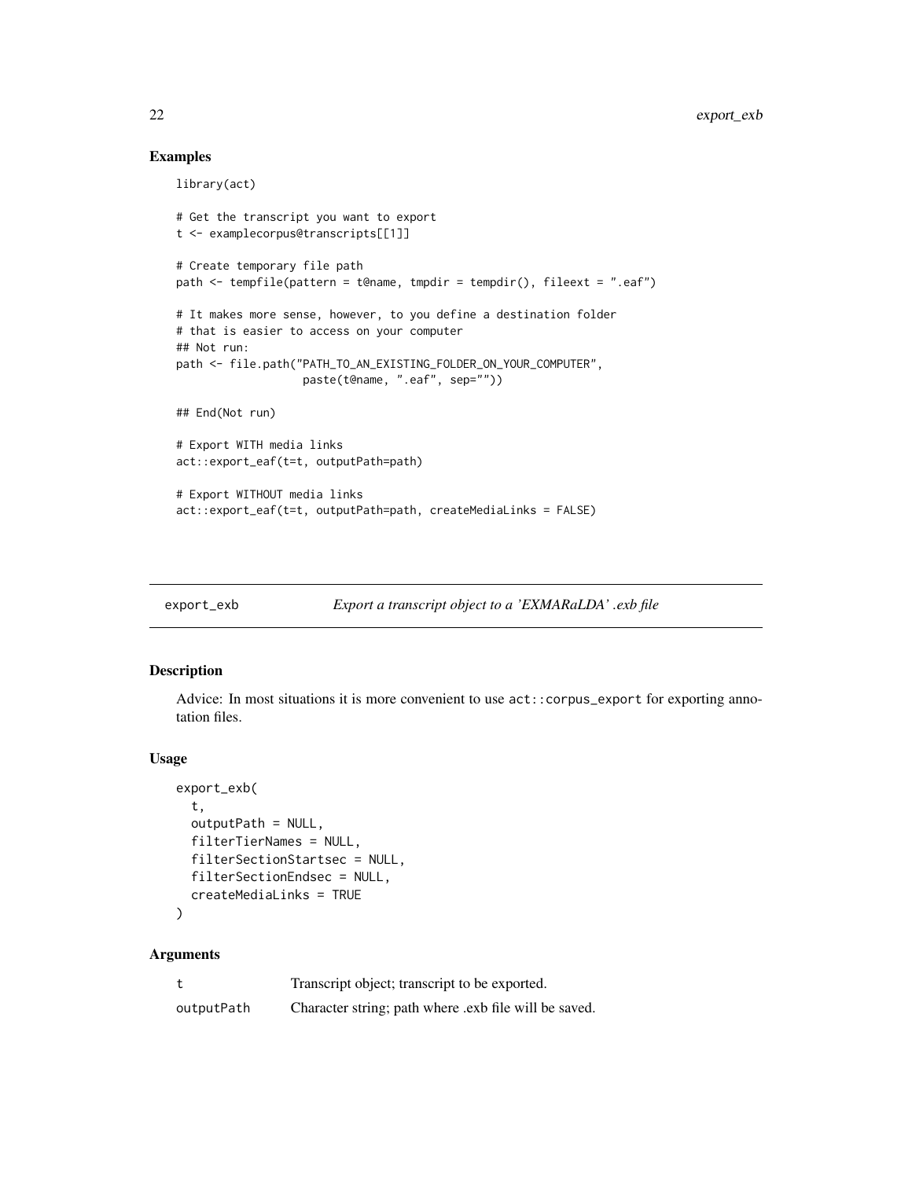## Examples

```
library(act)

# Get the transcript you want to export
t <- examplecorpus@transcripts[[1]]

# Create temporary file path
path <- tempfile(pattern = t@name, tmpdir = tempdir(), fileext = ".eaf")

# It makes more sense, however, to you define a destination folder
# that is easier to access on your computer
## Not run:
path <- file.path("PATH_TO_AN_EXISTING_FOLDER_ON_YOUR_COMPUTER",
                  paste(t@name, ".eaf", sep=""))

## End(Not run)

# Export WITH media links
act::export_eaf(t=t, outputPath=path)

# Export WITHOUT media links
act::export_eaf(t=t, outputPath=path, createMediaLinks = FALSE)
```

---

# export_exb — *Export a transcript object to a 'EXMARaLDA' .exb file*

## Description

Advice: In most situations it is more convenient to use `act::corpus_export` for exporting annotation files.

## Usage

```
export_exb(
  t,
  outputPath = NULL,
  filterTierNames = NULL,
  filterSectionStartsec = NULL,
  filterSectionEndsec = NULL,
  createMediaLinks = TRUE
)
```

## Arguments

| | |
|---|---|
| `t` | Transcript object; transcript to be exported. |
| `outputPath` | Character string; path where .exb file will be saved. |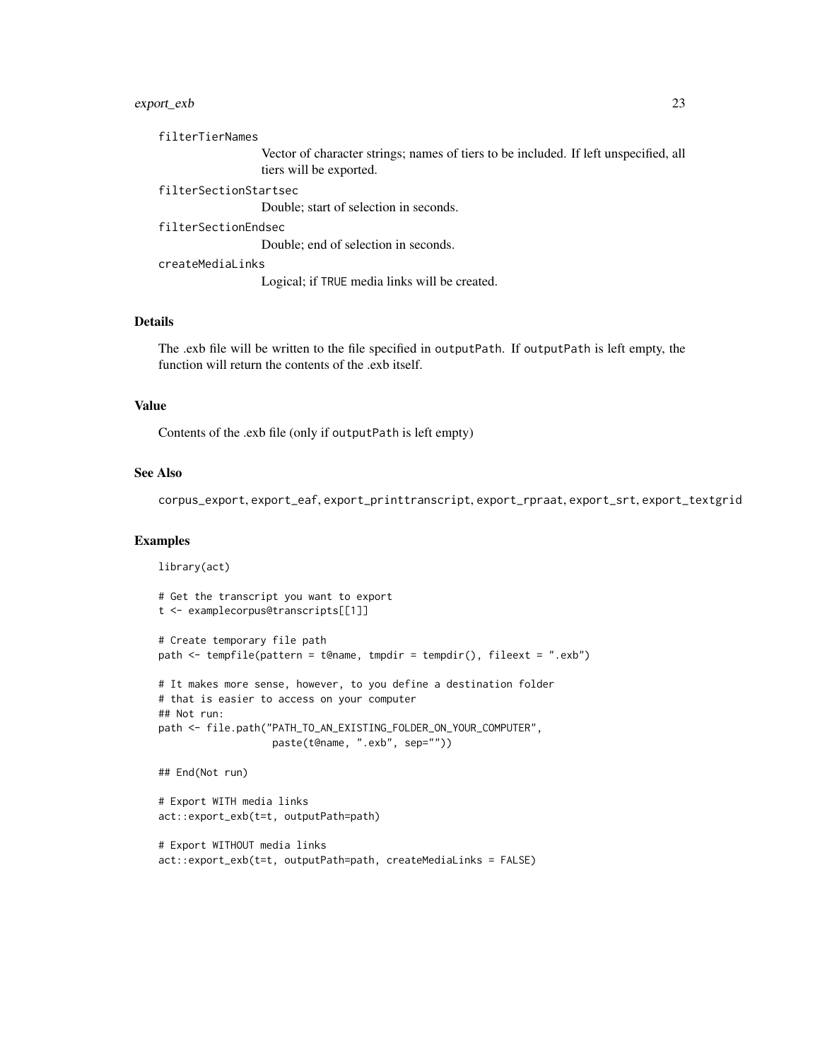filterTierNames
: Vector of character strings; names of tiers to be included. If left unspecified, all tiers will be exported.

filterSectionStartsec
: Double; start of selection in seconds.

filterSectionEndsec
: Double; end of selection in seconds.

createMediaLinks
: Logical; if `TRUE` media links will be created.

### Details

The .exb file will be written to the file specified in `outputPath`. If `outputPath` is left empty, the function will return the contents of the .exb itself.

### Value

Contents of the .exb file (only if `outputPath` is left empty)

### See Also

`corpus_export`, `export_eaf`, `export_printtranscript`, `export_rpraat`, `export_srt`, `export_textgrid`

### Examples

```
library(act)

# Get the transcript you want to export
t <- examplecorpus@transcripts[[1]]

# Create temporary file path
path <- tempfile(pattern = t@name, tmpdir = tempdir(), fileext = ".exb")

# It makes more sense, however, to you define a destination folder
# that is easier to access on your computer
## Not run:
path <- file.path("PATH_TO_AN_EXISTING_FOLDER_ON_YOUR_COMPUTER",
                  paste(t@name, ".exb", sep=""))

## End(Not run)

# Export WITH media links
act::export_exb(t=t, outputPath=path)

# Export WITHOUT media links
act::export_exb(t=t, outputPath=path, createMediaLinks = FALSE)
```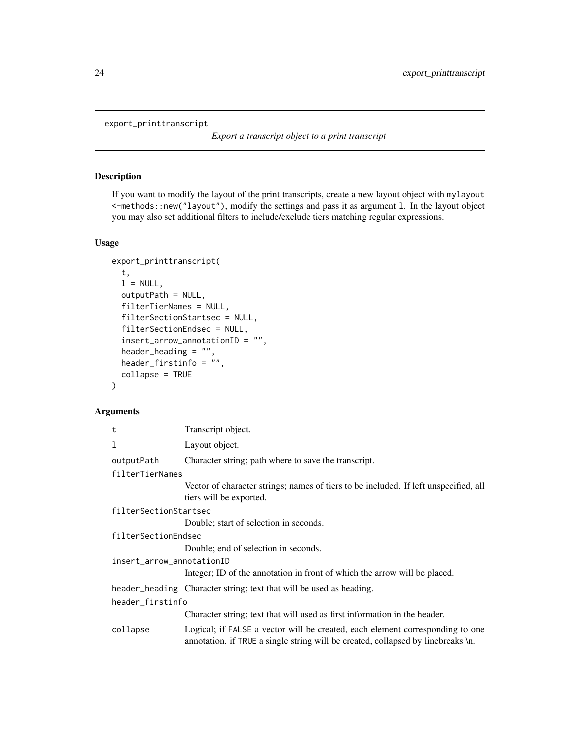`export_printtranscript` *Export a transcript object to a print transcript*

## Description

If you want to modify the layout of the print transcripts, create a new layout object with `mylayout <-methods::new("layout")`, modify the settings and pass it as argument `l`. In the layout object you may also set additional filters to include/exclude tiers matching regular expressions.

## Usage

```
export_printtranscript(
  t,
  l = NULL,
  outputPath = NULL,
  filterTierNames = NULL,
  filterSectionStartsec = NULL,
  filterSectionEndsec = NULL,
  insert_arrow_annotationID = "",
  header_heading = "",
  header_firstinfo = "",
  collapse = TRUE
)
```

## Arguments

| | |
|---|---|
| `t` | Transcript object. |
| `l` | Layout object. |
| `outputPath` | Character string; path where to save the transcript. |
| `filterTierNames` | Vector of character strings; names of tiers to be included. If left unspecified, all tiers will be exported. |
| `filterSectionStartsec` | Double; start of selection in seconds. |
| `filterSectionEndsec` | Double; end of selection in seconds. |
| `insert_arrow_annotationID` | Integer; ID of the annotation in front of which the arrow will be placed. |
| `header_heading` | Character string; text that will be used as heading. |
| `header_firstinfo` | Character string; text that will used as first information in the header. |
| `collapse` | Logical; if `FALSE` a vector will be created, each element corresponding to one annotation. if `TRUE` a single string will be created, collapsed by linebreaks \n. |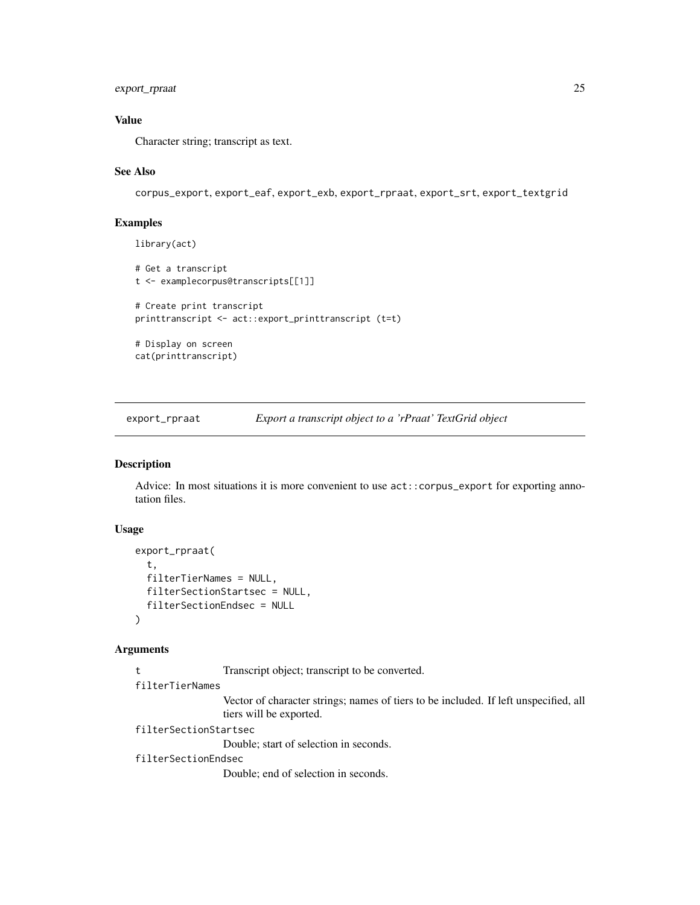### Value

Character string; transcript as text.

### See Also

corpus_export, export_eaf, export_exb, export_rpraat, export_srt, export_textgrid

### Examples

```
library(act)

# Get a transcript
t <- examplecorpus@transcripts[[1]]

# Create print transcript
printtranscript <- act::export_printtranscript (t=t)

# Display on screen
cat(printtranscript)
```

---

## export_rpraat — *Export a transcript object to a 'rPraat' TextGrid object*

---

### Description

Advice: In most situations it is more convenient to use `act::corpus_export` for exporting annotation files.

### Usage

```
export_rpraat(
  t,
  filterTierNames = NULL,
  filterSectionStartsec = NULL,
  filterSectionEndsec = NULL
)
```

### Arguments

| | |
|---|---|
| t | Transcript object; transcript to be converted. |
| filterTierNames | Vector of character strings; names of tiers to be included. If left unspecified, all tiers will be exported. |
| filterSectionStartsec | Double; start of selection in seconds. |
| filterSectionEndsec | Double; end of selection in seconds. |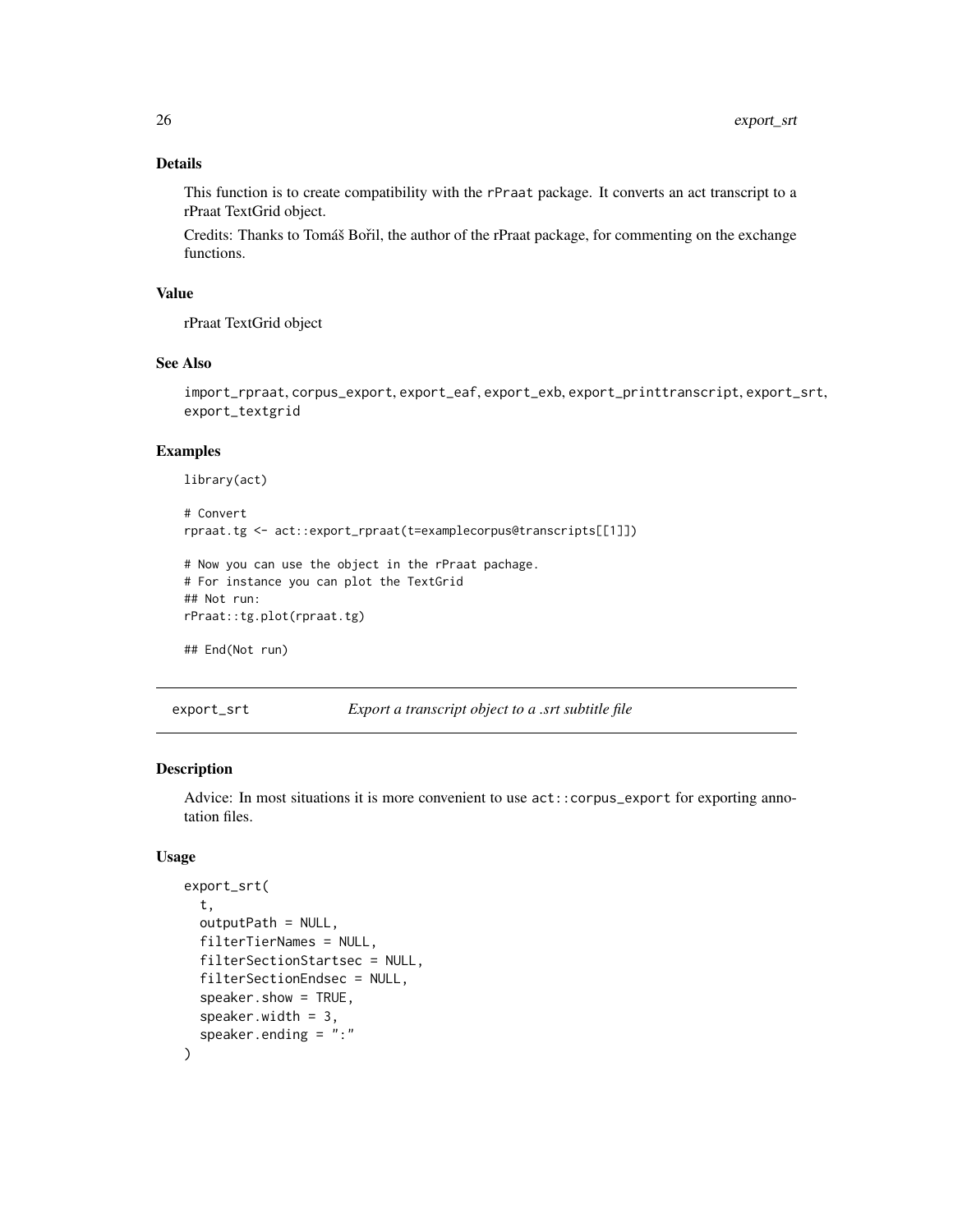### Details

This function is to create compatibility with the rPraat package. It converts an act transcript to a rPraat TextGrid object.

Credits: Thanks to Tomáš Bořil, the author of the rPraat package, for commenting on the exchange functions.

### Value

rPraat TextGrid object

### See Also

import_rpraat, corpus_export, export_eaf, export_exb, export_printtranscript, export_srt, export_textgrid

### Examples

```
library(act)

# Convert
rpraat.tg <- act::export_rpraat(t=examplecorpus@transcripts[[1]])

# Now you can use the object in the rPraat pachage.
# For instance you can plot the TextGrid
## Not run:
rPraat::tg.plot(rpraat.tg)

## End(Not run)
```

---

## export_srt *Export a transcript object to a .srt subtitle file*

### Description

Advice: In most situations it is more convenient to use act::corpus_export for exporting annotation files.

### Usage

```
export_srt(
  t,
  outputPath = NULL,
  filterTierNames = NULL,
  filterSectionStartsec = NULL,
  filterSectionEndsec = NULL,
  speaker.show = TRUE,
  speaker.width = 3,
  speaker.ending = ":"
)
```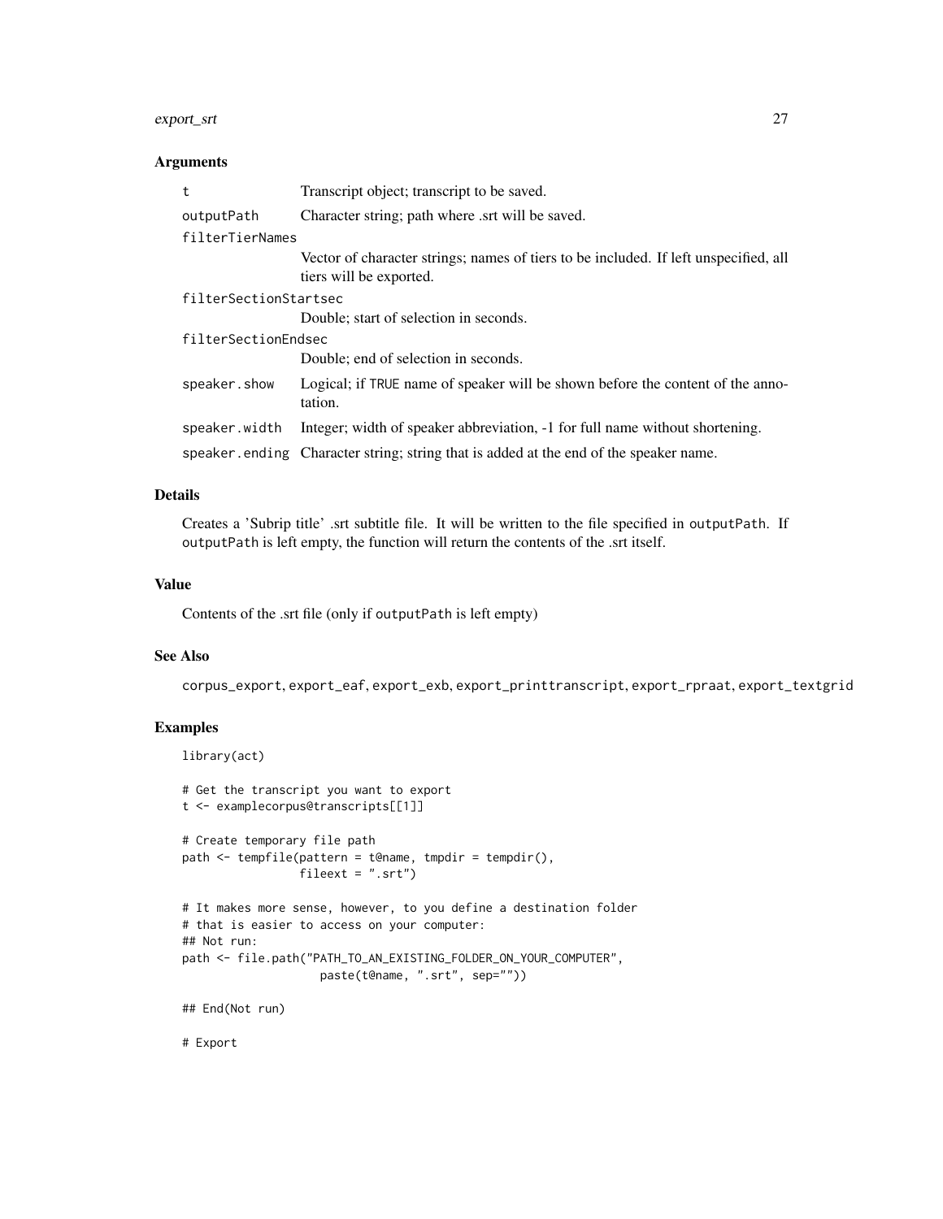## Arguments

| | |
|---|---|
| `t` | Transcript object; transcript to be saved. |
| `outputPath` | Character string; path where .srt will be saved. |
| `filterTierNames` | Vector of character strings; names of tiers to be included. If left unspecified, all tiers will be exported. |
| `filterSectionStartsec` | Double; start of selection in seconds. |
| `filterSectionEndsec` | Double; end of selection in seconds. |
| `speaker.show` | Logical; if `TRUE` name of speaker will be shown before the content of the annotation. |
| `speaker.width` | Integer; width of speaker abbreviation, -1 for full name without shortening. |
| `speaker.ending` | Character string; string that is added at the end of the speaker name. |

## Details

Creates a 'Subrip title' .srt subtitle file. It will be written to the file specified in `outputPath`. If `outputPath` is left empty, the function will return the contents of the .srt itself.

## Value

Contents of the .srt file (only if `outputPath` is left empty)

## See Also

`corpus_export`, `export_eaf`, `export_exb`, `export_printtranscript`, `export_rpraat`, `export_textgrid`

## Examples

```
library(act)

# Get the transcript you want to export
t <- examplecorpus@transcripts[[1]]

# Create temporary file path
path <- tempfile(pattern = t@name, tmpdir = tempdir(),
                 fileext = ".srt")

# It makes more sense, however, to you define a destination folder
# that is easier to access on your computer:
## Not run:
path <- file.path("PATH_TO_AN_EXISTING_FOLDER_ON_YOUR_COMPUTER",
                  paste(t@name, ".srt", sep=""))

## End(Not run)

# Export
```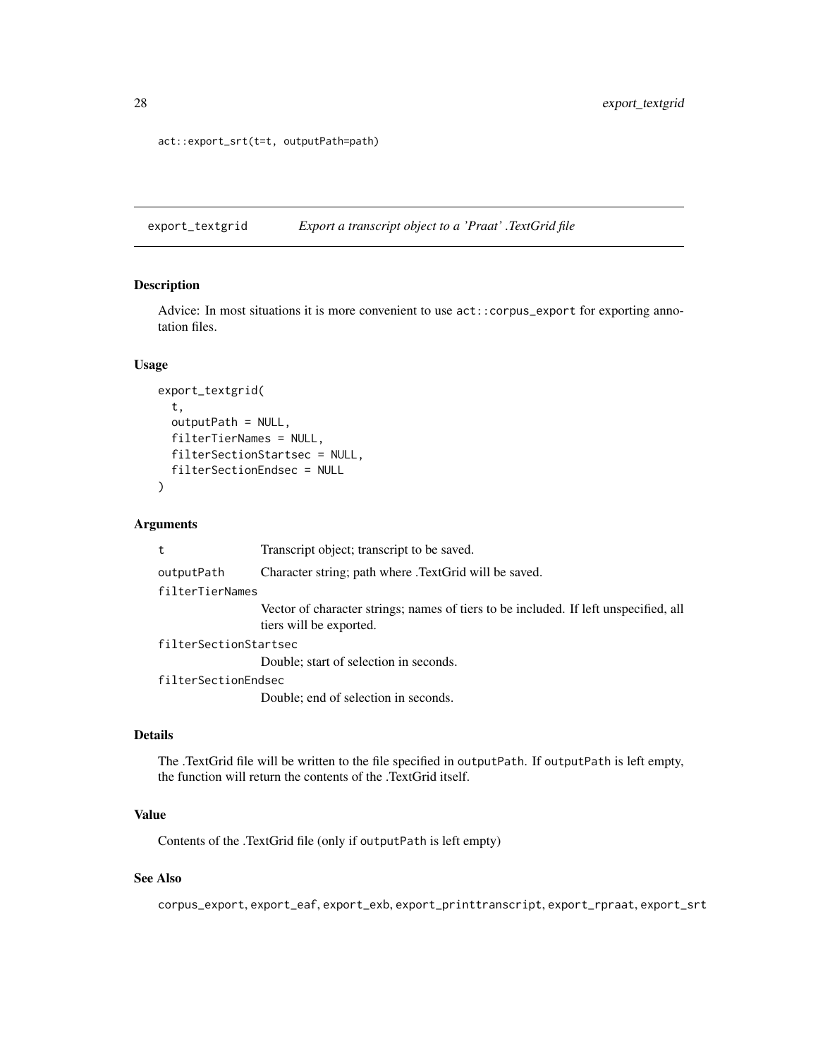```
act::export_srt(t=t, outputPath=path)
```

## export_textgrid *Export a transcript object to a 'Praat' .TextGrid file*

### Description

Advice: In most situations it is more convenient to use `act::corpus_export` for exporting annotation files.

### Usage

```
export_textgrid(
  t,
  outputPath = NULL,
  filterTierNames = NULL,
  filterSectionStartsec = NULL,
  filterSectionEndsec = NULL
)
```

### Arguments

| | |
|---|---|
| `t` | Transcript object; transcript to be saved. |
| `outputPath` | Character string; path where .TextGrid will be saved. |
| `filterTierNames` | Vector of character strings; names of tiers to be included. If left unspecified, all tiers will be exported. |
| `filterSectionStartsec` | Double; start of selection in seconds. |
| `filterSectionEndsec` | Double; end of selection in seconds. |

### Details

The .TextGrid file will be written to the file specified in `outputPath`. If `outputPath` is left empty, the function will return the contents of the .TextGrid itself.

### Value

Contents of the .TextGrid file (only if `outputPath` is left empty)

### See Also

`corpus_export`, `export_eaf`, `export_exb`, `export_printtranscript`, `export_rpraat`, `export_srt`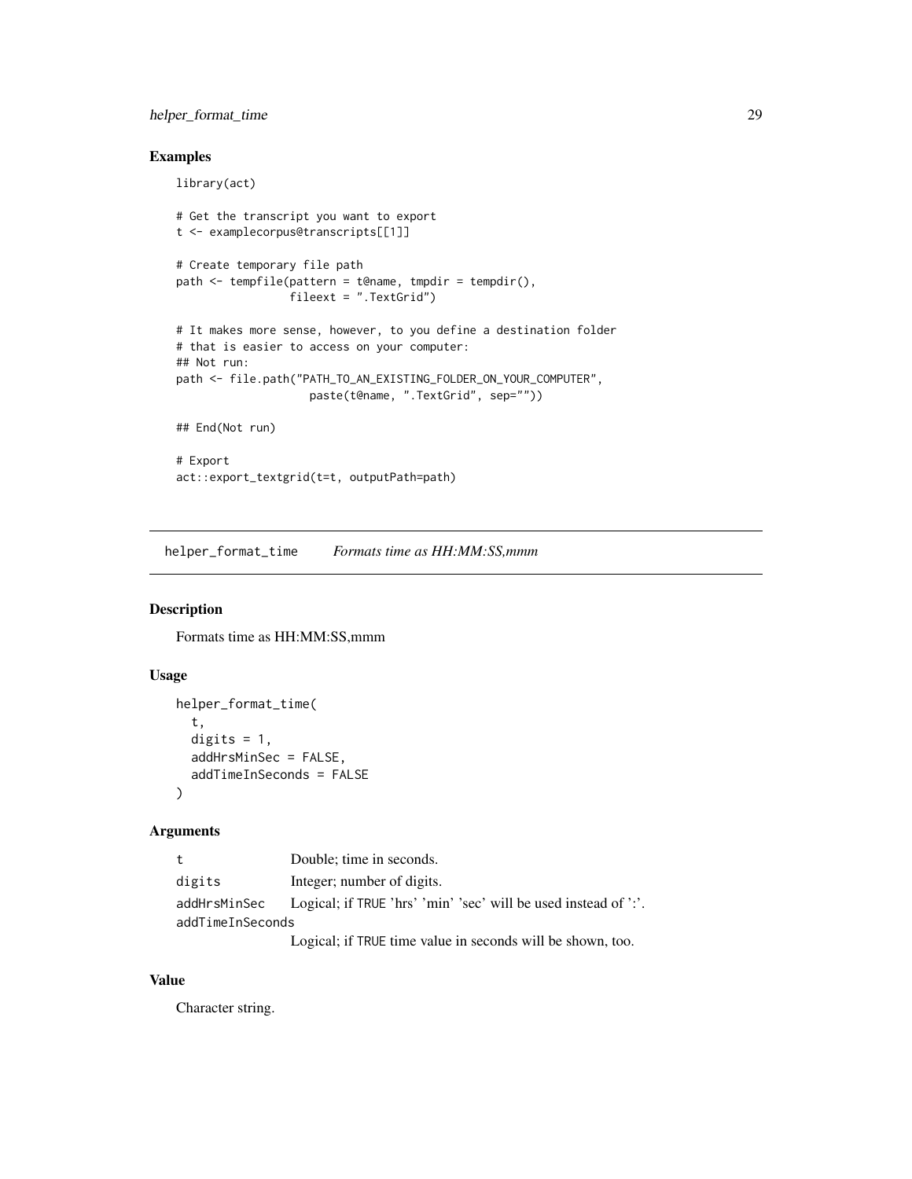## Examples

```
library(act)

# Get the transcript you want to export
t <- examplecorpus@transcripts[[1]]

# Create temporary file path
path <- tempfile(pattern = t@name, tmpdir = tempdir(),
                 fileext = ".TextGrid")

# It makes more sense, however, to you define a destination folder
# that is easier to access on your computer:
## Not run:
path <- file.path("PATH_TO_AN_EXISTING_FOLDER_ON_YOUR_COMPUTER",
                  paste(t@name, ".TextGrid", sep=""))

## End(Not run)

# Export
act::export_textgrid(t=t, outputPath=path)
```

---

# helper_format_time    *Formats time as HH:MM:SS,mmm*

---

## Description

Formats time as HH:MM:SS,mmm

## Usage

```
helper_format_time(
  t,
  digits = 1,
  addHrsMinSec = FALSE,
  addTimeInSeconds = FALSE
)
```

## Arguments

| | |
|---|---|
| `t` | Double; time in seconds. |
| `digits` | Integer; number of digits. |
| `addHrsMinSec` | Logical; if `TRUE` 'hrs' 'min' 'sec' will be used instead of ':'. |
| `addTimeInSeconds` | Logical; if `TRUE` time value in seconds will be shown, too. |

## Value

Character string.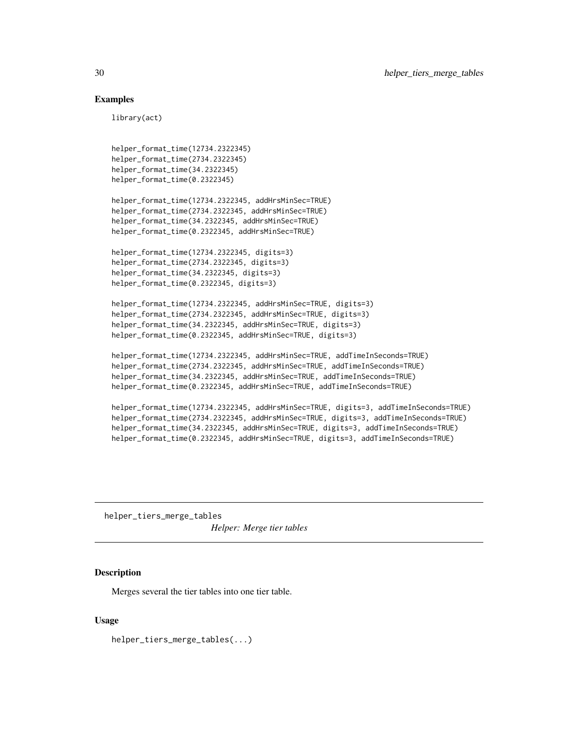## Examples

```
library(act)


helper_format_time(12734.2322345)
helper_format_time(2734.2322345)
helper_format_time(34.2322345)
helper_format_time(0.2322345)

helper_format_time(12734.2322345, addHrsMinSec=TRUE)
helper_format_time(2734.2322345, addHrsMinSec=TRUE)
helper_format_time(34.2322345, addHrsMinSec=TRUE)
helper_format_time(0.2322345, addHrsMinSec=TRUE)

helper_format_time(12734.2322345, digits=3)
helper_format_time(2734.2322345, digits=3)
helper_format_time(34.2322345, digits=3)
helper_format_time(0.2322345, digits=3)

helper_format_time(12734.2322345, addHrsMinSec=TRUE, digits=3)
helper_format_time(2734.2322345, addHrsMinSec=TRUE, digits=3)
helper_format_time(34.2322345, addHrsMinSec=TRUE, digits=3)
helper_format_time(0.2322345, addHrsMinSec=TRUE, digits=3)

helper_format_time(12734.2322345, addHrsMinSec=TRUE, addTimeInSeconds=TRUE)
helper_format_time(2734.2322345, addHrsMinSec=TRUE, addTimeInSeconds=TRUE)
helper_format_time(34.2322345, addHrsMinSec=TRUE, addTimeInSeconds=TRUE)
helper_format_time(0.2322345, addHrsMinSec=TRUE, addTimeInSeconds=TRUE)

helper_format_time(12734.2322345, addHrsMinSec=TRUE, digits=3, addTimeInSeconds=TRUE)
helper_format_time(2734.2322345, addHrsMinSec=TRUE, digits=3, addTimeInSeconds=TRUE)
helper_format_time(34.2322345, addHrsMinSec=TRUE, digits=3, addTimeInSeconds=TRUE)
helper_format_time(0.2322345, addHrsMinSec=TRUE, digits=3, addTimeInSeconds=TRUE)
```

---

# helper_tiers_merge_tables
*Helper: Merge tier tables*

---

## Description

Merges several the tier tables into one tier table.

## Usage

```
helper_tiers_merge_tables(...)
```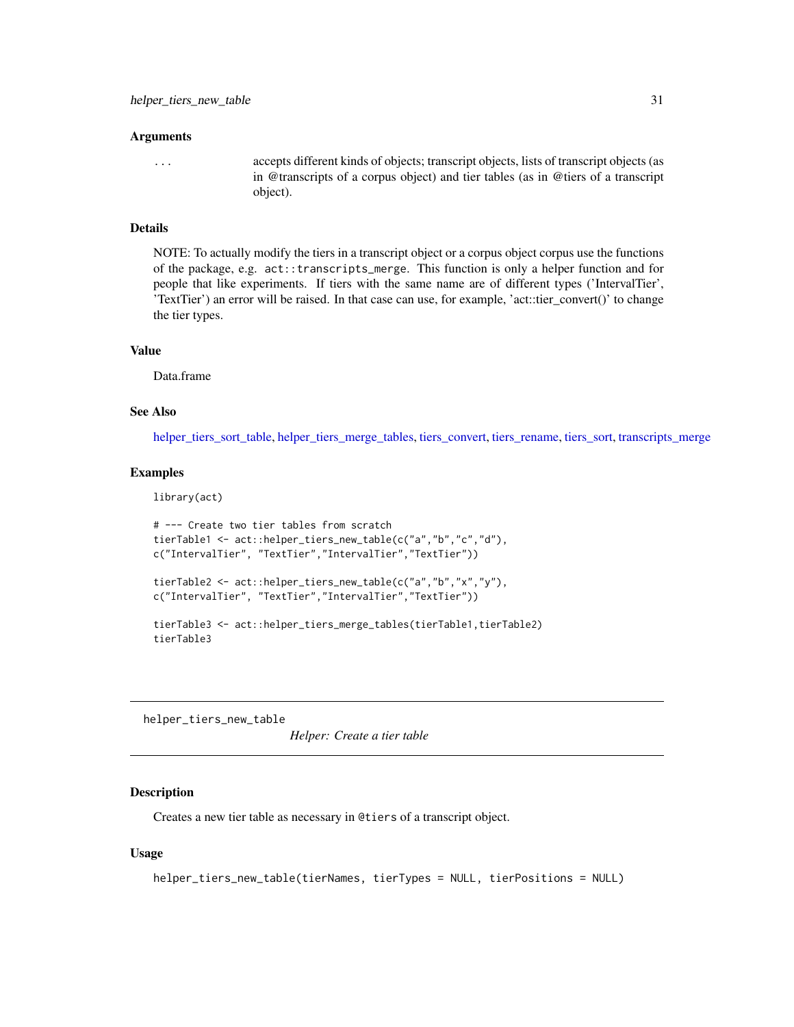### Arguments

`...` accepts different kinds of objects; transcript objects, lists of transcript objects (as in @transcripts of a corpus object) and tier tables (as in @tiers of a transcript object).

### Details

NOTE: To actually modify the tiers in a transcript object or a corpus object corpus use the functions of the package, e.g. `act::transcripts_merge`. This function is only a helper function and for people that like experiments. If tiers with the same name are of different types ('IntervalTier', 'TextTier') an error will be raised. In that case can use, for example, 'act::tier_convert()' to change the tier types.

### Value

Data.frame

### See Also

helper_tiers_sort_table, helper_tiers_merge_tables, tiers_convert, tiers_rename, tiers_sort, transcripts_merge

### Examples

```
library(act)

# --- Create two tier tables from scratch
tierTable1 <- act::helper_tiers_new_table(c("a","b","c","d"),
c("IntervalTier", "TextTier","IntervalTier","TextTier"))

tierTable2 <- act::helper_tiers_new_table(c("a","b","x","y"),
c("IntervalTier", "TextTier","IntervalTier","TextTier"))

tierTable3 <- act::helper_tiers_merge_tables(tierTable1,tierTable2)
tierTable3
```

---

## helper_tiers_new_table    *Helper: Create a tier table*

### Description

Creates a new tier table as necessary in `@tiers` of a transcript object.

### Usage

```
helper_tiers_new_table(tierNames, tierTypes = NULL, tierPositions = NULL)
```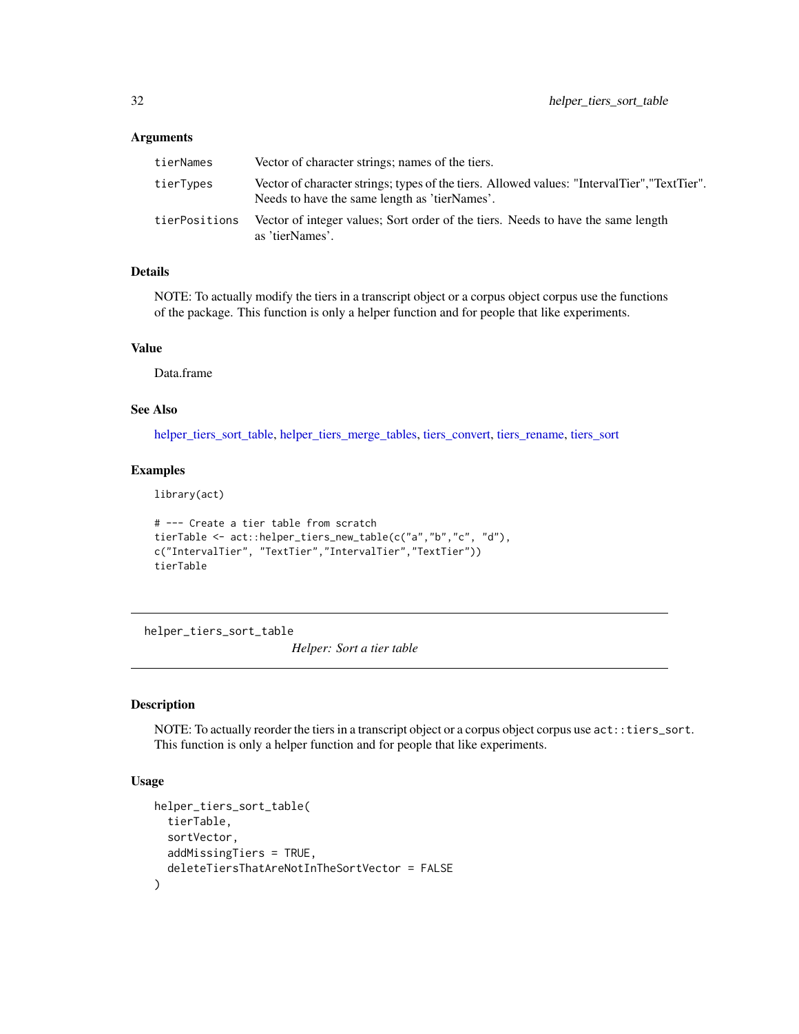### Arguments

| | |
|---|---|
| tierNames | Vector of character strings; names of the tiers. |
| tierTypes | Vector of character strings; types of the tiers. Allowed values: "IntervalTier","TextTier". Needs to have the same length as 'tierNames'. |
| tierPositions | Vector of integer values; Sort order of the tiers. Needs to have the same length as 'tierNames'. |

### Details

NOTE: To actually modify the tiers in a transcript object or a corpus object corpus use the functions of the package. This function is only a helper function and for people that like experiments.

### Value

Data.frame

### See Also

helper_tiers_sort_table, helper_tiers_merge_tables, tiers_convert, tiers_rename, tiers_sort

### Examples

```
library(act)

# --- Create a tier table from scratch
tierTable <- act::helper_tiers_new_table(c("a","b","c", "d"),
c("IntervalTier", "TextTier","IntervalTier","TextTier"))
tierTable
```

---

## helper_tiers_sort_table

*Helper: Sort a tier table*

---

### Description

NOTE: To actually reorder the tiers in a transcript object or a corpus object corpus use `act::tiers_sort`. This function is only a helper function and for people that like experiments.

### Usage

```
helper_tiers_sort_table(
  tierTable,
  sortVector,
  addMissingTiers = TRUE,
  deleteTiersThatAreNotInTheSortVector = FALSE
)
```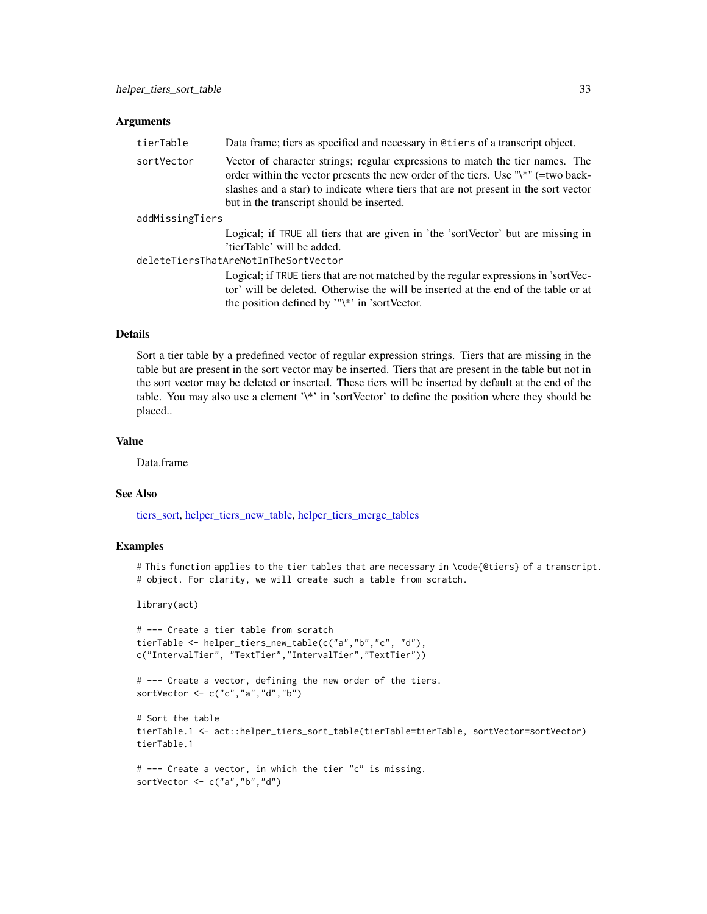## Arguments

| | |
|---|---|
| tierTable | Data frame; tiers as specified and necessary in @tiers of a transcript object. |
| sortVector | Vector of character strings; regular expressions to match the tier names. The order within the vector presents the new order of the tiers. Use "\\*" (=two backslashes and a star) to indicate where tiers that are not present in the sort vector but in the transcript should be inserted. |
| addMissingTiers | Logical; if TRUE all tiers that are given in 'the 'sortVector' but are missing in 'tierTable' will be added. |
| deleteTiersThatAreNotInTheSortVector | Logical; if TRUE tiers that are not matched by the regular expressions in 'sortVector' will be deleted. Otherwise the will be inserted at the end of the table or at the position defined by '"\\*' in 'sortVector. |

## Details

Sort a tier table by a predefined vector of regular expression strings. Tiers that are missing in the table but are present in the sort vector may be inserted. Tiers that are present in the table but not in the sort vector may be deleted or inserted. These tiers will be inserted by default at the end of the table. You may also use a element '\\*' in 'sortVector' to define the position where they should be placed..

## Value

Data.frame

## See Also

tiers_sort, helper_tiers_new_table, helper_tiers_merge_tables

## Examples

```
# This function applies to the tier tables that are necessary in \code{@tiers} of a transcript.
# object. For clarity, we will create such a table from scratch.

library(act)

# --- Create a tier table from scratch
tierTable <- helper_tiers_new_table(c("a","b","c", "d"),
c("IntervalTier", "TextTier","IntervalTier","TextTier"))

# --- Create a vector, defining the new order of the tiers.
sortVector <- c("c","a","d","b")

# Sort the table
tierTable.1 <- act::helper_tiers_sort_table(tierTable=tierTable, sortVector=sortVector)
tierTable.1

# --- Create a vector, in which the tier "c" is missing.
sortVector <- c("a","b","d")
```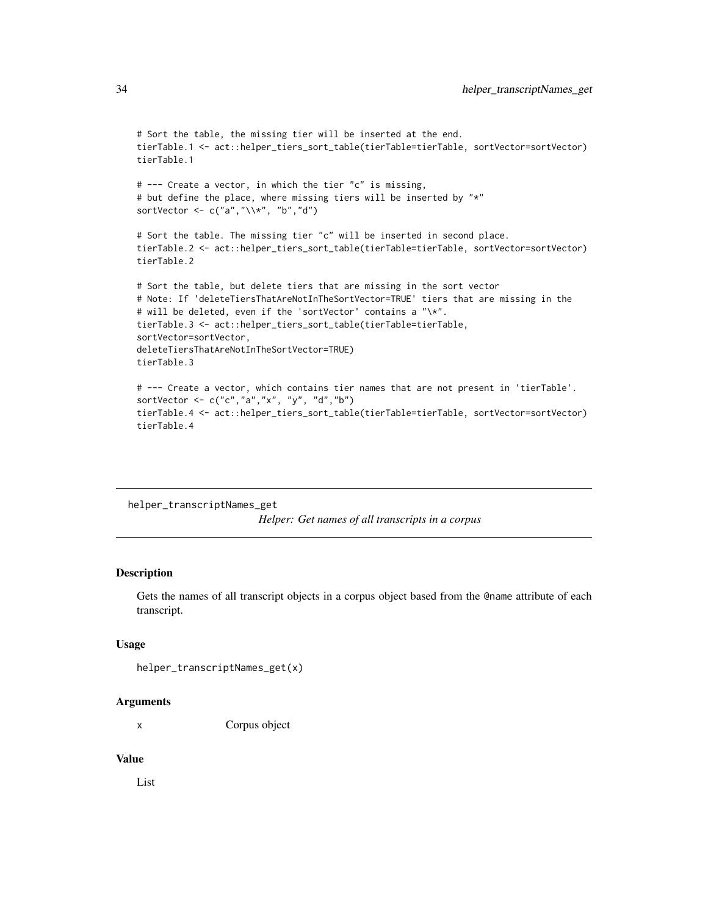```
# Sort the table, the missing tier will be inserted at the end.
tierTable.1 <- act::helper_tiers_sort_table(tierTable=tierTable, sortVector=sortVector)
tierTable.1

# --- Create a vector, in which the tier "c" is missing,
# but define the place, where missing tiers will be inserted by "*"
sortVector <- c("a","\\*", "b","d")

# Sort the table. The missing tier "c" will be inserted in second place.
tierTable.2 <- act::helper_tiers_sort_table(tierTable=tierTable, sortVector=sortVector)
tierTable.2

# Sort the table, but delete tiers that are missing in the sort vector
# Note: If 'deleteTiersThatAreNotInTheSortVector=TRUE' tiers that are missing in the
# will be deleted, even if the 'sortVector' contains a "\*".
tierTable.3 <- act::helper_tiers_sort_table(tierTable=tierTable,
sortVector=sortVector,
deleteTiersThatAreNotInTheSortVector=TRUE)
tierTable.3

# --- Create a vector, which contains tier names that are not present in 'tierTable'.
sortVector <- c("c","a","x", "y", "d","b")
tierTable.4 <- act::helper_tiers_sort_table(tierTable=tierTable, sortVector=sortVector)
tierTable.4
```

---

## helper_transcriptNames_get

*Helper: Get names of all transcripts in a corpus*

---

### Description

Gets the names of all transcript objects in a corpus object based from the @name attribute of each transcript.

### Usage

```
helper_transcriptNames_get(x)
```

### Arguments

| | |
|---|---|
| x | Corpus object |

### Value

List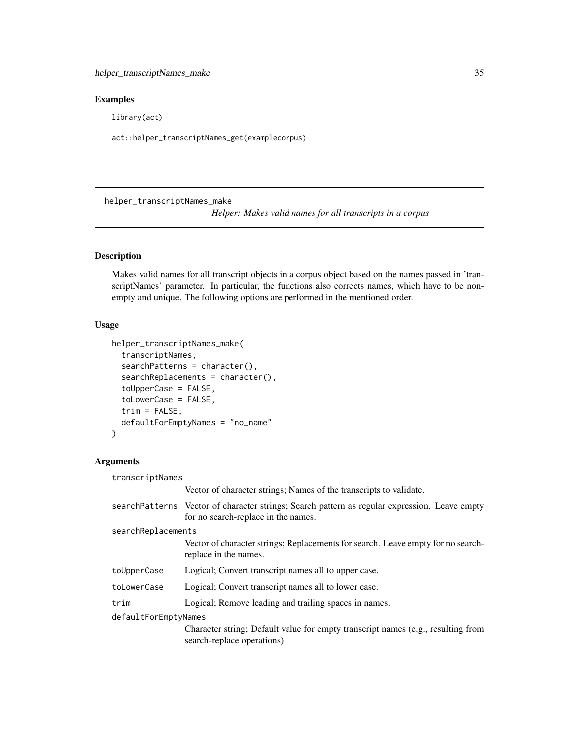## Examples

```
library(act)

act::helper_transcriptNames_get(examplecorpus)
```

---

# helper_transcriptNames_make

*Helper: Makes valid names for all transcripts in a corpus*

---

## Description

Makes valid names for all transcript objects in a corpus object based on the names passed in 'transcriptNames' parameter. In particular, the functions also corrects names, which have to be non-empty and unique. The following options are performed in the mentioned order.

## Usage

```
helper_transcriptNames_make(
  transcriptNames,
  searchPatterns = character(),
  searchReplacements = character(),
  toUpperCase = FALSE,
  toLowerCase = FALSE,
  trim = FALSE,
  defaultForEmptyNames = "no_name"
)
```

## Arguments

| | |
|---|---|
| `transcriptNames` | Vector of character strings; Names of the transcripts to validate. |
| `searchPatterns` | Vector of character strings; Search pattern as regular expression. Leave empty for no search-replace in the names. |
| `searchReplacements` | Vector of character strings; Replacements for search. Leave empty for no search-replace in the names. |
| `toUpperCase` | Logical; Convert transcript names all to upper case. |
| `toLowerCase` | Logical; Convert transcript names all to lower case. |
| `trim` | Logical; Remove leading and trailing spaces in names. |
| `defaultForEmptyNames` | Character string; Default value for empty transcript names (e.g., resulting from search-replace operations) |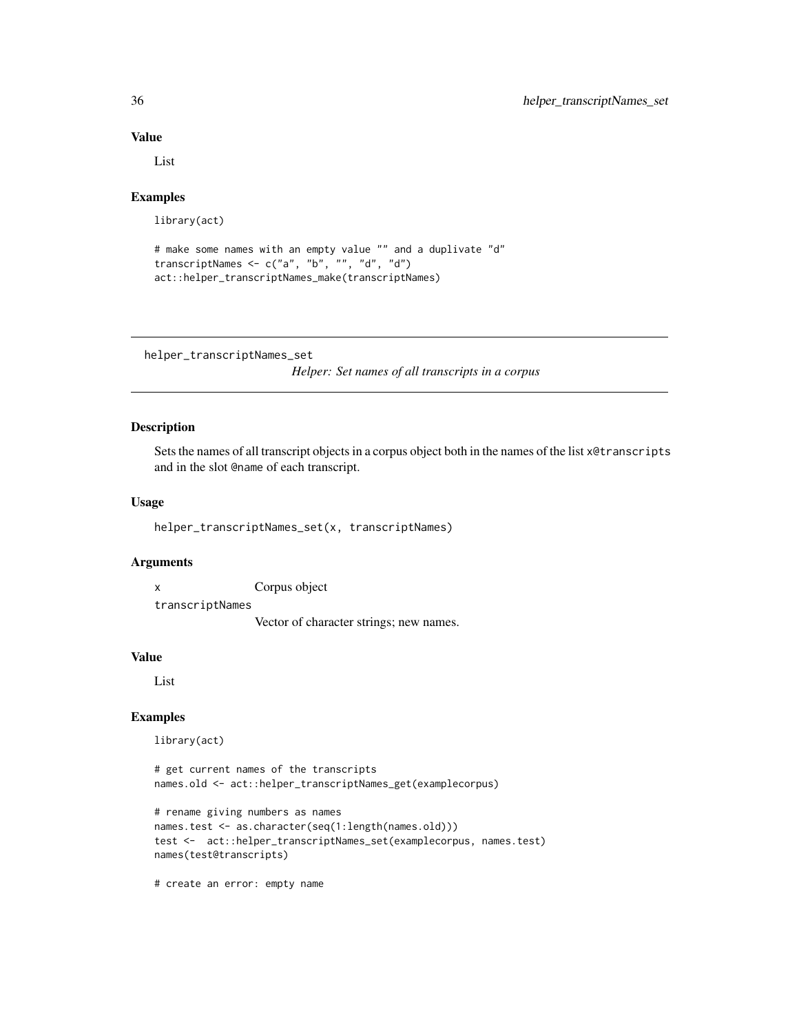## Value

List

## Examples

```
library(act)

# make some names with an empty value "" and a duplivate "d"
transcriptNames <- c("a", "b", "", "d", "d")
act::helper_transcriptNames_make(transcriptNames)
```

---

# helper_transcriptNames_set

*Helper: Set names of all transcripts in a corpus*

---

## Description

Sets the names of all transcript objects in a corpus object both in the names of the list `x@transcripts` and in the slot `@name` of each transcript.

## Usage

```
helper_transcriptNames_set(x, transcriptNames)
```

## Arguments

| | |
|---|---|
| `x` | Corpus object |
| `transcriptNames` | Vector of character strings; new names. |

## Value

List

## Examples

```
library(act)

# get current names of the transcripts
names.old <- act::helper_transcriptNames_get(examplecorpus)

# rename giving numbers as names
names.test <- as.character(seq(1:length(names.old)))
test <-  act::helper_transcriptNames_set(examplecorpus, names.test)
names(test@transcripts)

# create an error: empty name
```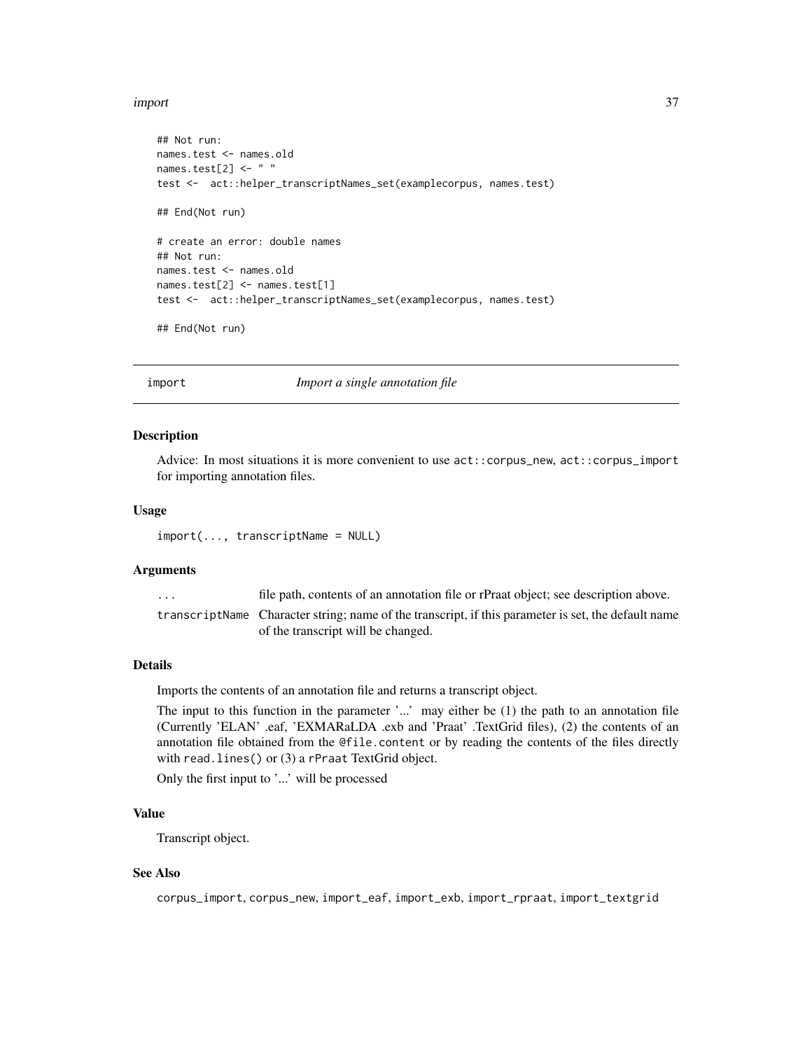```
## Not run:
names.test <- names.old
names.test[2] <- " "
test <-  act::helper_transcriptNames_set(examplecorpus, names.test)

## End(Not run)

# create an error: double names
## Not run:
names.test <- names.old
names.test[2] <- names.test[1]
test <-  act::helper_transcriptNames_set(examplecorpus, names.test)

## End(Not run)
```

---

## import — *Import a single annotation file*

### Description

Advice: In most situations it is more convenient to use `act::corpus_new`, `act::corpus_import` for importing annotation files.

### Usage

```
import(..., transcriptName = NULL)
```

### Arguments

| | |
|---|---|
| `...` | file path, contents of an annotation file or rPraat object; see description above. |
| `transcriptName` | Character string; name of the transcript, if this parameter is set, the default name of the transcript will be changed. |

### Details

Imports the contents of an annotation file and returns a transcript object.

The input to this function in the parameter '...' may either be (1) the path to an annotation file (Currently 'ELAN' .eaf, 'EXMARaLDA .exb and 'Praat' .TextGrid files), (2) the contents of an annotation file obtained from the `@file.content` or by reading the contents of the files directly with `read.lines()` or (3) a `rPraat` TextGrid object.

Only the first input to '...' will be processed

### Value

Transcript object.

### See Also

`corpus_import`, `corpus_new`, `import_eaf`, `import_exb`, `import_rpraat`, `import_textgrid`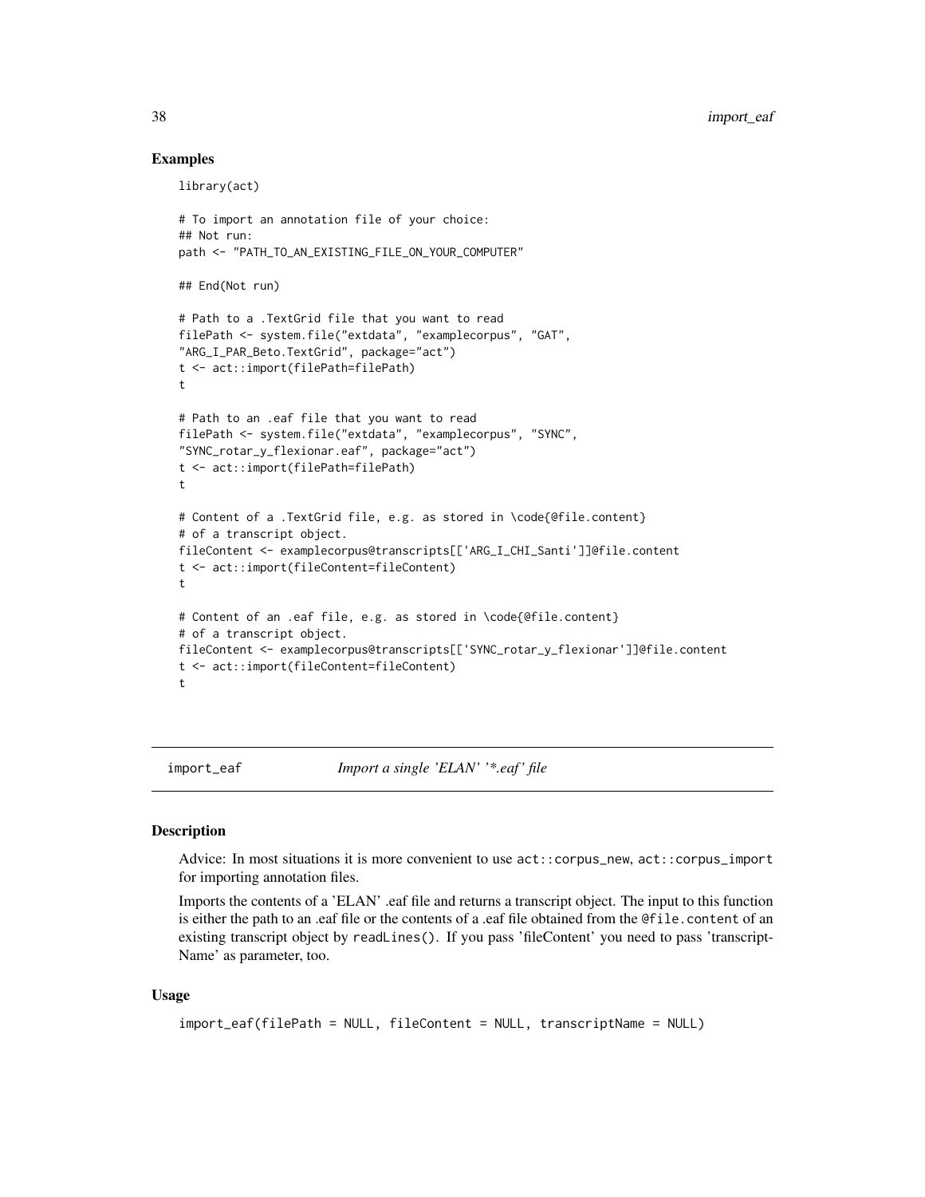## Examples

```
library(act)

# To import an annotation file of your choice:
## Not run:
path <- "PATH_TO_AN_EXISTING_FILE_ON_YOUR_COMPUTER"

## End(Not run)

# Path to a .TextGrid file that you want to read
filePath <- system.file("extdata", "examplecorpus", "GAT",
"ARG_I_PAR_Beto.TextGrid", package="act")
t <- act::import(filePath=filePath)
t

# Path to an .eaf file that you want to read
filePath <- system.file("extdata", "examplecorpus", "SYNC",
"SYNC_rotar_y_flexionar.eaf", package="act")
t <- act::import(filePath=filePath)
t

# Content of a .TextGrid file, e.g. as stored in \code{@file.content}
# of a transcript object.
fileContent <- examplecorpus@transcripts[['ARG_I_CHI_Santi']]@file.content
t <- act::import(fileContent=fileContent)
t

# Content of an .eaf file, e.g. as stored in \code{@file.content}
# of a transcript object.
fileContent <- examplecorpus@transcripts[['SYNC_rotar_y_flexionar']]@file.content
t <- act::import(fileContent=fileContent)
t
```

# import_eaf — *Import a single 'ELAN' '*.eaf' file*

## Description

Advice: In most situations it is more convenient to use `act::corpus_new`, `act::corpus_import` for importing annotation files.

Imports the contents of a 'ELAN' .eaf file and returns a transcript object. The input to this function is either the path to an .eaf file or the contents of a .eaf file obtained from the `@file.content` of an existing transcript object by `readLines()`. If you pass 'fileContent' you need to pass 'transcriptName' as parameter, too.

## Usage

```
import_eaf(filePath = NULL, fileContent = NULL, transcriptName = NULL)
```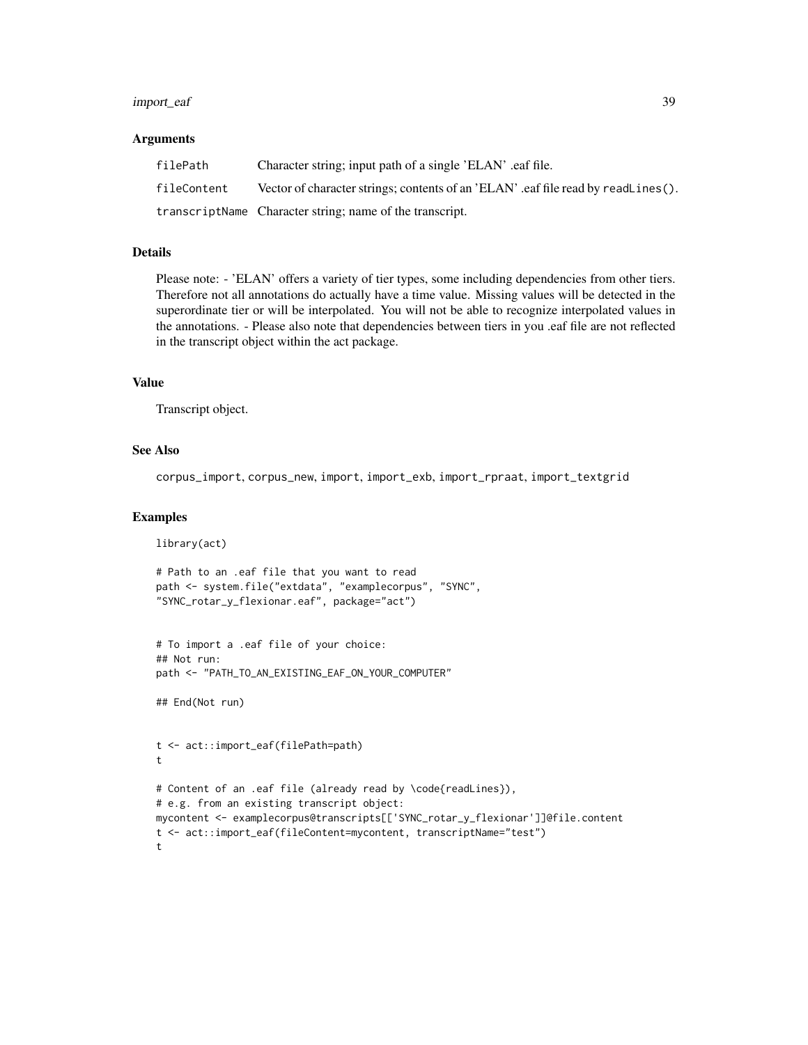## Arguments

| | |
|---|---|
| `filePath` | Character string; input path of a single 'ELAN' .eaf file. |
| `fileContent` | Vector of character strings; contents of an 'ELAN' .eaf file read by `readLines()`. |
| `transcriptName` | Character string; name of the transcript. |

## Details

Please note: - 'ELAN' offers a variety of tier types, some including dependencies from other tiers. Therefore not all annotations do actually have a time value. Missing values will be detected in the superordinate tier or will be interpolated. You will not be able to recognize interpolated values in the annotations. - Please also note that dependencies between tiers in you .eaf file are not reflected in the transcript object within the act package.

## Value

Transcript object.

## See Also

`corpus_import`, `corpus_new`, `import`, `import_exb`, `import_rpraat`, `import_textgrid`

## Examples

```
library(act)

# Path to an .eaf file that you want to read
path <- system.file("extdata", "examplecorpus", "SYNC",
"SYNC_rotar_y_flexionar.eaf", package="act")


# To import a .eaf file of your choice:
## Not run:
path <- "PATH_TO_AN_EXISTING_EAF_ON_YOUR_COMPUTER"

## End(Not run)


t <- act::import_eaf(filePath=path)
t

# Content of an .eaf file (already read by \code{readLines}),
# e.g. from an existing transcript object:
mycontent <- examplecorpus@transcripts[['SYNC_rotar_y_flexionar']]@file.content
t <- act::import_eaf(fileContent=mycontent, transcriptName="test")
t
```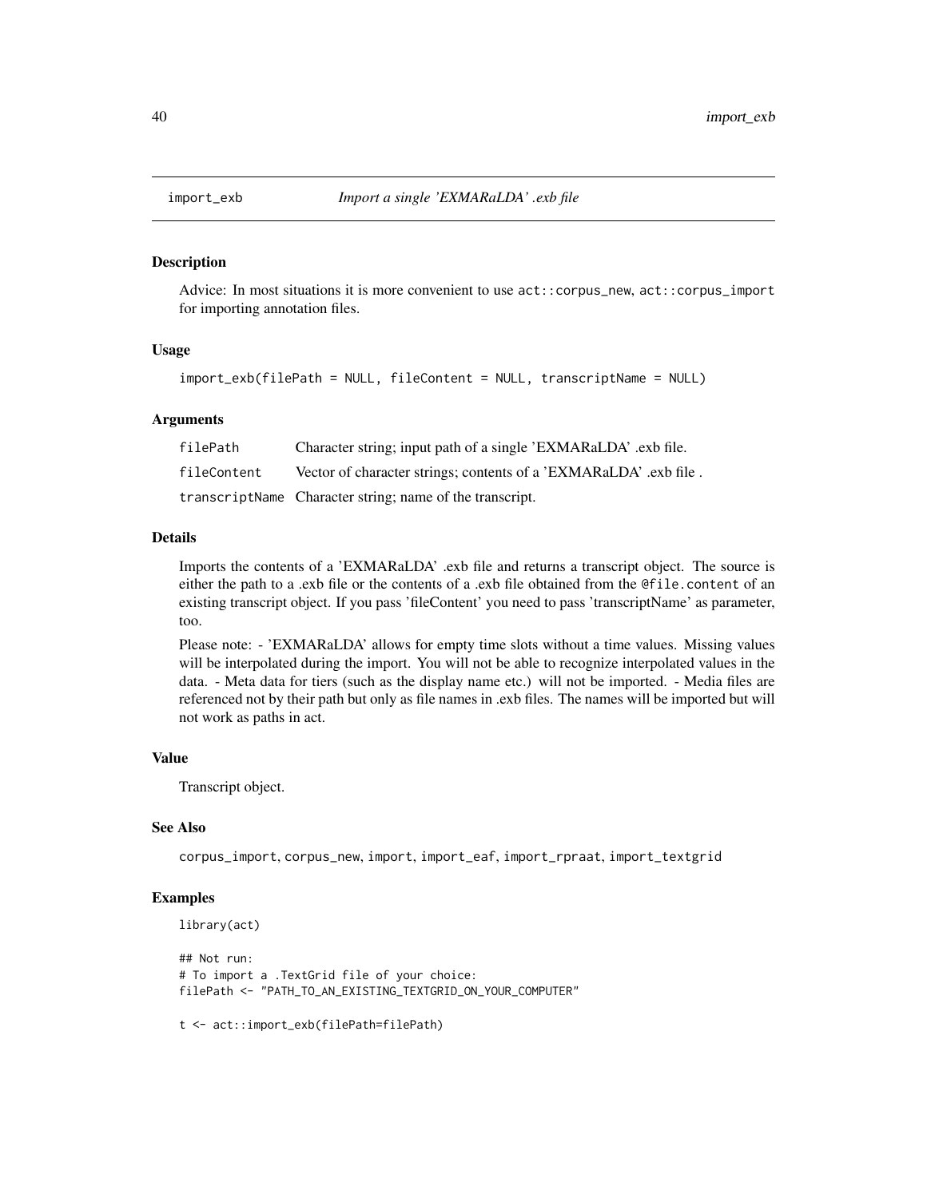## import_exb — *Import a single 'EXMARaLDA' .exb file*

### Description

Advice: In most situations it is more convenient to use `act::corpus_new`, `act::corpus_import` for importing annotation files.

### Usage

```
import_exb(filePath = NULL, fileContent = NULL, transcriptName = NULL)
```

### Arguments

| | |
|---|---|
| `filePath` | Character string; input path of a single 'EXMARaLDA' .exb file. |
| `fileContent` | Vector of character strings; contents of a 'EXMARaLDA' .exb file . |
| `transcriptName` | Character string; name of the transcript. |

### Details

Imports the contents of a 'EXMARaLDA' .exb file and returns a transcript object. The source is either the path to a .exb file or the contents of a .exb file obtained from the `@file.content` of an existing transcript object. If you pass 'fileContent' you need to pass 'transcriptName' as parameter, too.

Please note: - 'EXMARaLDA' allows for empty time slots without a time values. Missing values will be interpolated during the import. You will not be able to recognize interpolated values in the data. - Meta data for tiers (such as the display name etc.) will not be imported. - Media files are referenced not by their path but only as file names in .exb files. The names will be imported but will not work as paths in act.

### Value

Transcript object.

### See Also

`corpus_import`, `corpus_new`, `import`, `import_eaf`, `import_rpraat`, `import_textgrid`

### Examples

```
library(act)

## Not run:
# To import a .TextGrid file of your choice:
filePath <- "PATH_TO_AN_EXISTING_TEXTGRID_ON_YOUR_COMPUTER"

t <- act::import_exb(filePath=filePath)
```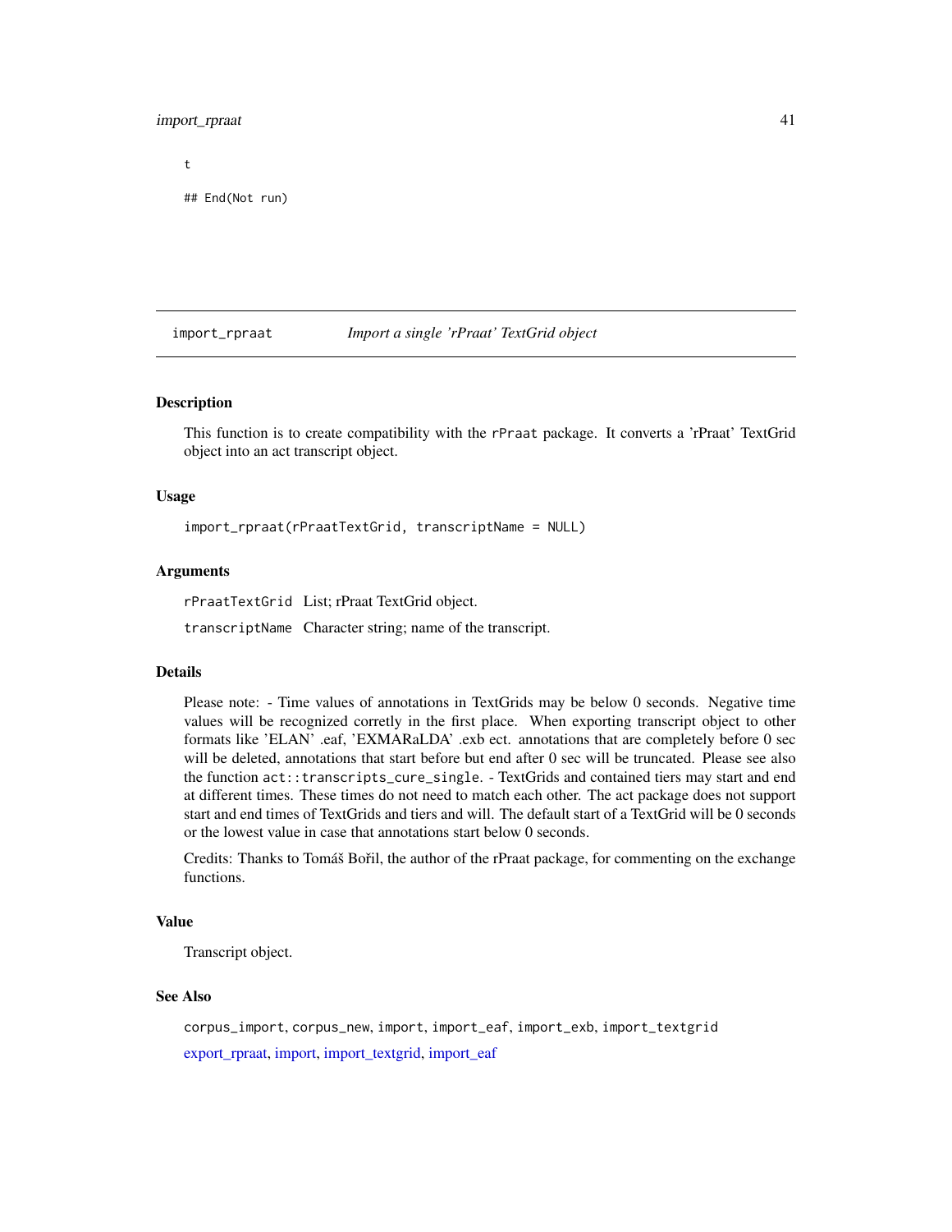```
t

## End(Not run)
```

## import_rpraat — *Import a single 'rPraat' TextGrid object*

### Description

This function is to create compatibility with the `rPraat` package. It converts a 'rPraat' TextGrid object into an act transcript object.

### Usage

```
import_rpraat(rPraatTextGrid, transcriptName = NULL)
```

### Arguments

`rPraatTextGrid` List; rPraat TextGrid object.

`transcriptName` Character string; name of the transcript.

### Details

Please note: - Time values of annotations in TextGrids may be below 0 seconds. Negative time values will be recognized corretly in the first place. When exporting transcript object to other formats like 'ELAN' .eaf, 'EXMARaLDA' .exb ect. annotations that are completely before 0 sec will be deleted, annotations that start before but end after 0 sec will be truncated. Please see also the function `act::transcripts_cure_single`. - TextGrids and contained tiers may start and end at different times. These times do not need to match each other. The act package does not support start and end times of TextGrids and tiers and will. The default start of a TextGrid will be 0 seconds or the lowest value in case that annotations start below 0 seconds.

Credits: Thanks to Tomáš Bořil, the author of the rPraat package, for commenting on the exchange functions.

### Value

Transcript object.

### See Also

`corpus_import`, `corpus_new`, `import`, `import_eaf`, `import_exb`, `import_textgrid`

export_rpraat, import, import_textgrid, import_eaf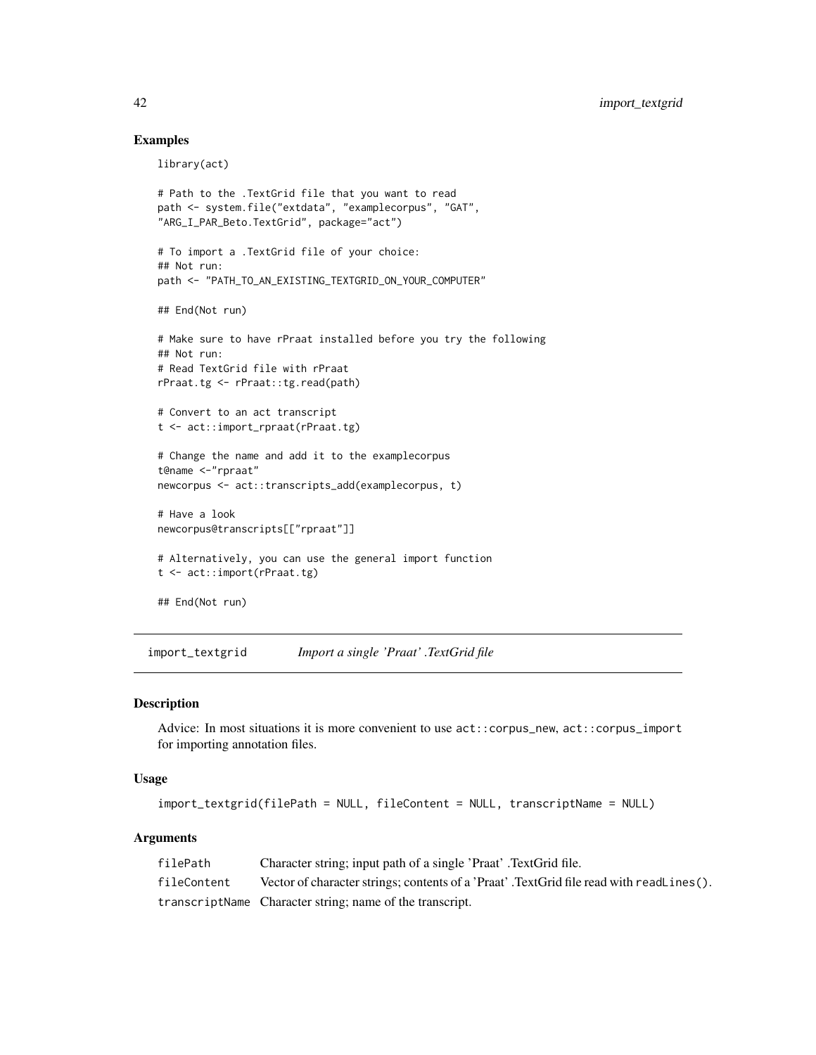## Examples

```
library(act)

# Path to the .TextGrid file that you want to read
path <- system.file("extdata", "examplecorpus", "GAT",
"ARG_I_PAR_Beto.TextGrid", package="act")

# To import a .TextGrid file of your choice:
## Not run:
path <- "PATH_TO_AN_EXISTING_TEXTGRID_ON_YOUR_COMPUTER"

## End(Not run)

# Make sure to have rPraat installed before you try the following
## Not run:
# Read TextGrid file with rPraat
rPraat.tg <- rPraat::tg.read(path)

# Convert to an act transcript
t <- act::import_rpraat(rPraat.tg)

# Change the name and add it to the examplecorpus
t@name <-"rpraat"
newcorpus <- act::transcripts_add(examplecorpus, t)

# Have a look
newcorpus@transcripts[["rpraat"]]

# Alternatively, you can use the general import function
t <- act::import(rPraat.tg)

## End(Not run)
```

---

# import_textgrid — *Import a single 'Praat' .TextGrid file*

## Description

Advice: In most situations it is more convenient to use `act::corpus_new`, `act::corpus_import` for importing annotation files.

## Usage

```
import_textgrid(filePath = NULL, fileContent = NULL, transcriptName = NULL)
```

## Arguments

| | |
|---|---|
| filePath | Character string; input path of a single 'Praat' .TextGrid file. |
| fileContent | Vector of character strings; contents of a 'Praat' .TextGrid file read with `readLines()`. |
| transcriptName | Character string; name of the transcript. |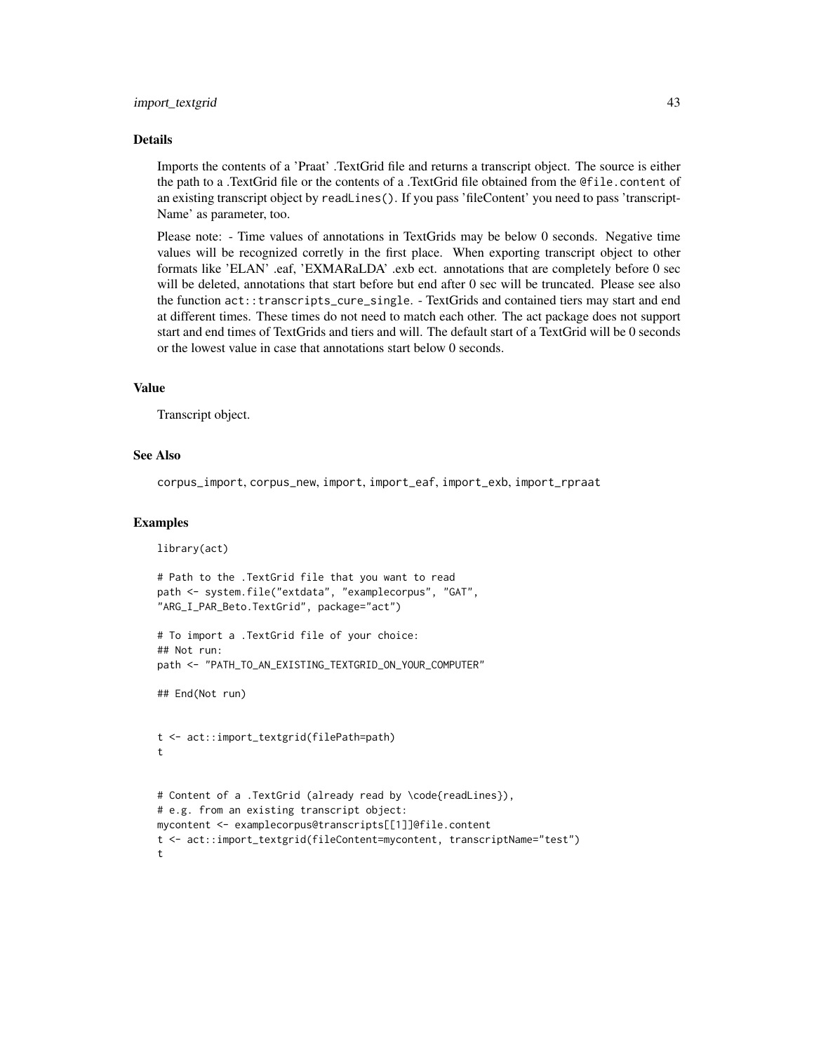### Details

Imports the contents of a 'Praat' .TextGrid file and returns a transcript object. The source is either the path to a .TextGrid file or the contents of a .TextGrid file obtained from the `@file.content` of an existing transcript object by `readLines()`. If you pass 'fileContent' you need to pass 'transcriptName' as parameter, too.

Please note: - Time values of annotations in TextGrids may be below 0 seconds. Negative time values will be recognized corretly in the first place. When exporting transcript object to other formats like 'ELAN' .eaf, 'EXMARaLDA' .exb ect. annotations that are completely before 0 sec will be deleted, annotations that start before but end after 0 sec will be truncated. Please see also the function `act::transcripts_cure_single`. - TextGrids and contained tiers may start and end at different times. These times do not need to match each other. The act package does not support start and end times of TextGrids and tiers and will. The default start of a TextGrid will be 0 seconds or the lowest value in case that annotations start below 0 seconds.

### Value

Transcript object.

### See Also

`corpus_import`, `corpus_new`, `import`, `import_eaf`, `import_exb`, `import_rpraat`

### Examples

```
library(act)

# Path to the .TextGrid file that you want to read
path <- system.file("extdata", "examplecorpus", "GAT",
"ARG_I_PAR_Beto.TextGrid", package="act")

# To import a .TextGrid file of your choice:
## Not run:
path <- "PATH_TO_AN_EXISTING_TEXTGRID_ON_YOUR_COMPUTER"

## End(Not run)


t <- act::import_textgrid(filePath=path)
t


# Content of a .TextGrid (already read by \code{readLines}),
# e.g. from an existing transcript object:
mycontent <- examplecorpus@transcripts[[1]]@file.content
t <- act::import_textgrid(fileContent=mycontent, transcriptName="test")
t
```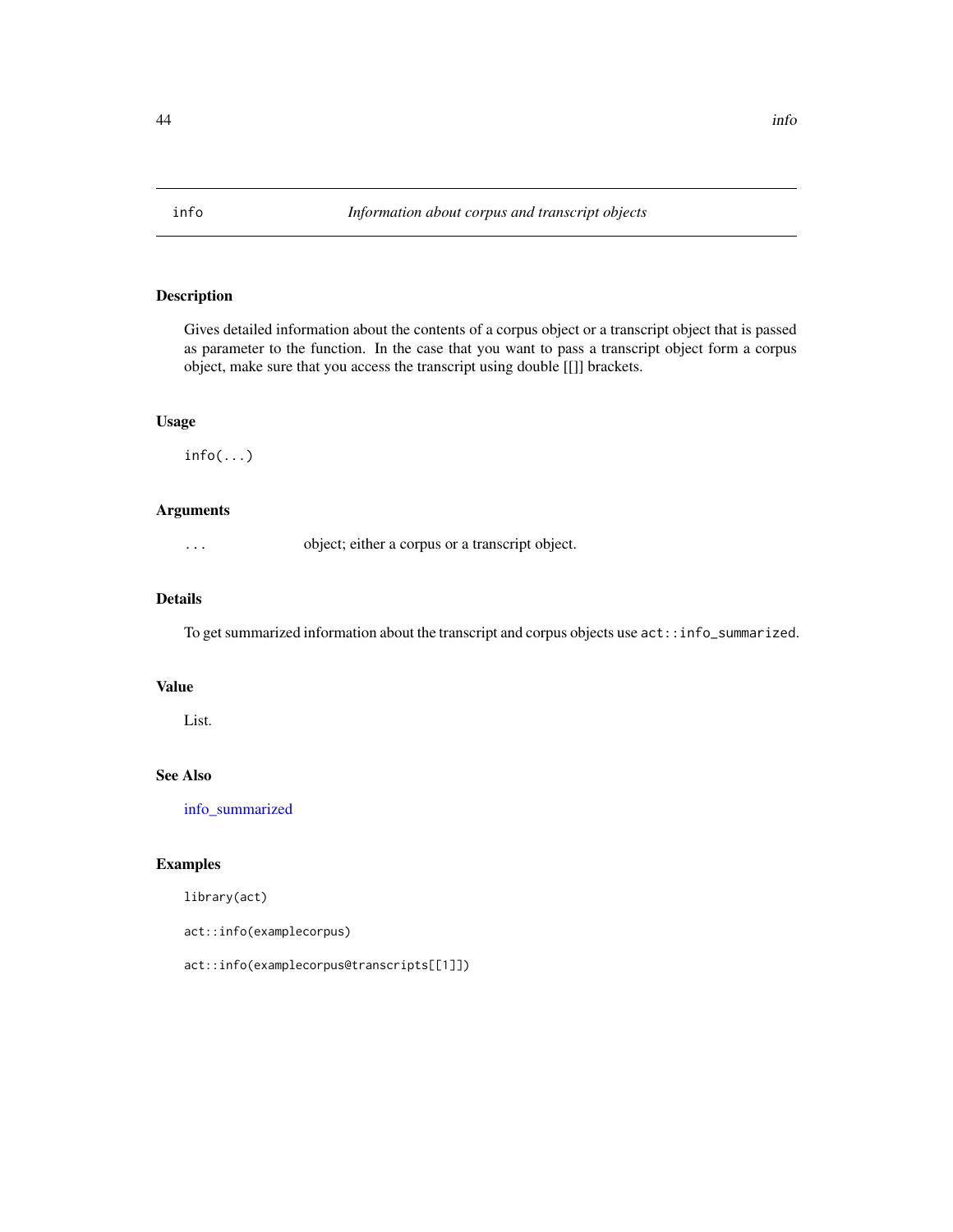## info — *Information about corpus and transcript objects*

### Description

Gives detailed information about the contents of a corpus object or a transcript object that is passed as parameter to the function. In the case that you want to pass a transcript object form a corpus object, make sure that you access the transcript using double [[]] brackets.

### Usage

```
info(...)
```

### Arguments

| | |
|---|---|
| ... | object; either a corpus or a transcript object. |

### Details

To get summarized information about the transcript and corpus objects use `act::info_summarized`.

### Value

List.

### See Also

info_summarized

### Examples

```
library(act)

act::info(examplecorpus)

act::info(examplecorpus@transcripts[[1]])
```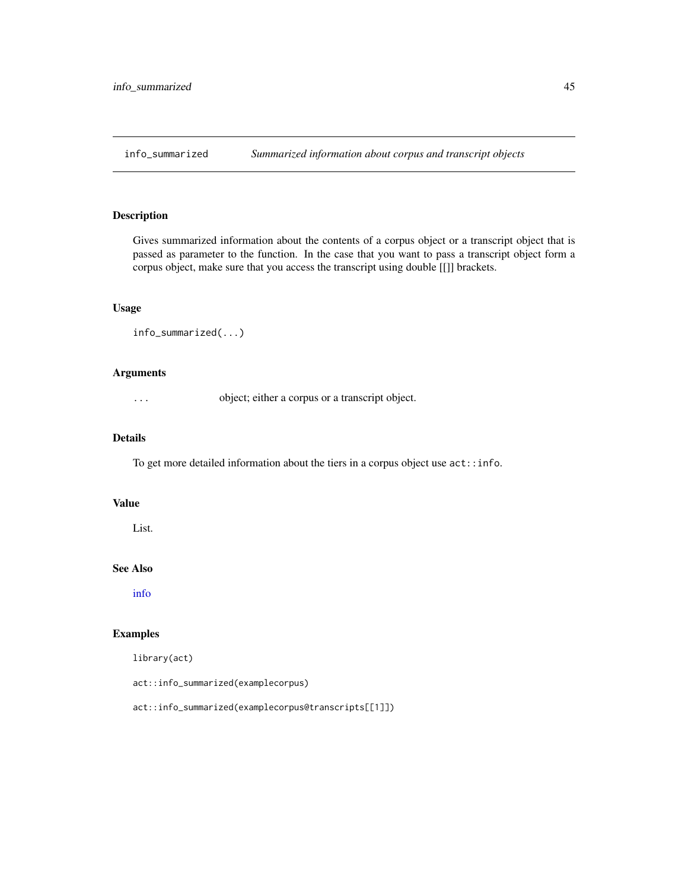# info_summarized — *Summarized information about corpus and transcript objects*

## Description

Gives summarized information about the contents of a corpus object or a transcript object that is passed as parameter to the function. In the case that you want to pass a transcript object form a corpus object, make sure that you access the transcript using double [[]] brackets.

## Usage

```
info_summarized(...)
```

## Arguments

| | |
|---|---|
| ... | object; either a corpus or a transcript object. |

## Details

To get more detailed information about the tiers in a corpus object use `act::info`.

## Value

List.

## See Also

info

## Examples

```
library(act)

act::info_summarized(examplecorpus)

act::info_summarized(examplecorpus@transcripts[[1]])
```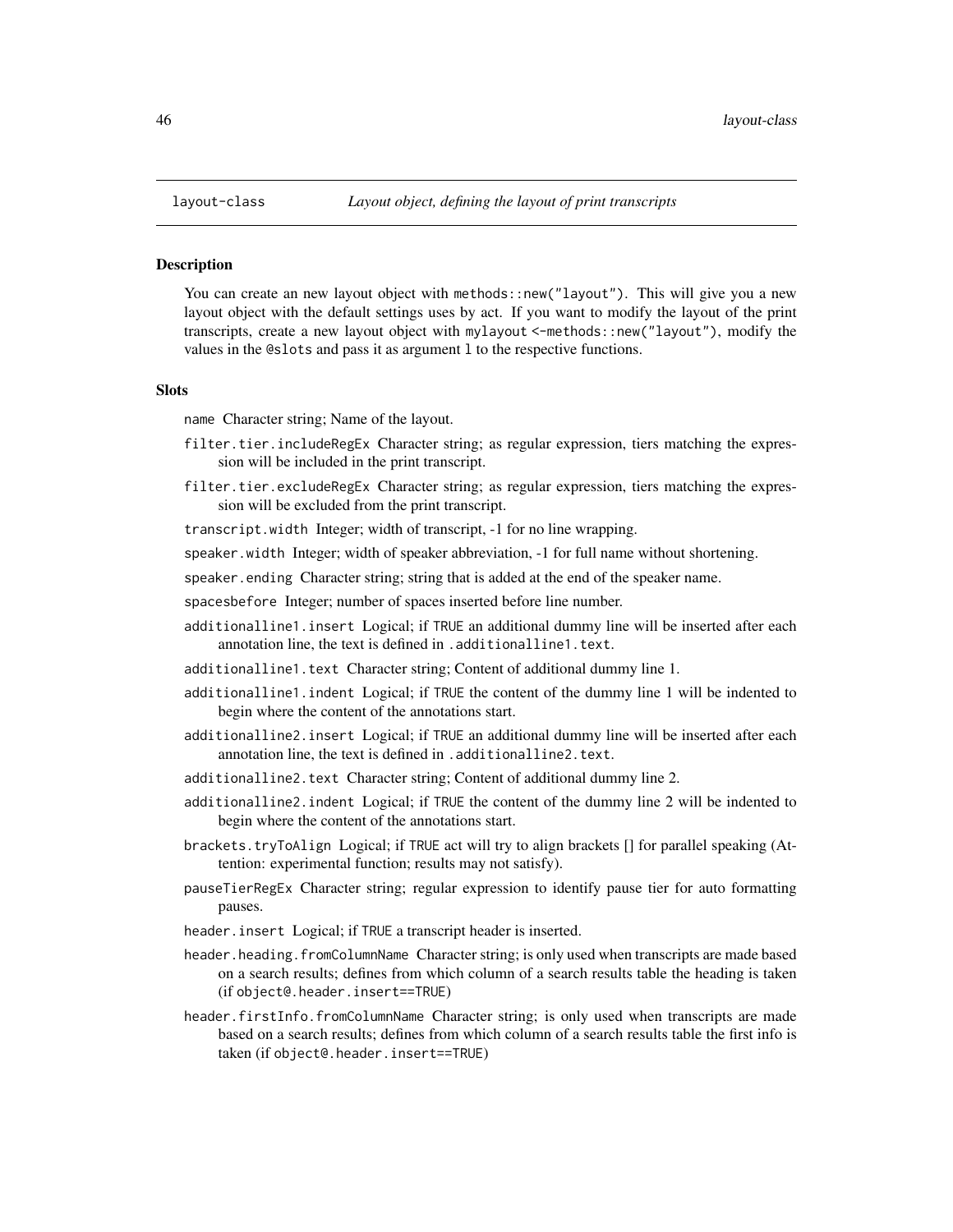# layout-class *Layout object, defining the layout of print transcripts*

## Description

You can create an new layout object with `methods::new("layout")`. This will give you a new layout object with the default settings uses by act. If you want to modify the layout of the print transcripts, create a new layout object with `mylayout <-methods::new("layout")`, modify the values in the `@slots` and pass it as argument `l` to the respective functions.

## Slots

`name` Character string; Name of the layout.

`filter.tier.includeRegEx` Character string; as regular expression, tiers matching the expression will be included in the print transcript.

`filter.tier.excludeRegEx` Character string; as regular expression, tiers matching the expression will be excluded from the print transcript.

`transcript.width` Integer; width of transcript, -1 for no line wrapping.

`speaker.width` Integer; width of speaker abbreviation, -1 for full name without shortening.

`speaker.ending` Character string; string that is added at the end of the speaker name.

`spacesbefore` Integer; number of spaces inserted before line number.

`additionalline1.insert` Logical; if `TRUE` an additional dummy line will be inserted after each annotation line, the text is defined in `.additionalline1.text`.

`additionalline1.text` Character string; Content of additional dummy line 1.

`additionalline1.indent` Logical; if `TRUE` the content of the dummy line 1 will be indented to begin where the content of the annotations start.

`additionalline2.insert` Logical; if `TRUE` an additional dummy line will be inserted after each annotation line, the text is defined in `.additionalline2.text`.

`additionalline2.text` Character string; Content of additional dummy line 2.

`additionalline2.indent` Logical; if `TRUE` the content of the dummy line 2 will be indented to begin where the content of the annotations start.

`brackets.tryToAlign` Logical; if `TRUE` act will try to align brackets [] for parallel speaking (Attention: experimental function; results may not satisfy).

`pauseTierRegEx` Character string; regular expression to identify pause tier for auto formatting pauses.

`header.insert` Logical; if `TRUE` a transcript header is inserted.

`header.heading.fromColumnName` Character string; is only used when transcripts are made based on a search results; defines from which column of a search results table the heading is taken (if `object@.header.insert==TRUE`)

`header.firstInfo.fromColumnName` Character string; is only used when transcripts are made based on a search results; defines from which column of a search results table the first info is taken (if `object@.header.insert==TRUE`)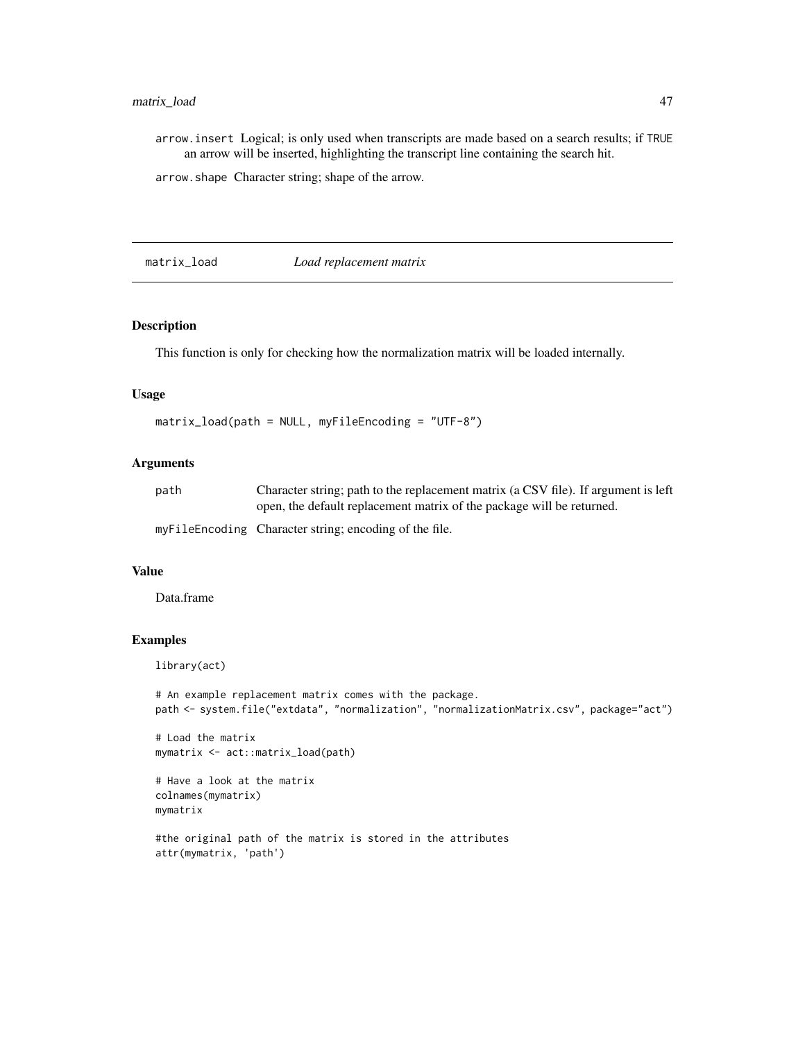arrow.insert Logical; is only used when transcripts are made based on a search results; if TRUE an arrow will be inserted, highlighting the transcript line containing the search hit.

arrow.shape Character string; shape of the arrow.

---

## matrix_load *Load replacement matrix*

### Description

This function is only for checking how the normalization matrix will be loaded internally.

### Usage

```
matrix_load(path = NULL, myFileEncoding = "UTF-8")
```

### Arguments

| | |
|---|---|
| path | Character string; path to the replacement matrix (a CSV file). If argument is left open, the default replacement matrix of the package will be returned. |
| myFileEncoding | Character string; encoding of the file. |

### Value

Data.frame

### Examples

```
library(act)

# An example replacement matrix comes with the package.
path <- system.file("extdata", "normalization", "normalizationMatrix.csv", package="act")

# Load the matrix
mymatrix <- act::matrix_load(path)

# Have a look at the matrix
colnames(mymatrix)
mymatrix

#the original path of the matrix is stored in the attributes
attr(mymatrix, 'path')
```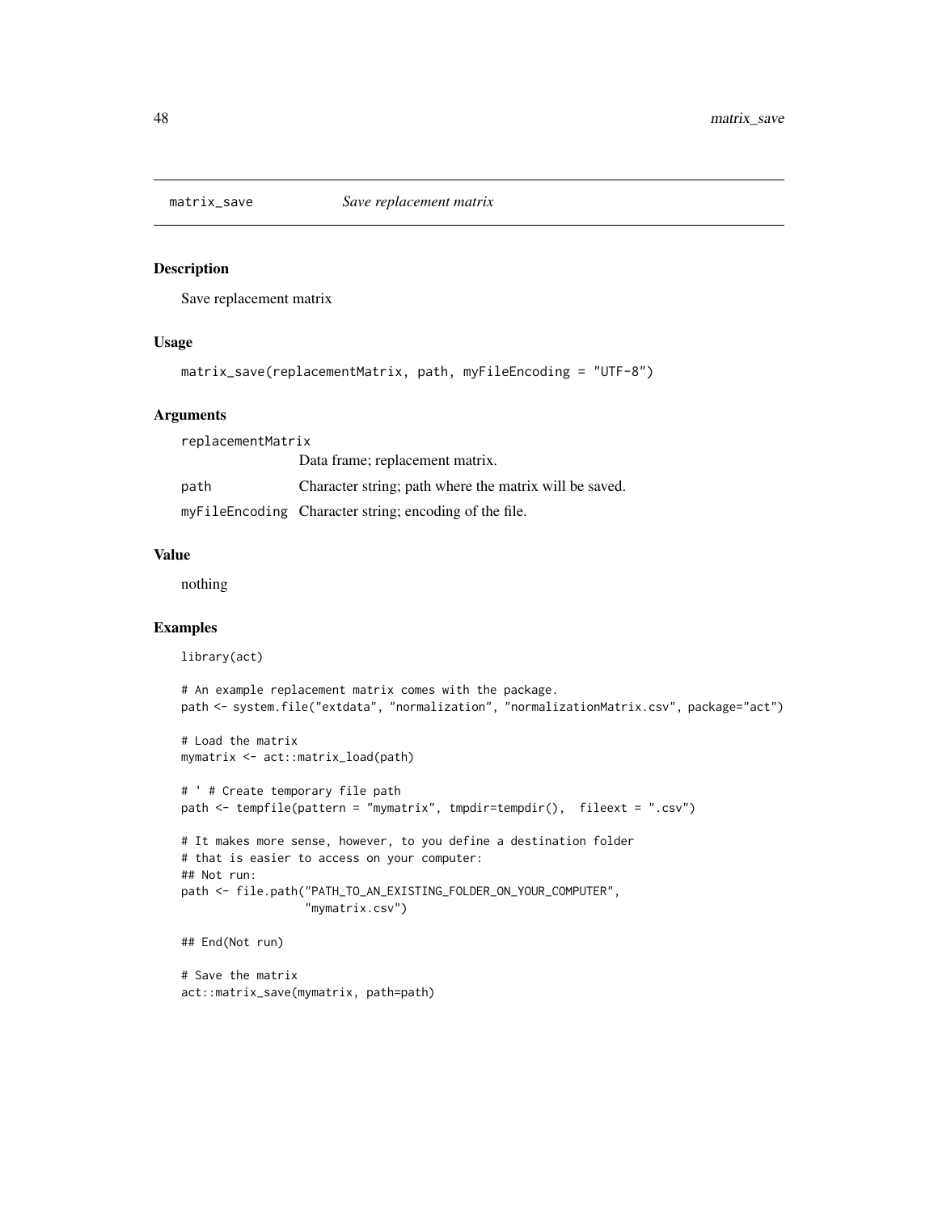# matrix_save *Save replacement matrix*

## Description

Save replacement matrix

## Usage

```
matrix_save(replacementMatrix, path, myFileEncoding = "UTF-8")
```

## Arguments

| | |
|---|---|
| replacementMatrix | Data frame; replacement matrix. |
| path | Character string; path where the matrix will be saved. |
| myFileEncoding | Character string; encoding of the file. |

## Value

nothing

## Examples

```
library(act)

# An example replacement matrix comes with the package.
path <- system.file("extdata", "normalization", "normalizationMatrix.csv", package="act")

# Load the matrix
mymatrix <- act::matrix_load(path)

# ' # Create temporary file path
path <- tempfile(pattern = "mymatrix", tmpdir=tempdir(),  fileext = ".csv")

# It makes more sense, however, to you define a destination folder
# that is easier to access on your computer:
## Not run:
path <- file.path("PATH_TO_AN_EXISTING_FOLDER_ON_YOUR_COMPUTER",
                  "mymatrix.csv")

## End(Not run)

# Save the matrix
act::matrix_save(mymatrix, path=path)
```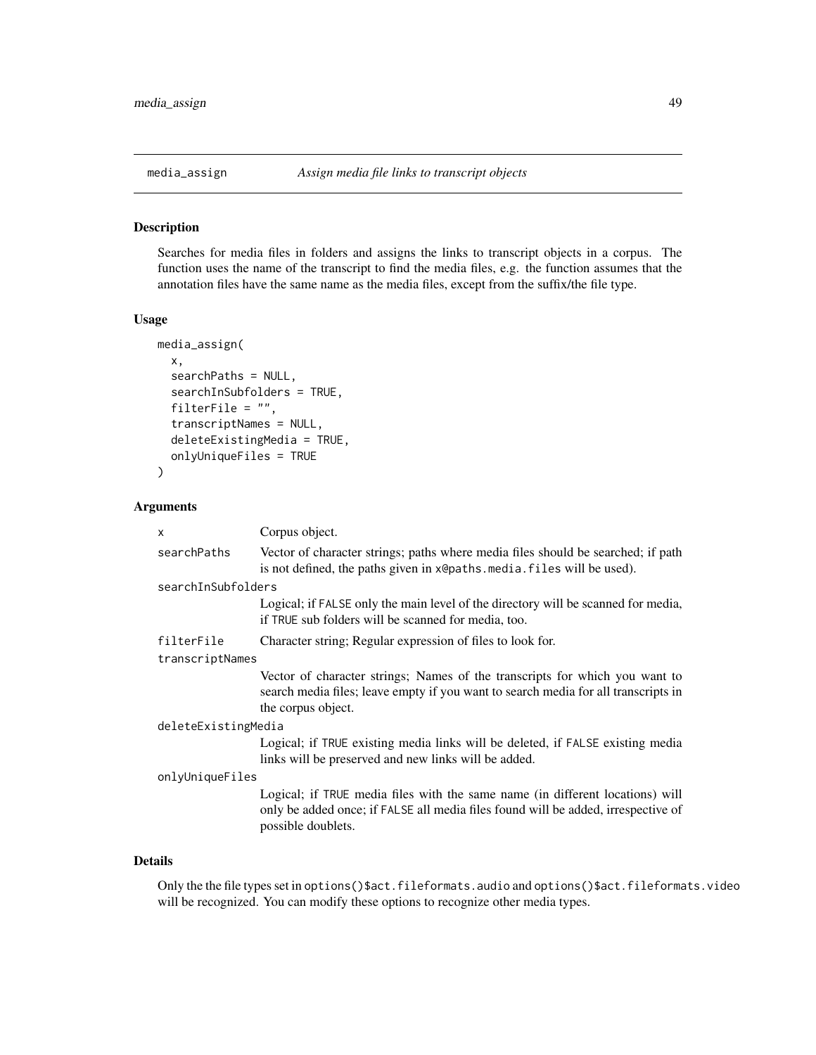# media_assign    *Assign media file links to transcript objects*

## Description

Searches for media files in folders and assigns the links to transcript objects in a corpus. The function uses the name of the transcript to find the media files, e.g. the function assumes that the annotation files have the same name as the media files, except from the suffix/the file type.

## Usage

```
media_assign(
  x,
  searchPaths = NULL,
  searchInSubfolders = TRUE,
  filterFile = "",
  transcriptNames = NULL,
  deleteExistingMedia = TRUE,
  onlyUniqueFiles = TRUE
)
```

## Arguments

| | |
|---|---|
| `x` | Corpus object. |
| `searchPaths` | Vector of character strings; paths where media files should be searched; if path is not defined, the paths given in `x@paths.media.files` will be used). |
| `searchInSubfolders` | Logical; if `FALSE` only the main level of the directory will be scanned for media, if `TRUE` sub folders will be scanned for media, too. |
| `filterFile` | Character string; Regular expression of files to look for. |
| `transcriptNames` | Vector of character strings; Names of the transcripts for which you want to search media files; leave empty if you want to search media for all transcripts in the corpus object. |
| `deleteExistingMedia` | Logical; if `TRUE` existing media links will be deleted, if `FALSE` existing media links will be preserved and new links will be added. |
| `onlyUniqueFiles` | Logical; if `TRUE` media files with the same name (in different locations) will only be added once; if `FALSE` all media files found will be added, irrespective of possible doublets. |

## Details

Only the the file types set in `options()$act.fileformats.audio` and `options()$act.fileformats.video` will be recognized. You can modify these options to recognize other media types.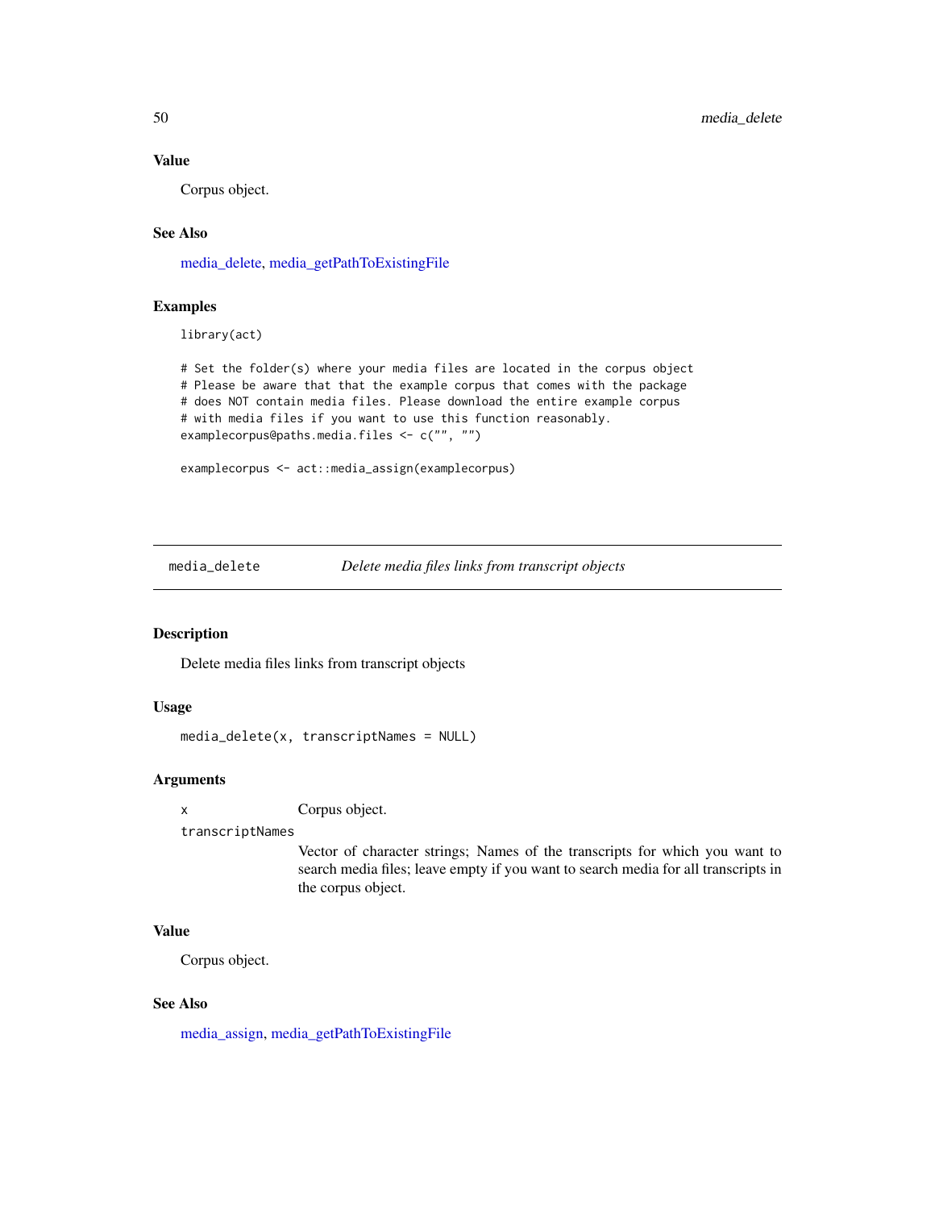### Value

Corpus object.

### See Also

media_delete, media_getPathToExistingFile

### Examples

```
library(act)

# Set the folder(s) where your media files are located in the corpus object
# Please be aware that that the example corpus that comes with the package
# does NOT contain media files. Please download the entire example corpus
# with media files if you want to use this function reasonably.
examplecorpus@paths.media.files <- c("", "")

examplecorpus <- act::media_assign(examplecorpus)
```

---

## media_delete *Delete media files links from transcript objects*

### Description

Delete media files links from transcript objects

### Usage

```
media_delete(x, transcriptNames = NULL)
```

### Arguments

| | |
|---|---|
| x | Corpus object. |
| transcriptNames | Vector of character strings; Names of the transcripts for which you want to search media files; leave empty if you want to search media for all transcripts in the corpus object. |

### Value

Corpus object.

### See Also

media_assign, media_getPathToExistingFile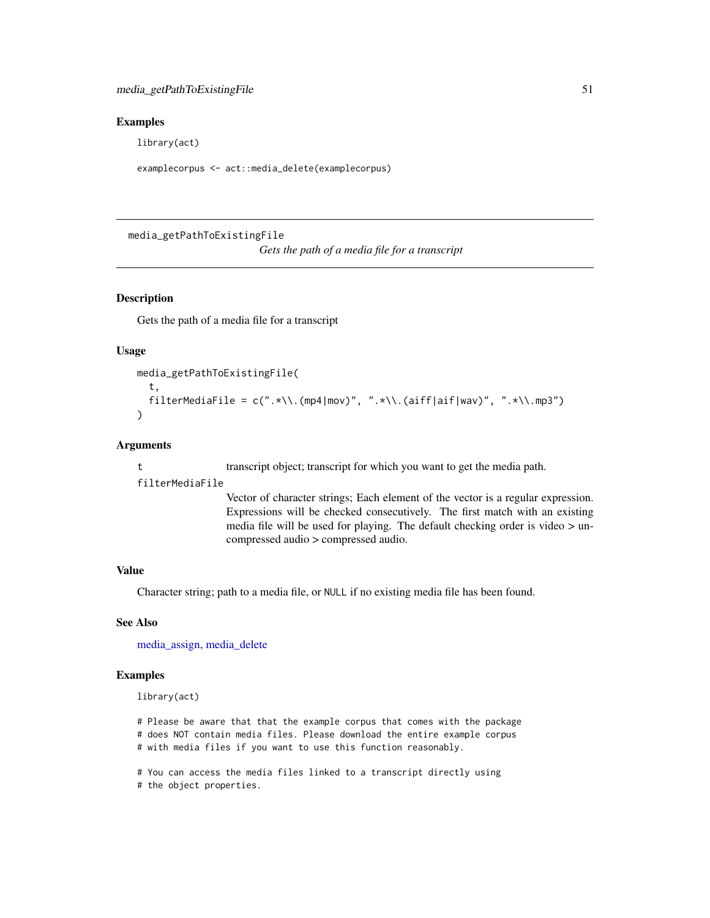## Examples

```
library(act)

examplecorpus <- act::media_delete(examplecorpus)
```

---

# media_getPathToExistingFile

*Gets the path of a media file for a transcript*

---

## Description

Gets the path of a media file for a transcript

## Usage

```
media_getPathToExistingFile(
  t,
  filterMediaFile = c(".*\\.(mp4|mov)", ".*\\.(aiff|aif|wav)", ".*\\.mp3")
)
```

## Arguments

`t` transcript object; transcript for which you want to get the media path.

`filterMediaFile` Vector of character strings; Each element of the vector is a regular expression. Expressions will be checked consecutively. The first match with an existing media file will be used for playing. The default checking order is video > uncompressed audio > compressed audio.

## Value

Character string; path to a media file, or `NULL` if no existing media file has been found.

## See Also

media_assign, media_delete

## Examples

```
library(act)

# Please be aware that that the example corpus that comes with the package
# does NOT contain media files. Please download the entire example corpus
# with media files if you want to use this function reasonably.

# You can access the media files linked to a transcript directly using
# the object properties.
```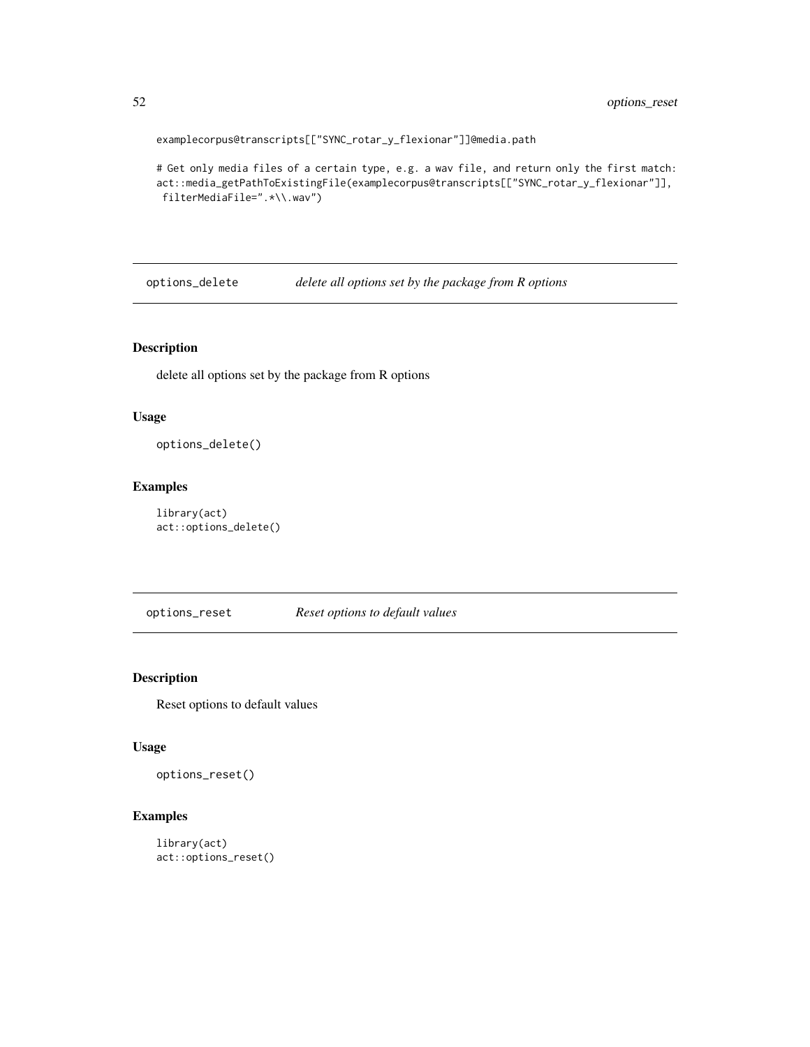```
examplecorpus@transcripts[["SYNC_rotar_y_flexionar"]]@media.path

# Get only media files of a certain type, e.g. a wav file, and return only the first match:
act::media_getPathToExistingFile(examplecorpus@transcripts[["SYNC_rotar_y_flexionar"]],
 filterMediaFile=".*\\.wav")
```

## options_delete — *delete all options set by the package from R options*

### Description

delete all options set by the package from R options

### Usage

```
options_delete()
```

### Examples

```
library(act)
act::options_delete()
```

## options_reset — *Reset options to default values*

### Description

Reset options to default values

### Usage

```
options_reset()
```

### Examples

```
library(act)
act::options_reset()
```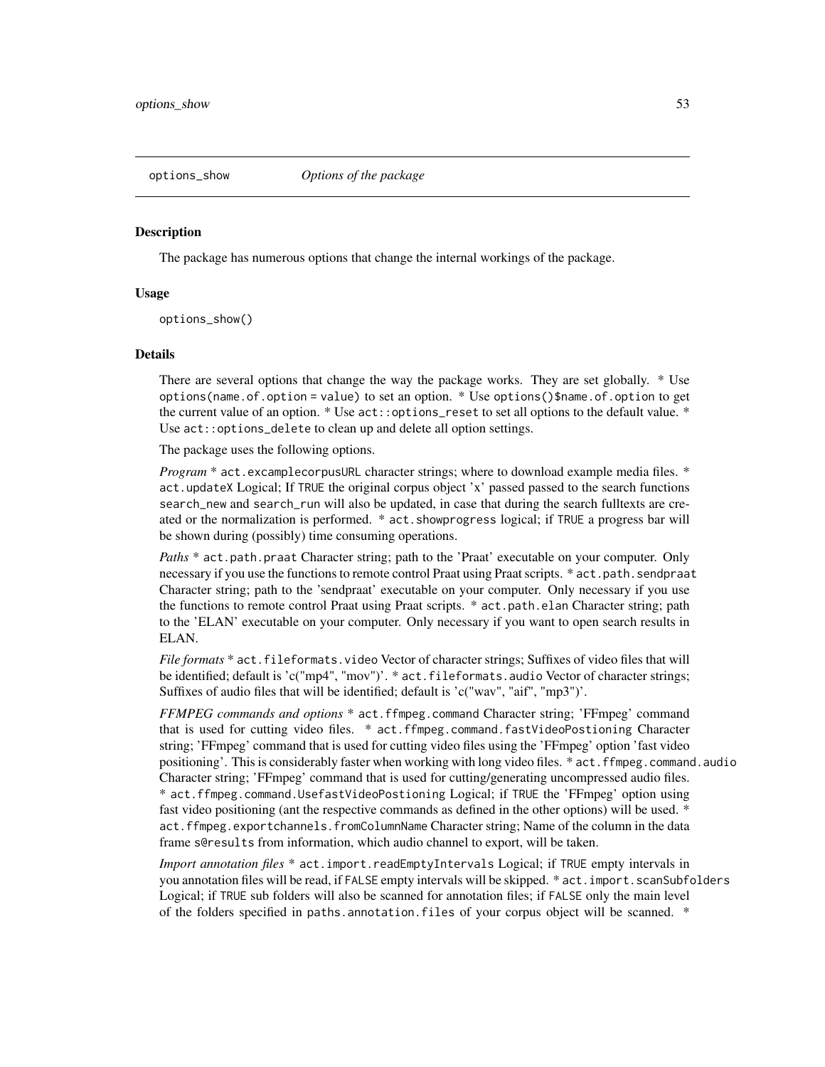options_show *Options of the package*

## Description

The package has numerous options that change the internal workings of the package.

## Usage

```
options_show()
```

## Details

There are several options that change the way the package works. They are set globally. * Use `options(name.of.option = value)` to set an option. * Use `options()$name.of.option` to get the current value of an option. * Use `act::options_reset` to set all options to the default value. * Use `act::options_delete` to clean up and delete all option settings.

The package uses the following options.

*Program* * `act.excamplecorpusURL` character strings; where to download example media files. * `act.updateX` Logical; If `TRUE` the original corpus object 'x' passed passed to the search functions `search_new` and `search_run` will also be updated, in case that during the search fulltexts are created or the normalization is performed. * `act.showprogress` logical; if `TRUE` a progress bar will be shown during (possibly) time consuming operations.

*Paths* * `act.path.praat` Character string; path to the 'Praat' executable on your computer. Only necessary if you use the functions to remote control Praat using Praat scripts. * `act.path.sendpraat` Character string; path to the 'sendpraat' executable on your computer. Only necessary if you use the functions to remote control Praat using Praat scripts. * `act.path.elan` Character string; path to the 'ELAN' executable on your computer. Only necessary if you want to open search results in ELAN.

*File formats* * `act.fileformats.video` Vector of character strings; Suffixes of video files that will be identified; default is 'c("mp4", "mov")'. * `act.fileformats.audio` Vector of character strings; Suffixes of audio files that will be identified; default is 'c("wav", "aif", "mp3")'.

*FFMPEG commands and options* * `act.ffmpeg.command` Character string; 'FFmpeg' command that is used for cutting video files. * `act.ffmpeg.command.fastVideoPostioning` Character string; 'FFmpeg' command that is used for cutting video files using the 'FFmpeg' option 'fast video positioning'. This is considerably faster when working with long video files. * `act.ffmpeg.command.audio` Character string; 'FFmpeg' command that is used for cutting/generating uncompressed audio files. * `act.ffmpeg.command.UsefastVideoPostioning` Logical; if `TRUE` the 'FFmpeg' option using fast video positioning (ant the respective commands as defined in the other options) will be used. * `act.ffmpeg.exportchannels.fromColumnName` Character string; Name of the column in the data frame `s@results` from information, which audio channel to export, will be taken.

*Import annotation files* * `act.import.readEmptyIntervals` Logical; if `TRUE` empty intervals in you annotation files will be read, if `FALSE` empty intervals will be skipped. * `act.import.scanSubfolders` Logical; if `TRUE` sub folders will also be scanned for annotation files; if `FALSE` only the main level of the folders specified in `paths.annotation.files` of your corpus object will be scanned. *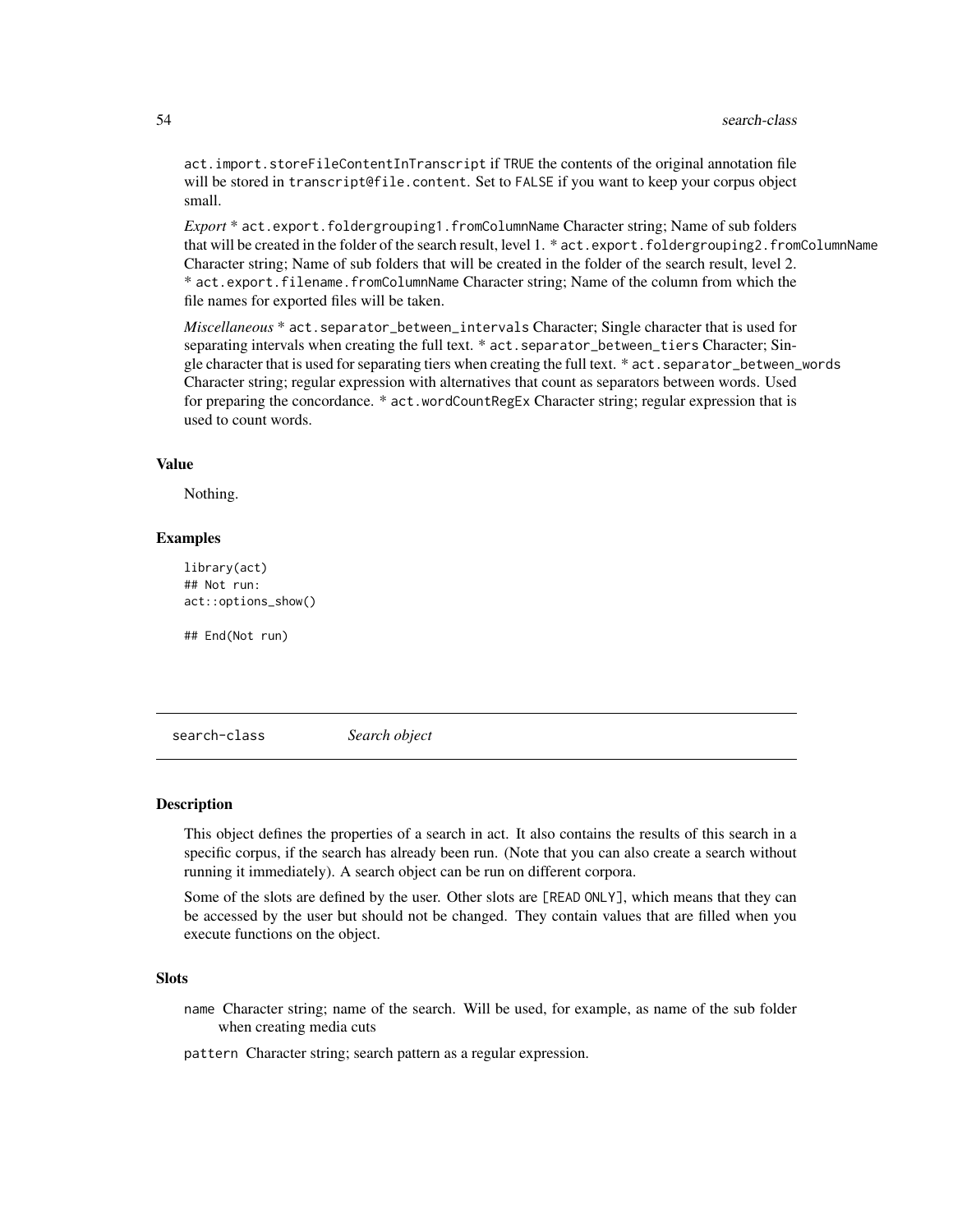act.import.storeFileContentInTranscript if TRUE the contents of the original annotation file will be stored in transcript@file.content. Set to FALSE if you want to keep your corpus object small.

*Export* * act.export.foldergrouping1.fromColumnName Character string; Name of sub folders that will be created in the folder of the search result, level 1. * act.export.foldergrouping2.fromColumnName Character string; Name of sub folders that will be created in the folder of the search result, level 2. * act.export.filename.fromColumnName Character string; Name of the column from which the file names for exported files will be taken.

*Miscellaneous* * act.separator_between_intervals Character; Single character that is used for separating intervals when creating the full text. * act.separator_between_tiers Character; Single character that is used for separating tiers when creating the full text. * act.separator_between_words Character string; regular expression with alternatives that count as separators between words. Used for preparing the concordance. * act.wordCountRegEx Character string; regular expression that is used to count words.

## Value

Nothing.

## Examples

```
library(act)
## Not run:
act::options_show()

## End(Not run)
```

---

# search-class *Search object*

## Description

This object defines the properties of a search in act. It also contains the results of this search in a specific corpus, if the search has already been run. (Note that you can also create a search without running it immediately). A search object can be run on different corpora.

Some of the slots are defined by the user. Other slots are [READ ONLY], which means that they can be accessed by the user but should not be changed. They contain values that are filled when you execute functions on the object.

## Slots

name Character string; name of the search. Will be used, for example, as name of the sub folder when creating media cuts

pattern Character string; search pattern as a regular expression.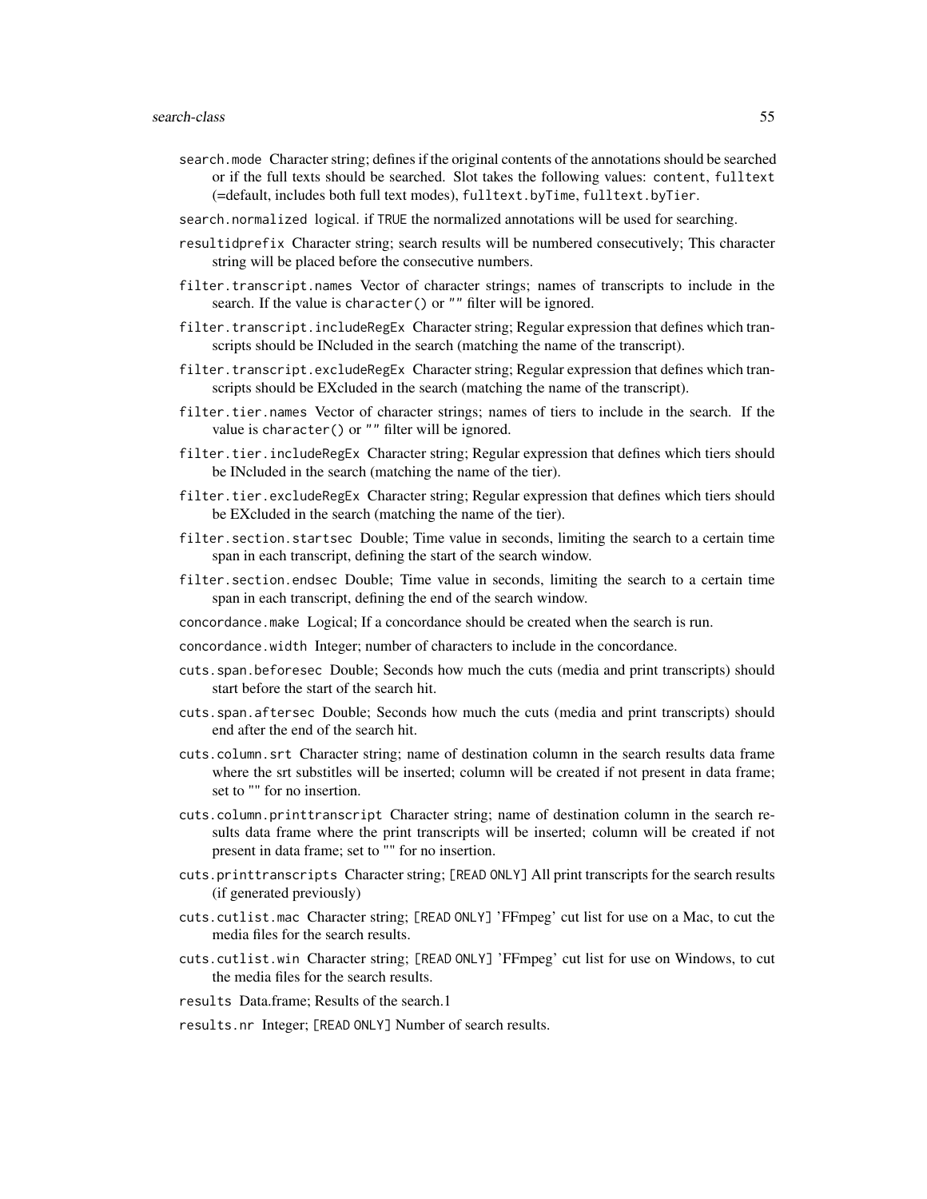`search.mode` Character string; defines if the original contents of the annotations should be searched or if the full texts should be searched. Slot takes the following values: `content`, `fulltext` (=default, includes both full text modes), `fulltext.byTime`, `fulltext.byTier`.

`search.normalized` logical. if `TRUE` the normalized annotations will be used for searching.

`resultidprefix` Character string; search results will be numbered consecutively; This character string will be placed before the consecutive numbers.

`filter.transcript.names` Vector of character strings; names of transcripts to include in the search. If the value is `character()` or `""` filter will be ignored.

`filter.transcript.includeRegEx` Character string; Regular expression that defines which transcripts should be INcluded in the search (matching the name of the transcript).

`filter.transcript.excludeRegEx` Character string; Regular expression that defines which transcripts should be EXcluded in the search (matching the name of the transcript).

`filter.tier.names` Vector of character strings; names of tiers to include in the search. If the value is `character()` or `""` filter will be ignored.

`filter.tier.includeRegEx` Character string; Regular expression that defines which tiers should be INcluded in the search (matching the name of the tier).

`filter.tier.excludeRegEx` Character string; Regular expression that defines which tiers should be EXcluded in the search (matching the name of the tier).

`filter.section.startsec` Double; Time value in seconds, limiting the search to a certain time span in each transcript, defining the start of the search window.

`filter.section.endsec` Double; Time value in seconds, limiting the search to a certain time span in each transcript, defining the end of the search window.

`concordance.make` Logical; If a concordance should be created when the search is run.

`concordance.width` Integer; number of characters to include in the concordance.

`cuts.span.beforesec` Double; Seconds how much the cuts (media and print transcripts) should start before the start of the search hit.

`cuts.span.aftersec` Double; Seconds how much the cuts (media and print transcripts) should end after the end of the search hit.

`cuts.column.srt` Character string; name of destination column in the search results data frame where the srt substitles will be inserted; column will be created if not present in data frame; set to "" for no insertion.

`cuts.column.printtranscript` Character string; name of destination column in the search results data frame where the print transcripts will be inserted; column will be created if not present in data frame; set to "" for no insertion.

`cuts.printtranscripts` Character string; `[READ ONLY]` All print transcripts for the search results (if generated previously)

`cuts.cutlist.mac` Character string; `[READ ONLY]` 'FFmpeg' cut list for use on a Mac, to cut the media files for the search results.

`cuts.cutlist.win` Character string; `[READ ONLY]` 'FFmpeg' cut list for use on Windows, to cut the media files for the search results.

`results` Data.frame; Results of the search.1

`results.nr` Integer; `[READ ONLY]` Number of search results.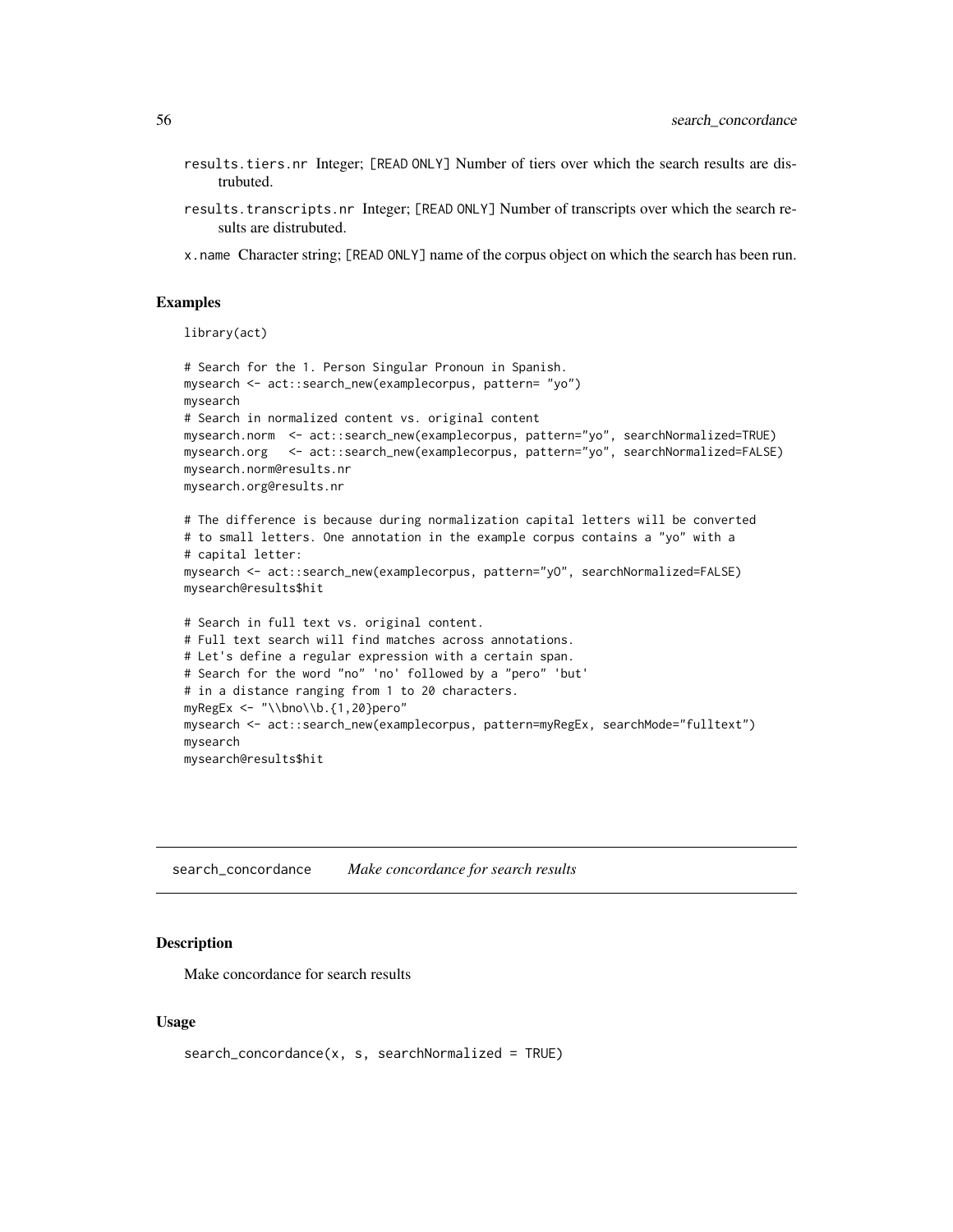results.tiers.nr Integer; [READ ONLY] Number of tiers over which the search results are distrubuted.

results.transcripts.nr Integer; [READ ONLY] Number of transcripts over which the search results are distrubuted.

x.name Character string; [READ ONLY] name of the corpus object on which the search has been run.

## Examples

```
library(act)

# Search for the 1. Person Singular Pronoun in Spanish.
mysearch <- act::search_new(examplecorpus, pattern= "yo")
mysearch
# Search in normalized content vs. original content
mysearch.norm  <- act::search_new(examplecorpus, pattern="yo", searchNormalized=TRUE)
mysearch.org   <- act::search_new(examplecorpus, pattern="yo", searchNormalized=FALSE)
mysearch.norm@results.nr
mysearch.org@results.nr

# The difference is because during normalization capital letters will be converted
# to small letters. One annotation in the example corpus contains a "yo" with a
# capital letter:
mysearch <- act::search_new(examplecorpus, pattern="yO", searchNormalized=FALSE)
mysearch@results$hit

# Search in full text vs. original content.
# Full text search will find matches across annotations.
# Let's define a regular expression with a certain span.
# Search for the word "no" 'no' followed by a "pero" 'but'
# in a distance ranging from 1 to 20 characters.
myRegEx <- "\\bno\\b.{1,20}pero"
mysearch <- act::search_new(examplecorpus, pattern=myRegEx, searchMode="fulltext")
mysearch
mysearch@results$hit
```

# search_concordance *Make concordance for search results*

## Description

Make concordance for search results

## Usage

```
search_concordance(x, s, searchNormalized = TRUE)
```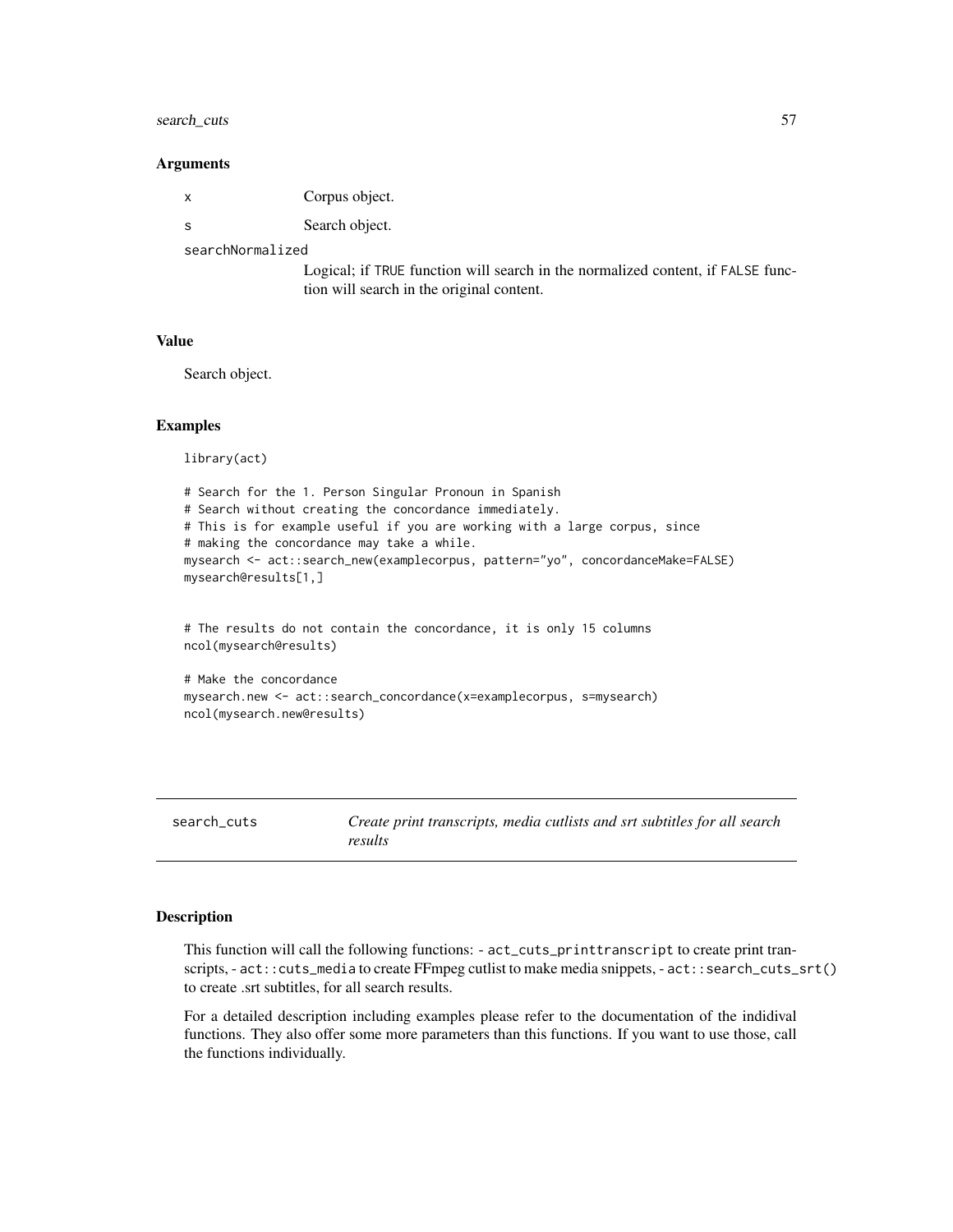### Arguments

| | |
|---|---|
| x | Corpus object. |
| s | Search object. |
| searchNormalized | Logical; if TRUE function will search in the normalized content, if FALSE function will search in the original content. |

### Value

Search object.

### Examples

```
library(act)

# Search for the 1. Person Singular Pronoun in Spanish
# Search without creating the concordance immediately.
# This is for example useful if you are working with a large corpus, since
# making the concordance may take a while.
mysearch <- act::search_new(examplecorpus, pattern="yo", concordanceMake=FALSE)
mysearch@results[1,]


# The results do not contain the concordance, it is only 15 columns
ncol(mysearch@results)

# Make the concordance
mysearch.new <- act::search_concordance(x=examplecorpus, s=mysearch)
ncol(mysearch.new@results)
```

---

## search_cuts

*Create print transcripts, media cutlists and srt subtitles for all search results*

---

### Description

This function will call the following functions: - `act_cuts_printtranscript` to create print transcripts, - `act::cuts_media` to create FFmpeg cutlist to make media snippets, - `act::search_cuts_srt()` to create .srt subtitles, for all search results.

For a detailed description including examples please refer to the documentation of the indidival functions. They also offer some more parameters than this functions. If you want to use those, call the functions individually.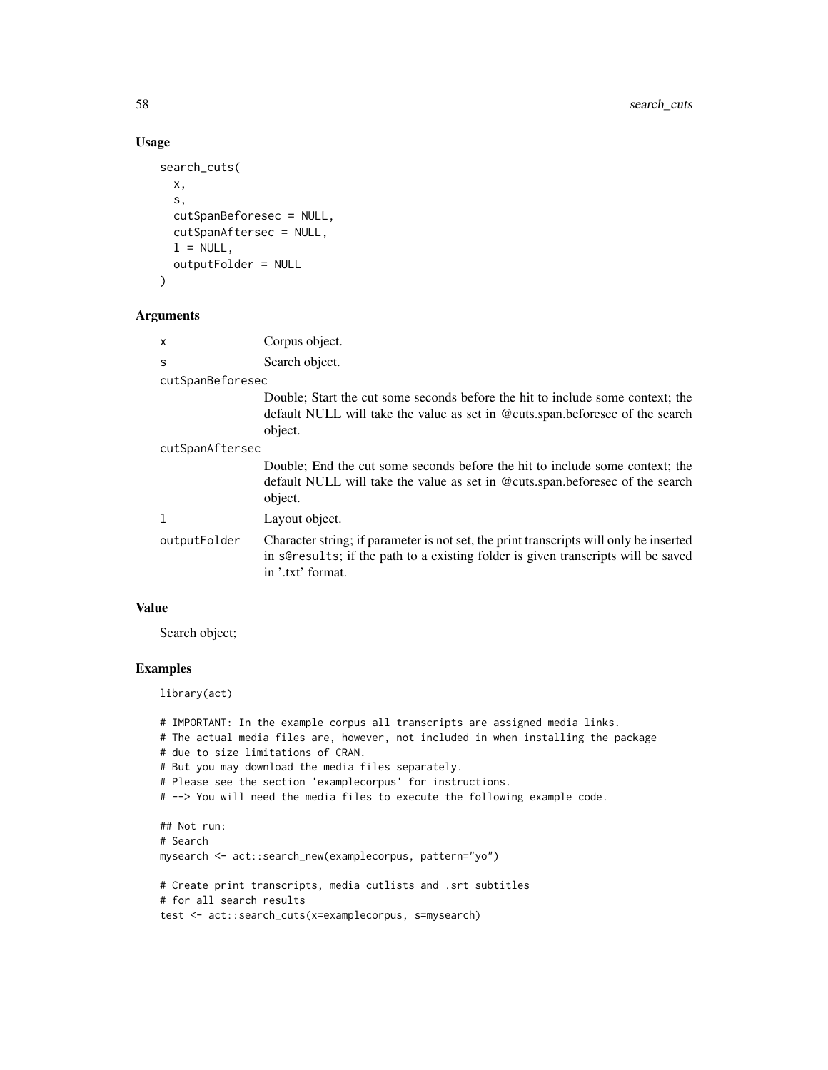### Usage

```
search_cuts(
  x,
  s,
  cutSpanBeforesec = NULL,
  cutSpanAftersec = NULL,
  l = NULL,
  outputFolder = NULL
)
```

### Arguments

| | |
|---|---|
| x | Corpus object. |
| s | Search object. |
| cutSpanBeforesec | Double; Start the cut some seconds before the hit to include some context; the default NULL will take the value as set in @cuts.span.beforesec of the search object. |
| cutSpanAftersec | Double; End the cut some seconds before the hit to include some context; the default NULL will take the value as set in @cuts.span.beforesec of the search object. |
| l | Layout object. |
| outputFolder | Character string; if parameter is not set, the print transcripts will only be inserted in `s@results`; if the path to a existing folder is given transcripts will be saved in '.txt' format. |

### Value

Search object;

### Examples

```
library(act)

# IMPORTANT: In the example corpus all transcripts are assigned media links.
# The actual media files are, however, not included in when installing the package
# due to size limitations of CRAN.
# But you may download the media files separately.
# Please see the section 'examplecorpus' for instructions.
# --> You will need the media files to execute the following example code.

## Not run:
# Search
mysearch <- act::search_new(examplecorpus, pattern="yo")

# Create print transcripts, media cutlists and .srt subtitles
# for all search results
test <- act::search_cuts(x=examplecorpus, s=mysearch)
```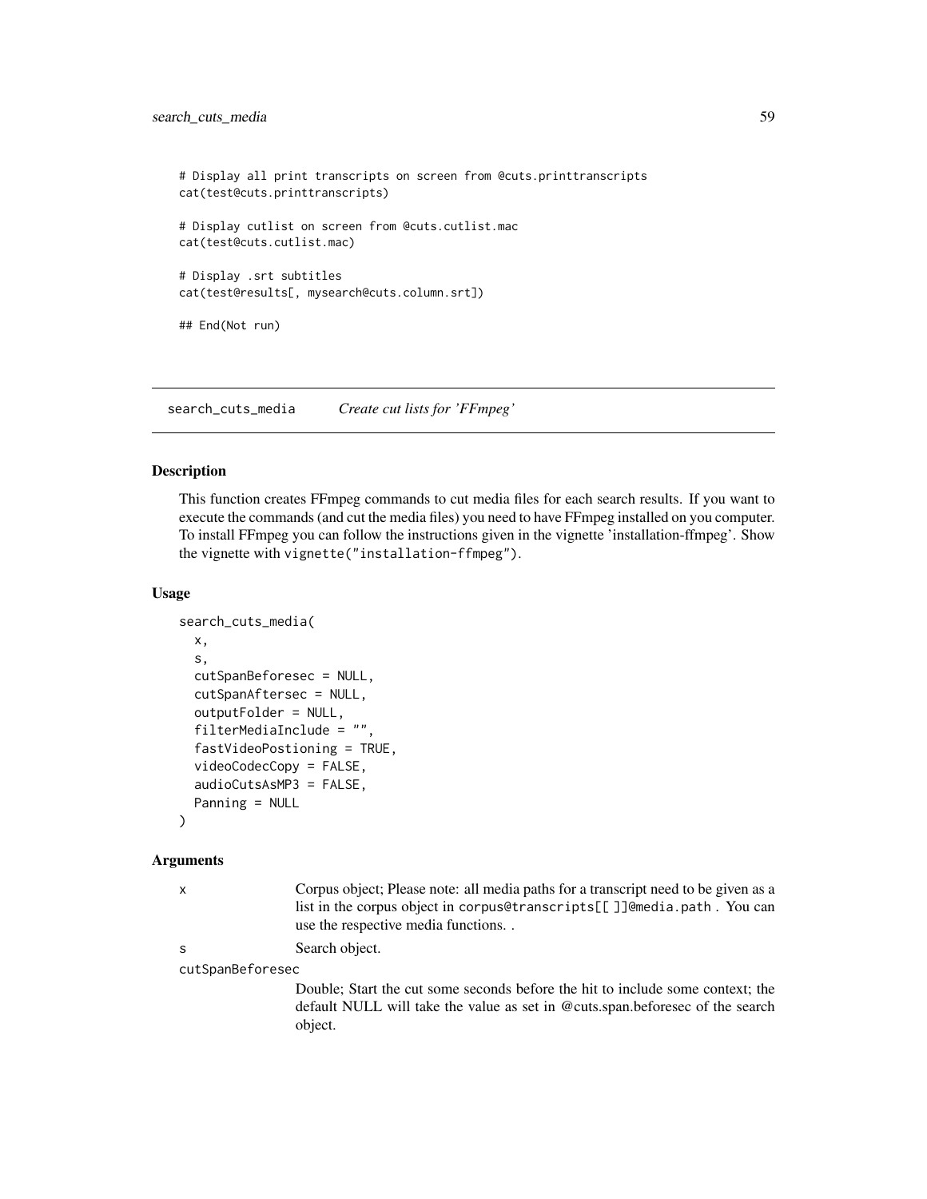```
# Display all print transcripts on screen from @cuts.printtranscripts
cat(test@cuts.printtranscripts)

# Display cutlist on screen from @cuts.cutlist.mac
cat(test@cuts.cutlist.mac)

# Display .srt subtitles
cat(test@results[, mysearch@cuts.column.srt])

## End(Not run)
```

---

## search_cuts_media — *Create cut lists for 'FFmpeg'*

---

### Description

This function creates FFmpeg commands to cut media files for each search results. If you want to execute the commands (and cut the media files) you need to have FFmpeg installed on you computer. To install FFmpeg you can follow the instructions given in the vignette 'installation-ffmpeg'. Show the vignette with `vignette("installation-ffmpeg")`.

### Usage

```
search_cuts_media(
  x,
  s,
  cutSpanBeforesec = NULL,
  cutSpanAftersec = NULL,
  outputFolder = NULL,
  filterMediaInclude = "",
  fastVideoPostioning = TRUE,
  videoCodecCopy = FALSE,
  audioCutsAsMP3 = FALSE,
  Panning = NULL
)
```

### Arguments

`x` Corpus object; Please note: all media paths for a transcript need to be given as a list in the corpus object in `corpus@transcripts[[ ]]@media.path` . You can use the respective media functions. .

`s` Search object.

`cutSpanBeforesec` Double; Start the cut some seconds before the hit to include some context; the default NULL will take the value as set in @cuts.span.beforesec of the search object.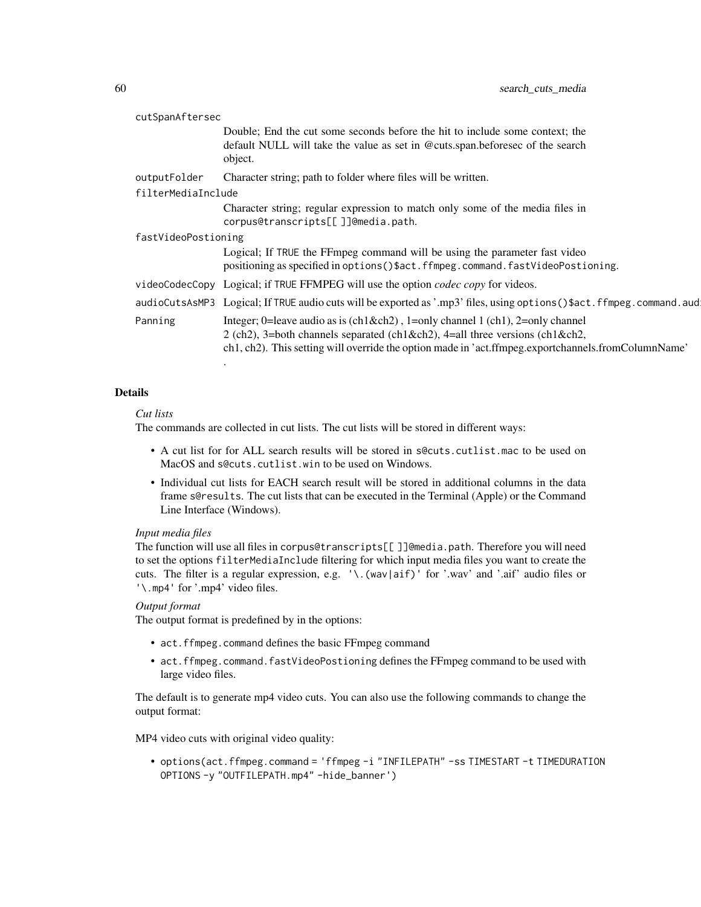cutSpanAftersec
: Double; End the cut some seconds before the hit to include some context; the default NULL will take the value as set in @cuts.span.beforesec of the search object.

outputFolder
: Character string; path to folder where files will be written.

filterMediaInclude
: Character string; regular expression to match only some of the media files in `corpus@transcripts[[ ]]@media.path`.

fastVideoPostioning
: Logical; If TRUE the FFmpeg command will be using the parameter fast video positioning as specified in `options()$act.ffmpeg.command.fastVideoPostioning`.

videoCodecCopy
: Logical; if TRUE FFMPEG will use the option *codec copy* for videos.

audioCutsAsMP3
: Logical; If TRUE audio cuts will be exported as '.mp3' files, using `options()$act.ffmpeg.command.aud`

Panning
: Integer; 0=leave audio as is (ch1&ch2) , 1=only channel 1 (ch1), 2=only channel 2 (ch2), 3=both channels separated (ch1&ch2), 4=all three versions (ch1&ch2, ch1, ch2). This setting will override the option made in 'act.ffmpeg.exportchannels.fromColumnName' .

## Details

*Cut lists*

The commands are collected in cut lists. The cut lists will be stored in different ways:

- A cut list for for ALL search results will be stored in `s@cuts.cutlist.mac` to be used on MacOS and `s@cuts.cutlist.win` to be used on Windows.
- Individual cut lists for EACH search result will be stored in additional columns in the data frame `s@results`. The cut lists that can be executed in the Terminal (Apple) or the Command Line Interface (Windows).

*Input media files*

The function will use all files in `corpus@transcripts[[ ]]@media.path`. Therefore you will need to set the options `filterMediaInclude` filtering for which input media files you want to create the cuts. The filter is a regular expression, e.g. `'\.(wav|aif)'` for '.wav' and '.aif' audio files or `'\.mp4'` for '.mp4' video files.

*Output format*

The output format is predefined by in the options:

- `act.ffmpeg.command` defines the basic FFmpeg command
- `act.ffmpeg.command.fastVideoPostioning` defines the FFmpeg command to be used with large video files.

The default is to generate mp4 video cuts. You can also use the following commands to change the output format:

MP4 video cuts with original video quality:

- `options(act.ffmpeg.command = 'ffmpeg -i "INFILEPATH" -ss TIMESTART -t TIMEDURATION OPTIONS -y "OUTFILEPATH.mp4" -hide_banner')`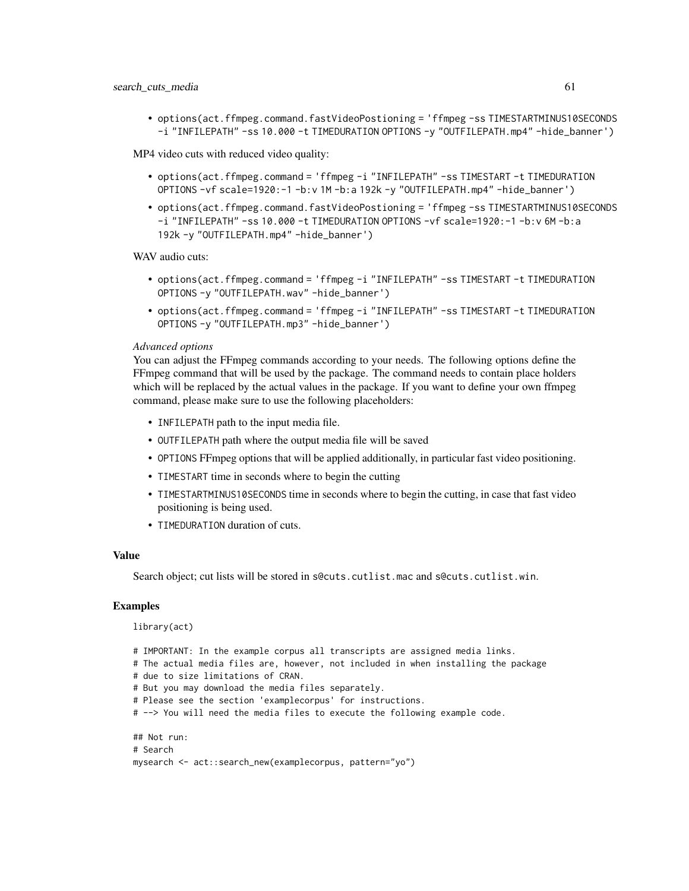- `options(act.ffmpeg.command.fastVideoPostioning = 'ffmpeg -ss TIMESTARTMINUS10SECONDS -i "INFILEPATH" -ss 10.000 -t TIMEDURATION OPTIONS -y "OUTFILEPATH.mp4" -hide_banner')`

MP4 video cuts with reduced video quality:

- `options(act.ffmpeg.command = 'ffmpeg -i "INFILEPATH" -ss TIMESTART -t TIMEDURATION OPTIONS -vf scale=1920:-1 -b:v 1M -b:a 192k -y "OUTFILEPATH.mp4" -hide_banner')`
- `options(act.ffmpeg.command.fastVideoPostioning = 'ffmpeg -ss TIMESTARTMINUS10SECONDS -i "INFILEPATH" -ss 10.000 -t TIMEDURATION OPTIONS -vf scale=1920:-1 -b:v 6M -b:a 192k -y "OUTFILEPATH.mp4" -hide_banner')`

WAV audio cuts:

- `options(act.ffmpeg.command = 'ffmpeg -i "INFILEPATH" -ss TIMESTART -t TIMEDURATION OPTIONS -y "OUTFILEPATH.wav" -hide_banner')`
- `options(act.ffmpeg.command = 'ffmpeg -i "INFILEPATH" -ss TIMESTART -t TIMEDURATION OPTIONS -y "OUTFILEPATH.mp3" -hide_banner')`

*Advanced options*

You can adjust the FFmpeg commands according to your needs. The following options define the FFmpeg command that will be used by the package. The command needs to contain place holders which will be replaced by the actual values in the package. If you want to define your own ffmpeg command, please make sure to use the following placeholders:

- `INFILEPATH` path to the input media file.
- `OUTFILEPATH` path where the output media file will be saved
- `OPTIONS` FFmpeg options that will be applied additionally, in particular fast video positioning.
- `TIMESTART` time in seconds where to begin the cutting
- `TIMESTARTMINUS10SECONDS` time in seconds where to begin the cutting, in case that fast video positioning is being used.
- `TIMEDURATION` duration of cuts.

## Value

Search object; cut lists will be stored in `s@cuts.cutlist.mac` and `s@cuts.cutlist.win`.

## Examples

```
library(act)

# IMPORTANT: In the example corpus all transcripts are assigned media links.
# The actual media files are, however, not included in when installing the package
# due to size limitations of CRAN.
# But you may download the media files separately.
# Please see the section 'examplecorpus' for instructions.
# --> You will need the media files to execute the following example code.

## Not run:
# Search
mysearch <- act::search_new(examplecorpus, pattern="yo")
```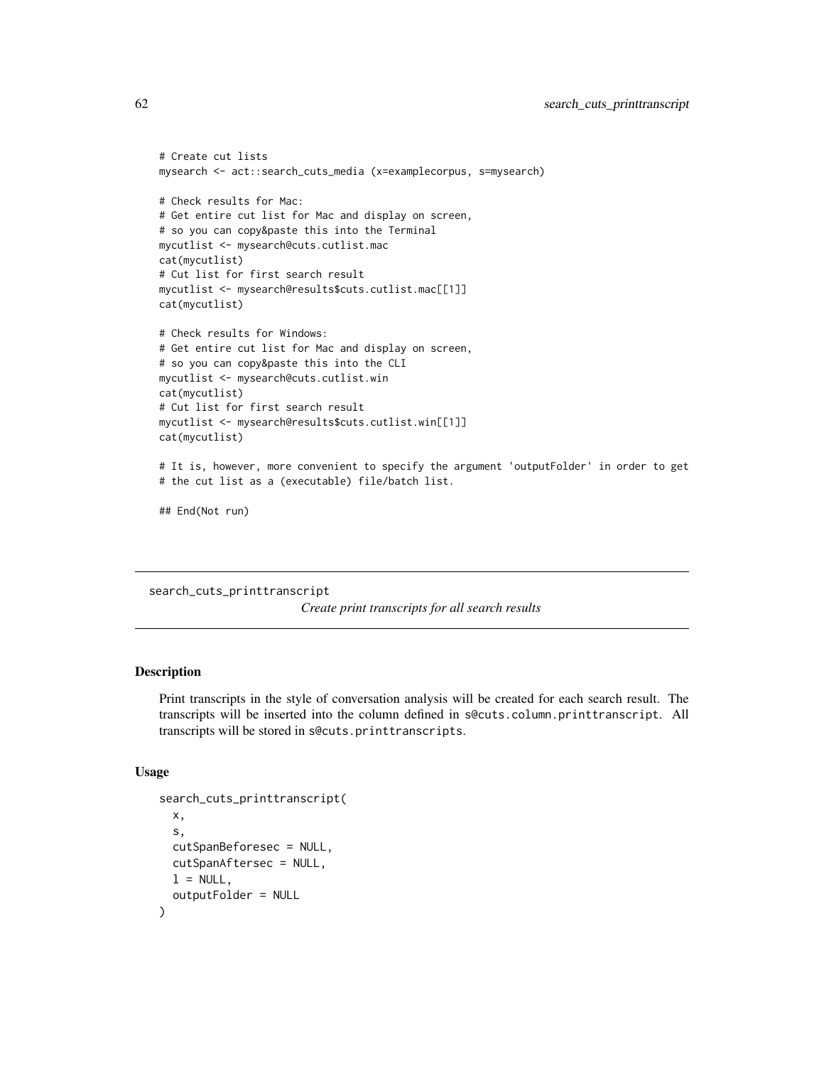```
# Create cut lists
mysearch <- act::search_cuts_media (x=examplecorpus, s=mysearch)

# Check results for Mac:
# Get entire cut list for Mac and display on screen,
# so you can copy&paste this into the Terminal
mycutlist <- mysearch@cuts.cutlist.mac
cat(mycutlist)
# Cut list for first search result
mycutlist <- mysearch@results$cuts.cutlist.mac[[1]]
cat(mycutlist)

# Check results for Windows:
# Get entire cut list for Mac and display on screen,
# so you can copy&paste this into the CLI
mycutlist <- mysearch@cuts.cutlist.win
cat(mycutlist)
# Cut list for first search result
mycutlist <- mysearch@results$cuts.cutlist.win[[1]]
cat(mycutlist)

# It is, however, more convenient to specify the argument 'outputFolder' in order to get
# the cut list as a (executable) file/batch list.

## End(Not run)
```

---

## search_cuts_printtranscript

*Create print transcripts for all search results*

---

### Description

Print transcripts in the style of conversation analysis will be created for each search result. The transcripts will be inserted into the column defined in `s@cuts.column.printtranscript`. All transcripts will be stored in `s@cuts.printtranscripts`.

### Usage

```
search_cuts_printtranscript(
  x,
  s,
  cutSpanBeforesec = NULL,
  cutSpanAftersec = NULL,
  l = NULL,
  outputFolder = NULL
)
```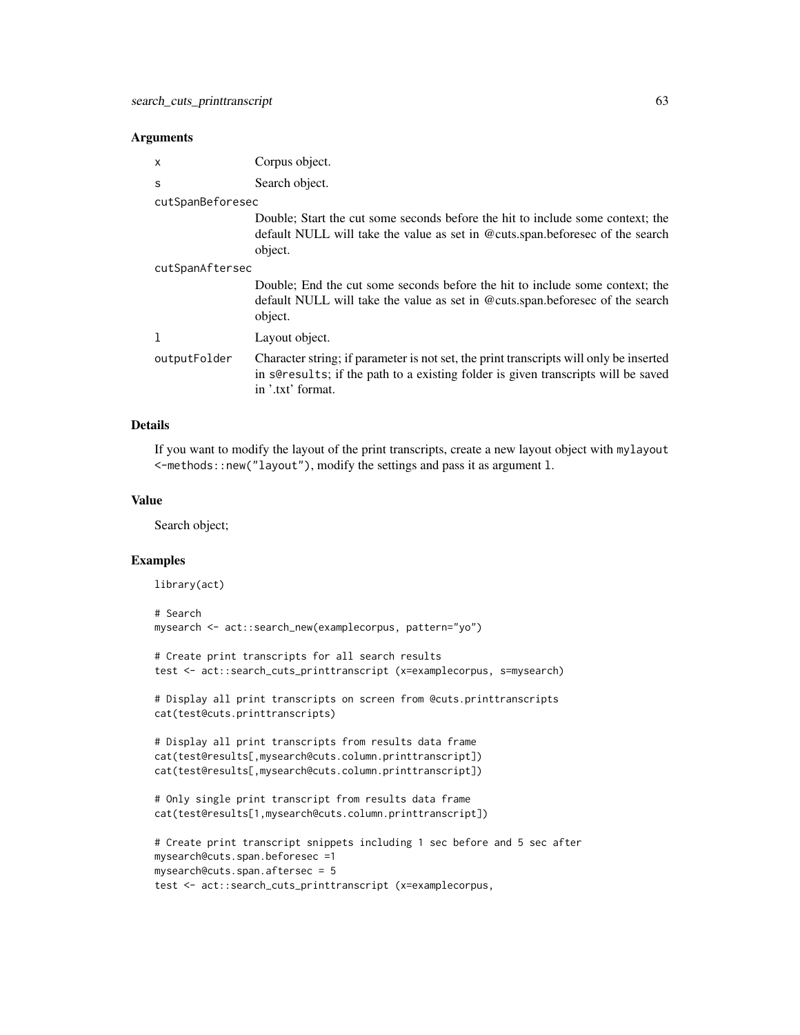## Arguments

| | |
|---|---|
| x | Corpus object. |
| s | Search object. |
| cutSpanBeforesec | Double; Start the cut some seconds before the hit to include some context; the default NULL will take the value as set in @cuts.span.beforesec of the search object. |
| cutSpanAftersec | Double; End the cut some seconds before the hit to include some context; the default NULL will take the value as set in @cuts.span.beforesec of the search object. |
| l | Layout object. |
| outputFolder | Character string; if parameter is not set, the print transcripts will only be inserted in `s@results`; if the path to a existing folder is given transcripts will be saved in '.txt' format. |

## Details

If you want to modify the layout of the print transcripts, create a new layout object with `mylayout <-methods::new("layout")`, modify the settings and pass it as argument `l`.

## Value

Search object;

## Examples

```
library(act)

# Search
mysearch <- act::search_new(examplecorpus, pattern="yo")

# Create print transcripts for all search results
test <- act::search_cuts_printtranscript (x=examplecorpus, s=mysearch)

# Display all print transcripts on screen from @cuts.printtranscripts
cat(test@cuts.printtranscripts)

# Display all print transcripts from results data frame
cat(test@results[,mysearch@cuts.column.printtranscript])
cat(test@results[,mysearch@cuts.column.printtranscript])

# Only single print transcript from results data frame
cat(test@results[1,mysearch@cuts.column.printtranscript])

# Create print transcript snippets including 1 sec before and 5 sec after
mysearch@cuts.span.beforesec =1
mysearch@cuts.span.aftersec = 5
test <- act::search_cuts_printtranscript (x=examplecorpus,
```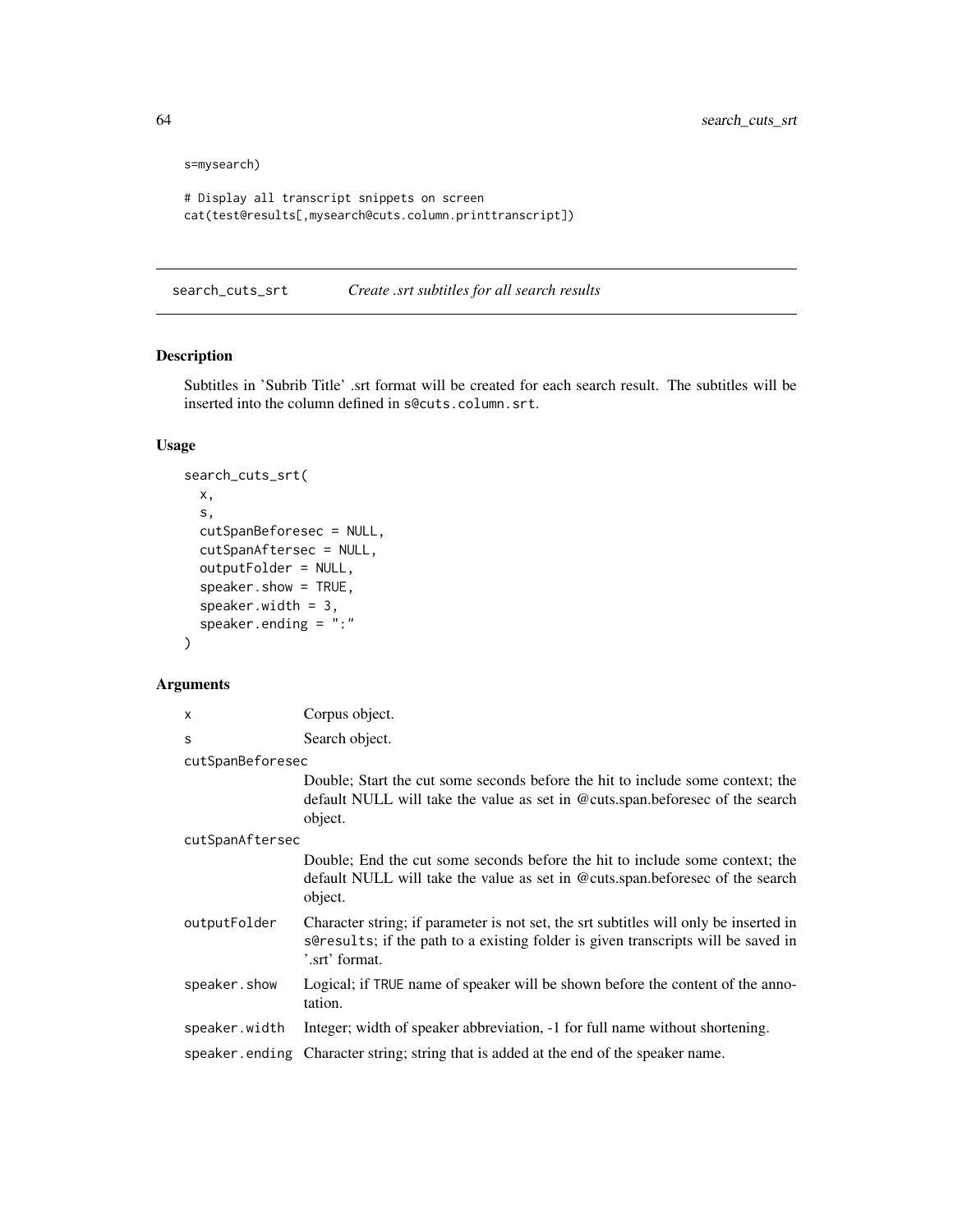```
s=mysearch)

# Display all transcript snippets on screen
cat(test@results[,mysearch@cuts.column.printtranscript])
```

## search_cuts_srt *Create .srt subtitles for all search results*

### Description

Subtitles in 'Subrib Title' .srt format will be created for each search result. The subtitles will be inserted into the column defined in `s@cuts.column.srt`.

### Usage

```
search_cuts_srt(
  x,
  s,
  cutSpanBeforesec = NULL,
  cutSpanAftersec = NULL,
  outputFolder = NULL,
  speaker.show = TRUE,
  speaker.width = 3,
  speaker.ending = ":"
)
```

### Arguments

| | |
|---|---|
| `x` | Corpus object. |
| `s` | Search object. |
| `cutSpanBeforesec` | Double; Start the cut some seconds before the hit to include some context; the default NULL will take the value as set in @cuts.span.beforesec of the search object. |
| `cutSpanAftersec` | Double; End the cut some seconds before the hit to include some context; the default NULL will take the value as set in @cuts.span.beforesec of the search object. |
| `outputFolder` | Character string; if parameter is not set, the srt subtitles will only be inserted in `s@results`; if the path to a existing folder is given transcripts will be saved in '.srt' format. |
| `speaker.show` | Logical; if `TRUE` name of speaker will be shown before the content of the annotation. |
| `speaker.width` | Integer; width of speaker abbreviation, -1 for full name without shortening. |
| `speaker.ending` | Character string; string that is added at the end of the speaker name. |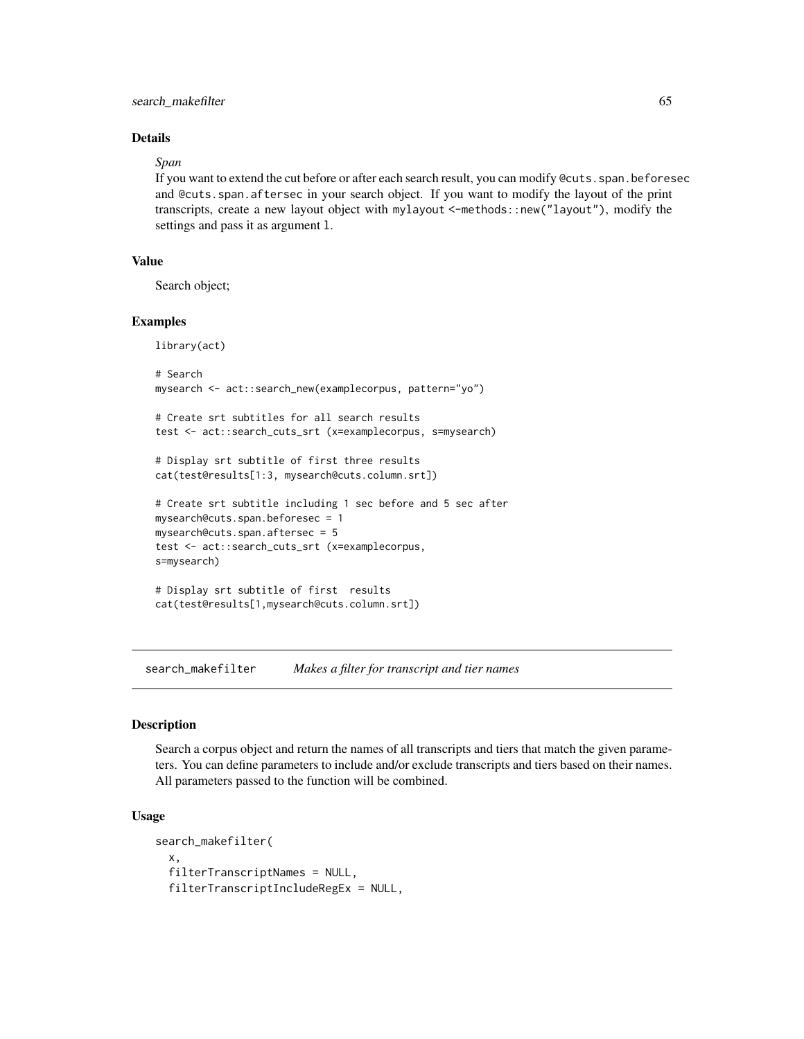### Details

*Span*

If you want to extend the cut before or after each search result, you can modify `@cuts.span.beforesec` and `@cuts.span.aftersec` in your search object. If you want to modify the layout of the print transcripts, create a new layout object with `mylayout <-methods::new("layout")`, modify the settings and pass it as argument `l`.

### Value

Search object;

### Examples

```
library(act)

# Search
mysearch <- act::search_new(examplecorpus, pattern="yo")

# Create srt subtitles for all search results
test <- act::search_cuts_srt (x=examplecorpus, s=mysearch)

# Display srt subtitle of first three results
cat(test@results[1:3, mysearch@cuts.column.srt])

# Create srt subtitle including 1 sec before and 5 sec after
mysearch@cuts.span.beforesec = 1
mysearch@cuts.span.aftersec = 5
test <- act::search_cuts_srt (x=examplecorpus,
s=mysearch)

# Display srt subtitle of first  results
cat(test@results[1,mysearch@cuts.column.srt])
```

---

## search_makefilter    *Makes a filter for transcript and tier names*

---

### Description

Search a corpus object and return the names of all transcripts and tiers that match the given parameters. You can define parameters to include and/or exclude transcripts and tiers based on their names. All parameters passed to the function will be combined.

### Usage

```
search_makefilter(
  x,
  filterTranscriptNames = NULL,
  filterTranscriptIncludeRegEx = NULL,
```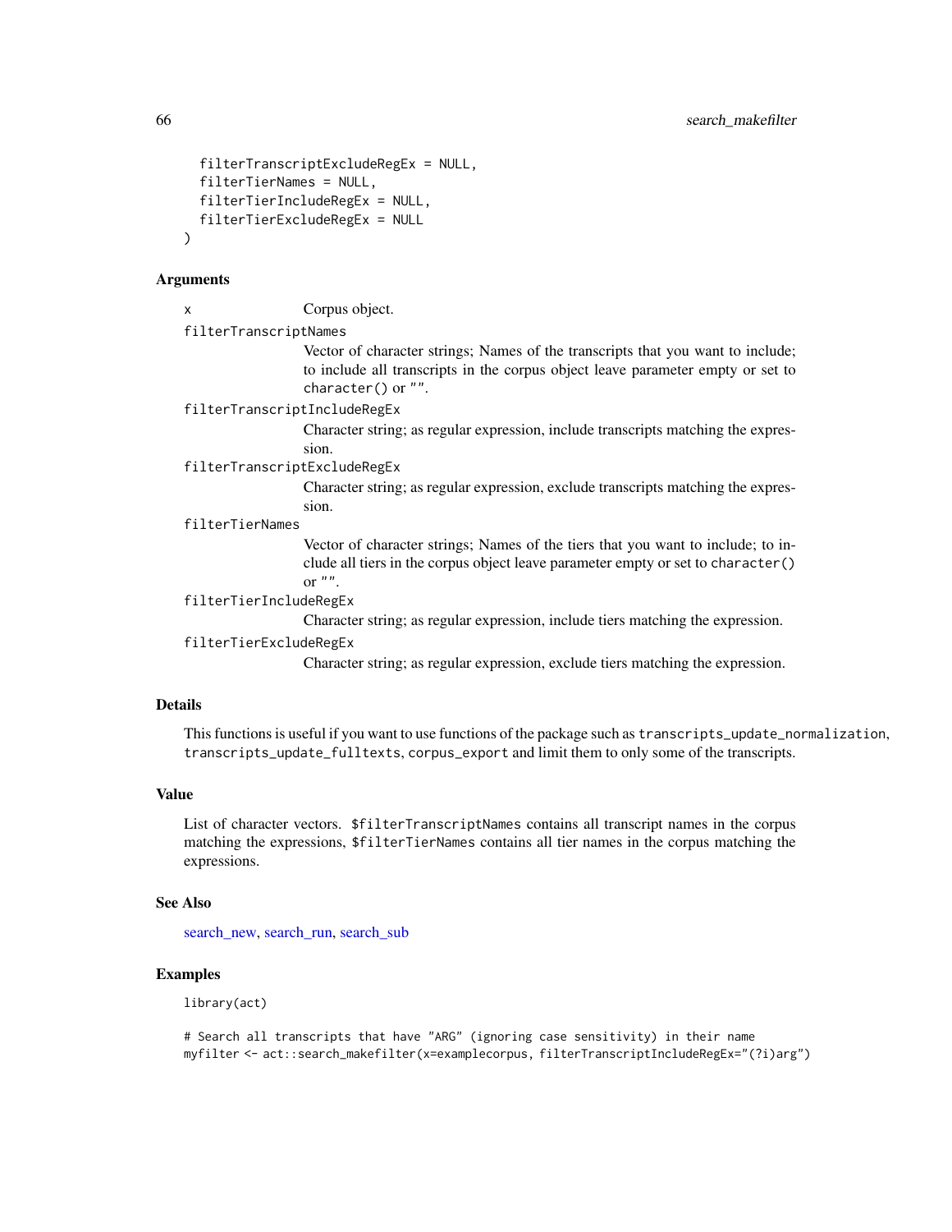```
  filterTranscriptExcludeRegEx = NULL,
  filterTierNames = NULL,
  filterTierIncludeRegEx = NULL,
  filterTierExcludeRegEx = NULL
)
```

## Arguments

`x` Corpus object.

`filterTranscriptNames`
Vector of character strings; Names of the transcripts that you want to include; to include all transcripts in the corpus object leave parameter empty or set to `character()` or `""`.

`filterTranscriptIncludeRegEx`
Character string; as regular expression, include transcripts matching the expression.

`filterTranscriptExcludeRegEx`
Character string; as regular expression, exclude transcripts matching the expression.

`filterTierNames`
Vector of character strings; Names of the tiers that you want to include; to include all tiers in the corpus object leave parameter empty or set to `character()` or `""`.

`filterTierIncludeRegEx`
Character string; as regular expression, include tiers matching the expression.

`filterTierExcludeRegEx`
Character string; as regular expression, exclude tiers matching the expression.

## Details

This functions is useful if you want to use functions of the package such as `transcripts_update_normalization`, `transcripts_update_fulltexts`, `corpus_export` and limit them to only some of the transcripts.

## Value

List of character vectors. `$filterTranscriptNames` contains all transcript names in the corpus matching the expressions, `$filterTierNames` contains all tier names in the corpus matching the expressions.

## See Also

search_new, search_run, search_sub

## Examples

```
library(act)

# Search all transcripts that have "ARG" (ignoring case sensitivity) in their name
myfilter <- act::search_makefilter(x=examplecorpus, filterTranscriptIncludeRegEx="(?i)arg")
```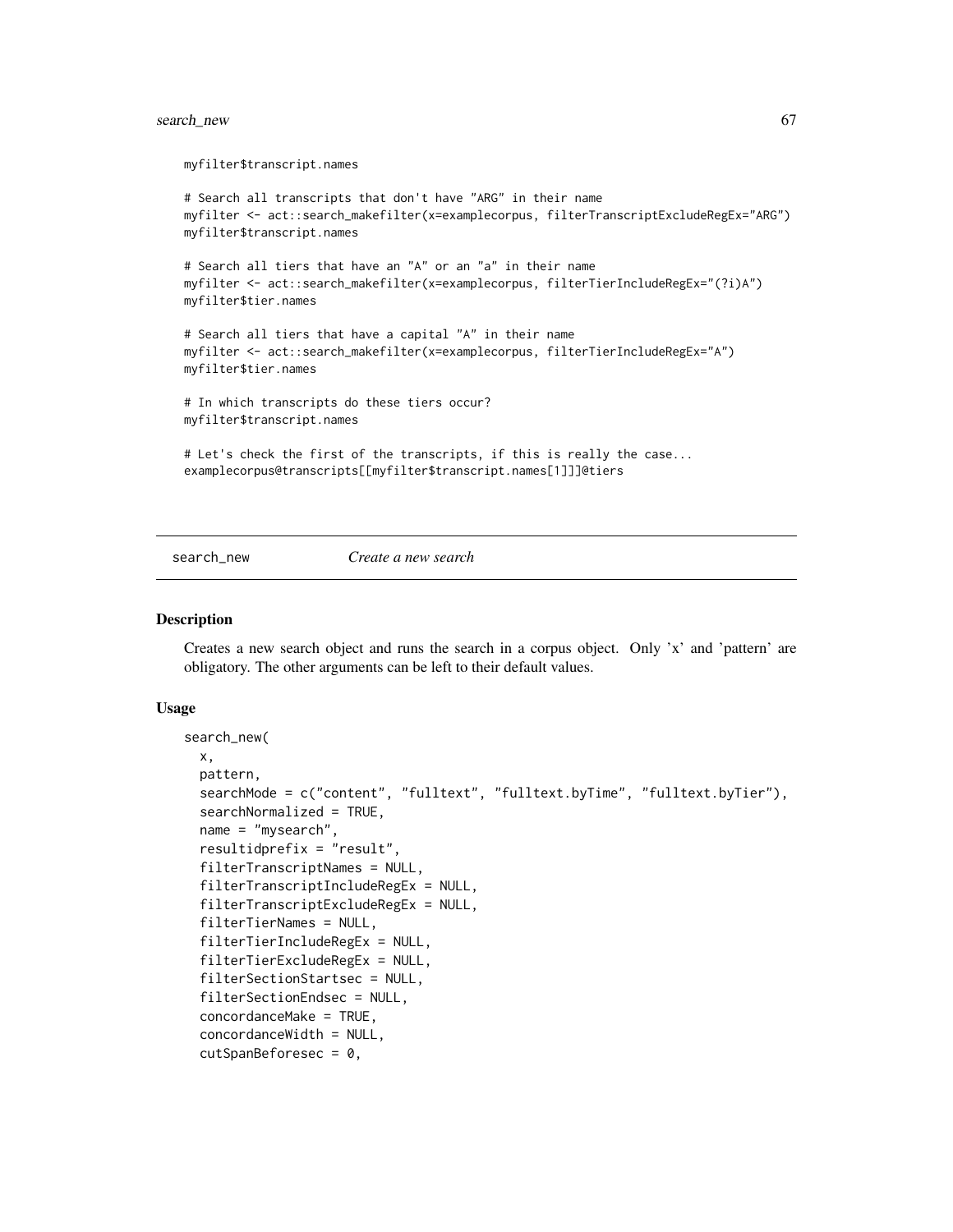```
myfilter$transcript.names

# Search all transcripts that don't have "ARG" in their name
myfilter <- act::search_makefilter(x=examplecorpus, filterTranscriptExcludeRegEx="ARG")
myfilter$transcript.names

# Search all tiers that have an "A" or an "a" in their name
myfilter <- act::search_makefilter(x=examplecorpus, filterTierIncludeRegEx="(?i)A")
myfilter$tier.names

# Search all tiers that have a capital "A" in their name
myfilter <- act::search_makefilter(x=examplecorpus, filterTierIncludeRegEx="A")
myfilter$tier.names

# In which transcripts do these tiers occur?
myfilter$transcript.names

# Let's check the first of the transcripts, if this is really the case...
examplecorpus@transcripts[[myfilter$transcript.names[1]]]@tiers
```

---

## search_new — *Create a new search*

### Description

Creates a new search object and runs the search in a corpus object. Only 'x' and 'pattern' are obligatory. The other arguments can be left to their default values.

### Usage

```
search_new(
  x,
  pattern,
  searchMode = c("content", "fulltext", "fulltext.byTime", "fulltext.byTier"),
  searchNormalized = TRUE,
  name = "mysearch",
  resultidprefix = "result",
  filterTranscriptNames = NULL,
  filterTranscriptIncludeRegEx = NULL,
  filterTranscriptExcludeRegEx = NULL,
  filterTierNames = NULL,
  filterTierIncludeRegEx = NULL,
  filterTierExcludeRegEx = NULL,
  filterSectionStartsec = NULL,
  filterSectionEndsec = NULL,
  concordanceMake = TRUE,
  concordanceWidth = NULL,
  cutSpanBeforesec = 0,
```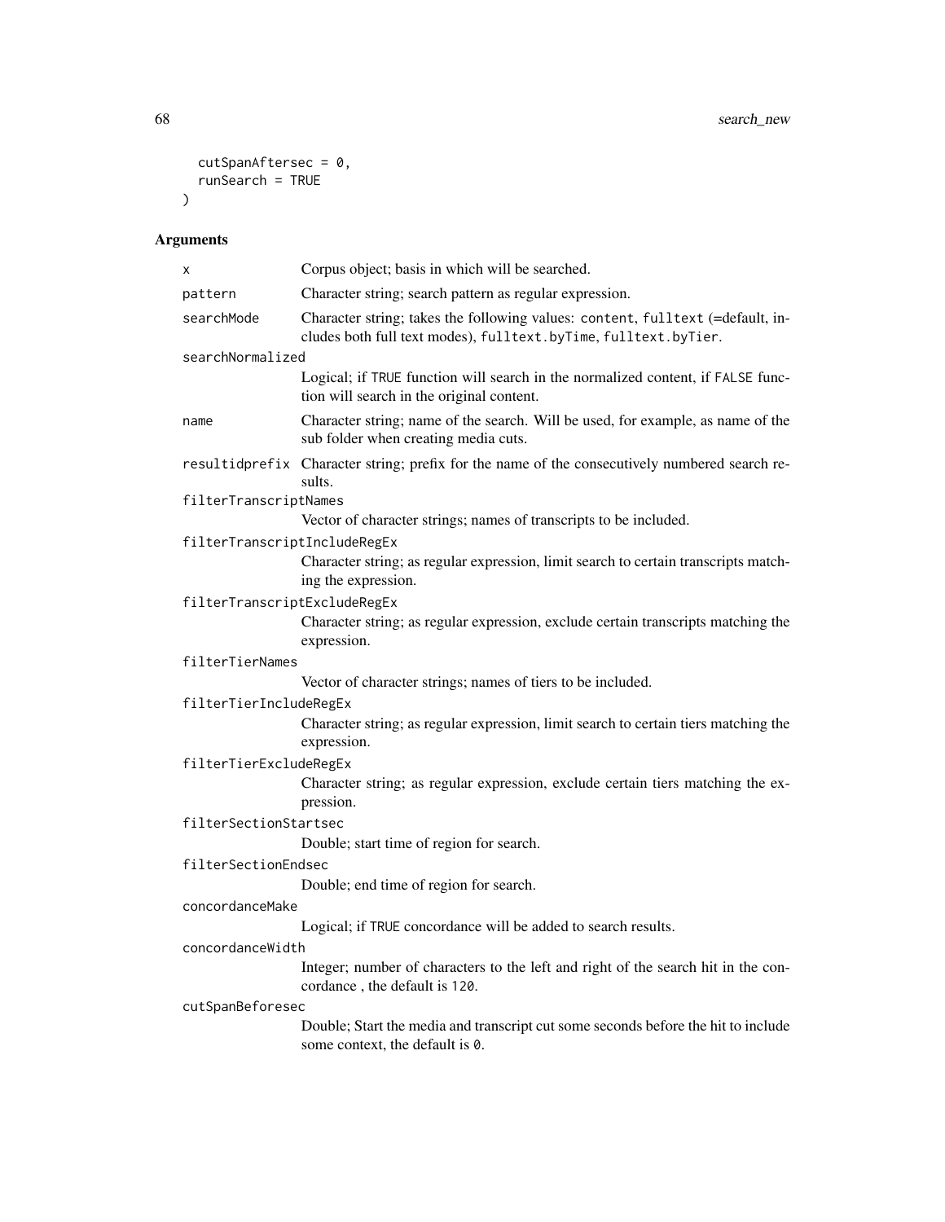```
  cutSpanAftersec = 0,
  runSearch = TRUE
)
```

## Arguments

- `x` — Corpus object; basis in which will be searched.
- `pattern` — Character string; search pattern as regular expression.
- `searchMode` — Character string; takes the following values: `content`, `fulltext` (=default, includes both full text modes), `fulltext.byTime`, `fulltext.byTier`.
- `searchNormalized` — Logical; if `TRUE` function will search in the normalized content, if `FALSE` function will search in the original content.
- `name` — Character string; name of the search. Will be used, for example, as name of the sub folder when creating media cuts.
- `resultidprefix` — Character string; prefix for the name of the consecutively numbered search results.
- `filterTranscriptNames` — Vector of character strings; names of transcripts to be included.
- `filterTranscriptIncludeRegEx` — Character string; as regular expression, limit search to certain transcripts matching the expression.
- `filterTranscriptExcludeRegEx` — Character string; as regular expression, exclude certain transcripts matching the expression.
- `filterTierNames` — Vector of character strings; names of tiers to be included.
- `filterTierIncludeRegEx` — Character string; as regular expression, limit search to certain tiers matching the expression.
- `filterTierExcludeRegEx` — Character string; as regular expression, exclude certain tiers matching the expression.
- `filterSectionStartsec` — Double; start time of region for search.
- `filterSectionEndsec` — Double; end time of region for search.
- `concordanceMake` — Logical; if `TRUE` concordance will be added to search results.
- `concordanceWidth` — Integer; number of characters to the left and right of the search hit in the concordance , the default is `120`.
- `cutSpanBeforesec` — Double; Start the media and transcript cut some seconds before the hit to include some context, the default is `0`.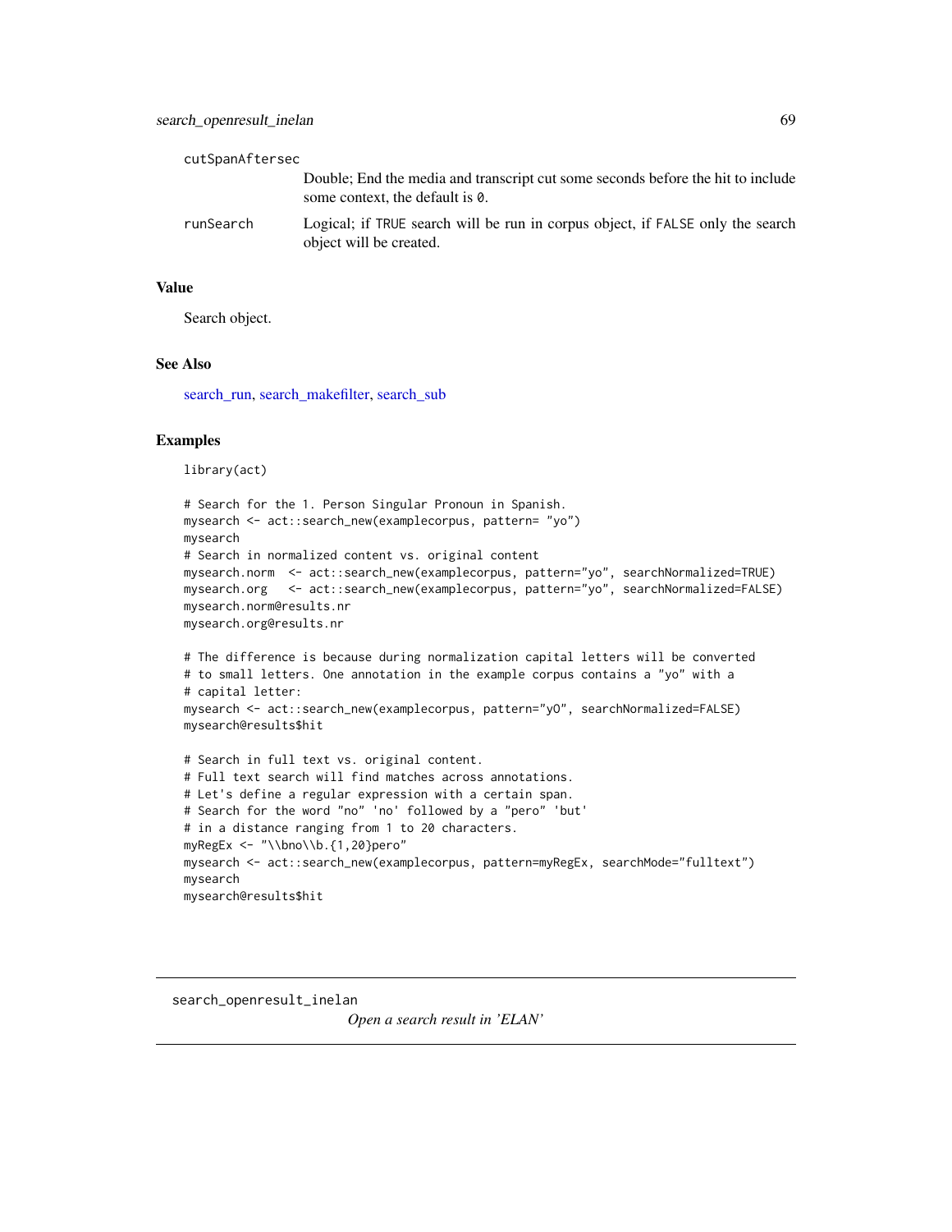cutSpanAftersec
: Double; End the media and transcript cut some seconds before the hit to include some context, the default is 0.

runSearch
: Logical; if TRUE search will be run in corpus object, if FALSE only the search object will be created.

### Value

Search object.

### See Also

search_run, search_makefilter, search_sub

### Examples

```
library(act)

# Search for the 1. Person Singular Pronoun in Spanish.
mysearch <- act::search_new(examplecorpus, pattern= "yo")
mysearch
# Search in normalized content vs. original content
mysearch.norm  <- act::search_new(examplecorpus, pattern="yo", searchNormalized=TRUE)
mysearch.org   <- act::search_new(examplecorpus, pattern="yo", searchNormalized=FALSE)
mysearch.norm@results.nr
mysearch.org@results.nr

# The difference is because during normalization capital letters will be converted
# to small letters. One annotation in the example corpus contains a "yo" with a
# capital letter:
mysearch <- act::search_new(examplecorpus, pattern="yO", searchNormalized=FALSE)
mysearch@results$hit

# Search in full text vs. original content.
# Full text search will find matches across annotations.
# Let's define a regular expression with a certain span.
# Search for the word "no" 'no' followed by a "pero" 'but'
# in a distance ranging from 1 to 20 characters.
myRegEx <- "\\bno\\b.{1,20}pero"
mysearch <- act::search_new(examplecorpus, pattern=myRegEx, searchMode="fulltext")
mysearch
mysearch@results$hit
```

---

## search_openresult_inelan

*Open a search result in 'ELAN'*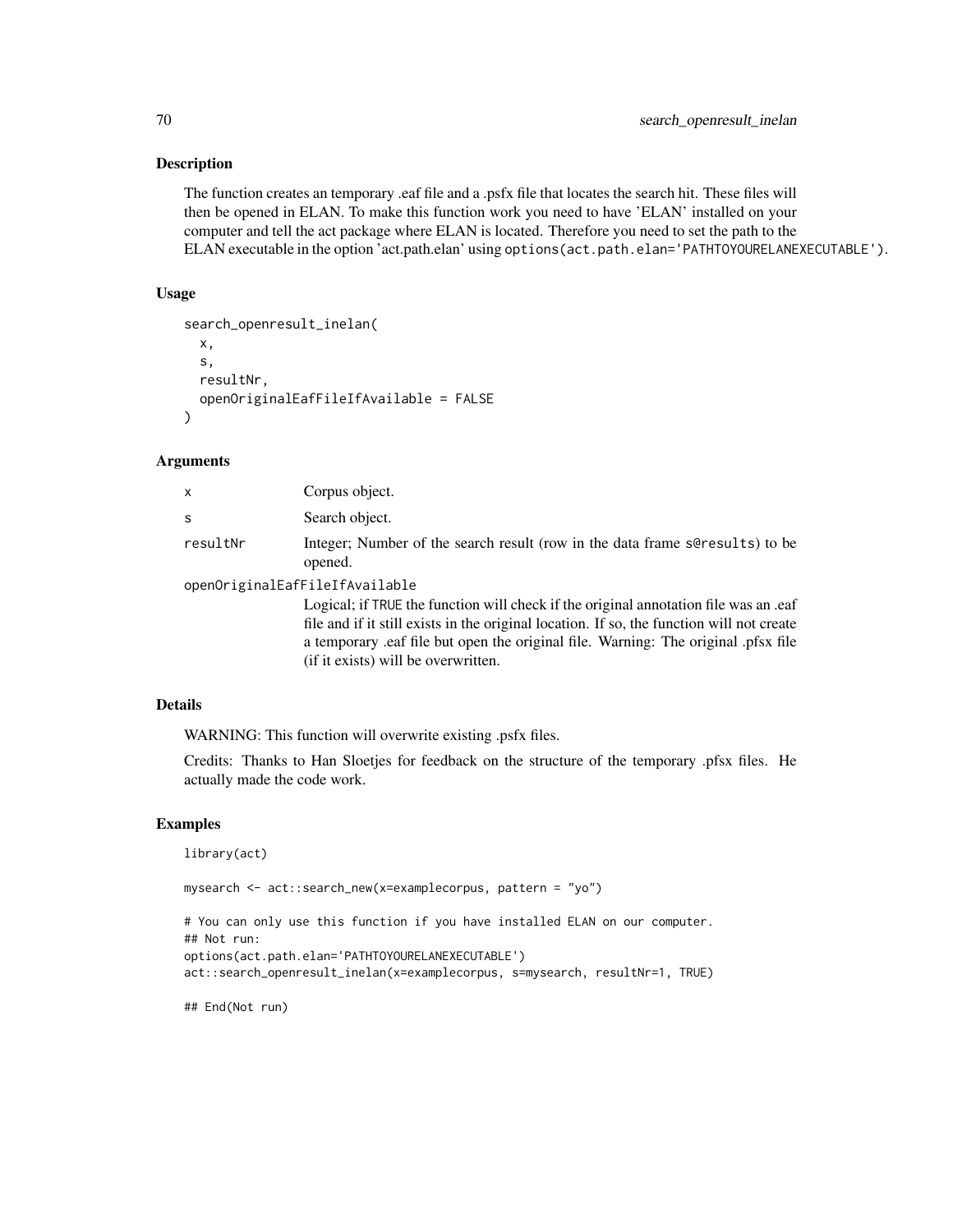### Description

The function creates an temporary .eaf file and a .psfx file that locates the search hit. These files will then be opened in ELAN. To make this function work you need to have 'ELAN' installed on your computer and tell the act package where ELAN is located. Therefore you need to set the path to the ELAN executable in the option 'act.path.elan' using `options(act.path.elan='PATHTOYOURELANEXECUTABLE')`.

### Usage

```
search_openresult_inelan(
  x,
  s,
  resultNr,
  openOriginalEafFileIfAvailable = FALSE
)
```

### Arguments

| | |
|---|---|
| `x` | Corpus object. |
| `s` | Search object. |
| `resultNr` | Integer; Number of the search result (row in the data frame `s@results`) to be opened. |
| `openOriginalEafFileIfAvailable` | Logical; if `TRUE` the function will check if the original annotation file was an .eaf file and if it still exists in the original location. If so, the function will not create a temporary .eaf file but open the original file. Warning: The original .pfsx file (if it exists) will be overwritten. |

### Details

WARNING: This function will overwrite existing .psfx files.

Credits: Thanks to Han Sloetjes for feedback on the structure of the temporary .pfsx files. He actually made the code work.

### Examples

```
library(act)

mysearch <- act::search_new(x=examplecorpus, pattern = "yo")

# You can only use this function if you have installed ELAN on our computer.
## Not run:
options(act.path.elan='PATHTOYOURELANEXECUTABLE')
act::search_openresult_inelan(x=examplecorpus, s=mysearch, resultNr=1, TRUE)

## End(Not run)
```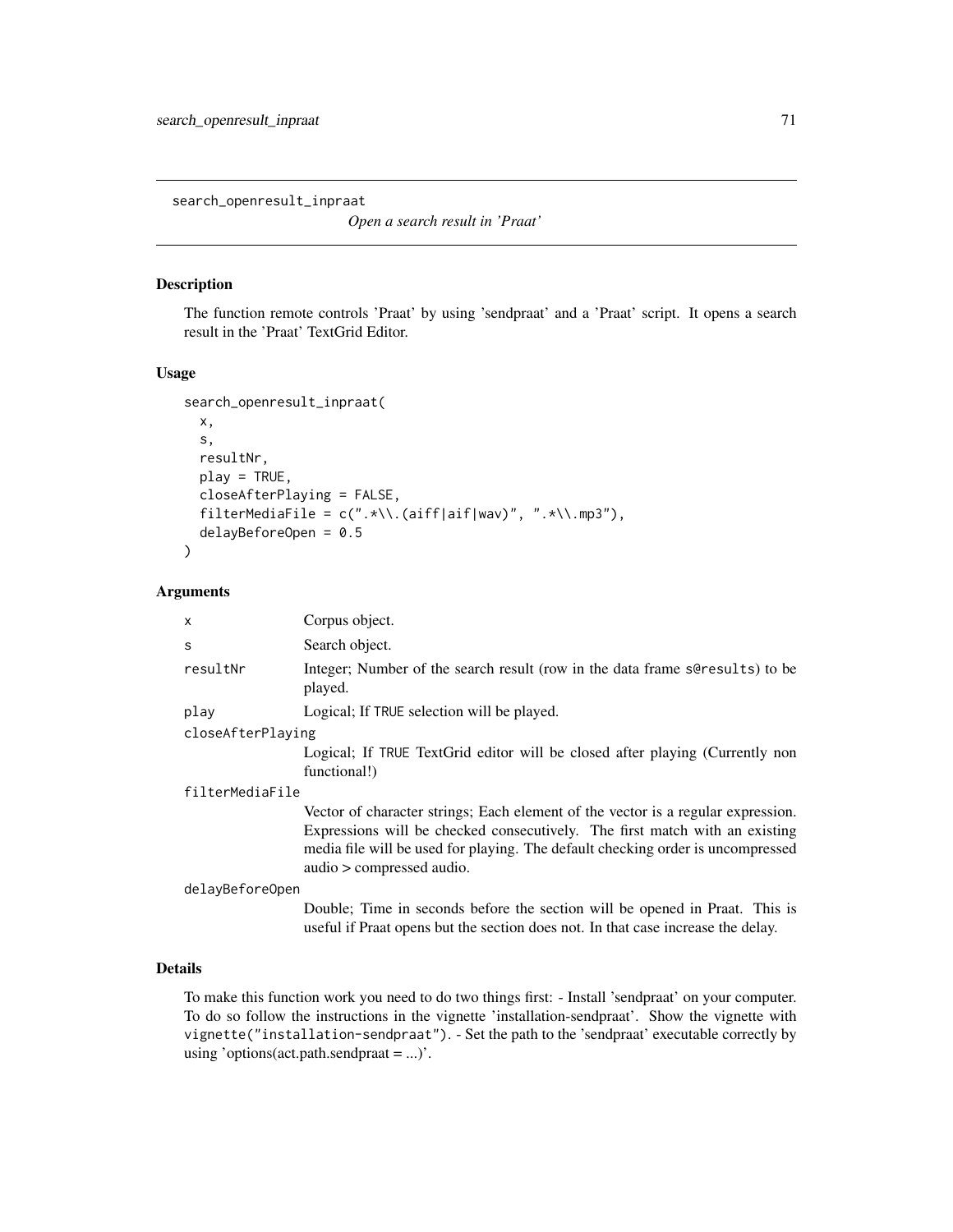search_openresult_inpraat

*Open a search result in 'Praat'*

## Description

The function remote controls 'Praat' by using 'sendpraat' and a 'Praat' script. It opens a search result in the 'Praat' TextGrid Editor.

## Usage

```
search_openresult_inpraat(
  x,
  s,
  resultNr,
  play = TRUE,
  closeAfterPlaying = FALSE,
  filterMediaFile = c(".*\\.(aiff|aif|wav)", ".*\\.mp3"),
  delayBeforeOpen = 0.5
)
```

## Arguments

| | |
|---|---|
| `x` | Corpus object. |
| `s` | Search object. |
| `resultNr` | Integer; Number of the search result (row in the data frame `s@results`) to be played. |
| `play` | Logical; If `TRUE` selection will be played. |
| `closeAfterPlaying` | Logical; If `TRUE` TextGrid editor will be closed after playing (Currently non functional!) |
| `filterMediaFile` | Vector of character strings; Each element of the vector is a regular expression. Expressions will be checked consecutively. The first match with an existing media file will be used for playing. The default checking order is uncompressed audio > compressed audio. |
| `delayBeforeOpen` | Double; Time in seconds before the section will be opened in Praat. This is useful if Praat opens but the section does not. In that case increase the delay. |

## Details

To make this function work you need to do two things first: - Install 'sendpraat' on your computer. To do so follow the instructions in the vignette 'installation-sendpraat'. Show the vignette with `vignette("installation-sendpraat")`. - Set the path to the 'sendpraat' executable correctly by using 'options(act.path.sendpraat = ...)'.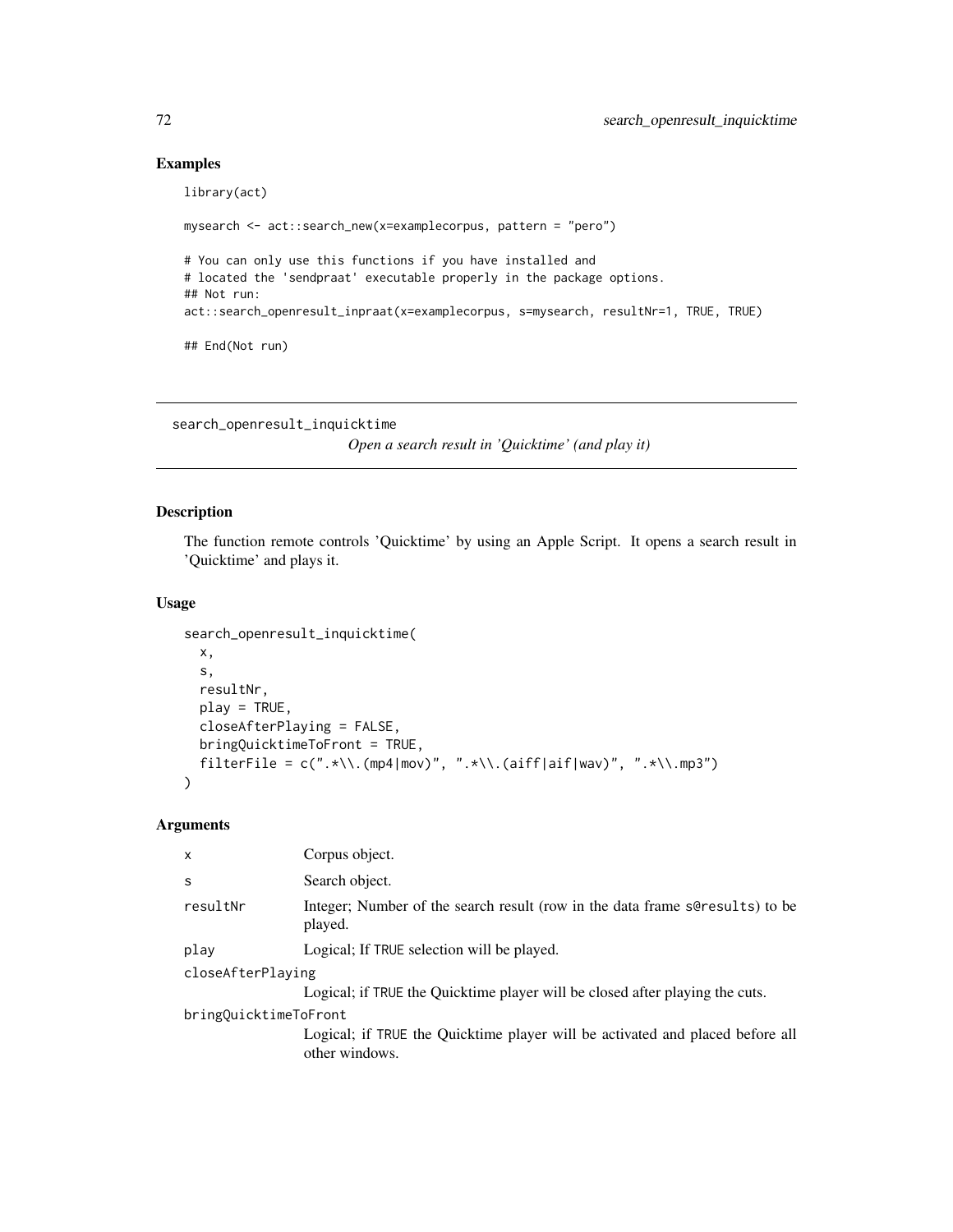## Examples

```
library(act)

mysearch <- act::search_new(x=examplecorpus, pattern = "pero")

# You can only use this functions if you have installed and
# located the 'sendpraat' executable properly in the package options.
## Not run:
act::search_openresult_inpraat(x=examplecorpus, s=mysearch, resultNr=1, TRUE, TRUE)

## End(Not run)
```

---

# search_openresult_inquicktime

*Open a search result in 'Quicktime' (and play it)*

---

## Description

The function remote controls 'Quicktime' by using an Apple Script. It opens a search result in 'Quicktime' and plays it.

## Usage

```
search_openresult_inquicktime(
  x,
  s,
  resultNr,
  play = TRUE,
  closeAfterPlaying = FALSE,
  bringQuicktimeToFront = TRUE,
  filterFile = c(".*\\.(mp4|mov)", ".*\\.(aiff|aif|wav)", ".*\\.mp3")
)
```

## Arguments

| | |
|---|---|
| x | Corpus object. |
| s | Search object. |
| resultNr | Integer; Number of the search result (row in the data frame s@results) to be played. |
| play | Logical; If TRUE selection will be played. |
| closeAfterPlaying | Logical; if TRUE the Quicktime player will be closed after playing the cuts. |
| bringQuicktimeToFront | Logical; if TRUE the Quicktime player will be activated and placed before all other windows. |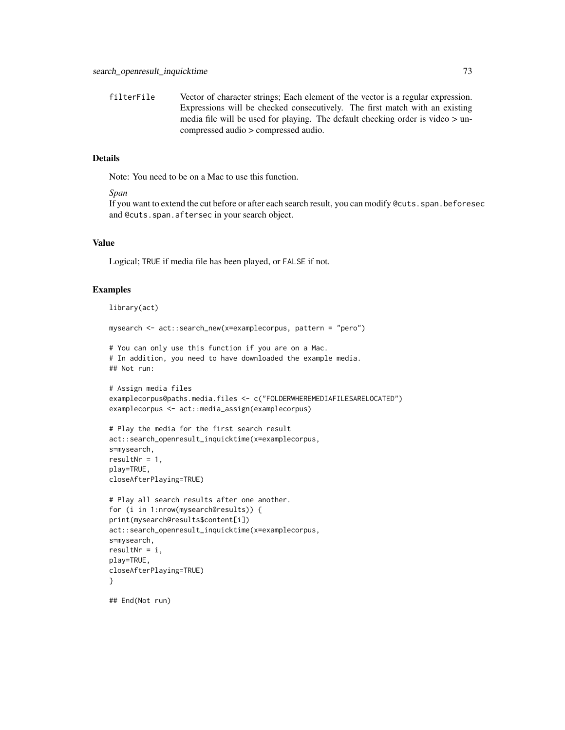filterFile Vector of character strings; Each element of the vector is a regular expression. Expressions will be checked consecutively. The first match with an existing media file will be used for playing. The default checking order is video > uncompressed audio > compressed audio.

### Details

Note: You need to be on a Mac to use this function.

*Span*
If you want to extend the cut before or after each search result, you can modify `@cuts.span.beforesec` and `@cuts.span.aftersec` in your search object.

### Value

Logical; `TRUE` if media file has been played, or `FALSE` if not.

### Examples

```
library(act)

mysearch <- act::search_new(x=examplecorpus, pattern = "pero")

# You can only use this function if you are on a Mac.
# In addition, you need to have downloaded the example media.
## Not run:

# Assign media files
examplecorpus@paths.media.files <- c("FOLDERWHEREMEDIAFILESARELOCATED")
examplecorpus <- act::media_assign(examplecorpus)

# Play the media for the first search result
act::search_openresult_inquicktime(x=examplecorpus,
s=mysearch,
resultNr = 1,
play=TRUE,
closeAfterPlaying=TRUE)

# Play all search results after one another.
for (i in 1:nrow(mysearch@results)) {
print(mysearch@results$content[i])
act::search_openresult_inquicktime(x=examplecorpus,
s=mysearch,
resultNr = i,
play=TRUE,
closeAfterPlaying=TRUE)
}

## End(Not run)
```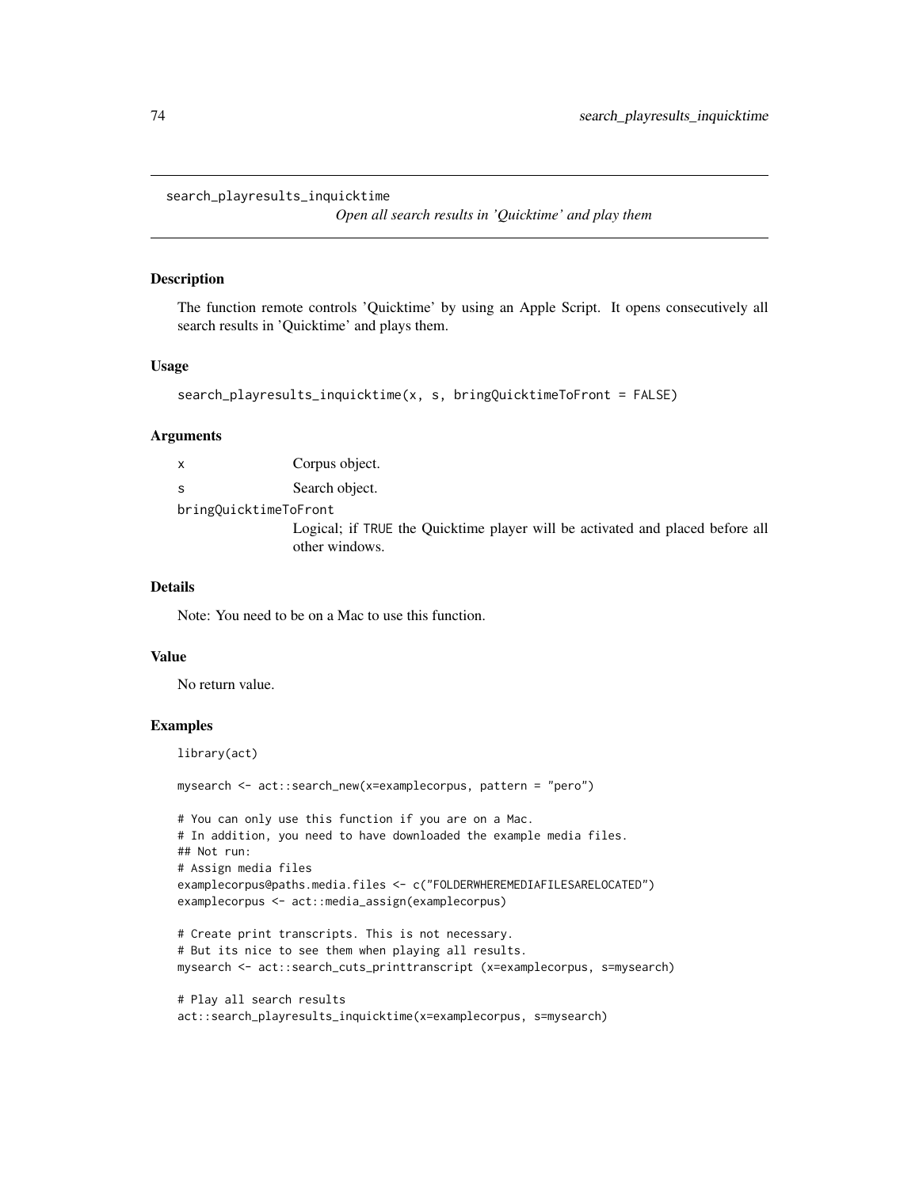`search_playresults_inquicktime`

*Open all search results in 'Quicktime' and play them*

### Description

The function remote controls 'Quicktime' by using an Apple Script. It opens consecutively all search results in 'Quicktime' and plays them.

### Usage

```
search_playresults_inquicktime(x, s, bringQuicktimeToFront = FALSE)
```

### Arguments

| | |
|---|---|
| `x` | Corpus object. |
| `s` | Search object. |
| `bringQuicktimeToFront` | Logical; if `TRUE` the Quicktime player will be activated and placed before all other windows. |

### Details

Note: You need to be on a Mac to use this function.

### Value

No return value.

### Examples

```
library(act)

mysearch <- act::search_new(x=examplecorpus, pattern = "pero")

# You can only use this function if you are on a Mac.
# In addition, you need to have downloaded the example media files.
## Not run:
# Assign media files
examplecorpus@paths.media.files <- c("FOLDERWHEREMEDIAFILESARELOCATED")
examplecorpus <- act::media_assign(examplecorpus)

# Create print transcripts. This is not necessary.
# But its nice to see them when playing all results.
mysearch <- act::search_cuts_printtranscript (x=examplecorpus, s=mysearch)

# Play all search results
act::search_playresults_inquicktime(x=examplecorpus, s=mysearch)
```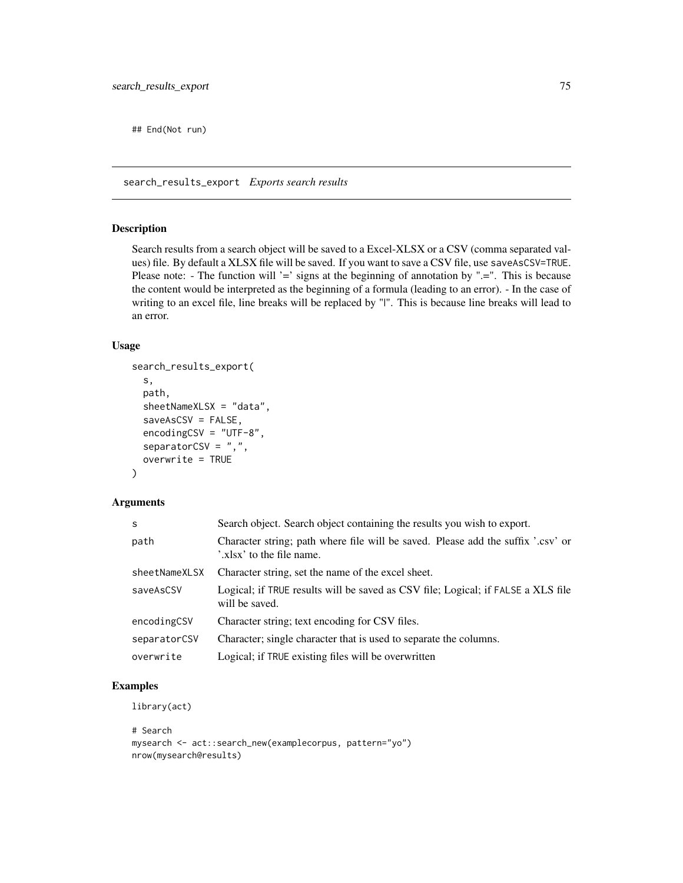```
## End(Not run)
```

---

## search_results_export    *Exports search results*

### Description

Search results from a search object will be saved to a Excel-XLSX or a CSV (comma separated values) file. By default a XLSX file will be saved. If you want to save a CSV file, use `saveAsCSV=TRUE`. Please note: - The function will '=' signs at the beginning of annotation by ".=". This is because the content would be interpreted as the beginning of a formula (leading to an error). - In the case of writing to an excel file, line breaks will be replaced by "|". This is because line breaks will lead to an error.

### Usage

```
search_results_export(
  s,
  path,
  sheetNameXLSX = "data",
  saveAsCSV = FALSE,
  encodingCSV = "UTF-8",
  separatorCSV = ",",
  overwrite = TRUE
)
```

### Arguments

| | |
|---|---|
| `s` | Search object. Search object containing the results you wish to export. |
| `path` | Character string; path where file will be saved. Please add the suffix '.csv' or '.xlsx' to the file name. |
| `sheetNameXLSX` | Character string, set the name of the excel sheet. |
| `saveAsCSV` | Logical; if `TRUE` results will be saved as CSV file; Logical; if `FALSE` a XLS file will be saved. |
| `encodingCSV` | Character string; text encoding for CSV files. |
| `separatorCSV` | Character; single character that is used to separate the columns. |
| `overwrite` | Logical; if `TRUE` existing files will be overwritten |

### Examples

```
library(act)

# Search
mysearch <- act::search_new(examplecorpus, pattern="yo")
nrow(mysearch@results)
```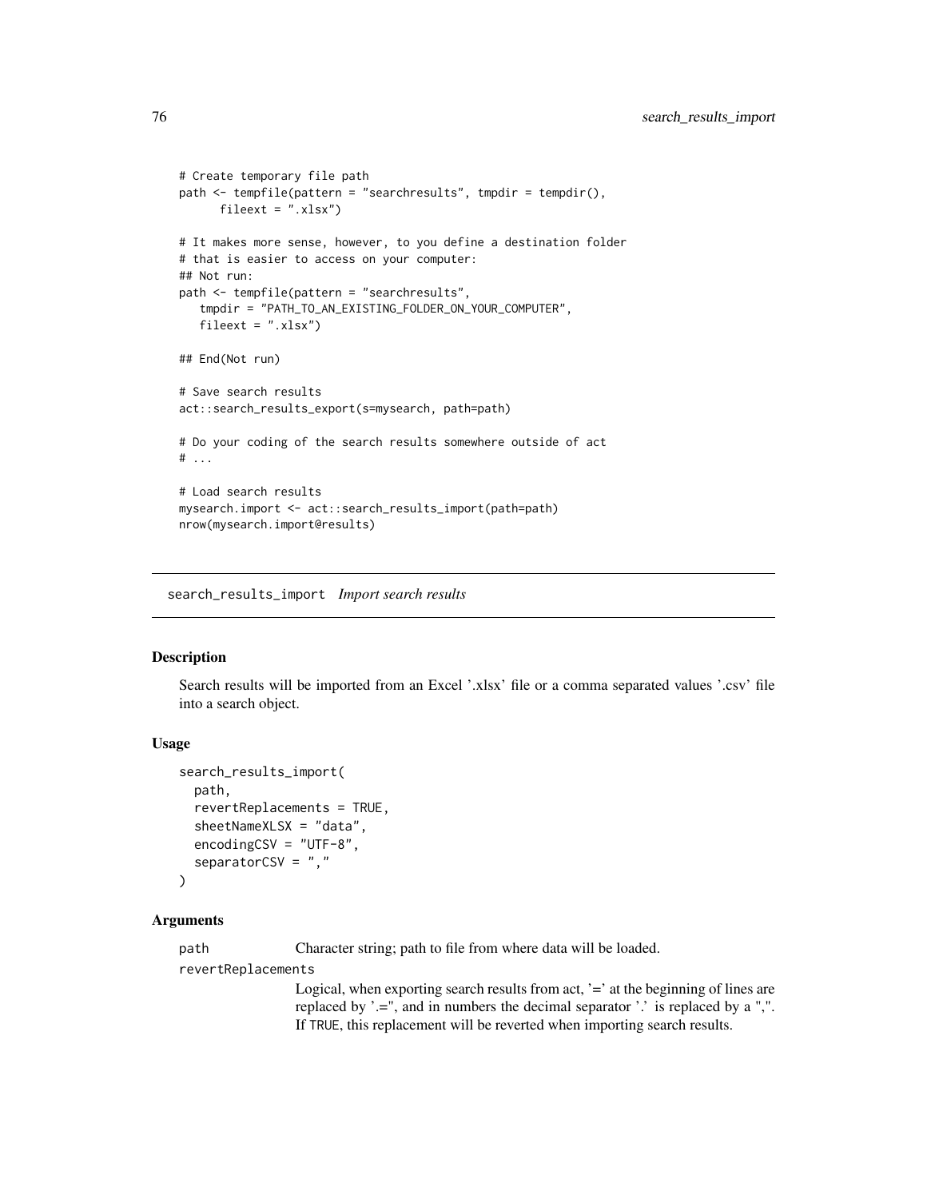```
# Create temporary file path
path <- tempfile(pattern = "searchresults", tmpdir = tempdir(),
      fileext = ".xlsx")

# It makes more sense, however, to you define a destination folder
# that is easier to access on your computer:
## Not run:
path <- tempfile(pattern = "searchresults",
   tmpdir = "PATH_TO_AN_EXISTING_FOLDER_ON_YOUR_COMPUTER",
   fileext = ".xlsx")

## End(Not run)

# Save search results
act::search_results_export(s=mysearch, path=path)

# Do your coding of the search results somewhere outside of act
# ...

# Load search results
mysearch.import <- act::search_results_import(path=path)
nrow(mysearch.import@results)
```

---

## search_results_import *Import search results*

---

### Description

Search results will be imported from an Excel '.xlsx' file or a comma separated values '.csv' file into a search object.

### Usage

```
search_results_import(
  path,
  revertReplacements = TRUE,
  sheetNameXLSX = "data",
  encodingCSV = "UTF-8",
  separatorCSV = ","
)
```

### Arguments

`path` Character string; path to file from where data will be loaded.

`revertReplacements`
Logical, when exporting search results from act, '=' at the beginning of lines are replaced by '.=", and in numbers the decimal separator '.' is replaced by a ",". If TRUE, this replacement will be reverted when importing search results.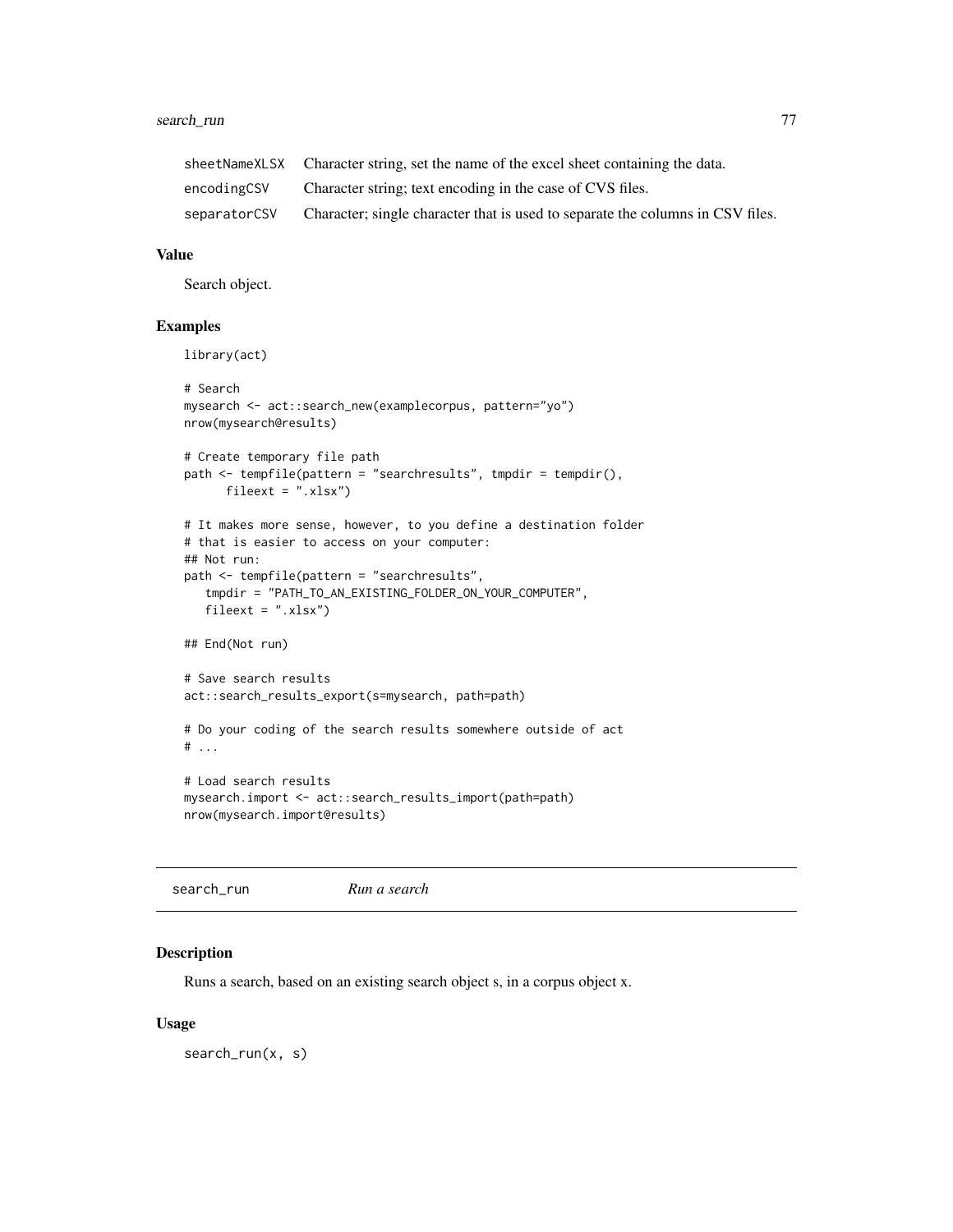| | |
|---|---|
| sheetNameXLSX | Character string, set the name of the excel sheet containing the data. |
| encodingCSV | Character string; text encoding in the case of CVS files. |
| separatorCSV | Character; single character that is used to separate the columns in CSV files. |

### Value

Search object.

### Examples

```
library(act)

# Search
mysearch <- act::search_new(examplecorpus, pattern="yo")
nrow(mysearch@results)

# Create temporary file path
path <- tempfile(pattern = "searchresults", tmpdir = tempdir(),
      fileext = ".xlsx")

# It makes more sense, however, to you define a destination folder
# that is easier to access on your computer:
## Not run:
path <- tempfile(pattern = "searchresults",
   tmpdir = "PATH_TO_AN_EXISTING_FOLDER_ON_YOUR_COMPUTER",
   fileext = ".xlsx")

## End(Not run)

# Save search results
act::search_results_export(s=mysearch, path=path)

# Do your coding of the search results somewhere outside of act
# ...

# Load search results
mysearch.import <- act::search_results_import(path=path)
nrow(mysearch.import@results)
```

---

## search_run    *Run a search*

### Description

Runs a search, based on an existing search object s, in a corpus object x.

### Usage

```
search_run(x, s)
```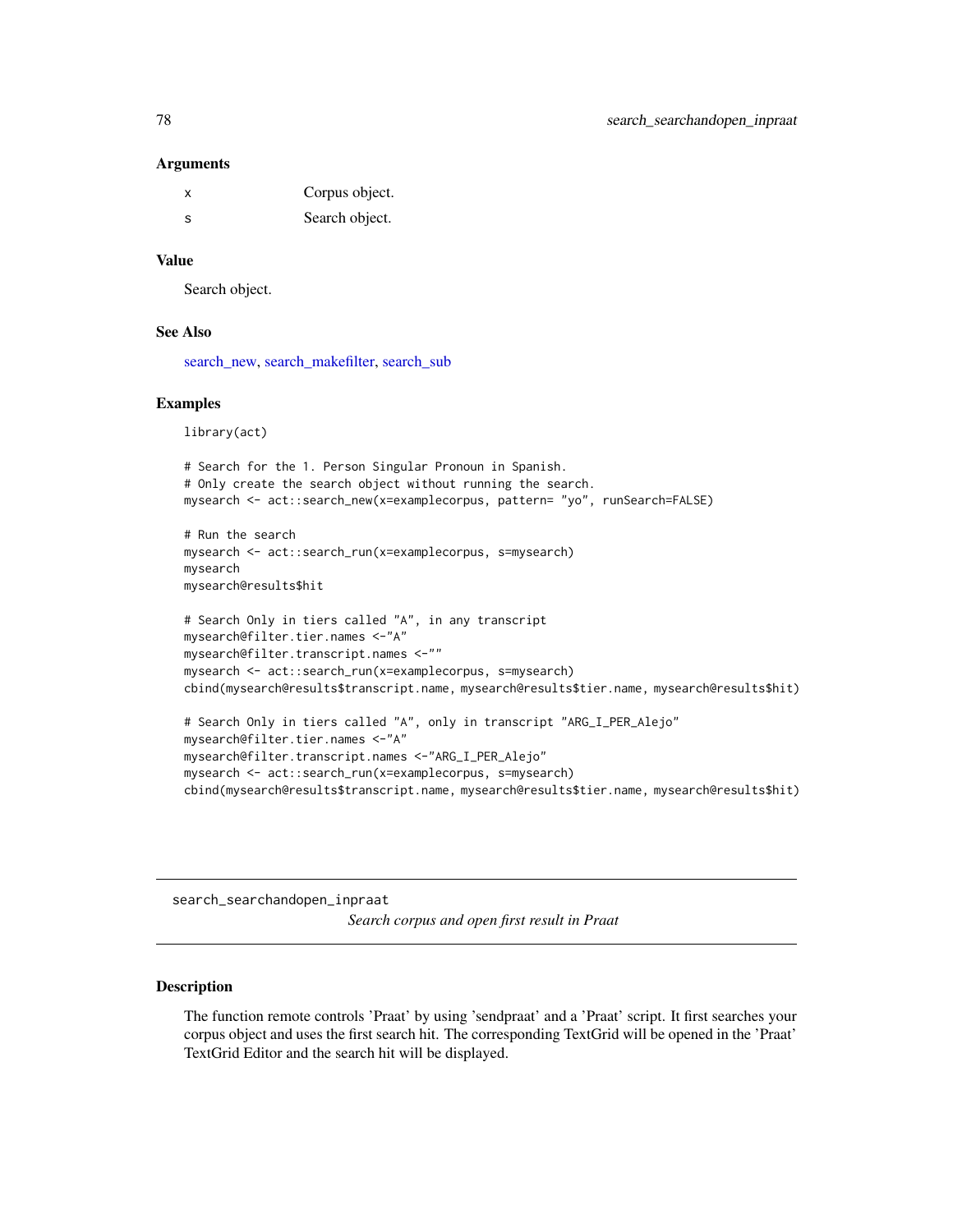### Arguments

| | |
|---|---|
| x | Corpus object. |
| s | Search object. |

### Value

Search object.

### See Also

search_new, search_makefilter, search_sub

### Examples

```
library(act)

# Search for the 1. Person Singular Pronoun in Spanish.
# Only create the search object without running the search.
mysearch <- act::search_new(x=examplecorpus, pattern= "yo", runSearch=FALSE)

# Run the search
mysearch <- act::search_run(x=examplecorpus, s=mysearch)
mysearch
mysearch@results$hit

# Search Only in tiers called "A", in any transcript
mysearch@filter.tier.names <-"A"
mysearch@filter.transcript.names <-""
mysearch <- act::search_run(x=examplecorpus, s=mysearch)
cbind(mysearch@results$transcript.name, mysearch@results$tier.name, mysearch@results$hit)

# Search Only in tiers called "A", only in transcript "ARG_I_PER_Alejo"
mysearch@filter.tier.names <-"A"
mysearch@filter.transcript.names <-"ARG_I_PER_Alejo"
mysearch <- act::search_run(x=examplecorpus, s=mysearch)
cbind(mysearch@results$transcript.name, mysearch@results$tier.name, mysearch@results$hit)
```

---

## search_searchandopen_inpraat

*Search corpus and open first result in Praat*

### Description

The function remote controls 'Praat' by using 'sendpraat' and a 'Praat' script. It first searches your corpus object and uses the first search hit. The corresponding TextGrid will be opened in the 'Praat' TextGrid Editor and the search hit will be displayed.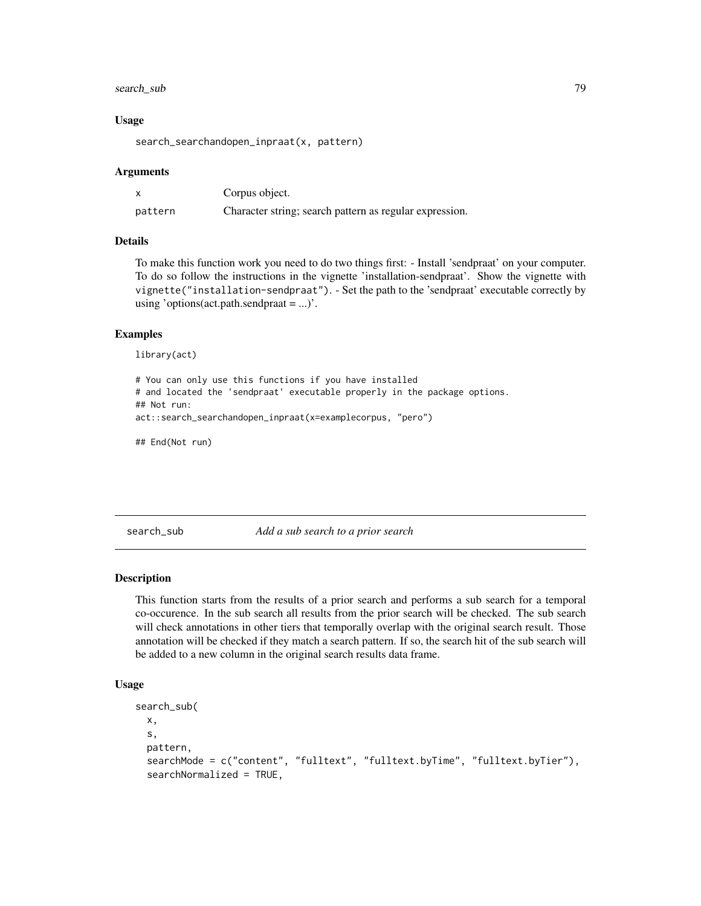### Usage

```
search_searchandopen_inpraat(x, pattern)
```

### Arguments

| | |
|---|---|
| x | Corpus object. |
| pattern | Character string; search pattern as regular expression. |

### Details

To make this function work you need to do two things first: - Install 'sendpraat' on your computer. To do so follow the instructions in the vignette 'installation-sendpraat'. Show the vignette with `vignette("installation-sendpraat")`. - Set the path to the 'sendpraat' executable correctly by using 'options(act.path.sendpraat = ...)'.

### Examples

```
library(act)

# You can only use this functions if you have installed
# and located the 'sendpraat' executable properly in the package options.
## Not run:
act::search_searchandopen_inpraat(x=examplecorpus, "pero")

## End(Not run)
```

---

## search_sub *Add a sub search to a prior search*

---

### Description

This function starts from the results of a prior search and performs a sub search for a temporal co-occurence. In the sub search all results from the prior search will be checked. The sub search will check annotations in other tiers that temporally overlap with the original search result. Those annotation will be checked if they match a search pattern. If so, the search hit of the sub search will be added to a new column in the original search results data frame.

### Usage

```
search_sub(
  x,
  s,
  pattern,
  searchMode = c("content", "fulltext", "fulltext.byTime", "fulltext.byTier"),
  searchNormalized = TRUE,
```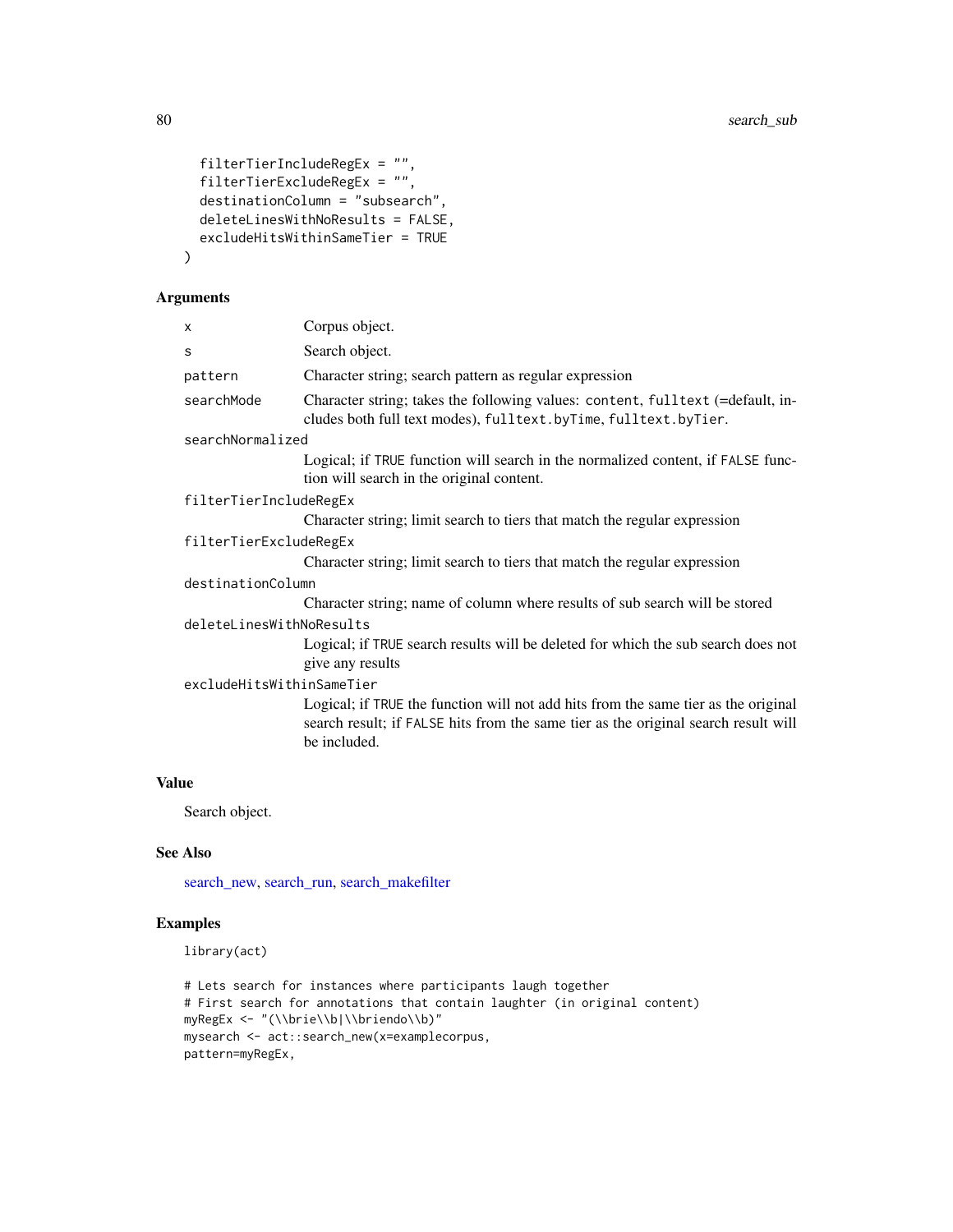```
  filterTierIncludeRegEx = "",
  filterTierExcludeRegEx = "",
  destinationColumn = "subsearch",
  deleteLinesWithNoResults = FALSE,
  excludeHitsWithinSameTier = TRUE
)
```

## Arguments

| | |
|---|---|
| x | Corpus object. |
| s | Search object. |
| pattern | Character string; search pattern as regular expression |
| searchMode | Character string; takes the following values: content, fulltext (=default, includes both full text modes), fulltext.byTime, fulltext.byTier. |
| searchNormalized | Logical; if TRUE function will search in the normalized content, if FALSE function will search in the original content. |
| filterTierIncludeRegEx | Character string; limit search to tiers that match the regular expression |
| filterTierExcludeRegEx | Character string; limit search to tiers that match the regular expression |
| destinationColumn | Character string; name of column where results of sub search will be stored |
| deleteLinesWithNoResults | Logical; if TRUE search results will be deleted for which the sub search does not give any results |
| excludeHitsWithinSameTier | Logical; if TRUE the function will not add hits from the same tier as the original search result; if FALSE hits from the same tier as the original search result will be included. |

## Value

Search object.

## See Also

search_new, search_run, search_makefilter

## Examples

```
library(act)

# Lets search for instances where participants laugh together
# First search for annotations that contain laughter (in original content)
myRegEx <- "(\\brie\\b|\\briendo\\b)"
mysearch <- act::search_new(x=examplecorpus,
pattern=myRegEx,
```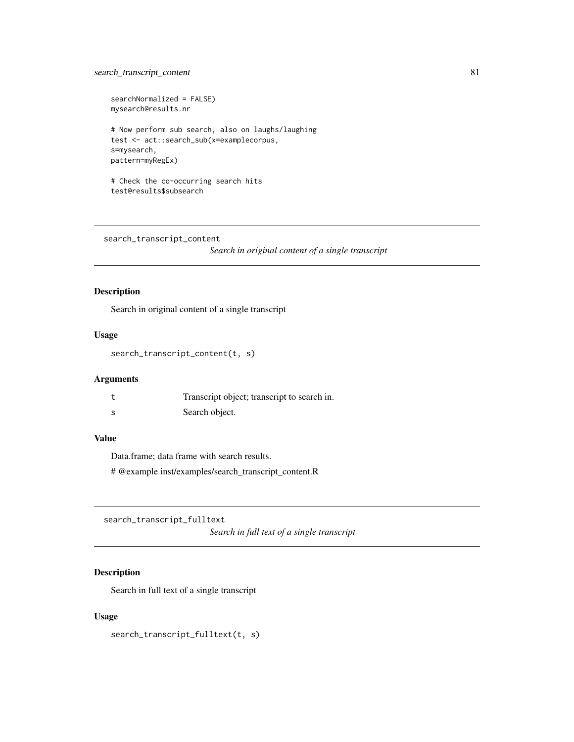```
searchNormalized = FALSE)
mysearch@results.nr

# Now perform sub search, also on laughs/laughing
test <- act::search_sub(x=examplecorpus,
s=mysearch,
pattern=myRegEx)

# Check the co-occurring search hits
test@results$subsearch
```

---

## search_transcript_content

*Search in original content of a single transcript*

### Description

Search in original content of a single transcript

### Usage

```
search_transcript_content(t, s)
```

### Arguments

| | |
|---|---|
| t | Transcript object; transcript to search in. |
| s | Search object. |

### Value

Data.frame; data frame with search results.

# @example inst/examples/search_transcript_content.R

---

## search_transcript_fulltext

*Search in full text of a single transcript*

### Description

Search in full text of a single transcript

### Usage

```
search_transcript_fulltext(t, s)
```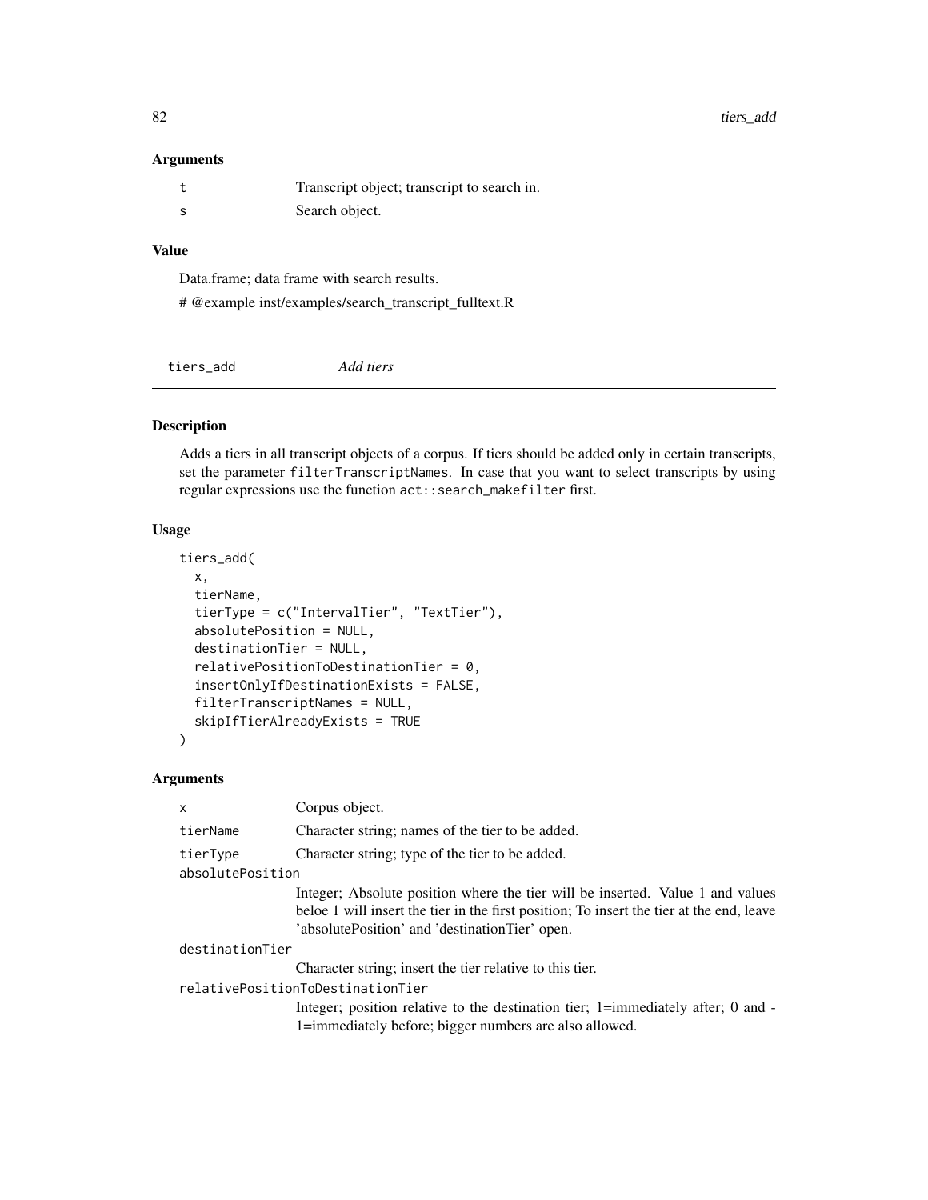### Arguments

| | |
|---|---|
| t | Transcript object; transcript to search in. |
| s | Search object. |

### Value

Data.frame; data frame with search results.

# @example inst/examples/search_transcript_fulltext.R

## tiers_add *Add tiers*

### Description

Adds a tiers in all transcript objects of a corpus. If tiers should be added only in certain transcripts, set the parameter `filterTranscriptNames`. In case that you want to select transcripts by using regular expressions use the function `act::search_makefilter` first.

### Usage

```
tiers_add(
  x,
  tierName,
  tierType = c("IntervalTier", "TextTier"),
  absolutePosition = NULL,
  destinationTier = NULL,
  relativePositionToDestinationTier = 0,
  insertOnlyIfDestinationExists = FALSE,
  filterTranscriptNames = NULL,
  skipIfTierAlreadyExists = TRUE
)
```

### Arguments

| | |
|---|---|
| x | Corpus object. |
| tierName | Character string; names of the tier to be added. |
| tierType | Character string; type of the tier to be added. |
| absolutePosition | Integer; Absolute position where the tier will be inserted. Value 1 and values beloe 1 will insert the tier in the first position; To insert the tier at the end, leave 'absolutePosition' and 'destinationTier' open. |
| destinationTier | Character string; insert the tier relative to this tier. |
| relativePositionToDestinationTier | Integer; position relative to the destination tier; 1=immediately after; 0 and -1=immediately before; bigger numbers are also allowed. |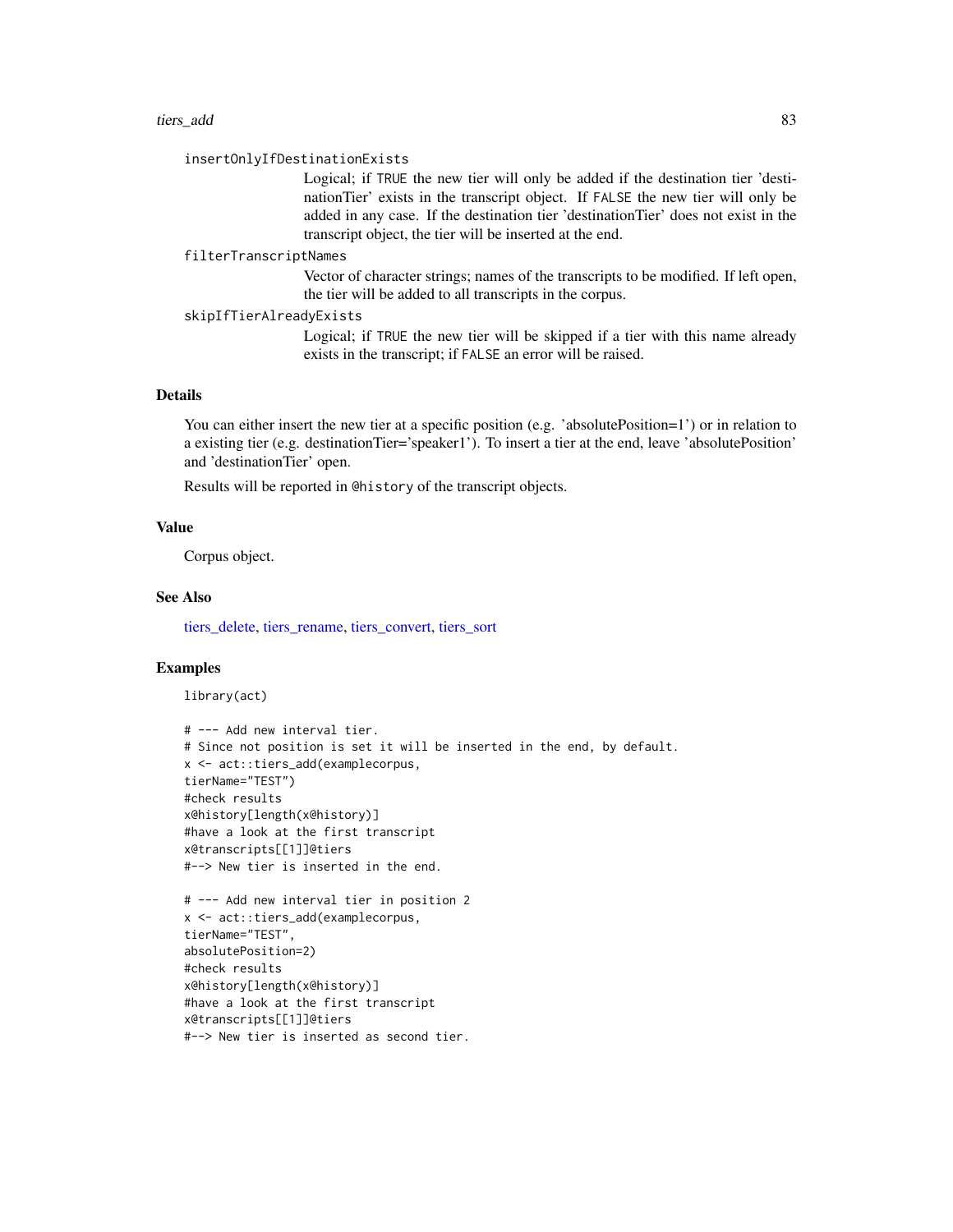`insertOnlyIfDestinationExists`
: Logical; if `TRUE` the new tier will only be added if the destination tier 'destinationTier' exists in the transcript object. If `FALSE` the new tier will only be added in any case. If the destination tier 'destinationTier' does not exist in the transcript object, the tier will be inserted at the end.

`filterTranscriptNames`
: Vector of character strings; names of the transcripts to be modified. If left open, the tier will be added to all transcripts in the corpus.

`skipIfTierAlreadyExists`
: Logical; if `TRUE` the new tier will be skipped if a tier with this name already exists in the transcript; if `FALSE` an error will be raised.

## Details

You can either insert the new tier at a specific position (e.g. 'absolutePosition=1') or in relation to a existing tier (e.g. destinationTier='speaker1'). To insert a tier at the end, leave 'absolutePosition' and 'destinationTier' open.

Results will be reported in `@history` of the transcript objects.

## Value

Corpus object.

## See Also

tiers_delete, tiers_rename, tiers_convert, tiers_sort

## Examples

```
library(act)

# --- Add new interval tier.
# Since not position is set it will be inserted in the end, by default.
x <- act::tiers_add(examplecorpus,
tierName="TEST")
#check results
x@history[length(x@history)]
#have a look at the first transcript
x@transcripts[[1]]@tiers
#--> New tier is inserted in the end.

# --- Add new interval tier in position 2
x <- act::tiers_add(examplecorpus,
tierName="TEST",
absolutePosition=2)
#check results
x@history[length(x@history)]
#have a look at the first transcript
x@transcripts[[1]]@tiers
#--> New tier is inserted as second tier.
```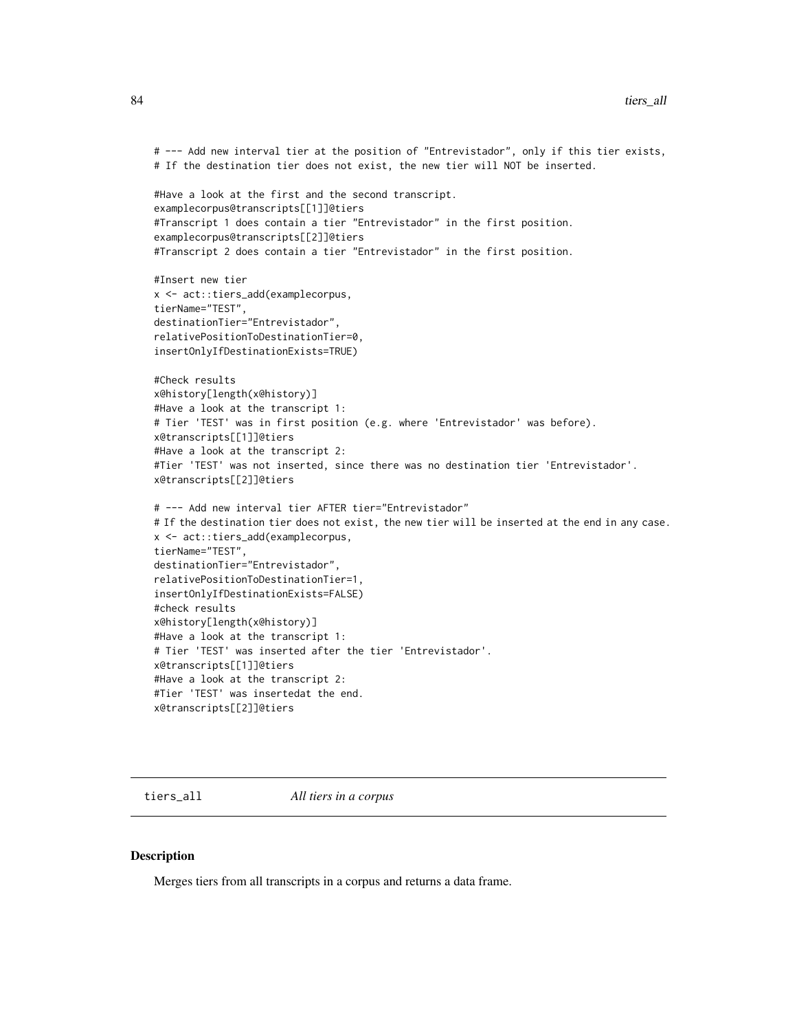```
# --- Add new interval tier at the position of "Entrevistador", only if this tier exists,
# If the destination tier does not exist, the new tier will NOT be inserted.

#Have a look at the first and the second transcript.
examplecorpus@transcripts[[1]]@tiers
#Transcript 1 does contain a tier "Entrevistador" in the first position.
examplecorpus@transcripts[[2]]@tiers
#Transcript 2 does contain a tier "Entrevistador" in the first position.

#Insert new tier
x <- act::tiers_add(examplecorpus,
tierName="TEST",
destinationTier="Entrevistador",
relativePositionToDestinationTier=0,
insertOnlyIfDestinationExists=TRUE)

#Check results
x@history[length(x@history)]
#Have a look at the transcript 1:
# Tier 'TEST' was in first position (e.g. where 'Entrevistador' was before).
x@transcripts[[1]]@tiers
#Have a look at the transcript 2:
#Tier 'TEST' was not inserted, since there was no destination tier 'Entrevistador'.
x@transcripts[[2]]@tiers

# --- Add new interval tier AFTER tier="Entrevistador"
# If the destination tier does not exist, the new tier will be inserted at the end in any case.
x <- act::tiers_add(examplecorpus,
tierName="TEST",
destinationTier="Entrevistador",
relativePositionToDestinationTier=1,
insertOnlyIfDestinationExists=FALSE)
#check results
x@history[length(x@history)]
#Have a look at the transcript 1:
# Tier 'TEST' was inserted after the tier 'Entrevistador'.
x@transcripts[[1]]@tiers
#Have a look at the transcript 2:
#Tier 'TEST' was insertedat the end.
x@transcripts[[2]]@tiers
```

---

## tiers_all *All tiers in a corpus*

---

### Description

Merges tiers from all transcripts in a corpus and returns a data frame.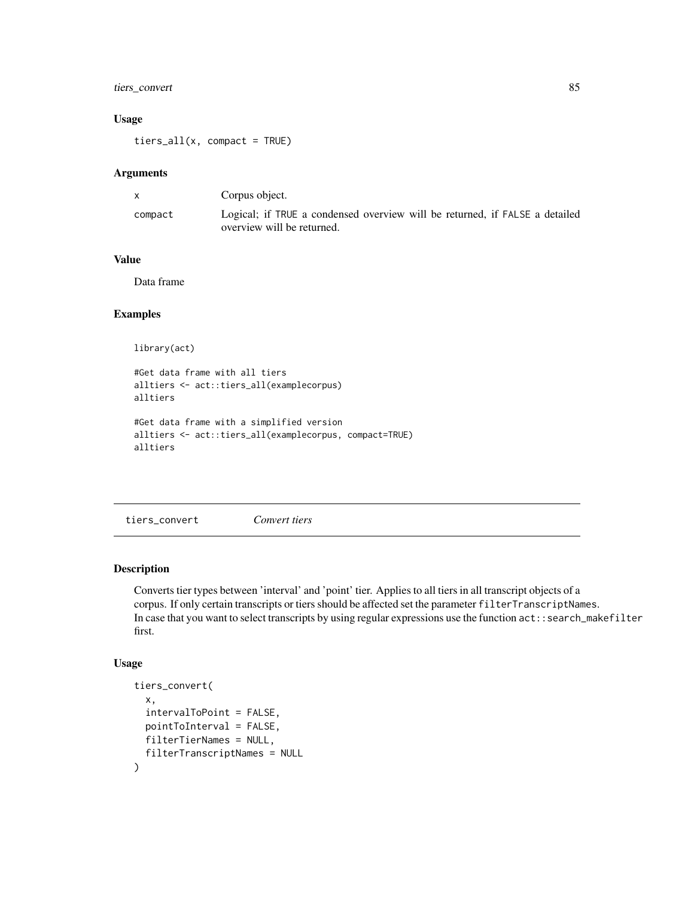### Usage

```
tiers_all(x, compact = TRUE)
```

### Arguments

| | |
|---|---|
| x | Corpus object. |
| compact | Logical; if TRUE a condensed overview will be returned, if FALSE a detailed overview will be returned. |

### Value

Data frame

### Examples

```
library(act)

#Get data frame with all tiers
alltiers <- act::tiers_all(examplecorpus)
alltiers

#Get data frame with a simplified version
alltiers <- act::tiers_all(examplecorpus, compact=TRUE)
alltiers
```

---

## tiers_convert *Convert tiers*

### Description

Converts tier types between 'interval' and 'point' tier. Applies to all tiers in all transcript objects of a corpus. If only certain transcripts or tiers should be affected set the parameter `filterTranscriptNames`. In case that you want to select transcripts by using regular expressions use the function `act::search_makefilter` first.

### Usage

```
tiers_convert(
  x,
  intervalToPoint = FALSE,
  pointToInterval = FALSE,
  filterTierNames = NULL,
  filterTranscriptNames = NULL
)
```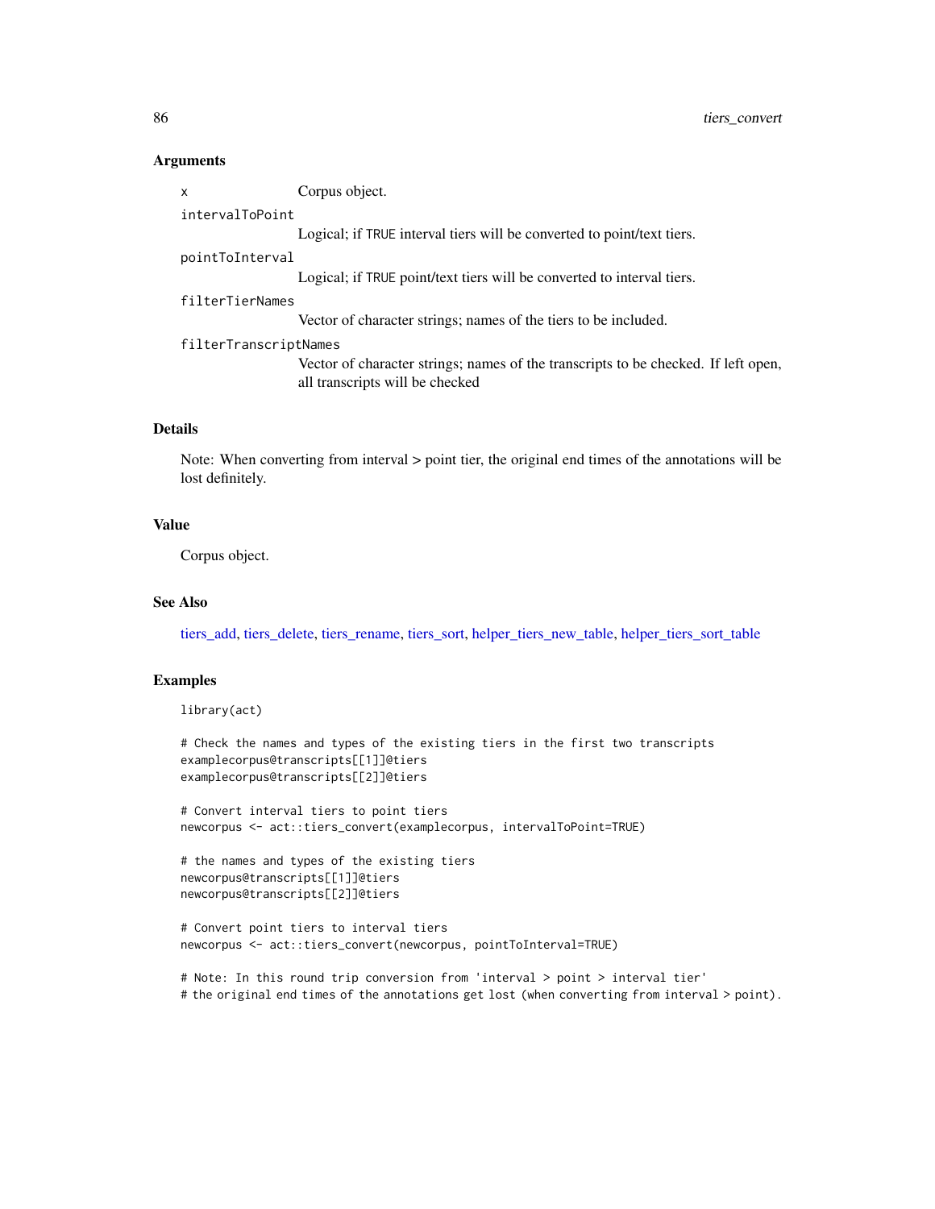### Arguments

- `x` — Corpus object.
- `intervalToPoint` — Logical; if `TRUE` interval tiers will be converted to point/text tiers.
- `pointToInterval` — Logical; if `TRUE` point/text tiers will be converted to interval tiers.
- `filterTierNames` — Vector of character strings; names of the tiers to be included.
- `filterTranscriptNames` — Vector of character strings; names of the transcripts to be checked. If left open, all transcripts will be checked

### Details

Note: When converting from interval > point tier, the original end times of the annotations will be lost definitely.

### Value

Corpus object.

### See Also

tiers_add, tiers_delete, tiers_rename, tiers_sort, helper_tiers_new_table, helper_tiers_sort_table

### Examples

```
library(act)

# Check the names and types of the existing tiers in the first two transcripts
examplecorpus@transcripts[[1]]@tiers
examplecorpus@transcripts[[2]]@tiers

# Convert interval tiers to point tiers
newcorpus <- act::tiers_convert(examplecorpus, intervalToPoint=TRUE)

# the names and types of the existing tiers
newcorpus@transcripts[[1]]@tiers
newcorpus@transcripts[[2]]@tiers

# Convert point tiers to interval tiers
newcorpus <- act::tiers_convert(newcorpus, pointToInterval=TRUE)

# Note: In this round trip conversion from 'interval > point > interval tier'
# the original end times of the annotations get lost (when converting from interval > point).
```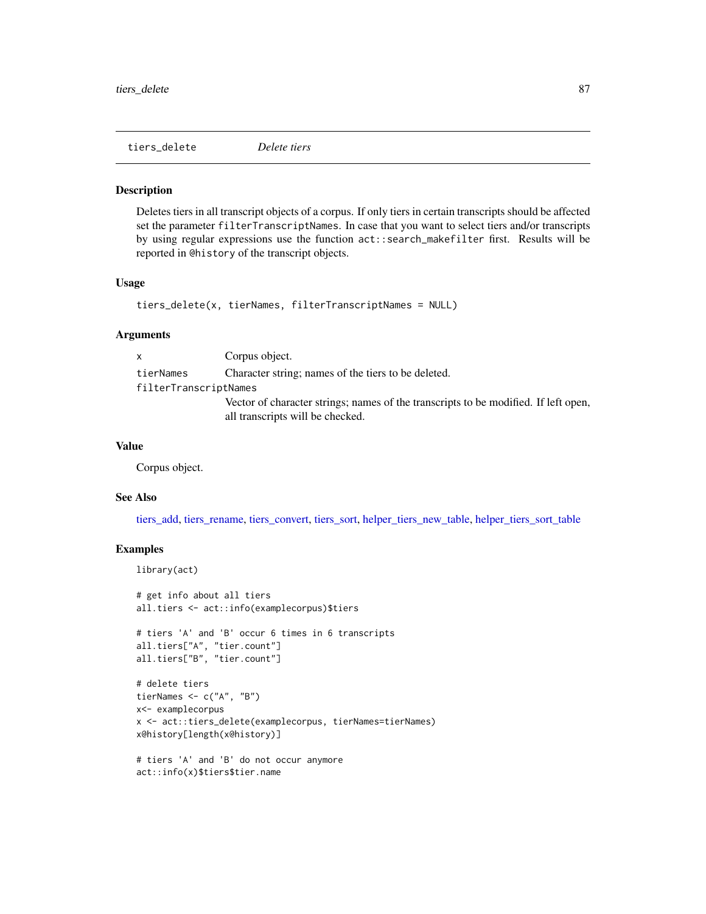# tiers_delete *Delete tiers*

## Description

Deletes tiers in all transcript objects of a corpus. If only tiers in certain transcripts should be affected set the parameter `filterTranscriptNames`. In case that you want to select tiers and/or transcripts by using regular expressions use the function `act::search_makefilter` first. Results will be reported in `@history` of the transcript objects.

## Usage

```
tiers_delete(x, tierNames, filterTranscriptNames = NULL)
```

## Arguments

| | |
|---|---|
| x | Corpus object. |
| tierNames | Character string; names of the tiers to be deleted. |
| filterTranscriptNames | Vector of character strings; names of the transcripts to be modified. If left open, all transcripts will be checked. |

## Value

Corpus object.

## See Also

tiers_add, tiers_rename, tiers_convert, tiers_sort, helper_tiers_new_table, helper_tiers_sort_table

## Examples

```
library(act)

# get info about all tiers
all.tiers <- act::info(examplecorpus)$tiers

# tiers 'A' and 'B' occur 6 times in 6 transcripts
all.tiers["A", "tier.count"]
all.tiers["B", "tier.count"]

# delete tiers
tierNames <- c("A", "B")
x<- examplecorpus
x <- act::tiers_delete(examplecorpus, tierNames=tierNames)
x@history[length(x@history)]

# tiers 'A' and 'B' do not occur anymore
act::info(x)$tiers$tier.name
```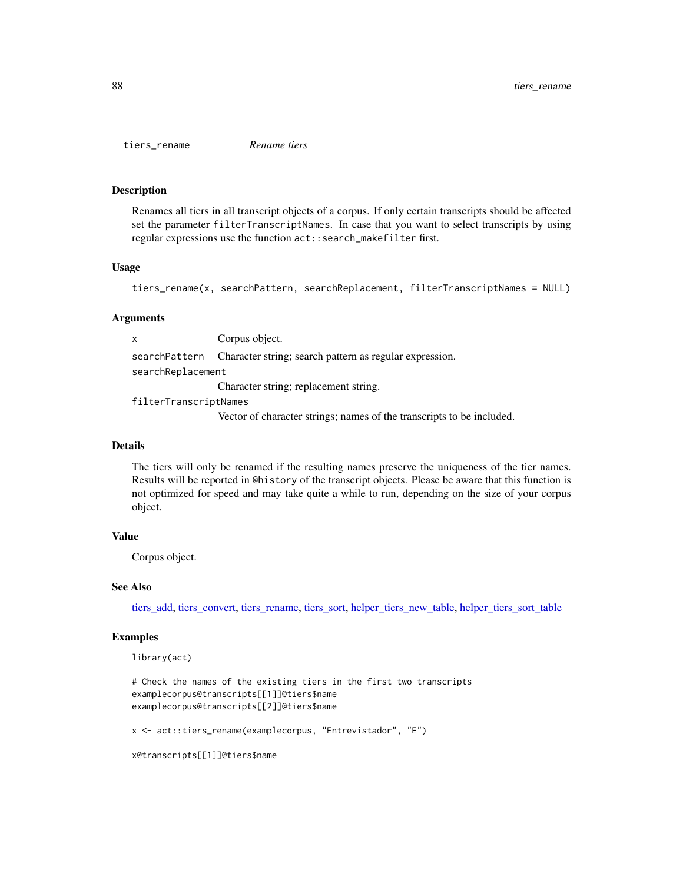tiers_rename *Rename tiers*

## Description

Renames all tiers in all transcript objects of a corpus. If only certain transcripts should be affected set the parameter filterTranscriptNames. In case that you want to select transcripts by using regular expressions use the function act::search_makefilter first.

## Usage

```
tiers_rename(x, searchPattern, searchReplacement, filterTranscriptNames = NULL)
```

## Arguments

| | |
|---|---|
| x | Corpus object. |
| searchPattern | Character string; search pattern as regular expression. |
| searchReplacement | Character string; replacement string. |
| filterTranscriptNames | Vector of character strings; names of the transcripts to be included. |

## Details

The tiers will only be renamed if the resulting names preserve the uniqueness of the tier names. Results will be reported in @history of the transcript objects. Please be aware that this function is not optimized for speed and may take quite a while to run, depending on the size of your corpus object.

## Value

Corpus object.

## See Also

tiers_add, tiers_convert, tiers_rename, tiers_sort, helper_tiers_new_table, helper_tiers_sort_table

## Examples

```
library(act)

# Check the names of the existing tiers in the first two transcripts
examplecorpus@transcripts[[1]]@tiers$name
examplecorpus@transcripts[[2]]@tiers$name

x <- act::tiers_rename(examplecorpus, "Entrevistador", "E")

x@transcripts[[1]]@tiers$name
```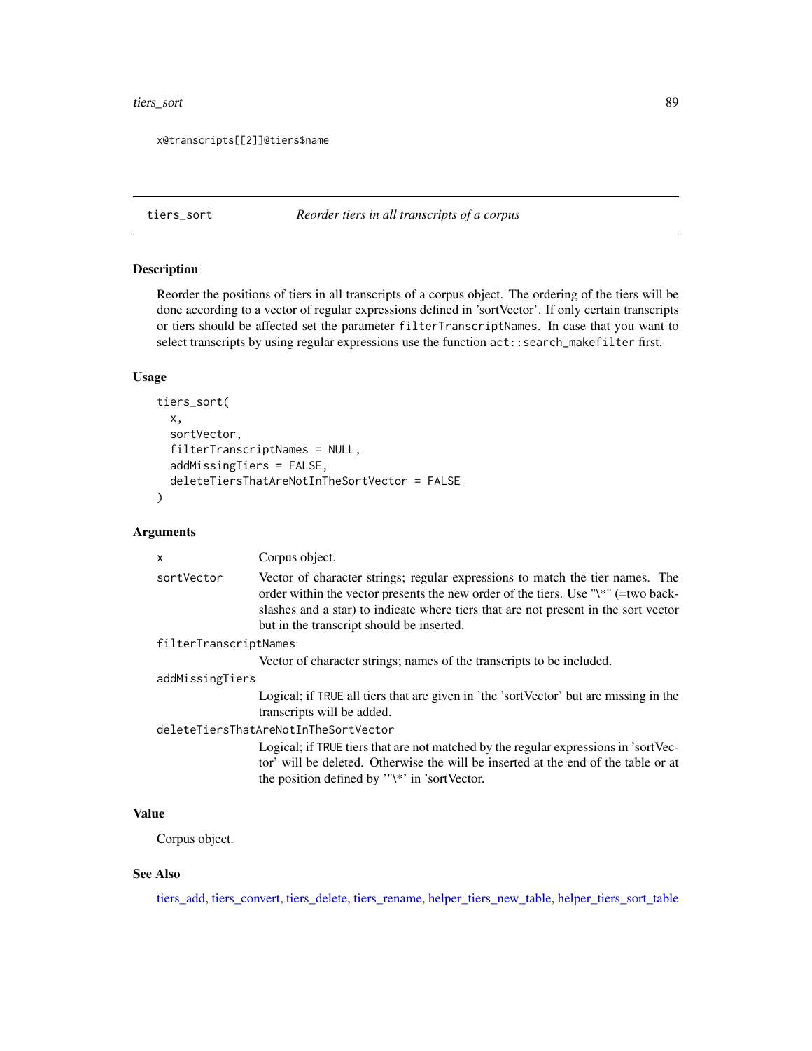```
x@transcripts[[2]]@tiers$name
```

## tiers_sort — *Reorder tiers in all transcripts of a corpus*

### Description

Reorder the positions of tiers in all transcripts of a corpus object. The ordering of the tiers will be done according to a vector of regular expressions defined in 'sortVector'. If only certain transcripts or tiers should be affected set the parameter `filterTranscriptNames`. In case that you want to select transcripts by using regular expressions use the function `act::search_makefilter` first.

### Usage

```
tiers_sort(
  x,
  sortVector,
  filterTranscriptNames = NULL,
  addMissingTiers = FALSE,
  deleteTiersThatAreNotInTheSortVector = FALSE
)
```

### Arguments

`x` — Corpus object.

`sortVector` — Vector of character strings; regular expressions to match the tier names. The order within the vector presents the new order of the tiers. Use "\\*" (=two backslashes and a star) to indicate where tiers that are not present in the sort vector but in the transcript should be inserted.

`filterTranscriptNames` — Vector of character strings; names of the transcripts to be included.

`addMissingTiers` — Logical; if `TRUE` all tiers that are given in 'the 'sortVector' but are missing in the transcripts will be added.

`deleteTiersThatAreNotInTheSortVector` — Logical; if `TRUE` tiers that are not matched by the regular expressions in 'sortVector' will be deleted. Otherwise the will be inserted at the end of the table or at the position defined by '"\\*' in 'sortVector.

### Value

Corpus object.

### See Also

tiers_add, tiers_convert, tiers_delete, tiers_rename, helper_tiers_new_table, helper_tiers_sort_table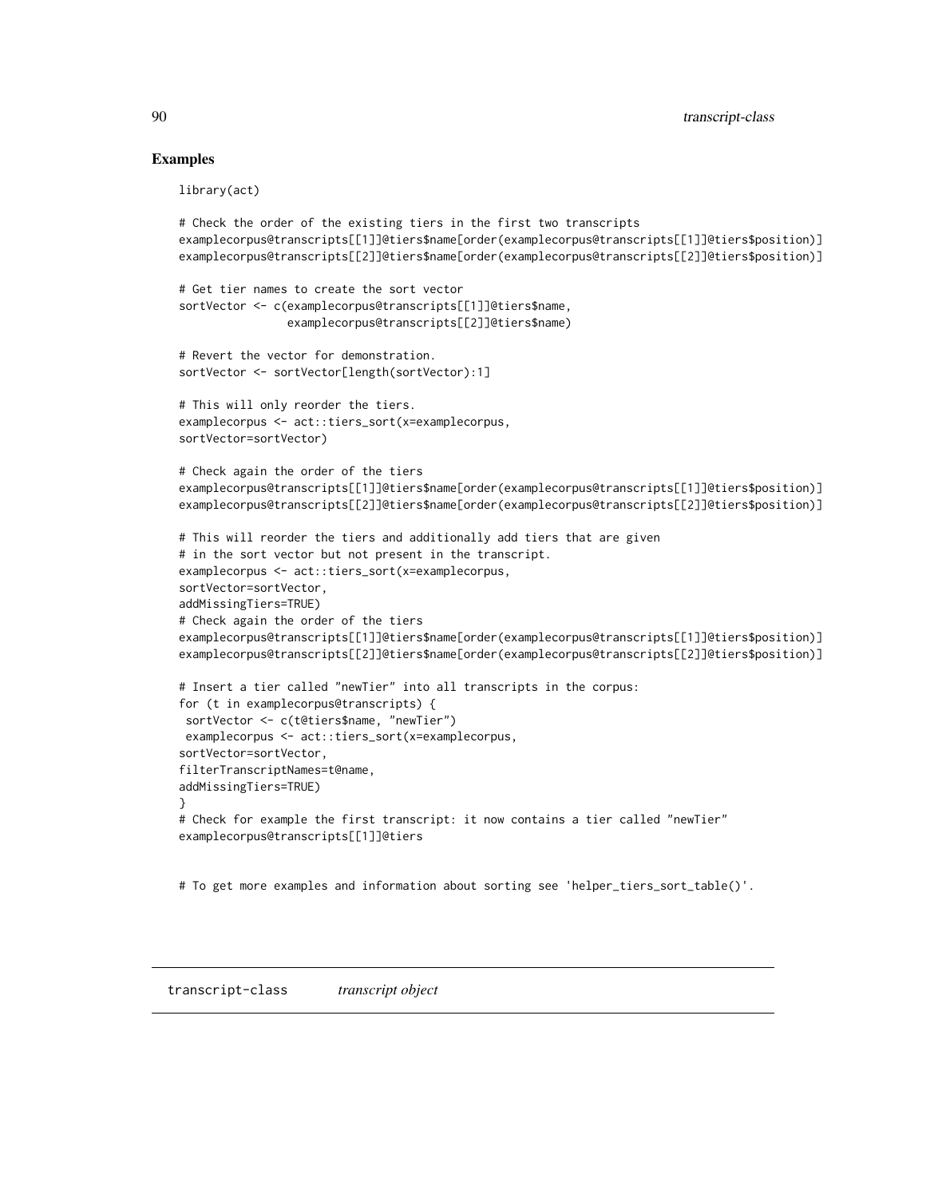## Examples

```
library(act)

# Check the order of the existing tiers in the first two transcripts
examplecorpus@transcripts[[1]]@tiers$name[order(examplecorpus@transcripts[[1]]@tiers$position)]
examplecorpus@transcripts[[2]]@tiers$name[order(examplecorpus@transcripts[[2]]@tiers$position)]

# Get tier names to create the sort vector
sortVector <- c(examplecorpus@transcripts[[1]]@tiers$name,
                examplecorpus@transcripts[[2]]@tiers$name)

# Revert the vector for demonstration.
sortVector <- sortVector[length(sortVector):1]

# This will only reorder the tiers.
examplecorpus <- act::tiers_sort(x=examplecorpus,
sortVector=sortVector)

# Check again the order of the tiers
examplecorpus@transcripts[[1]]@tiers$name[order(examplecorpus@transcripts[[1]]@tiers$position)]
examplecorpus@transcripts[[2]]@tiers$name[order(examplecorpus@transcripts[[2]]@tiers$position)]

# This will reorder the tiers and additionally add tiers that are given
# in the sort vector but not present in the transcript.
examplecorpus <- act::tiers_sort(x=examplecorpus,
sortVector=sortVector,
addMissingTiers=TRUE)
# Check again the order of the tiers
examplecorpus@transcripts[[1]]@tiers$name[order(examplecorpus@transcripts[[1]]@tiers$position)]
examplecorpus@transcripts[[2]]@tiers$name[order(examplecorpus@transcripts[[2]]@tiers$position)]

# Insert a tier called "newTier" into all transcripts in the corpus:
for (t in examplecorpus@transcripts) {
 sortVector <- c(t@tiers$name, "newTier")
 examplecorpus <- act::tiers_sort(x=examplecorpus,
sortVector=sortVector,
filterTranscriptNames=t@name,
addMissingTiers=TRUE)
}
# Check for example the first transcript: it now contains a tier called "newTier"
examplecorpus@transcripts[[1]]@tiers


# To get more examples and information about sorting see 'helper_tiers_sort_table()'.
```

---

`transcript-class` *transcript object*

---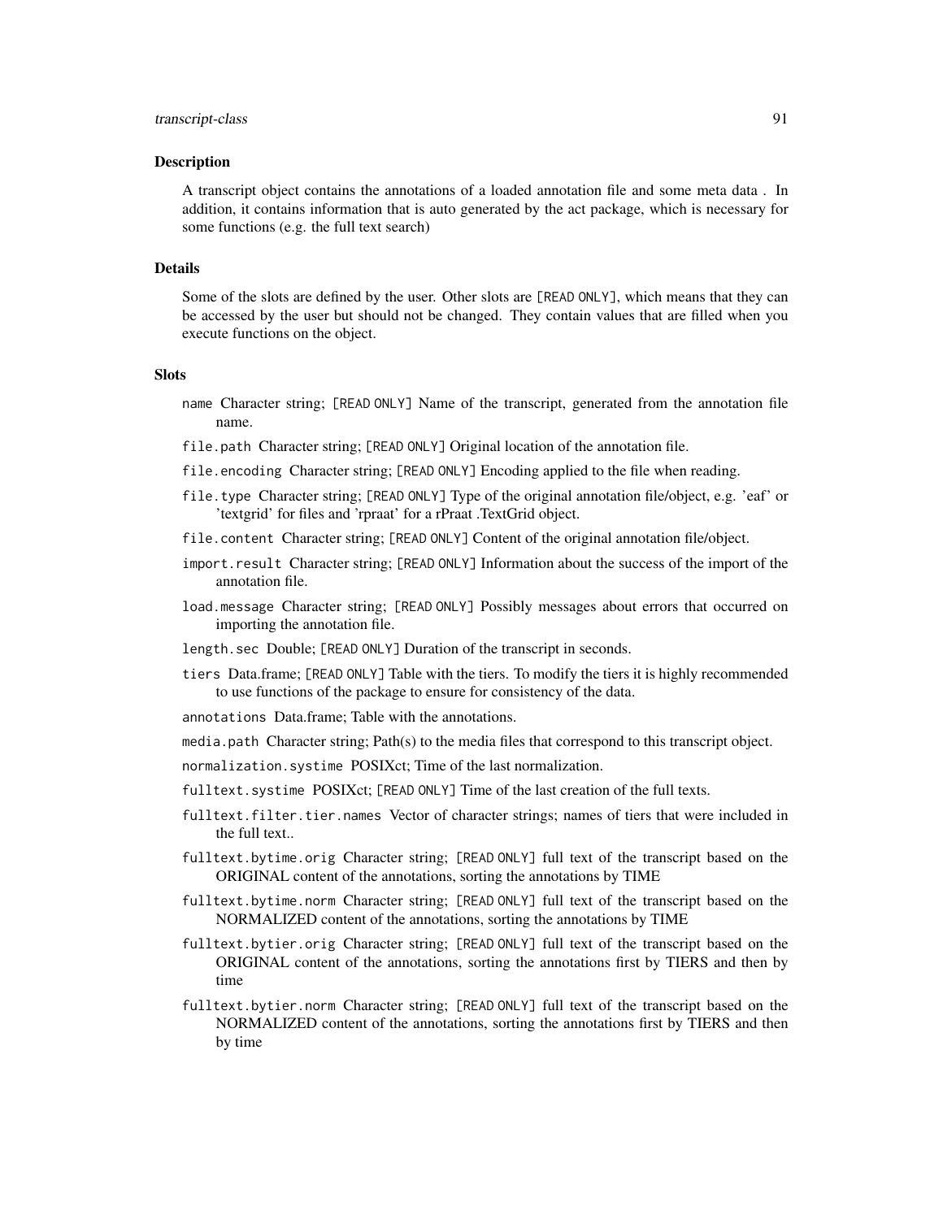## Description

A transcript object contains the annotations of a loaded annotation file and some meta data . In addition, it contains information that is auto generated by the act package, which is necessary for some functions (e.g. the full text search)

## Details

Some of the slots are defined by the user. Other slots are [READ ONLY], which means that they can be accessed by the user but should not be changed. They contain values that are filled when you execute functions on the object.

## Slots

- `name` Character string; [READ ONLY] Name of the transcript, generated from the annotation file name.
- `file.path` Character string; [READ ONLY] Original location of the annotation file.
- `file.encoding` Character string; [READ ONLY] Encoding applied to the file when reading.
- `file.type` Character string; [READ ONLY] Type of the original annotation file/object, e.g. 'eaf' or 'textgrid' for files and 'rpraat' for a rPraat .TextGrid object.
- `file.content` Character string; [READ ONLY] Content of the original annotation file/object.
- `import.result` Character string; [READ ONLY] Information about the success of the import of the annotation file.
- `load.message` Character string; [READ ONLY] Possibly messages about errors that occurred on importing the annotation file.
- `length.sec` Double; [READ ONLY] Duration of the transcript in seconds.
- `tiers` Data.frame; [READ ONLY] Table with the tiers. To modify the tiers it is highly recommended to use functions of the package to ensure for consistency of the data.
- `annotations` Data.frame; Table with the annotations.
- `media.path` Character string; Path(s) to the media files that correspond to this transcript object.
- `normalization.systime` POSIXct; Time of the last normalization.
- `fulltext.systime` POSIXct; [READ ONLY] Time of the last creation of the full texts.
- `fulltext.filter.tier.names` Vector of character strings; names of tiers that were included in the full text..
- `fulltext.bytime.orig` Character string; [READ ONLY] full text of the transcript based on the ORIGINAL content of the annotations, sorting the annotations by TIME
- `fulltext.bytime.norm` Character string; [READ ONLY] full text of the transcript based on the NORMALIZED content of the annotations, sorting the annotations by TIME
- `fulltext.bytier.orig` Character string; [READ ONLY] full text of the transcript based on the ORIGINAL content of the annotations, sorting the annotations first by TIERS and then by time
- `fulltext.bytier.norm` Character string; [READ ONLY] full text of the transcript based on the NORMALIZED content of the annotations, sorting the annotations first by TIERS and then by time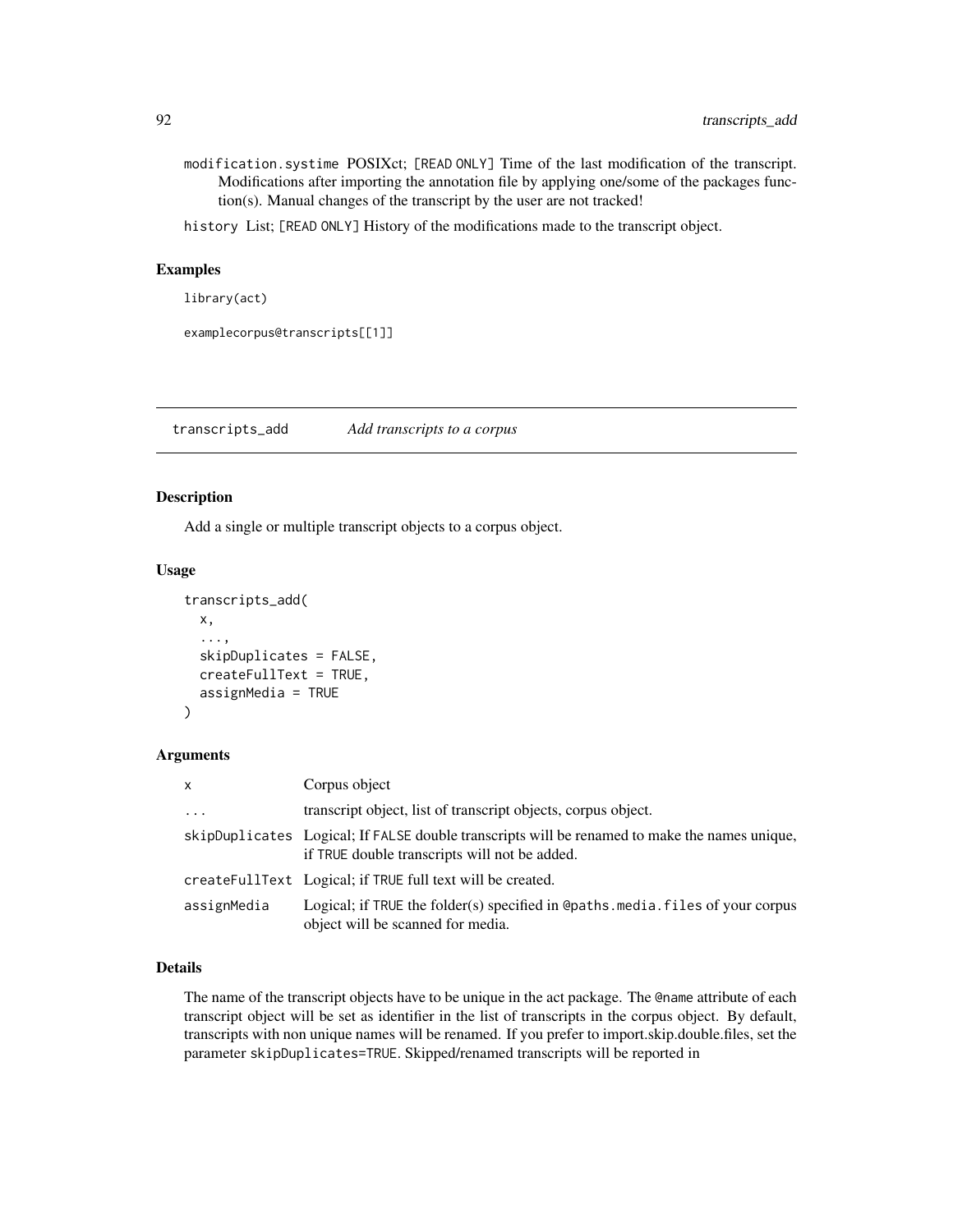modification.systime POSIXct; [READ ONLY] Time of the last modification of the transcript. Modifications after importing the annotation file by applying one/some of the packages function(s). Manual changes of the transcript by the user are not tracked!

history List; [READ ONLY] History of the modifications made to the transcript object.

### Examples

```
library(act)

examplecorpus@transcripts[[1]]
```

---

## transcripts_add — *Add transcripts to a corpus*

### Description

Add a single or multiple transcript objects to a corpus object.

### Usage

```
transcripts_add(
  x,
  ...,
  skipDuplicates = FALSE,
  createFullText = TRUE,
  assignMedia = TRUE
)
```

### Arguments

| | |
|---|---|
| x | Corpus object |
| ... | transcript object, list of transcript objects, corpus object. |
| skipDuplicates | Logical; If FALSE double transcripts will be renamed to make the names unique, if TRUE double transcripts will not be added. |
| createFullText | Logical; if TRUE full text will be created. |
| assignMedia | Logical; if TRUE the folder(s) specified in @paths.media.files of your corpus object will be scanned for media. |

### Details

The name of the transcript objects have to be unique in the act package. The @name attribute of each transcript object will be set as identifier in the list of transcripts in the corpus object. By default, transcripts with non unique names will be renamed. If you prefer to import.skip.double.files, set the parameter skipDuplicates=TRUE. Skipped/renamed transcripts will be reported in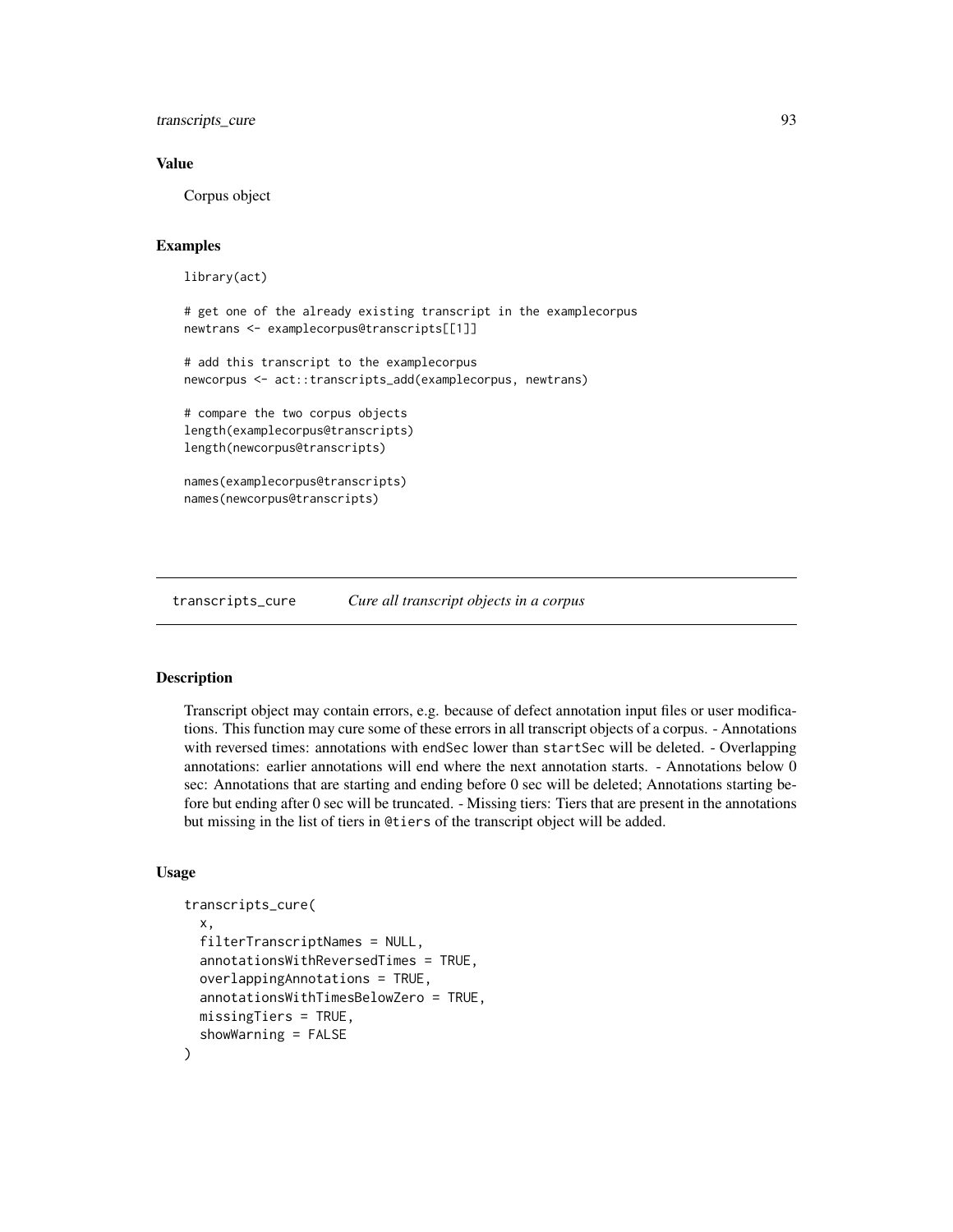## Value

Corpus object

## Examples

```
library(act)

# get one of the already existing transcript in the examplecorpus
newtrans <- examplecorpus@transcripts[[1]]

# add this transcript to the examplecorpus
newcorpus <- act::transcripts_add(examplecorpus, newtrans)

# compare the two corpus objects
length(examplecorpus@transcripts)
length(newcorpus@transcripts)

names(examplecorpus@transcripts)
names(newcorpus@transcripts)
```

---

# transcripts_cure *Cure all transcript objects in a corpus*

---

## Description

Transcript object may contain errors, e.g. because of defect annotation input files or user modifications. This function may cure some of these errors in all transcript objects of a corpus. - Annotations with reversed times: annotations with `endSec` lower than `startSec` will be deleted. - Overlapping annotations: earlier annotations will end where the next annotation starts. - Annotations below 0 sec: Annotations that are starting and ending before 0 sec will be deleted; Annotations starting before but ending after 0 sec will be truncated. - Missing tiers: Tiers that are present in the annotations but missing in the list of tiers in `@tiers` of the transcript object will be added.

## Usage

```
transcripts_cure(
  x,
  filterTranscriptNames = NULL,
  annotationsWithReversedTimes = TRUE,
  overlappingAnnotations = TRUE,
  annotationsWithTimesBelowZero = TRUE,
  missingTiers = TRUE,
  showWarning = FALSE
)
```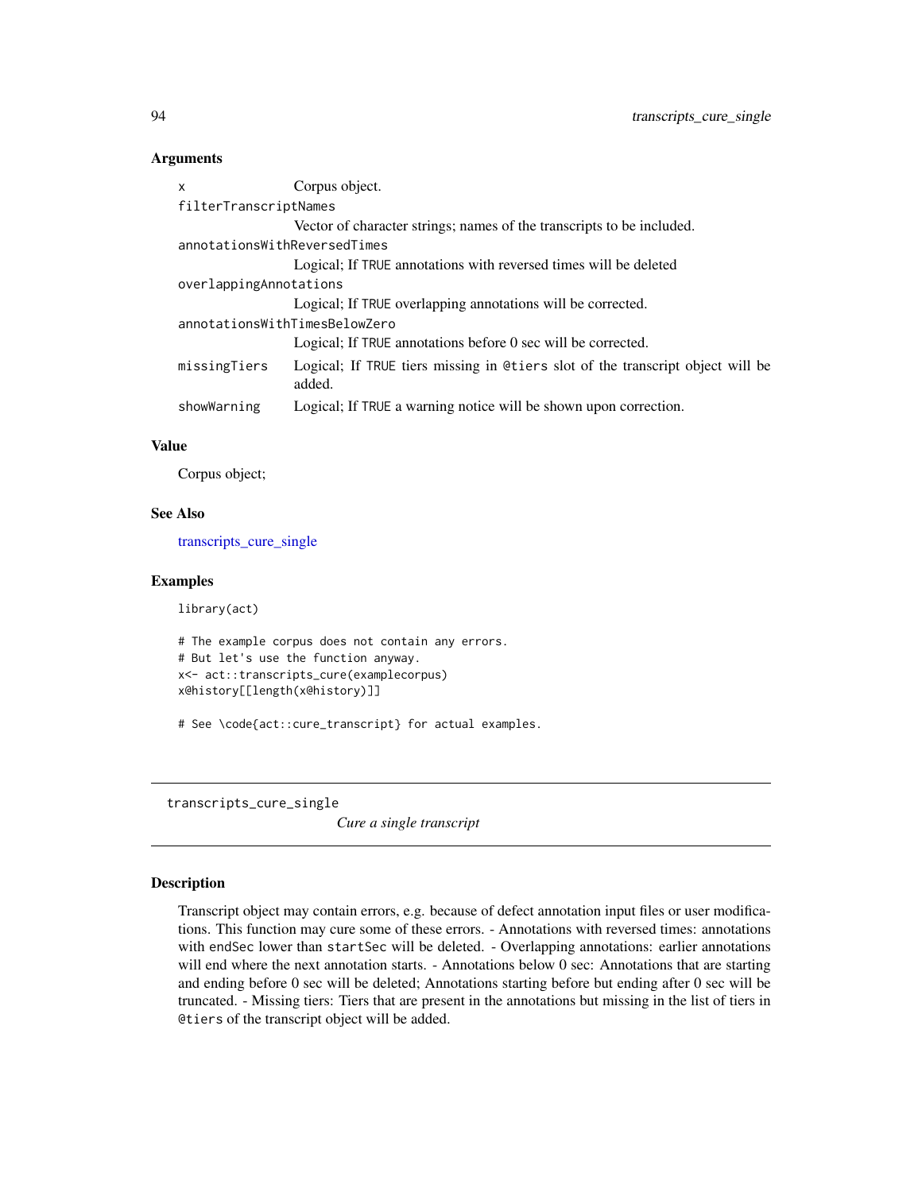## Arguments

| | |
|---|---|
| `x` | Corpus object. |
| `filterTranscriptNames` | Vector of character strings; names of the transcripts to be included. |
| `annotationsWithReversedTimes` | Logical; If `TRUE` annotations with reversed times will be deleted |
| `overlappingAnnotations` | Logical; If `TRUE` overlapping annotations will be corrected. |
| `annotationsWithTimesBelowZero` | Logical; If `TRUE` annotations before 0 sec will be corrected. |
| `missingTiers` | Logical; If `TRUE` tiers missing in `@tiers` slot of the transcript object will be added. |
| `showWarning` | Logical; If `TRUE` a warning notice will be shown upon correction. |

## Value

Corpus object;

## See Also

transcripts_cure_single

## Examples

```
library(act)

# The example corpus does not contain any errors.
# But let's use the function anyway.
x<- act::transcripts_cure(examplecorpus)
x@history[[length(x@history)]]

# See \code{act::cure_transcript} for actual examples.
```

---

# transcripts_cure_single

*Cure a single transcript*

---

## Description

Transcript object may contain errors, e.g. because of defect annotation input files or user modifications. This function may cure some of these errors. - Annotations with reversed times: annotations with `endSec` lower than `startSec` will be deleted. - Overlapping annotations: earlier annotations will end where the next annotation starts. - Annotations below 0 sec: Annotations that are starting and ending before 0 sec will be deleted; Annotations starting before but ending after 0 sec will be truncated. - Missing tiers: Tiers that are present in the annotations but missing in the list of tiers in `@tiers` of the transcript object will be added.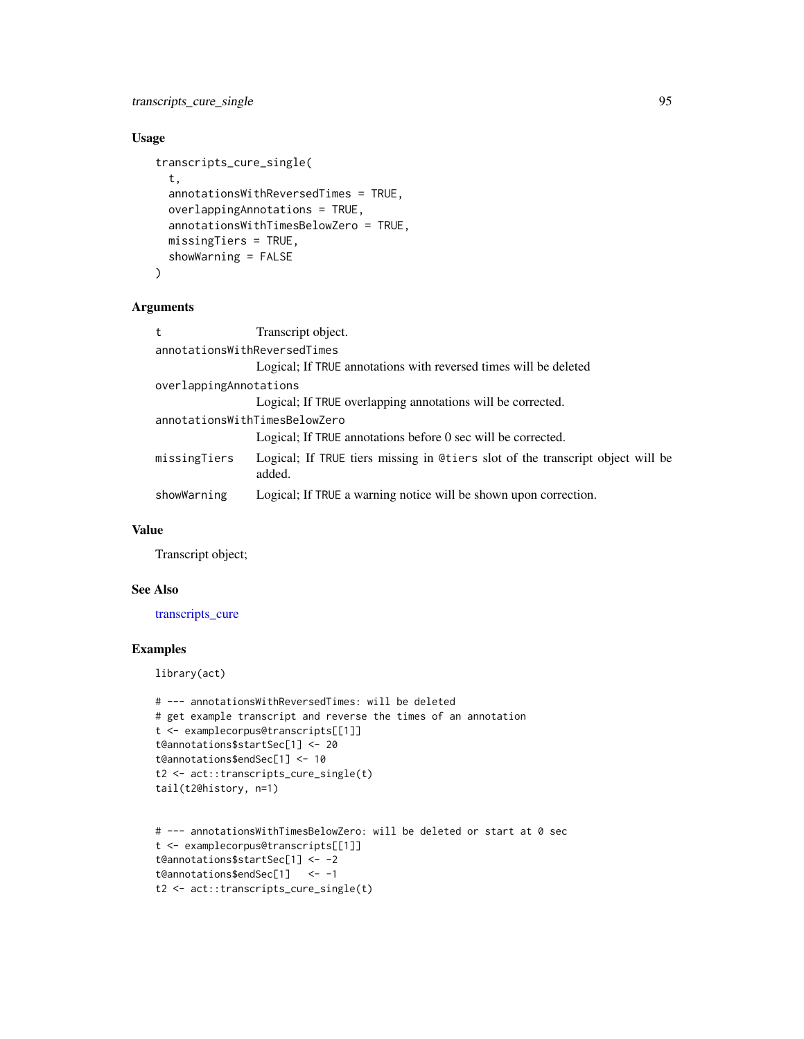## Usage

```
transcripts_cure_single(
  t,
  annotationsWithReversedTimes = TRUE,
  overlappingAnnotations = TRUE,
  annotationsWithTimesBelowZero = TRUE,
  missingTiers = TRUE,
  showWarning = FALSE
)
```

## Arguments

`t` Transcript object.

`annotationsWithReversedTimes` Logical; If `TRUE` annotations with reversed times will be deleted

`overlappingAnnotations` Logical; If `TRUE` overlapping annotations will be corrected.

`annotationsWithTimesBelowZero` Logical; If `TRUE` annotations before 0 sec will be corrected.

`missingTiers` Logical; If `TRUE` tiers missing in `@tiers` slot of the transcript object will be added.

`showWarning` Logical; If `TRUE` a warning notice will be shown upon correction.

## Value

Transcript object;

## See Also

transcripts_cure

## Examples

```
library(act)

# --- annotationsWithReversedTimes: will be deleted
# get example transcript and reverse the times of an annotation
t <- examplecorpus@transcripts[[1]]
t@annotations$startSec[1] <- 20
t@annotations$endSec[1] <- 10
t2 <- act::transcripts_cure_single(t)
tail(t2@history, n=1)


# --- annotationsWithTimesBelowZero: will be deleted or start at 0 sec
t <- examplecorpus@transcripts[[1]]
t@annotations$startSec[1] <- -2
t@annotations$endSec[1]   <- -1
t2 <- act::transcripts_cure_single(t)
```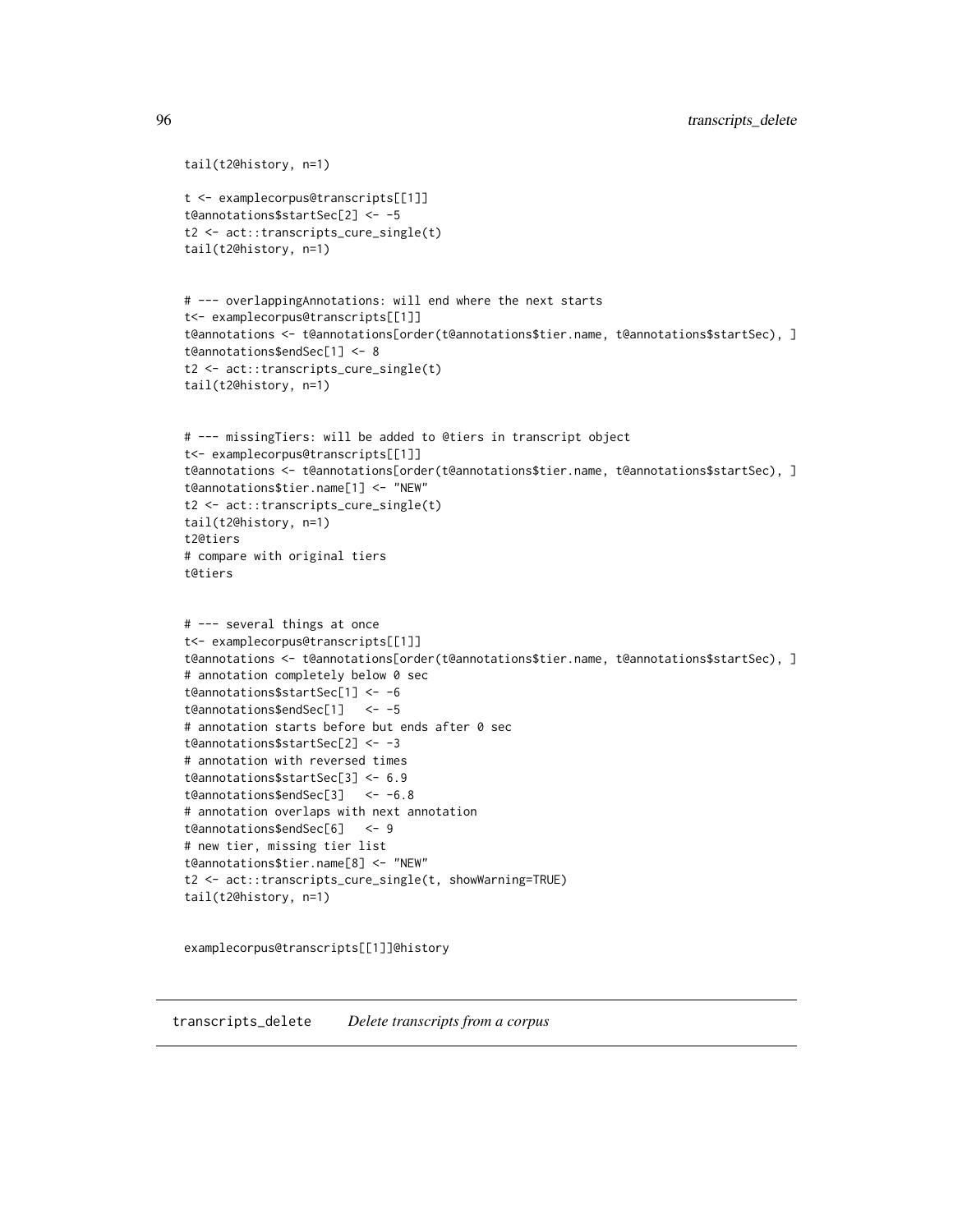```
tail(t2@history, n=1)

t <- examplecorpus@transcripts[[1]]
t@annotations$startSec[2] <- -5
t2 <- act::transcripts_cure_single(t)
tail(t2@history, n=1)


# --- overlappingAnnotations: will end where the next starts
t<- examplecorpus@transcripts[[1]]
t@annotations <- t@annotations[order(t@annotations$tier.name, t@annotations$startSec), ]
t@annotations$endSec[1] <- 8
t2 <- act::transcripts_cure_single(t)
tail(t2@history, n=1)


# --- missingTiers: will be added to @tiers in transcript object
t<- examplecorpus@transcripts[[1]]
t@annotations <- t@annotations[order(t@annotations$tier.name, t@annotations$startSec), ]
t@annotations$tier.name[1] <- "NEW"
t2 <- act::transcripts_cure_single(t)
tail(t2@history, n=1)
t2@tiers
# compare with original tiers
t@tiers


# --- several things at once
t<- examplecorpus@transcripts[[1]]
t@annotations <- t@annotations[order(t@annotations$tier.name, t@annotations$startSec), ]
# annotation completely below 0 sec
t@annotations$startSec[1] <- -6
t@annotations$endSec[1]   <- -5
# annotation starts before but ends after 0 sec
t@annotations$startSec[2] <- -3
# annotation with reversed times
t@annotations$startSec[3] <- 6.9
t@annotations$endSec[3]   <- -6.8
# annotation overlaps with next annotation
t@annotations$endSec[6]   <- 9
# new tier, missing tier list
t@annotations$tier.name[8] <- "NEW"
t2 <- act::transcripts_cure_single(t, showWarning=TRUE)
tail(t2@history, n=1)


examplecorpus@transcripts[[1]]@history
```

## transcripts_delete    *Delete transcripts from a corpus*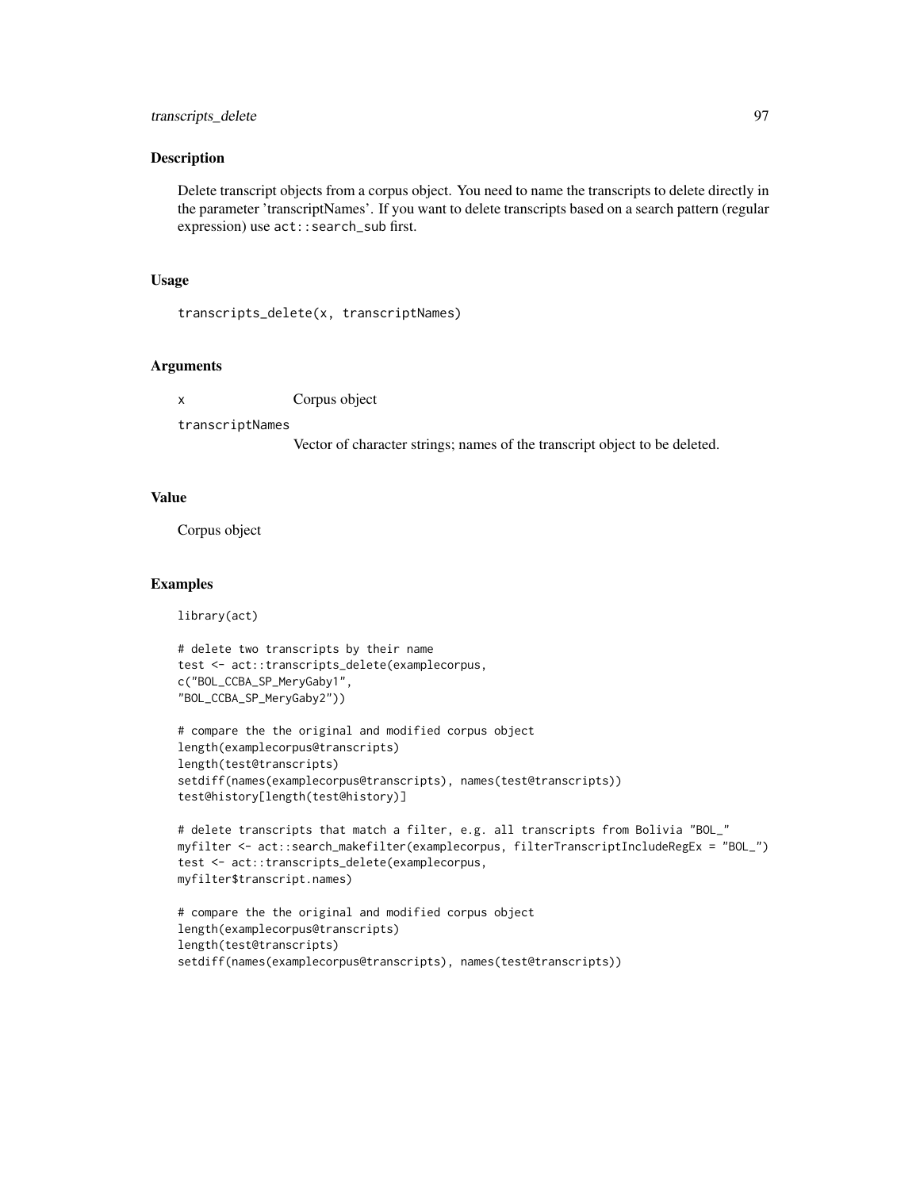## Description

Delete transcript objects from a corpus object. You need to name the transcripts to delete directly in the parameter 'transcriptNames'. If you want to delete transcripts based on a search pattern (regular expression) use `act::search_sub` first.

## Usage

```
transcripts_delete(x, transcriptNames)
```

## Arguments

`x` Corpus object

`transcriptNames` Vector of character strings; names of the transcript object to be deleted.

## Value

Corpus object

## Examples

```
library(act)

# delete two transcripts by their name
test <- act::transcripts_delete(examplecorpus,
c("BOL_CCBA_SP_MeryGaby1",
"BOL_CCBA_SP_MeryGaby2"))

# compare the the original and modified corpus object
length(examplecorpus@transcripts)
length(test@transcripts)
setdiff(names(examplecorpus@transcripts), names(test@transcripts))
test@history[length(test@history)]

# delete transcripts that match a filter, e.g. all transcripts from Bolivia "BOL_"
myfilter <- act::search_makefilter(examplecorpus, filterTranscriptIncludeRegEx = "BOL_")
test <- act::transcripts_delete(examplecorpus,
myfilter$transcript.names)

# compare the the original and modified corpus object
length(examplecorpus@transcripts)
length(test@transcripts)
setdiff(names(examplecorpus@transcripts), names(test@transcripts))
```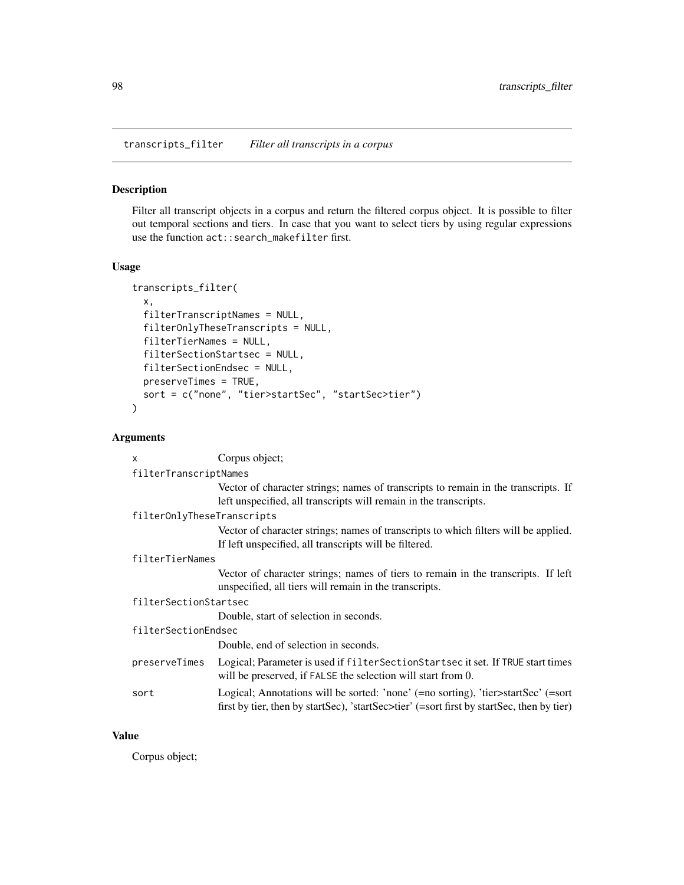## transcripts_filter *Filter all transcripts in a corpus*

### Description

Filter all transcript objects in a corpus and return the filtered corpus object. It is possible to filter out temporal sections and tiers. In case that you want to select tiers by using regular expressions use the function `act::search_makefilter` first.

### Usage

```
transcripts_filter(
  x,
  filterTranscriptNames = NULL,
  filterOnlyTheseTranscripts = NULL,
  filterTierNames = NULL,
  filterSectionStartsec = NULL,
  filterSectionEndsec = NULL,
  preserveTimes = TRUE,
  sort = c("none", "tier>startSec", "startSec>tier")
)
```

### Arguments

`x`
: Corpus object;

`filterTranscriptNames`
: Vector of character strings; names of transcripts to remain in the transcripts. If left unspecified, all transcripts will remain in the transcripts.

`filterOnlyTheseTranscripts`
: Vector of character strings; names of transcripts to which filters will be applied. If left unspecified, all transcripts will be filtered.

`filterTierNames`
: Vector of character strings; names of tiers to remain in the transcripts. If left unspecified, all tiers will remain in the transcripts.

`filterSectionStartsec`
: Double, start of selection in seconds.

`filterSectionEndsec`
: Double, end of selection in seconds.

`preserveTimes`
: Logical; Parameter is used if `filterSectionStartsec` it set. If `TRUE` start times will be preserved, if `FALSE` the selection will start from 0.

`sort`
: Logical; Annotations will be sorted: 'none' (=no sorting), 'tier>startSec' (=sort first by tier, then by startSec), 'startSec>tier' (=sort first by startSec, then by tier)

### Value

Corpus object;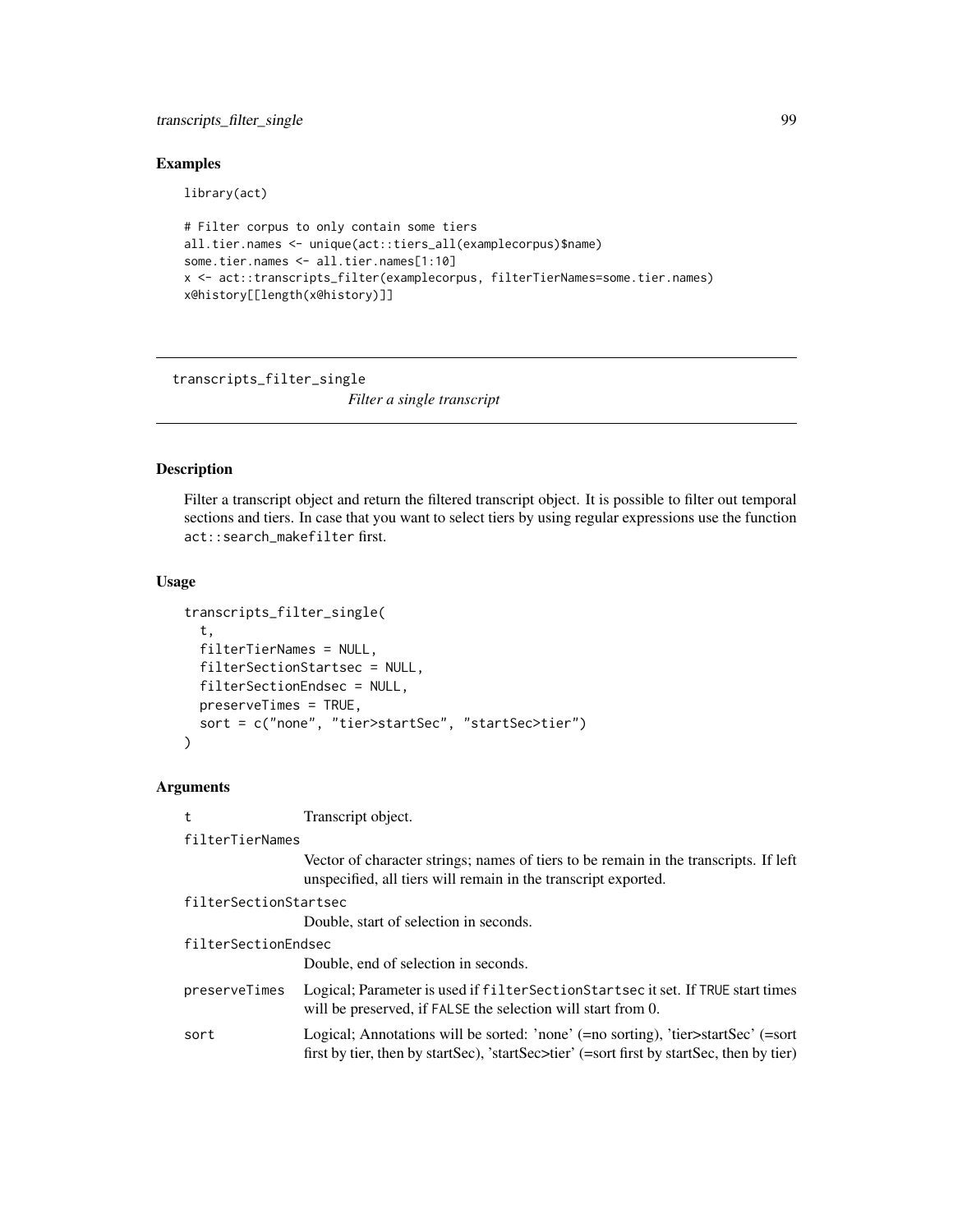## Examples

```
library(act)

# Filter corpus to only contain some tiers
all.tier.names <- unique(act::tiers_all(examplecorpus)$name)
some.tier.names <- all.tier.names[1:10]
x <- act::transcripts_filter(examplecorpus, filterTierNames=some.tier.names)
x@history[[length(x@history)]]
```

---

# transcripts_filter_single

*Filter a single transcript*

---

## Description

Filter a transcript object and return the filtered transcript object. It is possible to filter out temporal sections and tiers. In case that you want to select tiers by using regular expressions use the function `act::search_makefilter` first.

## Usage

```
transcripts_filter_single(
  t,
  filterTierNames = NULL,
  filterSectionStartsec = NULL,
  filterSectionEndsec = NULL,
  preserveTimes = TRUE,
  sort = c("none", "tier>startSec", "startSec>tier")
)
```

## Arguments

`t`
Transcript object.

`filterTierNames`
Vector of character strings; names of tiers to be remain in the transcripts. If left unspecified, all tiers will remain in the transcript exported.

`filterSectionStartsec`
Double, start of selection in seconds.

`filterSectionEndsec`
Double, end of selection in seconds.

`preserveTimes`
Logical; Parameter is used if `filterSectionStartsec` it set. If `TRUE` start times will be preserved, if `FALSE` the selection will start from 0.

`sort`
Logical; Annotations will be sorted: 'none' (=no sorting), 'tier>startSec' (=sort first by tier, then by startSec), 'startSec>tier' (=sort first by startSec, then by tier)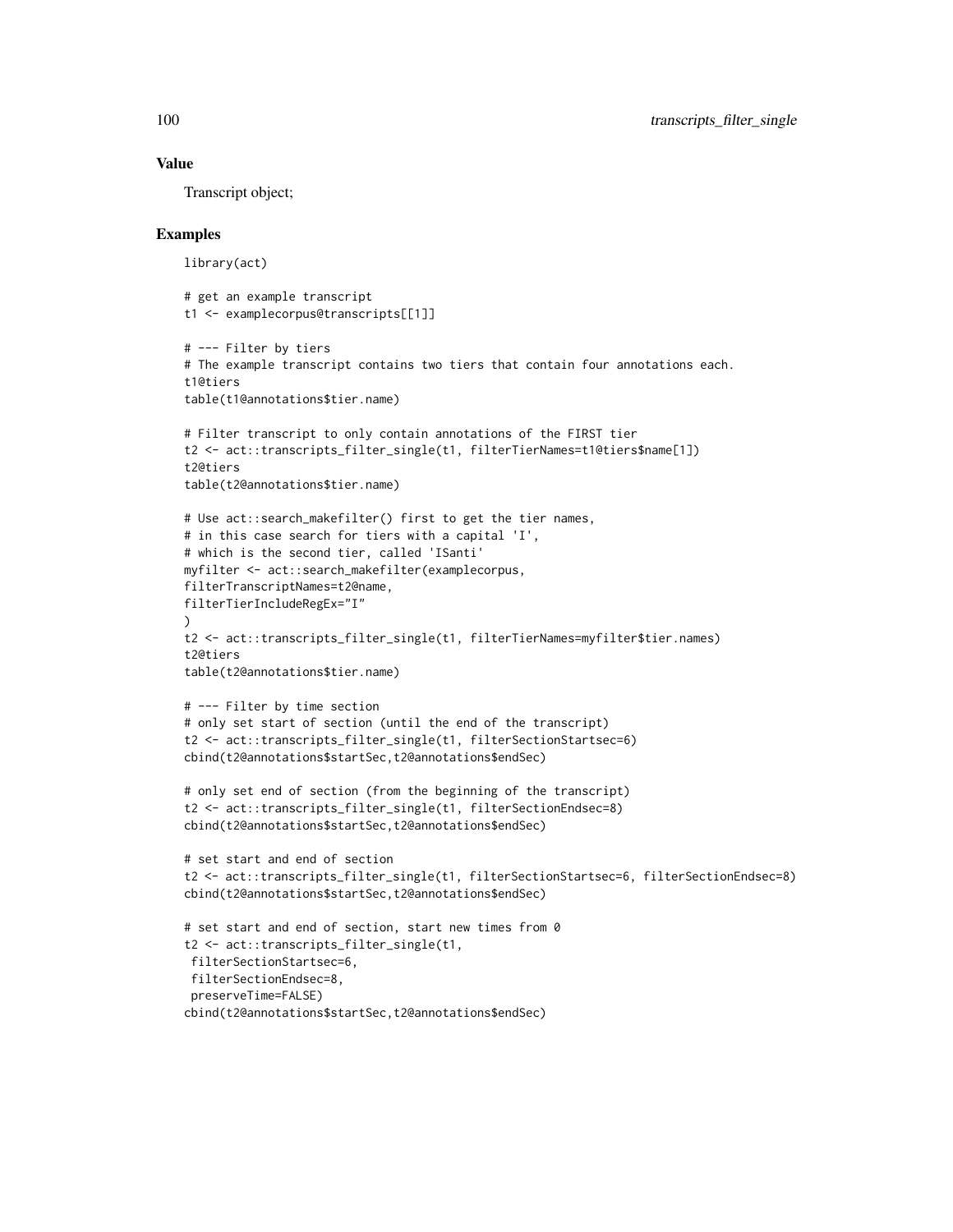## Value

Transcript object;

## Examples

```
library(act)

# get an example transcript
t1 <- examplecorpus@transcripts[[1]]

# --- Filter by tiers
# The example transcript contains two tiers that contain four annotations each.
t1@tiers
table(t1@annotations$tier.name)

# Filter transcript to only contain annotations of the FIRST tier
t2 <- act::transcripts_filter_single(t1, filterTierNames=t1@tiers$name[1])
t2@tiers
table(t2@annotations$tier.name)

# Use act::search_makefilter() first to get the tier names,
# in this case search for tiers with a capital 'I',
# which is the second tier, called 'ISanti'
myfilter <- act::search_makefilter(examplecorpus,
filterTranscriptNames=t2@name,
filterTierIncludeRegEx="I"
)
t2 <- act::transcripts_filter_single(t1, filterTierNames=myfilter$tier.names)
t2@tiers
table(t2@annotations$tier.name)

# --- Filter by time section
# only set start of section (until the end of the transcript)
t2 <- act::transcripts_filter_single(t1, filterSectionStartsec=6)
cbind(t2@annotations$startSec,t2@annotations$endSec)

# only set end of section (from the beginning of the transcript)
t2 <- act::transcripts_filter_single(t1, filterSectionEndsec=8)
cbind(t2@annotations$startSec,t2@annotations$endSec)

# set start and end of section
t2 <- act::transcripts_filter_single(t1, filterSectionStartsec=6, filterSectionEndsec=8)
cbind(t2@annotations$startSec,t2@annotations$endSec)

# set start and end of section, start new times from 0
t2 <- act::transcripts_filter_single(t1,
 filterSectionStartsec=6,
 filterSectionEndsec=8,
 preserveTime=FALSE)
cbind(t2@annotations$startSec,t2@annotations$endSec)
```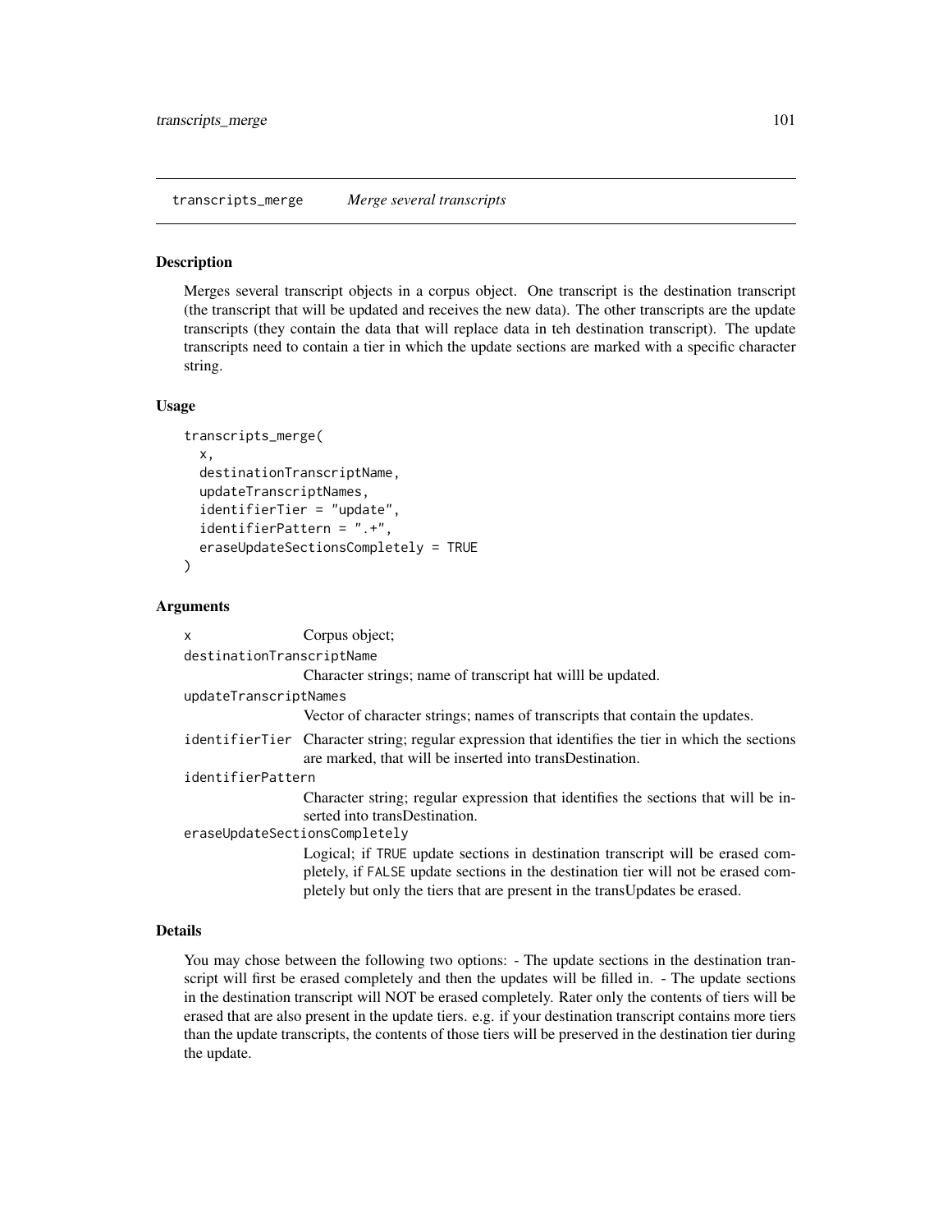## transcripts_merge — *Merge several transcripts*

### Description

Merges several transcript objects in a corpus object. One transcript is the destination transcript (the transcript that will be updated and receives the new data). The other transcripts are the update transcripts (they contain the data that will replace data in teh destination transcript). The update transcripts need to contain a tier in which the update sections are marked with a specific character string.

### Usage

```
transcripts_merge(
  x,
  destinationTranscriptName,
  updateTranscriptNames,
  identifierTier = "update",
  identifierPattern = ".+",
  eraseUpdateSectionsCompletely = TRUE
)
```

### Arguments

`x` Corpus object;

`destinationTranscriptName`
Character strings; name of transcript hat willl be updated.

`updateTranscriptNames`
Vector of character strings; names of transcripts that contain the updates.

`identifierTier` Character string; regular expression that identifies the tier in which the sections are marked, that will be inserted into transDestination.

`identifierPattern`
Character string; regular expression that identifies the sections that will be inserted into transDestination.

`eraseUpdateSectionsCompletely`
Logical; if `TRUE` update sections in destination transcript will be erased completely, if `FALSE` update sections in the destination tier will not be erased completely but only the tiers that are present in the transUpdates be erased.

### Details

You may chose between the following two options: - The update sections in the destination transcript will first be erased completely and then the updates will be filled in. - The update sections in the destination transcript will NOT be erased completely. Rater only the contents of tiers will be erased that are also present in the update tiers. e.g. if your destination transcript contains more tiers than the update transcripts, the contents of those tiers will be preserved in the destination tier during the update.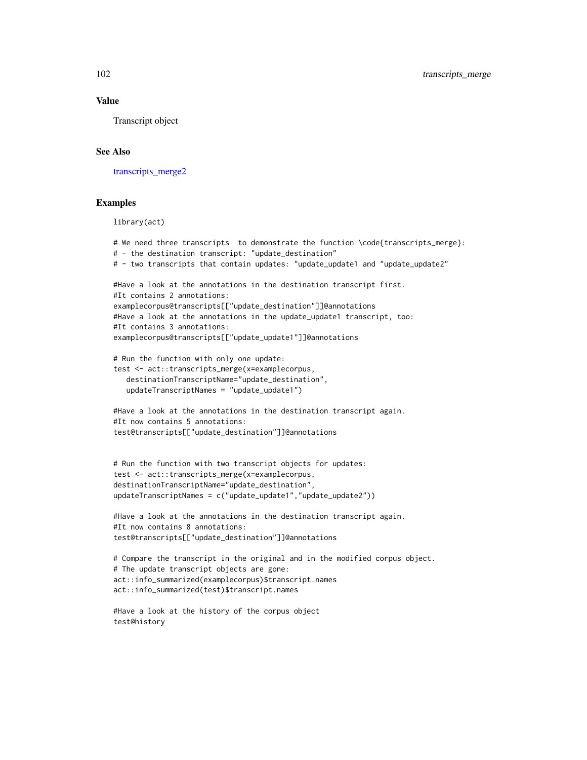## Value

Transcript object

## See Also

transcripts_merge2

## Examples

```
library(act)

# We need three transcripts  to demonstrate the function \code{transcripts_merge}:
# - the destination transcript: "update_destination"
# - two transcripts that contain updates: "update_update1 and "update_update2"

#Have a look at the annotations in the destination transcript first.
#It contains 2 annotations:
examplecorpus@transcripts[["update_destination"]]@annotations
#Have a look at the annotations in the update_update1 transcript, too:
#It contains 3 annotations:
examplecorpus@transcripts[["update_update1"]]@annotations

# Run the function with only one update:
test <- act::transcripts_merge(x=examplecorpus,
   destinationTranscriptName="update_destination",
   updateTranscriptNames = "update_update1")

#Have a look at the annotations in the destination transcript again.
#It now contains 5 annotations:
test@transcripts[["update_destination"]]@annotations


# Run the function with two transcript objects for updates:
test <- act::transcripts_merge(x=examplecorpus,
destinationTranscriptName="update_destination",
updateTranscriptNames = c("update_update1","update_update2"))

#Have a look at the annotations in the destination transcript again.
#It now contains 8 annotations:
test@transcripts[["update_destination"]]@annotations

# Compare the transcript in the original and in the modified corpus object.
# The update transcript objects are gone:
act::info_summarized(examplecorpus)$transcript.names
act::info_summarized(test)$transcript.names

#Have a look at the history of the corpus object
test@history
```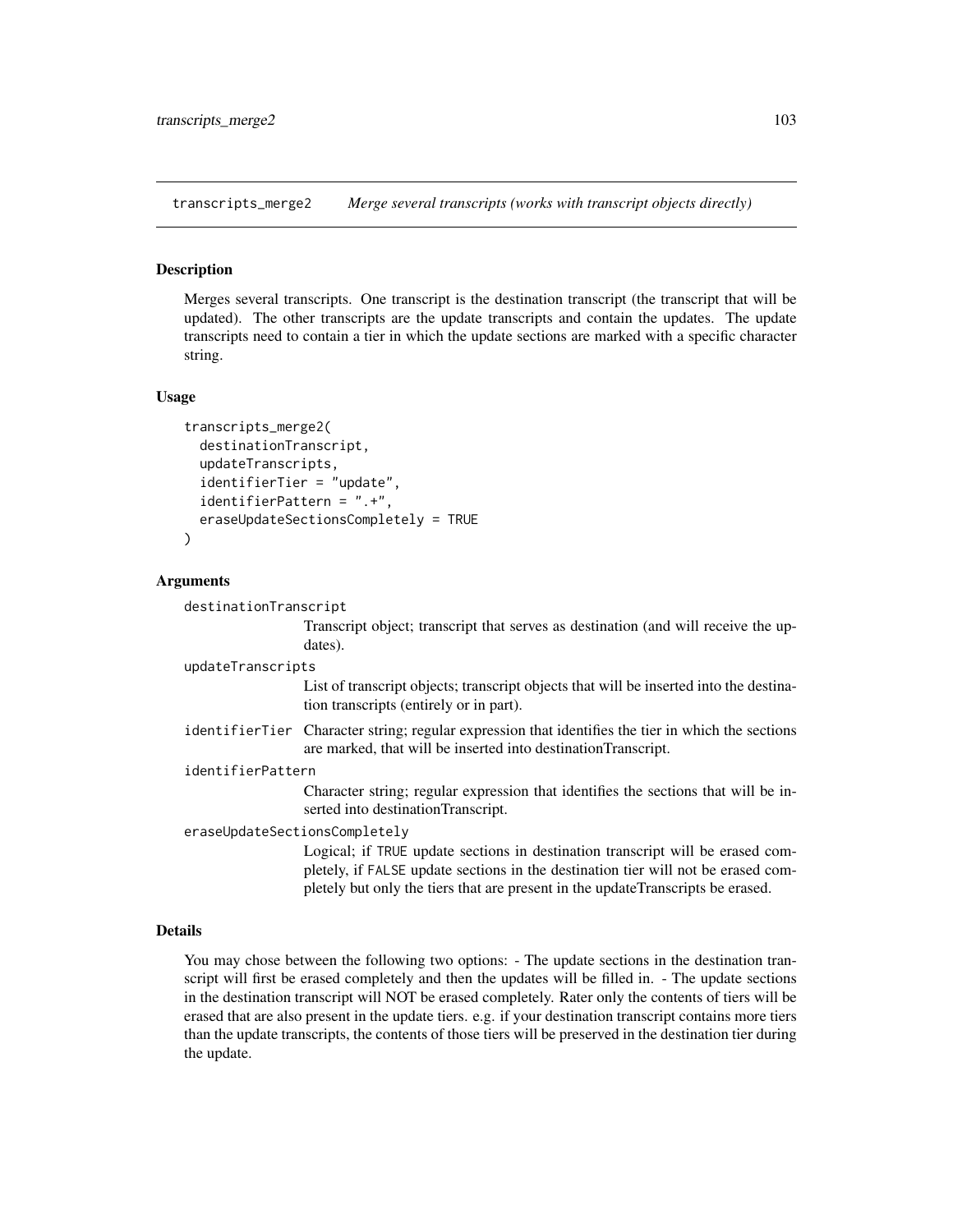## transcripts_merge2 *Merge several transcripts (works with transcript objects directly)*

### Description

Merges several transcripts. One transcript is the destination transcript (the transcript that will be updated). The other transcripts are the update transcripts and contain the updates. The update transcripts need to contain a tier in which the update sections are marked with a specific character string.

### Usage

```
transcripts_merge2(
  destinationTranscript,
  updateTranscripts,
  identifierTier = "update",
  identifierPattern = ".+",
  eraseUpdateSectionsCompletely = TRUE
)
```

### Arguments

`destinationTranscript`
: Transcript object; transcript that serves as destination (and will receive the updates).

`updateTranscripts`
: List of transcript objects; transcript objects that will be inserted into the destination transcripts (entirely or in part).

`identifierTier`
: Character string; regular expression that identifies the tier in which the sections are marked, that will be inserted into destinationTranscript.

`identifierPattern`
: Character string; regular expression that identifies the sections that will be inserted into destinationTranscript.

`eraseUpdateSectionsCompletely`
: Logical; if `TRUE` update sections in destination transcript will be erased completely, if `FALSE` update sections in the destination tier will not be erased completely but only the tiers that are present in the updateTranscripts be erased.

### Details

You may chose between the following two options: - The update sections in the destination transcript will first be erased completely and then the updates will be filled in. - The update sections in the destination transcript will NOT be erased completely. Rater only the contents of tiers will be erased that are also present in the update tiers. e.g. if your destination transcript contains more tiers than the update transcripts, the contents of those tiers will be preserved in the destination tier during the update.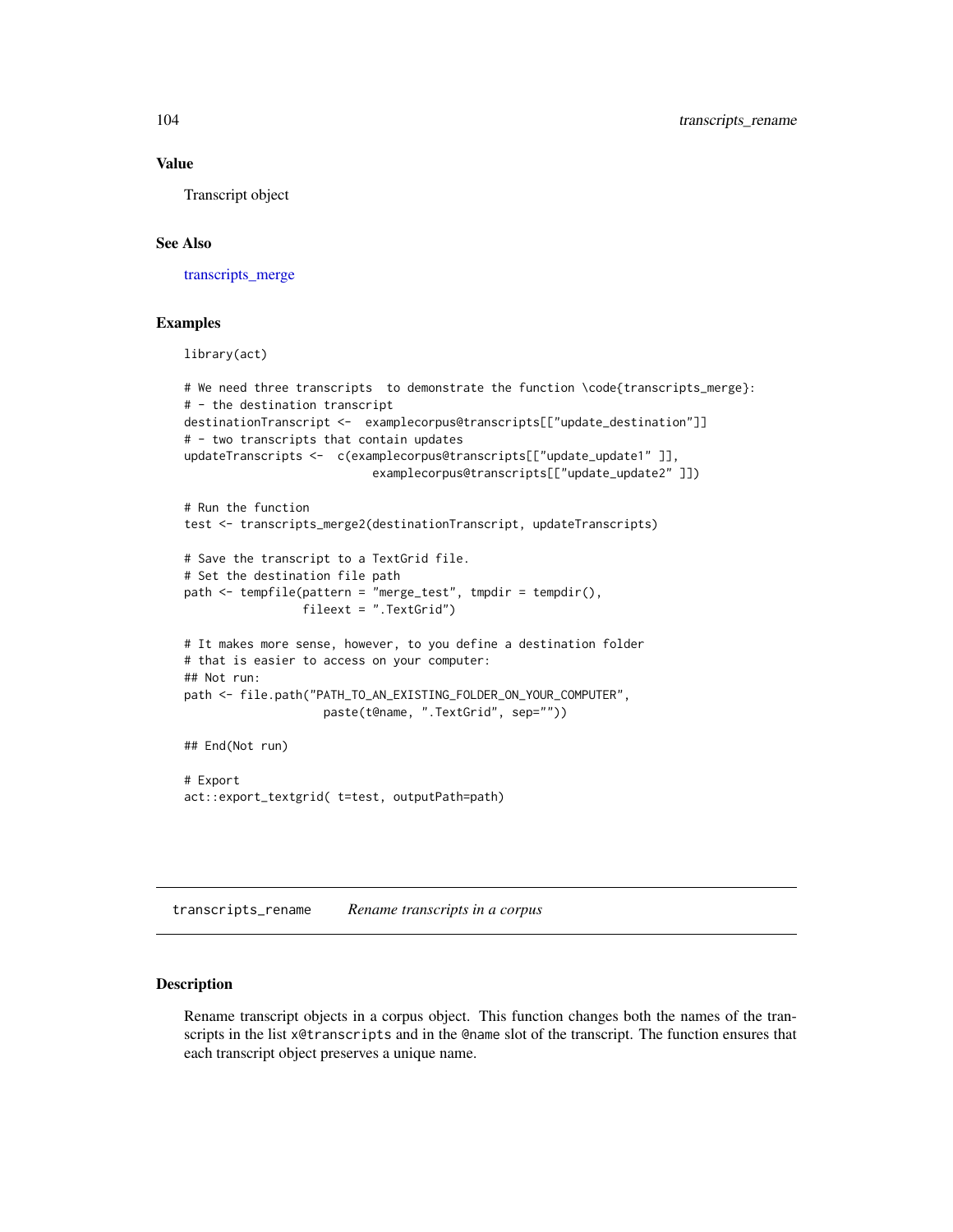## Value

Transcript object

## See Also

transcripts_merge

## Examples

```
library(act)

# We need three transcripts  to demonstrate the function \code{transcripts_merge}:
# - the destination transcript
destinationTranscript <-  examplecorpus@transcripts[["update_destination"]]
# - two transcripts that contain updates
updateTranscripts <-  c(examplecorpus@transcripts[["update_update1" ]],
                           examplecorpus@transcripts[["update_update2" ]])

# Run the function
test <- transcripts_merge2(destinationTranscript, updateTranscripts)

# Save the transcript to a TextGrid file.
# Set the destination file path
path <- tempfile(pattern = "merge_test", tmpdir = tempdir(),
                 fileext = ".TextGrid")

# It makes more sense, however, to you define a destination folder
# that is easier to access on your computer:
## Not run:
path <- file.path("PATH_TO_AN_EXISTING_FOLDER_ON_YOUR_COMPUTER",
                    paste(t@name, ".TextGrid", sep=""))

## End(Not run)

# Export
act::export_textgrid( t=test, outputPath=path)
```

---

# transcripts_rename *Rename transcripts in a corpus*

## Description

Rename transcript objects in a corpus object. This function changes both the names of the transcripts in the list x@transcripts and in the @name slot of the transcript. The function ensures that each transcript object preserves a unique name.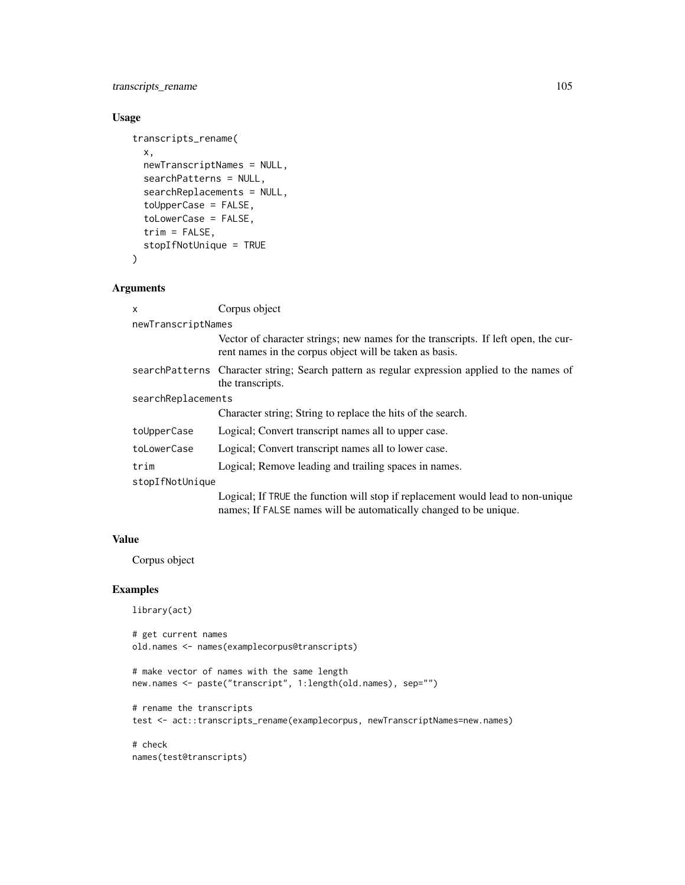## Usage

```
transcripts_rename(
  x,
  newTranscriptNames = NULL,
  searchPatterns = NULL,
  searchReplacements = NULL,
  toUpperCase = FALSE,
  toLowerCase = FALSE,
  trim = FALSE,
  stopIfNotUnique = TRUE
)
```

## Arguments

| | |
|---|---|
| x | Corpus object |
| newTranscriptNames | Vector of character strings; new names for the transcripts. If left open, the current names in the corpus object will be taken as basis. |
| searchPatterns | Character string; Search pattern as regular expression applied to the names of the transcripts. |
| searchReplacements | Character string; String to replace the hits of the search. |
| toUpperCase | Logical; Convert transcript names all to upper case. |
| toLowerCase | Logical; Convert transcript names all to lower case. |
| trim | Logical; Remove leading and trailing spaces in names. |
| stopIfNotUnique | Logical; If TRUE the function will stop if replacement would lead to non-unique names; If FALSE names will be automatically changed to be unique. |

## Value

Corpus object

## Examples

```
library(act)

# get current names
old.names <- names(examplecorpus@transcripts)

# make vector of names with the same length
new.names <- paste("transcript", 1:length(old.names), sep="")

# rename the transcripts
test <- act::transcripts_rename(examplecorpus, newTranscriptNames=new.names)

# check
names(test@transcripts)
```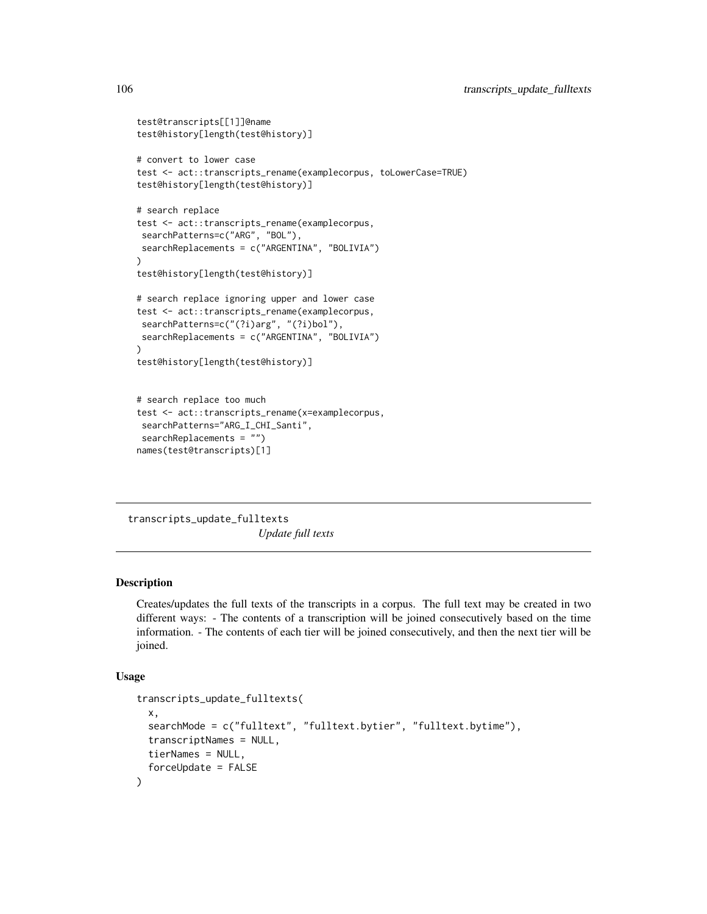```
test@transcripts[[1]]@name
test@history[length(test@history)]

# convert to lower case
test <- act::transcripts_rename(examplecorpus, toLowerCase=TRUE)
test@history[length(test@history)]

# search replace
test <- act::transcripts_rename(examplecorpus,
 searchPatterns=c("ARG", "BOL"),
 searchReplacements = c("ARGENTINA", "BOLIVIA")
)
test@history[length(test@history)]

# search replace ignoring upper and lower case
test <- act::transcripts_rename(examplecorpus,
 searchPatterns=c("(?i)arg", "(?i)bol"),
 searchReplacements = c("ARGENTINA", "BOLIVIA")
)
test@history[length(test@history)]


# search replace too much
test <- act::transcripts_rename(x=examplecorpus,
 searchPatterns="ARG_I_CHI_Santi",
 searchReplacements = "")
names(test@transcripts)[1]
```

---

## transcripts_update_fulltexts

*Update full texts*

---

### Description

Creates/updates the full texts of the transcripts in a corpus. The full text may be created in two different ways: - The contents of a transcription will be joined consecutively based on the time information. - The contents of each tier will be joined consecutively, and then the next tier will be joined.

### Usage

```
transcripts_update_fulltexts(
  x,
  searchMode = c("fulltext", "fulltext.bytier", "fulltext.bytime"),
  transcriptNames = NULL,
  tierNames = NULL,
  forceUpdate = FALSE
)
```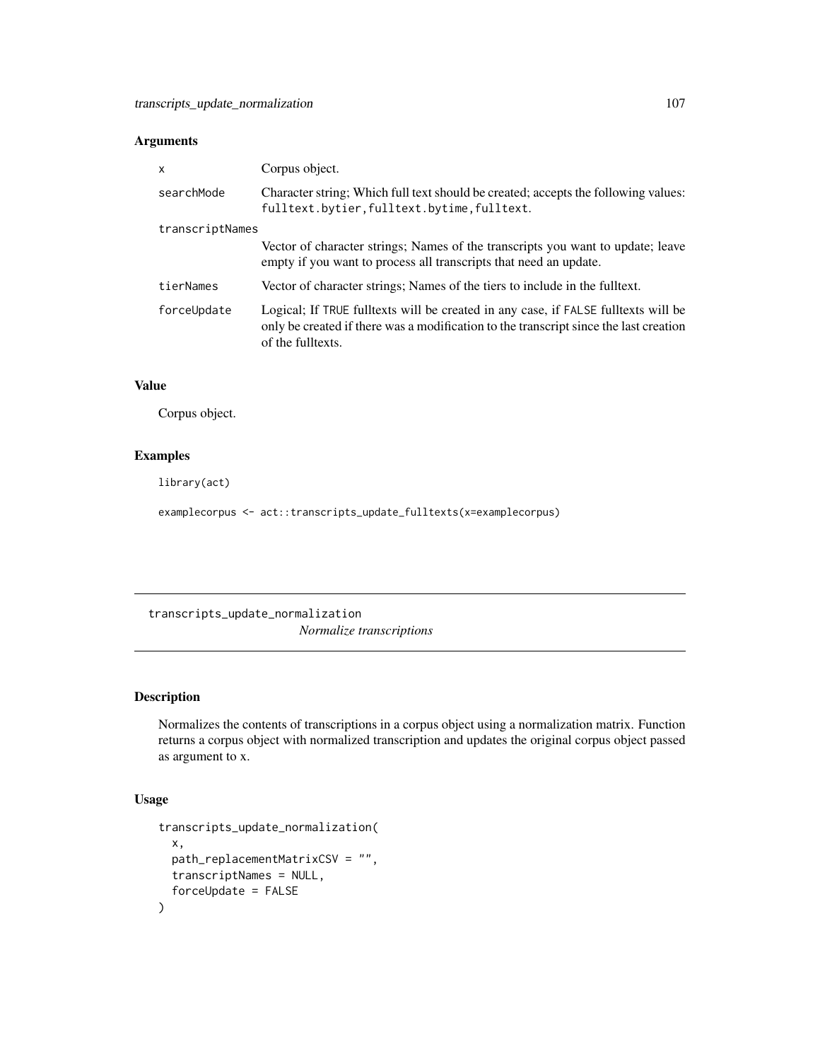### Arguments

| | |
|---|---|
| x | Corpus object. |
| searchMode | Character string; Which full text should be created; accepts the following values: `fulltext.bytier,fulltext.bytime,fulltext`. |
| transcriptNames | Vector of character strings; Names of the transcripts you want to update; leave empty if you want to process all transcripts that need an update. |
| tierNames | Vector of character strings; Names of the tiers to include in the fulltext. |
| forceUpdate | Logical; If `TRUE` fulltexts will be created in any case, if `FALSE` fulltexts will be only be created if there was a modification to the transcript since the last creation of the fulltexts. |

### Value

Corpus object.

### Examples

```
library(act)

examplecorpus <- act::transcripts_update_fulltexts(x=examplecorpus)
```

---

## transcripts_update_normalization *Normalize transcriptions*

---

### Description

Normalizes the contents of transcriptions in a corpus object using a normalization matrix. Function returns a corpus object with normalized transcription and updates the original corpus object passed as argument to x.

### Usage

```
transcripts_update_normalization(
  x,
  path_replacementMatrixCSV = "",
  transcriptNames = NULL,
  forceUpdate = FALSE
)
```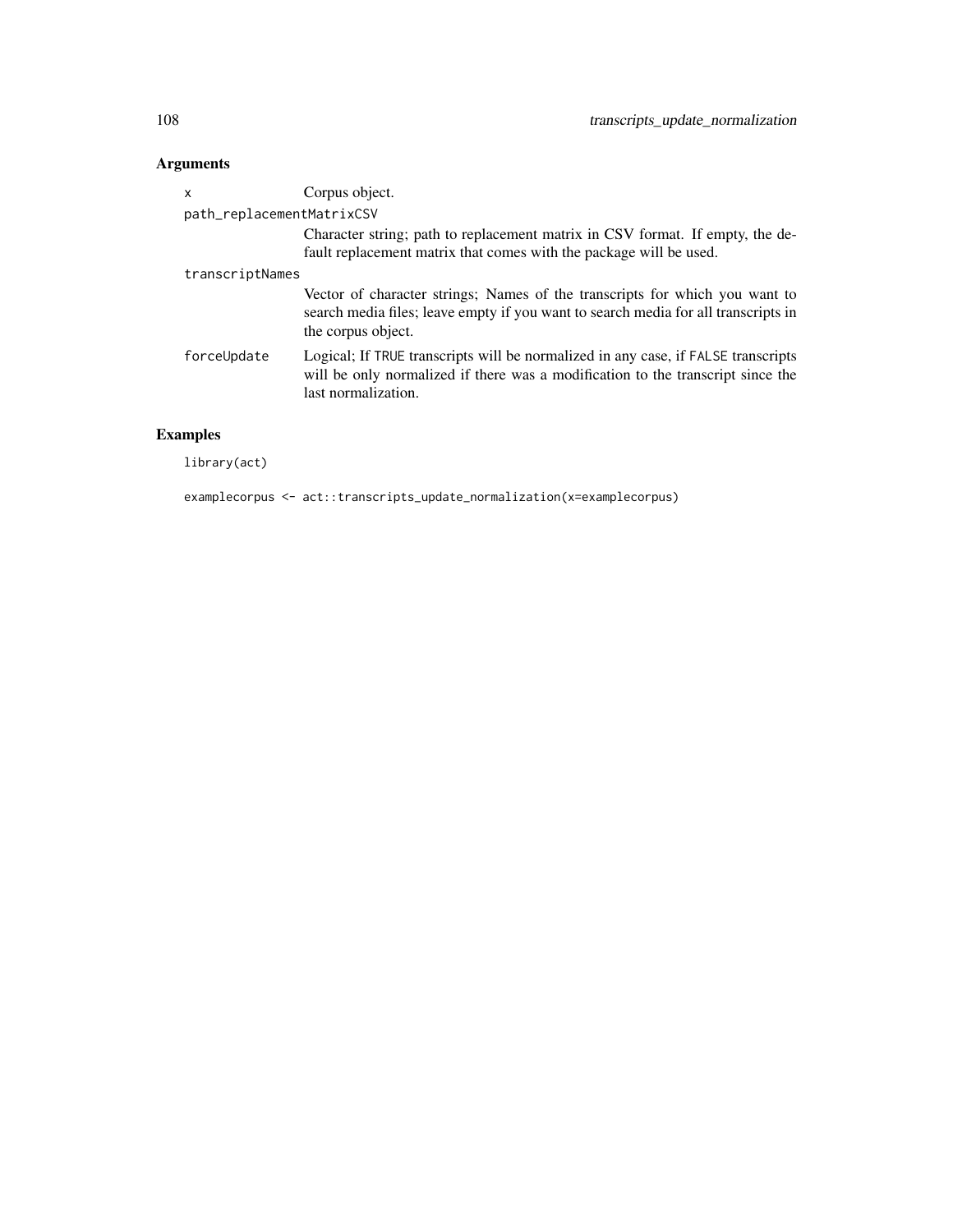## Arguments

| | |
|---|---|
| `x` | Corpus object. |
| `path_replacementMatrixCSV` | Character string; path to replacement matrix in CSV format. If empty, the default replacement matrix that comes with the package will be used. |
| `transcriptNames` | Vector of character strings; Names of the transcripts for which you want to search media files; leave empty if you want to search media for all transcripts in the corpus object. |
| `forceUpdate` | Logical; If `TRUE` transcripts will be normalized in any case, if `FALSE` transcripts will be only normalized if there was a modification to the transcript since the last normalization. |

## Examples

```
library(act)

examplecorpus <- act::transcripts_update_normalization(x=examplecorpus)
```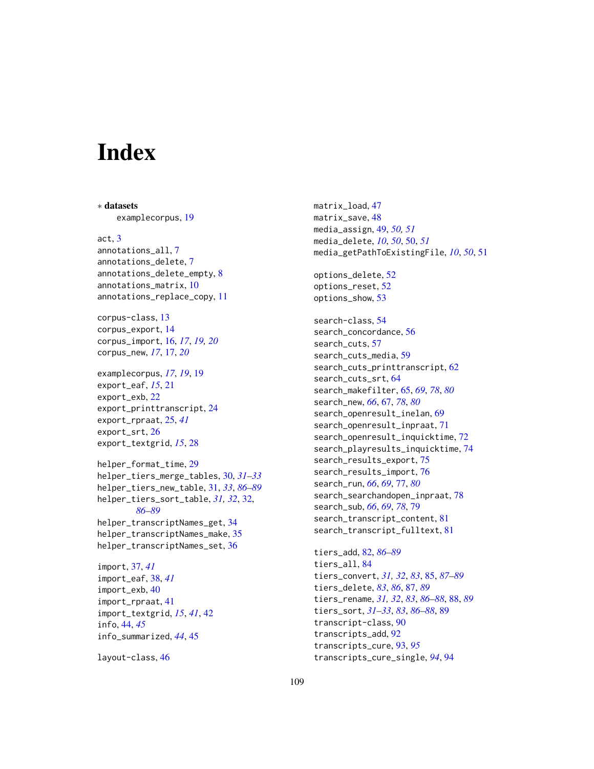# Index

∗ **datasets**
examplecorpus, 19

act, 3
annotations_all, 7
annotations_delete, 7
annotations_delete_empty, 8
annotations_matrix, 10
annotations_replace_copy, 11

corpus-class, 13
corpus_export, 14
corpus_import, 16, *17*, *19, 20*
corpus_new, *17*, 17, *20*

examplecorpus, *17*, *19*, 19
export_eaf, *15*, 21
export_exb, 22
export_printtranscript, 24
export_rpraat, 25, *41*
export_srt, 26
export_textgrid, *15*, 28

helper_format_time, 29
helper_tiers_merge_tables, 30, *31–33*
helper_tiers_new_table, 31, *33*, *86–89*
helper_tiers_sort_table, *31, 32*, 32, *86–89*
helper_transcriptNames_get, 34
helper_transcriptNames_make, 35
helper_transcriptNames_set, 36

import, 37, *41*
import_eaf, 38, *41*
import_exb, 40
import_rpraat, 41
import_textgrid, *15*, *41*, 42
info, 44, *45*
info_summarized, *44*, 45

layout-class, 46

matrix_load, 47
matrix_save, 48
media_assign, 49, *50, 51*
media_delete, *10*, *50*, 50, *51*
media_getPathToExistingFile, *10*, *50*, 51

options_delete, 52
options_reset, 52
options_show, 53

search-class, 54
search_concordance, 56
search_cuts, 57
search_cuts_media, 59
search_cuts_printtranscript, 62
search_cuts_srt, 64
search_makefilter, 65, *69*, *78*, *80*
search_new, *66*, 67, *78*, *80*
search_openresult_inelan, 69
search_openresult_inpraat, 71
search_openresult_inquicktime, 72
search_playresults_inquicktime, 74
search_results_export, 75
search_results_import, 76
search_run, *66*, *69*, 77, *80*
search_searchandopen_inpraat, 78
search_sub, *66*, *69*, *78*, 79
search_transcript_content, 81
search_transcript_fulltext, 81

tiers_add, 82, *86–89*
tiers_all, 84
tiers_convert, *31, 32*, *83*, 85, *87–89*
tiers_delete, *83*, *86*, 87, *89*
tiers_rename, *31, 32*, *83*, *86–88*, 88, *89*
tiers_sort, *31–33*, *83*, *86–88*, 89
transcript-class, 90
transcripts_add, 92
transcripts_cure, 93, *95*
transcripts_cure_single, *94*, 94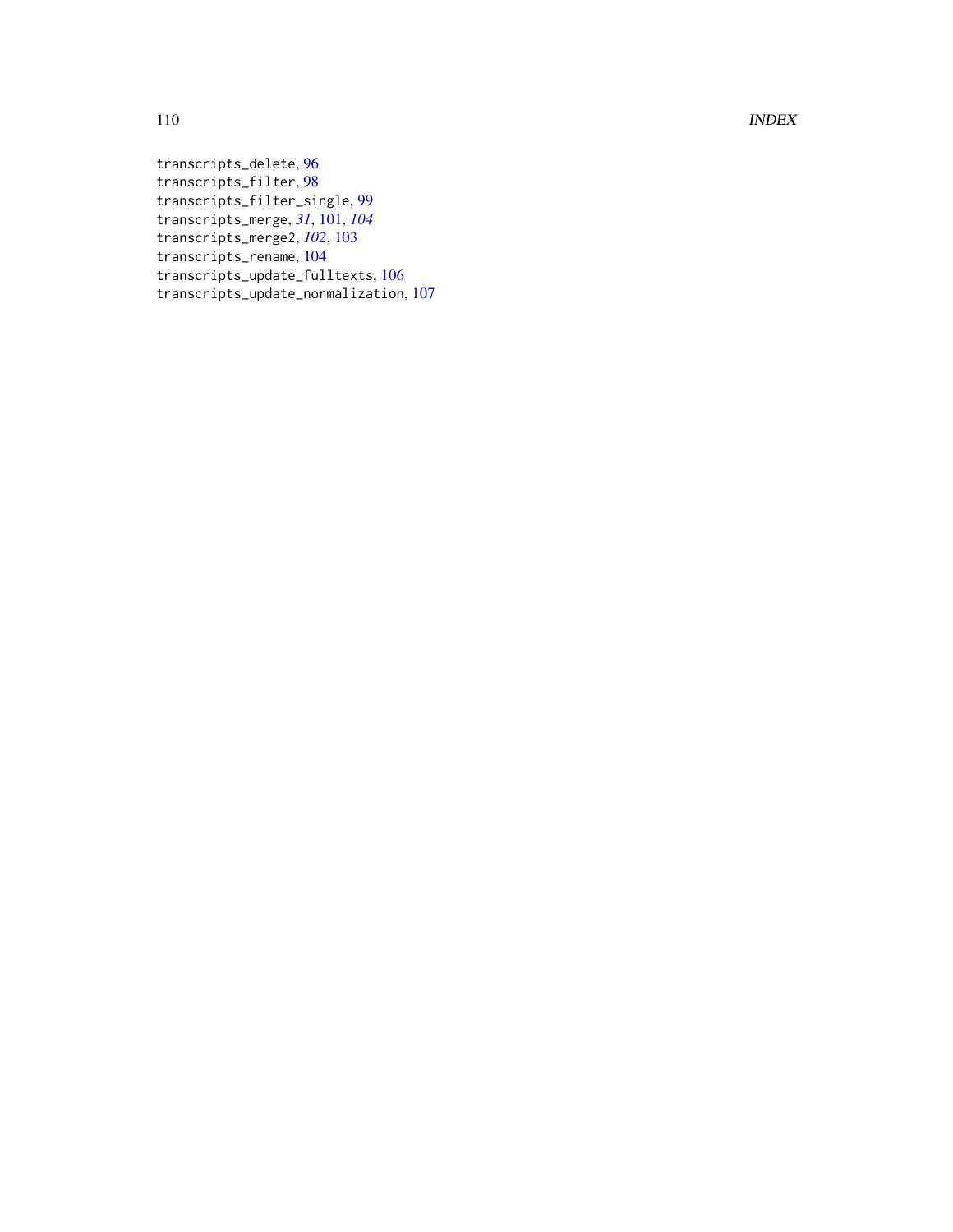transcripts_delete, 96
transcripts_filter, 98
transcripts_filter_single, 99
transcripts_merge, *31*, 101, *104*
transcripts_merge2, *102*, 103
transcripts_rename, 104
transcripts_update_fulltexts, 106
transcripts_update_normalization, 107